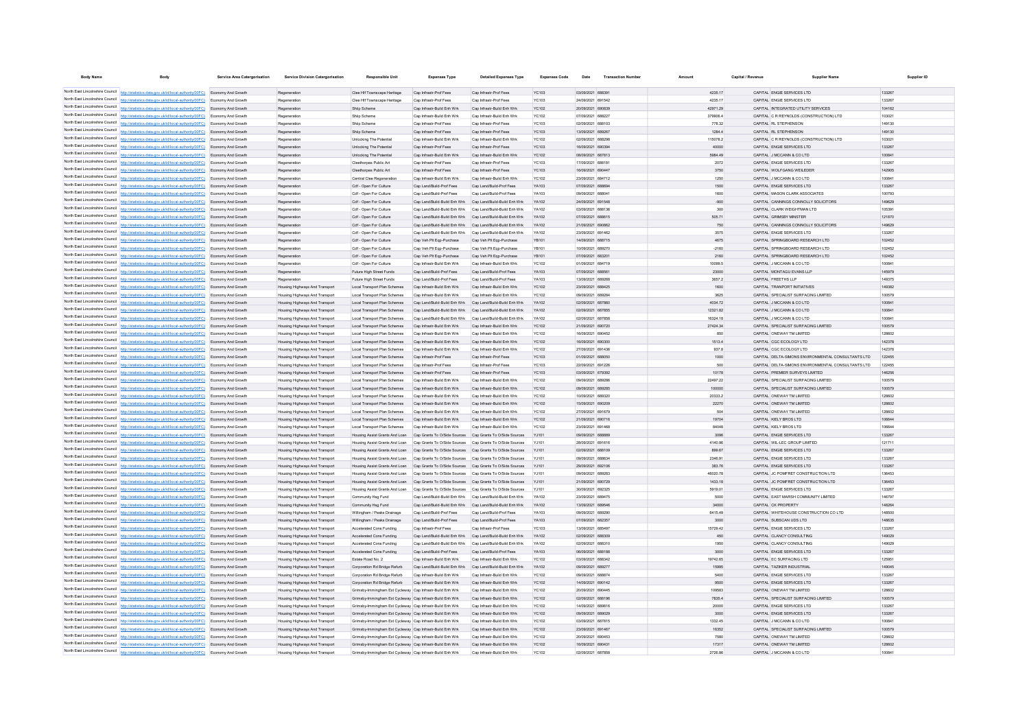| Body Name | Body | Service Area Catergorisation | Service Division Catergorisation | Responsible Unit | Expenses Type | Detailed Expenses Type | Expenses Code | Date | Transaction Number | Amount | Capital / Revenue | Supplier Name | Supplier ID |
|---|---|---|---|---|---|---|---|---|---|---|---|---|---|
| North East Lincolnshire Council | http://statistics.data.gov.uk/id/local-authority/00FC) | Economy And Growth | Regeneration | Clee Hif Townscape Heritage | Cap Infrastr-Prof Fees | Cap Infrastr-Prof Fees | YC103 | 03/09/2021 | 688391 | 4235.17 | CAPITAL | ENGIE SERVICES LTD | 133267 |
| North East Lincolnshire Council | http://statistics.data.gov.uk/id/local-authority/00FC) | Economy And Growth | Regeneration | Clee Hif Townscape Heritage | Cap Infrastr-Prof Fees | Cap Infrastr-Prof Fees | YC103 | 24/09/2021 | 691542 | 4235.17 | CAPITAL | ENGIE SERVICES LTD | 133267 |
| North East Lincolnshire Council | http://statistics.data.gov.uk/id/local-authority/00FC) | Economy And Growth | Regeneration | Ship Scheme | Cap Infrastr-Build Enh Wrk | Cap Infrastr-Build Enh Wrk | YC102 | 20/09/2021 | 690839 | 42971.29 | CAPITAL | INTEGRATED UTILITY SERVICES | 104162 |
| North East Lincolnshire Council | http://statistics.data.gov.uk/id/local-authority/00FC) | Economy And Growth | Regeneration | Ship Scheme | Cap Infrastr-Build Enh Wrk | Cap Infrastr-Build Enh Wrk | YC102 | 07/09/2021 | 688227 | 379906.4 | CAPITAL | C R REYNOLDS (CONSTRUCTION) LTD | 103021 |
| North East Lincolnshire Council | http://statistics.data.gov.uk/id/local-authority/00FC) | Economy And Growth | Regeneration | Ship Scheme | Cap Infrastr-Prof Fees | Cap Infrastr-Prof Fees | YC103 | 02/09/2021 | 688103 | 778.32 | CAPITAL | RL STEPHENSON | 149130 |
| North East Lincolnshire Council | http://statistics.data.gov.uk/id/local-authority/00FC) | Economy And Growth | Regeneration | Ship Scheme | Cap Infrastr-Prof Fees | Cap Infrastr-Prof Fees | YC103 | 13/09/2021 | 689267 | 1284.4 | CAPITAL | RL STEPHENSON | 149130 |
| North East Lincolnshire Council | http://statistics.data.gov.uk/id/local-authority/00FC) | Economy And Growth | Regeneration | Unlocking The Potential | Cap Infrastr-Build Enh Wrk | Cap Infrastr-Build Enh Wrk | YC102 | 02/09/2021 | 688298 | 115078.2 | CAPITAL | C R REYNOLDS (CONSTRUCTION) LTD | 103021 |
| North East Lincolnshire Council | http://statistics.data.gov.uk/id/local-authority/00FC) | Economy And Growth | Regeneration | Unlocking The Potential | Cap Infrastr-Prof Fees | Cap Infrastr-Prof Fees | YC103 | 16/09/2021 | 690394 | 40000 | CAPITAL | ENGIE SERVICES LTD | 133267 |
| North East Lincolnshire Council | http://statistics.data.gov.uk/id/local-authority/00FC) | Economy And Growth | Regeneration | Unlocking The Potential | Cap Infrastr-Build Enh Wrk | Cap Infrastr-Build Enh Wrk | YC102 | 08/09/2021 | 687813 | 5984.49 | CAPITAL | J MCCANN & CO LTD | 100841 |
| North East Lincolnshire Council | http://statistics.data.gov.uk/id/local-authority/00FC) | Economy And Growth | Regeneration | Cleethorpes Public Art | Cap Infrastr-Prof Fees | Cap Infrastr-Prof Fees | YC103 | 17/09/2021 | 688181 | 2072 | CAPITAL | ENGIE SERVICES LTD | 133267 |
| North East Lincolnshire Council | http://statistics.data.gov.uk/id/local-authority/00FC) | Economy And Growth | Regeneration | Cleethorpes Public Art | Cap Infrastr-Prof Fees | Cap Infrastr-Prof Fees | YC103 | 16/09/2021 | 690447 | 3750 | CAPITAL | WOLFGANG WEILEDER | 142905 |
| North East Lincolnshire Council | http://statistics.data.gov.uk/id/local-authority/00FC) | Economy And Growth | Regeneration | Central Clee Regeneration | Cap Infrastr-Build Enh Wrk | Cap Infrastr-Build Enh Wrk | YC102 | 23/09/2021 | 684712 | 1250 | CAPITAL | J MCCANN & CO LTD | 100841 |
| North East Lincolnshire Council | http://statistics.data.gov.uk/id/local-authority/00FC) | Economy And Growth | Regeneration | Cdf - Open For Culture | Cap Land/Build-Prof Fees | Cap Land/Build-Prof Fees | YA103 | 07/09/2021 | 688694 | 1500 | CAPITAL | ENGIE SERVICES LTD | 133267 |
| North East Lincolnshire Council | http://statistics.data.gov.uk/id/local-authority/00FC) | Economy And Growth | Regeneration | Cdf - Open For Culture | Cap Land/Build-Prof Fees | Cap Land/Build-Prof Fees | YA103 | 09/09/2021 | 688041 | 1600 | CAPITAL | MASON CLARK ASSOCIATES | 100793 |
| North East Lincolnshire Council | http://statistics.data.gov.uk/id/local-authority/00FC) | Economy And Growth | Regeneration | Cdf - Open For Culture | Cap Land/Build-Build Enh Wrk | Cap Land/Build-Build Enh Wrk | YA102 | 24/09/2021 | 691548 | -900 | CAPITAL | CANNINGS CONNOLLY SOLICITORS | 149629 |
| North East Lincolnshire Council | http://statistics.data.gov.uk/id/local-authority/00FC) | Economy And Growth | Regeneration | Cdf - Open For Culture | Cap Land/Build-Build Enh Wrk | Cap Land/Build-Build Enh Wrk | YA102 | 03/09/2021 | 688136 | 300 | CAPITAL | CLARK WEIGHTMAN LTD | 105391 |
| North East Lincolnshire Council | http://statistics.data.gov.uk/id/local-authority/00FC) | Economy And Growth | Regeneration | Cdf - Open For Culture | Cap Land/Build-Build Enh Wrk | Cap Land/Build-Build Enh Wrk | YA102 | 07/09/2021 | 688615 | 505.71 | CAPITAL | GRIMSBY MINSTER | 121870 |
| North East Lincolnshire Council | http://statistics.data.gov.uk/id/local-authority/00FC) | Economy And Growth | Regeneration | Cdf - Open For Culture | Cap Land/Build-Build Enh Wrk | Cap Land/Build-Build Enh Wrk | YA102 | 21/09/2021 | 690882 | 750 | CAPITAL | CANNINGS CONNOLLY SOLICITORS | 149629 |
| North East Lincolnshire Council | http://statistics.data.gov.uk/id/local-authority/00FC) | Economy And Growth | Regeneration | Cdf - Open For Culture | Cap Land/Build-Build Enh Wrk | Cap Land/Build-Build Enh Wrk | YA102 | 23/09/2021 | 691462 | 3575 | CAPITAL | ENGIE SERVICES LTD | 133267 |
| North East Lincolnshire Council | http://statistics.data.gov.uk/id/local-authority/00FC) | Economy And Growth | Regeneration | Cdf - Open For Culture | Cap Veh Plt Eqp-Purchase | Cap Veh Plt Eqp-Purchase | YB101 | 14/09/2021 | 688715 | 4675 | CAPITAL | SPRINGBOARD RESEARCH LTD | 102452 |
| North East Lincolnshire Council | http://statistics.data.gov.uk/id/local-authority/00FC) | Economy And Growth | Regeneration | Cdf - Open For Culture | Cap Veh Plt Eqp-Purchase | Cap Veh Plt Eqp-Purchase | YB101 | 10/09/2021 | 689270 | -2160 | CAPITAL | SPRINGBOARD RESEARCH LTD | 102452 |
| North East Lincolnshire Council | http://statistics.data.gov.uk/id/local-authority/00FC) | Economy And Growth | Regeneration | Cdf - Open For Culture | Cap Veh Plt Eqp-Purchase | Cap Veh Plt Eqp-Purchase | YB101 | 07/09/2021 | 683201 | 2160 | CAPITAL | SPRINGBOARD RESEARCH LTD | 102452 |
| North East Lincolnshire Council | http://statistics.data.gov.uk/id/local-authority/00FC) | Economy And Growth | Regeneration | Cdf - Open For Culture | Cap Infrastr-Build Enh Wrk | Cap Infrastr-Build Enh Wrk | YC102 | 01/09/2021 | 684719 | 10099.5 | CAPITAL | J MCCANN & CO LTD | 100841 |
| North East Lincolnshire Council | http://statistics.data.gov.uk/id/local-authority/00FC) | Economy And Growth | Regeneration | Future High Street Funds | Cap Land/Build-Prof Fees | Cap Land/Build-Prof Fees | YA103 | 07/09/2021 | 688561 | 23000 | CAPITAL | MONTAGU EVANS LLP | 145979 |
| North East Lincolnshire Council | http://statistics.data.gov.uk/id/local-authority/00FC) | Economy And Growth | Regeneration | Future High Street Funds | Cap Land/Build-Prof Fees | Cap Land/Build-Prof Fees | YA103 | 13/09/2021 | 689268 | 3657.2 | CAPITAL | FREETHS LLP | 149375 |
| North East Lincolnshire Council | http://statistics.data.gov.uk/id/local-authority/00FC) | Economy And Growth | Housing Highways And Transport | Local Transport Plan Schemes | Cap Infrastr-Build Enh Wrk | Cap Infrastr-Build Enh Wrk | YC102 | 23/09/2021 | 689425 | 1600 | CAPITAL | TRANPORT INITIATIVES | 149382 |
| North East Lincolnshire Council | http://statistics.data.gov.uk/id/local-authority/00FC) | Economy And Growth | Housing Highways And Transport | Local Transport Plan Schemes | Cap Infrastr-Build Enh Wrk | Cap Infrastr-Build Enh Wrk | YC102 | 09/09/2021 | 689284 | 3625 | CAPITAL | SPECIALIST SURFACING LIMITED | 100579 |
| North East Lincolnshire Council | http://statistics.data.gov.uk/id/local-authority/00FC) | Economy And Growth | Housing Highways And Transport | Local Transport Plan Schemes | Cap Land/Build-Build Enh Wrk | Cap Land/Build-Build Enh Wrk | YA102 | 02/09/2021 | 687860 | 4034.72 | CAPITAL | J MCCANN & CO LTD | 100841 |
| North East Lincolnshire Council | http://statistics.data.gov.uk/id/local-authority/00FC) | Economy And Growth | Housing Highways And Transport | Local Transport Plan Schemes | Cap Land/Build-Build Enh Wrk | Cap Land/Build-Build Enh Wrk | YA102 | 02/09/2021 | 687855 | 12321.82 | CAPITAL | J MCCANN & CO LTD | 100841 |
| North East Lincolnshire Council | http://statistics.data.gov.uk/id/local-authority/00FC) | Economy And Growth | Housing Highways And Transport | Local Transport Plan Schemes | Cap Land/Build-Build Enh Wrk | Cap Land/Build-Build Enh Wrk | YA102 | 02/09/2021 | 687858 | 16324.18 | CAPITAL | J MCCANN & CO LTD | 100841 |
| North East Lincolnshire Council | http://statistics.data.gov.uk/id/local-authority/00FC) | Economy And Growth | Housing Highways And Transport | Local Transport Plan Schemes | Cap Infrastr-Build Enh Wrk | Cap Infrastr-Build Enh Wrk | YC102 | 21/09/2021 | 690720 | 27424.34 | CAPITAL | SPECIALIST SURFACING LIMITED | 100579 |
| North East Lincolnshire Council | http://statistics.data.gov.uk/id/local-authority/00FC) | Economy And Growth | Housing Highways And Transport | Local Transport Plan Schemes | Cap Infrastr-Build Enh Wrk | Cap Infrastr-Build Enh Wrk | YC102 | 16/09/2021 | 690452 | 850 | CAPITAL | ONEWAY TM LIMITED | 128602 |
| North East Lincolnshire Council | http://statistics.data.gov.uk/id/local-authority/00FC) | Economy And Growth | Housing Highways And Transport | Local Transport Plan Schemes | Cap Infrastr-Build Enh Wrk | Cap Infrastr-Build Enh Wrk | YC102 | 16/09/2021 | 690300 | 1513.4 | CAPITAL | CGC ECOLOGY LTD | 142378 |
| North East Lincolnshire Council | http://statistics.data.gov.uk/id/local-authority/00FC) | Economy And Growth | Housing Highways And Transport | Local Transport Plan Schemes | Cap Infrastr-Build Enh Wrk | Cap Infrastr-Build Enh Wrk | YC102 | 27/09/2021 | 691436 | 937.8 | CAPITAL | CGC ECOLOGY LTD | 142378 |
| North East Lincolnshire Council | http://statistics.data.gov.uk/id/local-authority/00FC) | Economy And Growth | Housing Highways And Transport | Local Transport Plan Schemes | Cap Infrastr-Prof Fees | Cap Infrastr-Prof Fees | YC103 | 01/09/2021 | 688050 | 1000 | CAPITAL | DELTA-SIMONS ENVIRONMENTAL CONSULTANTS LTD | 122455 |
| North East Lincolnshire Council | http://statistics.data.gov.uk/id/local-authority/00FC) | Economy And Growth | Housing Highways And Transport | Local Transport Plan Schemes | Cap Infrastr-Prof Fees | Cap Infrastr-Prof Fees | YC103 | 22/09/2021 | 691226 | 500 | CAPITAL | DELTA-SIMONS ENVIRONMENTAL CONSULTANTS LTD | 122455 |
| North East Lincolnshire Council | http://statistics.data.gov.uk/id/local-authority/00FC) | Economy And Growth | Housing Highways And Transport | Local Transport Plan Schemes | Cap Infrastr-Prof Fees | Cap Infrastr-Prof Fees | YC103 | 03/09/2021 | 679392 | 10178 | CAPITAL | PREMIER SURVEYS LIMITED | 146256 |
| North East Lincolnshire Council | http://statistics.data.gov.uk/id/local-authority/00FC) | Economy And Growth | Housing Highways And Transport | Local Transport Plan Schemes | Cap Infrastr-Build Enh Wrk | Cap Infrastr-Build Enh Wrk | YC102 | 09/09/2021 | 689286 | 22497.22 | CAPITAL | SPECIALIST SURFACING LIMITED | 100579 |
| North East Lincolnshire Council | http://statistics.data.gov.uk/id/local-authority/00FC) | Economy And Growth | Housing Highways And Transport | Local Transport Plan Schemes | Cap Infrastr-Build Enh Wrk | Cap Infrastr-Build Enh Wrk | YC102 | 09/09/2021 | 689285 | 100000 | CAPITAL | SPECIALIST SURFACING LIMITED | 100579 |
| North East Lincolnshire Council | http://statistics.data.gov.uk/id/local-authority/00FC) | Economy And Growth | Housing Highways And Transport | Local Transport Plan Schemes | Cap Infrastr-Build Enh Wrk | Cap Infrastr-Build Enh Wrk | YC102 | 10/09/2021 | 689320 | 20333.2 | CAPITAL | ONEWAY TM LIMITED | 128602 |
| North East Lincolnshire Council | http://statistics.data.gov.uk/id/local-authority/00FC) | Economy And Growth | Housing Highways And Transport | Local Transport Plan Schemes | Cap Infrastr-Build Enh Wrk | Cap Infrastr-Build Enh Wrk | YC102 | 15/09/2021 | 690209 | 22270 | CAPITAL | ONEWAY TM LIMITED | 128602 |
| North East Lincolnshire Council | http://statistics.data.gov.uk/id/local-authority/00FC) | Economy And Growth | Housing Highways And Transport | Local Transport Plan Schemes | Cap Infrastr-Build Enh Wrk | Cap Infrastr-Build Enh Wrk | YC102 | 27/09/2021 | 691679 | 504 | CAPITAL | ONEWAY TM LIMITED | 128602 |
| North East Lincolnshire Council | http://statistics.data.gov.uk/id/local-authority/00FC) | Economy And Growth | Housing Highways And Transport | Local Transport Plan Schemes | Cap Infrastr-Build Enh Wrk | Cap Infrastr-Build Enh Wrk | YC102 | 21/09/2021 | 690716 | 19704 | CAPITAL | KIELY BROS LTD | 106644 |
| North East Lincolnshire Council | http://statistics.data.gov.uk/id/local-authority/00FC) | Economy And Growth | Housing Highways And Transport | Local Transport Plan Schemes | Cap Infrastr-Build Enh Wrk | Cap Infrastr-Build Enh Wrk | YC102 | 23/09/2021 | 691468 | 84048 | CAPITAL | KIELY BROS LTD | 106644 |
| North East Lincolnshire Council | http://statistics.data.gov.uk/id/local-authority/00FC) | Economy And Growth | Housing Highways And Transport | Housing Assist Grants And Loan | Cap Grants To O/Side Sources | Cap Grants To O/Side Sources | YJ101 | 09/09/2021 | 688889 | 3096 | CAPITAL | ENGIE SERVICES LTD | 133267 |
| North East Lincolnshire Council | http://statistics.data.gov.uk/id/local-authority/00FC) | Economy And Growth | Housing Highways And Transport | Housing Assist Grants And Loan | Cap Grants To O/Side Sources | Cap Grants To O/Side Sources | YJ101 | 28/09/2021 | 691616 | 4140.96 | CAPITAL | WIL-LEC GROUP LIMITED | 121711 |
| North East Lincolnshire Council | http://statistics.data.gov.uk/id/local-authority/00FC) | Economy And Growth | Housing Highways And Transport | Housing Assist Grants And Loan | Cap Grants To O/Side Sources | Cap Grants To O/Side Sources | YJ101 | 02/09/2021 | 688159 | 899.67 | CAPITAL | ENGIE SERVICES LTD | 133267 |
| North East Lincolnshire Council | http://statistics.data.gov.uk/id/local-authority/00FC) | Economy And Growth | Housing Highways And Transport | Housing Assist Grants And Loan | Cap Grants To O/Side Sources | Cap Grants To O/Side Sources | YJ101 | 09/09/2021 | 688634 | 2346.91 | CAPITAL | ENGIE SERVICES LTD | 133267 |
| North East Lincolnshire Council | http://statistics.data.gov.uk/id/local-authority/00FC) | Economy And Growth | Housing Highways And Transport | Housing Assist Grants And Loan | Cap Grants To O/Side Sources | Cap Grants To O/Side Sources | YJ101 | 29/09/2021 | 692106 | 363.76 | CAPITAL | ENGIE SERVICES LTD | 133267 |
| North East Lincolnshire Council | http://statistics.data.gov.uk/id/local-authority/00FC) | Economy And Growth | Housing Highways And Transport | Housing Assist Grants And Loan | Cap Grants To O/Side Sources | Cap Grants To O/Side Sources | YJ101 | 09/09/2021 | 689283 | 46020.78 | CAPITAL | JC POMFRET CONSTRUCTION LTD | 136453 |
| North East Lincolnshire Council | http://statistics.data.gov.uk/id/local-authority/00FC) | Economy And Growth | Housing Highways And Transport | Housing Assist Grants And Loan | Cap Grants To O/Side Sources | Cap Grants To O/Side Sources | YJ101 | 21/09/2021 | 690729 | 1433.18 | CAPITAL | JC POMFRET CONSTRUCTION LTD | 136453 |
| North East Lincolnshire Council | http://statistics.data.gov.uk/id/local-authority/00FC) | Economy And Growth | Housing Highways And Transport | Housing Assist Grants And Loan | Cap Grants To O/Side Sources | Cap Grants To O/Side Sources | YJ101 | 30/09/2021 | 692325 | 5919.01 | CAPITAL | ENGIE SERVICES LTD | 133267 |
| North East Lincolnshire Council | http://statistics.data.gov.uk/id/local-authority/00FC) | Economy And Growth | Housing Highways And Transport | Community Hsg Fund | Cap Land/Build-Build Enh Wrk | Cap Land/Build-Build Enh Wrk | YA102 | 23/09/2021 | 689475 | 5000 | CAPITAL | EAST MARSH COMMUNITY LIMITED | 146797 |
| North East Lincolnshire Council | http://statistics.data.gov.uk/id/local-authority/00FC) | Economy And Growth | Housing Highways And Transport | Community Hsg Fund | Cap Land/Build-Build Enh Wrk | Cap Land/Build-Build Enh Wrk | YA102 | 13/09/2021 | 689546 | 34000 | CAPITAL | CK PROPERTY | 148264 |
| North East Lincolnshire Council | http://statistics.data.gov.uk/id/local-authority/00FC) | Economy And Growth | Housing Highways And Transport | Willingham / Peaks Drainage | Cap Land/Build-Prof Fees | Cap Land/Build-Prof Fees | YA103 | 09/09/2021 | 689290 | 6415.49 | CAPITAL | WHITEHOUSE CONSTRUCTION CO LTD | 148500 |
| North East Lincolnshire Council | http://statistics.data.gov.uk/id/local-authority/00FC) | Economy And Growth | Housing Highways And Transport | Willingham / Peaks Drainage | Cap Land/Build-Prof Fees | Cap Land/Build-Prof Fees | YA103 | 07/09/2021 | 682357 | 3000 | CAPITAL | SUBSCAN UDS LTD | 148635 |
| North East Lincolnshire Council | http://statistics.data.gov.uk/id/local-authority/00FC) | Economy And Growth | Housing Highways And Transport | Accelerated Cons Funding | Cap Infrastr-Prof Fees | Cap Infrastr-Prof Fees | YC103 | 13/09/2021 | 685497 | 15729.42 | CAPITAL | ENGIE SERVICES LTD | 133267 |
| North East Lincolnshire Council | http://statistics.data.gov.uk/id/local-authority/00FC) | Economy And Growth | Housing Highways And Transport | Accelerated Cons Funding | Cap Land/Build-Build Enh Wrk | Cap Land/Build-Build Enh Wrk | YA102 | 02/09/2021 | 688309 | 450 | CAPITAL | CLANCY CONSULTING | 149029 |
| North East Lincolnshire Council | http://statistics.data.gov.uk/id/local-authority/00FC) | Economy And Growth | Housing Highways And Transport | Accelerated Cons Funding | Cap Land/Build-Build Enh Wrk | Cap Land/Build-Build Enh Wrk | YA102 | 02/09/2021 | 688310 | 1950 | CAPITAL | CLANCY CONSULTING | 149029 |
| North East Lincolnshire Council | http://statistics.data.gov.uk/id/local-authority/00FC) | Economy And Growth | Housing Highways And Transport | Accelerated Cons Funding | Cap Land/Build-Prof Fees | Cap Land/Build-Prof Fees | YA103 | 06/09/2021 | 688188 | 3000 | CAPITAL | ENGIE SERVICES LTD | 133267 |
| North East Lincolnshire Council | http://statistics.data.gov.uk/id/local-authority/00FC) | Economy And Growth | Housing Highways And Transport | Estate Road No. 2 | Cap Infrastr-Build Enh Wrk | Cap Infrastr-Build Enh Wrk | YC102 | 03/09/2021 | 688342 | 19742.65 | CAPITAL | EC SURFACING LTD | 125951 |
| North East Lincolnshire Council | http://statistics.data.gov.uk/id/local-authority/00FC) | Economy And Growth | Housing Highways And Transport | Corporation Rd Bridge Refurb | Cap Land/Build-Build Enh Wrk | Cap Land/Build-Build Enh Wrk | YA102 | 09/09/2021 | 689277 | 15995 | CAPITAL | TAZIKER INDUSTRIAL | 149045 |
| North East Lincolnshire Council | http://statistics.data.gov.uk/id/local-authority/00FC) | Economy And Growth | Housing Highways And Transport | Corporation Rd Bridge Refurb | Cap Infrastr-Build Enh Wrk | Cap Infrastr-Build Enh Wrk | YC102 | 09/09/2021 | 688874 | 5400 | CAPITAL | ENGIE SERVICES LTD | 133267 |
| North East Lincolnshire Council | http://statistics.data.gov.uk/id/local-authority/00FC) | Economy And Growth | Housing Highways And Transport | Corporation Rd Bridge Refurb | Cap Infrastr-Build Enh Wrk | Cap Infrastr-Build Enh Wrk | YC102 | 14/09/2021 | 690142 | 9500 | CAPITAL | ENGIE SERVICES LTD | 133267 |
| North East Lincolnshire Council | http://statistics.data.gov.uk/id/local-authority/00FC) | Economy And Growth | Housing Highways And Transport | Grimsby-Immingham Ext Cycleway | Cap Infrastr-Build Enh Wrk | Cap Infrastr-Build Enh Wrk | YC102 | 20/09/2021 | 690445 | 109583 | CAPITAL | ONEWAY TM LIMITED | 128602 |
| North East Lincolnshire Council | http://statistics.data.gov.uk/id/local-authority/00FC) | Economy And Growth | Housing Highways And Transport | Grimsby-Immingham Ext Cycleway | Cap Infrastr-Build Enh Wrk | Cap Infrastr-Build Enh Wrk | YC102 | 02/09/2021 | 688196 | 7833.4 | CAPITAL | SPECIALIST SURFACING LIMITED | 100579 |
| North East Lincolnshire Council | http://statistics.data.gov.uk/id/local-authority/00FC) | Economy And Growth | Housing Highways And Transport | Grimsby-Immingham Ext Cycleway | Cap Infrastr-Build Enh Wrk | Cap Infrastr-Build Enh Wrk | YC102 | 14/09/2021 | 689816 | 20000 | CAPITAL | ENGIE SERVICES LTD | 133267 |
| North East Lincolnshire Council | http://statistics.data.gov.uk/id/local-authority/00FC) | Economy And Growth | Housing Highways And Transport | Grimsby-Immingham Ext Cycleway | Cap Infrastr-Build Enh Wrk | Cap Infrastr-Build Enh Wrk | YC102 | 09/09/2021 | 689029 | 3000 | CAPITAL | ENGIE SERVICES LTD | 133267 |
| North East Lincolnshire Council | http://statistics.data.gov.uk/id/local-authority/00FC) | Economy And Growth | Housing Highways And Transport | Grimsby-Immingham Ext Cycleway | Cap Infrastr-Build Enh Wrk | Cap Infrastr-Build Enh Wrk | YC102 | 03/09/2021 | 687815 | 1332.45 | CAPITAL | J MCCANN & CO LTD | 100841 |
| North East Lincolnshire Council | http://statistics.data.gov.uk/id/local-authority/00FC) | Economy And Growth | Housing Highways And Transport | Grimsby-Immingham Ext Cycleway | Cap Infrastr-Build Enh Wrk | Cap Infrastr-Build Enh Wrk | YC102 | 23/09/2021 | 691467 | 16352 | CAPITAL | SPECIALIST SURFACING LIMITED | 100579 |
| North East Lincolnshire Council | http://statistics.data.gov.uk/id/local-authority/00FC) | Economy And Growth | Housing Highways And Transport | Grimsby-Immingham Ext Cycleway | Cap Infrastr-Build Enh Wrk | Cap Infrastr-Build Enh Wrk | YC102 | 20/09/2021 | 690453 | 7560 | CAPITAL | ONEWAY TM LIMITED | 128602 |
| North East Lincolnshire Council | http://statistics.data.gov.uk/id/local-authority/00FC) | Economy And Growth | Housing Highways And Transport | Grimsby-Immingham Ext Cycleway | Cap Infrastr-Build Enh Wrk | Cap Infrastr-Build Enh Wrk | YC102 | 16/09/2021 | 690431 | 17317 | CAPITAL | ONEWAY TM LIMITED | 128602 |
| North East Lincolnshire Council | http://statistics.data.gov.uk/id/local-authority/00FC) | Economy And Growth | Housing Highways And Transport | Grimsby-Immingham Ext Cycleway | Cap Infrastr-Build Enh Wrk | Cap Infrastr-Build Enh Wrk | YC102 | 02/09/2021 | 687858 | 2726.66 | CAPITAL | J MCCANN & CO LTD | 100841 |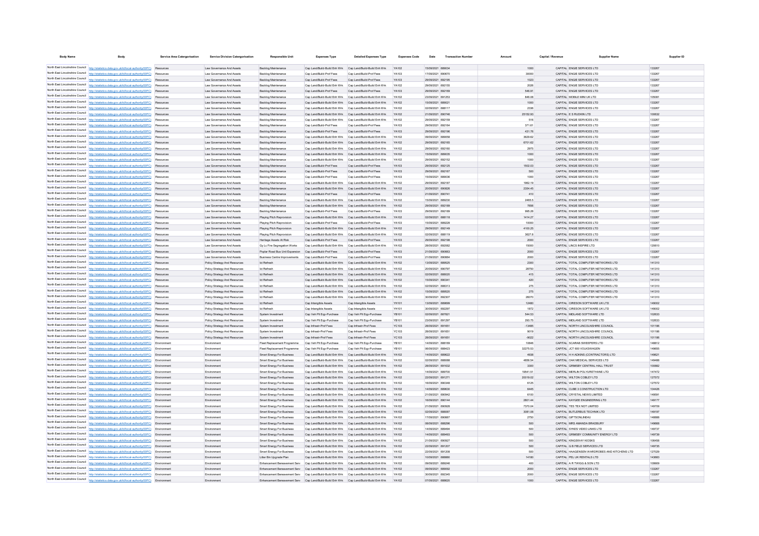| Body Name | Body | Service Area Catergorisation | Service Division Catergorisation | Responsible Unit | Expenses Type | Detailed Expenses Type | Expenses Code | Date | Transaction Number | Amount | Capital / Revenue | Supplier Name | Supplier ID |
|---|---|---|---|---|---|---|---|---|---|---|---|---|---|
| North East Lincolnshire Council | http://statistics.data.gov.uk/id/local-authority/00FC) | Resources | Law Governance And Assets | Backlog Maintenance | Cap Land/Build-Build Enh Wrk | Cap Land/Build-Build Enh Wrk | YA102 | 15/09/2021 | 689034 | 1000 | CAPITAL | ENGIE SERVICES LTD | 133267 |
| North East Lincolnshire Council | http://statistics.data.gov.uk/id/local-authority/00FC) | Resources | Law Governance And Assets | Backlog Maintenance | Cap Land/Build-Prof Fees | Cap Land/Build-Prof Fees | YA103 | 17/09/2021 | 690670 | 30000 | CAPITAL | ENGIE SERVICES LTD | 133267 |
| North East Lincolnshire Council | http://statistics.data.gov.uk/id/local-authority/00FC) | Resources | Law Governance And Assets | Backlog Maintenance | Cap Land/Build-Prof Fees | Cap Land/Build-Prof Fees | YA103 | 29/09/2021 | 692195 | 1023 | CAPITAL | ENGIE SERVICES LTD | 133267 |
| North East Lincolnshire Council | http://statistics.data.gov.uk/id/local-authority/00FC) | Resources | Law Governance And Assets | Backlog Maintenance | Cap Land/Build-Build Enh Wrk | Cap Land/Build-Build Enh Wrk | YA102 | 29/09/2021 | 692155 | 2026 | CAPITAL | ENGIE SERVICES LTD | 133267 |
| North East Lincolnshire Council | http://statistics.data.gov.uk/id/local-authority/00FC) | Resources | Law Governance And Assets | Backlog Maintenance | Cap Land/Build-Prof Fees | Cap Land/Build-Prof Fees | YA103 | 29/09/2021 | 692169 | 546.91 | CAPITAL | ENGIE SERVICES LTD | 133267 |
| North East Lincolnshire Council | http://statistics.data.gov.uk/id/local-authority/00FC) | Resources | Law Governance And Assets | Backlog Maintenance | Cap Land/Build-Build Enh Wrk | Cap Land/Build-Build Enh Wrk | YA102 | 23/09/2021 | 691253 | 846.08 | CAPITAL | MOBILE MINI UK LTD | 105081 |
| North East Lincolnshire Council | http://statistics.data.gov.uk/id/local-authority/00FC) | Resources | Law Governance And Assets | Backlog Maintenance | Cap Land/Build-Build Enh Wrk | Cap Land/Build-Build Enh Wrk | YA102 | 15/09/2021 | 689021 | 1000 | CAPITAL | ENGIE SERVICES LTD | 133267 |
| North East Lincolnshire Council | http://statistics.data.gov.uk/id/local-authority/00FC) | Resources | Law Governance And Assets | Backlog Maintenance | Cap Land/Build-Build Enh Wrk | Cap Land/Build-Build Enh Wrk | YA102 | 02/09/2021 | 688117 | 2336 | CAPITAL | ENGIE SERVICES LTD | 133267 |
| North East Lincolnshire Council | http://statistics.data.gov.uk/id/local-authority/00FC) | Resources | Law Governance And Assets | Backlog Maintenance | Cap Land/Build-Build Enh Wrk | Cap Land/Build-Build Enh Wrk | YA102 | 21/09/2021 | 690746 | 25152.93 | CAPITAL | E S RUDKIN LTD | 100632 |
| North East Lincolnshire Council | http://statistics.data.gov.uk/id/local-authority/00FC) | Resources | Law Governance And Assets | Backlog Maintenance | Cap Land/Build-Build Enh Wrk | Cap Land/Build-Build Enh Wrk | YA102 | 29/09/2021 | 692159 | 516 | CAPITAL | ENGIE SERVICES LTD | 133267 |
| North East Lincolnshire Council | http://statistics.data.gov.uk/id/local-authority/00FC) | Resources | Law Governance And Assets | Backlog Maintenance | Cap Land/Build-Prof Fees | Cap Land/Build-Prof Fees | YA103 | 29/09/2021 | 692164 | 371.61 | CAPITAL | ENGIE SERVICES LTD | 133267 |
| North East Lincolnshire Council | http://statistics.data.gov.uk/id/local-authority/00FC) | Resources | Law Governance And Assets | Backlog Maintenance | Cap Land/Build-Prof Fees | Cap Land/Build-Prof Fees | YA103 | 29/09/2021 | 692196 | 431.76 | CAPITAL | ENGIE SERVICES LTD | 133267 |
| North East Lincolnshire Council | http://statistics.data.gov.uk/id/local-authority/00FC) | Resources | Law Governance And Assets | Backlog Maintenance | Cap Land/Build-Build Enh Wrk | Cap Land/Build-Build Enh Wrk | YA102 | 09/09/2021 | 689058 | 3629.62 | CAPITAL | ENGIE SERVICES LTD | 133267 |
| North East Lincolnshire Council | http://statistics.data.gov.uk/id/local-authority/00FC) | Resources | Law Governance And Assets | Backlog Maintenance | Cap Land/Build-Build Enh Wrk | Cap Land/Build-Build Enh Wrk | YA102 | 29/09/2021 | 692165 | 6701.62 | CAPITAL | ENGIE SERVICES LTD | 133267 |
| North East Lincolnshire Council | http://statistics.data.gov.uk/id/local-authority/00FC) | Resources | Law Governance And Assets | Backlog Maintenance | Cap Land/Build-Build Enh Wrk | Cap Land/Build-Build Enh Wrk | YA102 | 29/09/2021 | 692160 | 2975 | CAPITAL | ENGIE SERVICES LTD | 133267 |
| North East Lincolnshire Council | http://statistics.data.gov.uk/id/local-authority/00FC) | Resources | Law Governance And Assets | Backlog Maintenance | Cap Land/Build-Build Enh Wrk | Cap Land/Build-Build Enh Wrk | YA102 | 15/09/2021 | 689035 | 1000 | CAPITAL | ENGIE SERVICES LTD | 133267 |
| North East Lincolnshire Council | http://statistics.data.gov.uk/id/local-authority/00FC) | Resources | Law Governance And Assets | Backlog Maintenance | Cap Land/Build-Build Enh Wrk | Cap Land/Build-Build Enh Wrk | YA102 | 29/09/2021 | 692152 | 1000 | CAPITAL | ENGIE SERVICES LTD | 133267 |
| North East Lincolnshire Council | http://statistics.data.gov.uk/id/local-authority/00FC) | Resources | Law Governance And Assets | Backlog Maintenance | Cap Land/Build-Prof Fees | Cap Land/Build-Prof Fees | YA103 | 29/09/2021 | 692125 | 1502.03 | CAPITAL | ENGIE SERVICES LTD | 133267 |
| North East Lincolnshire Council | http://statistics.data.gov.uk/id/local-authority/00FC) | Resources | Law Governance And Assets | Backlog Maintenance | Cap Land/Build-Prof Fees | Cap Land/Build-Prof Fees | YA103 | 29/09/2021 | 692167 | 500 | CAPITAL | ENGIE SERVICES LTD | 133267 |
| North East Lincolnshire Council | http://statistics.data.gov.uk/id/local-authority/00FC) | Resources | Law Governance And Assets | Backlog Maintenance | Cap Land/Build-Prof Fees | Cap Land/Build-Prof Fees | YA103 | 15/09/2021 | 689036 | 1000 | CAPITAL | ENGIE SERVICES LTD | 133267 |
| North East Lincolnshire Council | http://statistics.data.gov.uk/id/local-authority/00FC) | Resources | Law Governance And Assets | Backlog Maintenance | Cap Land/Build-Build Enh Wrk | Cap Land/Build-Build Enh Wrk | YA102 | 29/09/2021 | 692187 | 1962.19 | CAPITAL | ENGIE SERVICES LTD | 133267 |
| North East Lincolnshire Council | http://statistics.data.gov.uk/id/local-authority/00FC) | Resources | Law Governance And Assets | Backlog Maintenance | Cap Land/Build-Build Enh Wrk | Cap Land/Build-Build Enh Wrk | YA102 | 20/09/2021 | 690826 | 2354.45 | CAPITAL | ENGIE SERVICES LTD | 133267 |
| North East Lincolnshire Council | http://statistics.data.gov.uk/id/local-authority/00FC) | Resources | Law Governance And Assets | Backlog Maintenance | Cap Land/Build-Prof Fees | Cap Land/Build-Prof Fees | YA103 | 21/09/2021 | 690741 | 410 | CAPITAL | ENGIE SERVICES LTD | 133267 |
| North East Lincolnshire Council | http://statistics.data.gov.uk/id/local-authority/00FC) | Resources | Law Governance And Assets | Backlog Maintenance | Cap Land/Build-Build Enh Wrk | Cap Land/Build-Build Enh Wrk | YA102 | 15/09/2021 | 689230 | 2465.5 | CAPITAL | ENGIE SERVICES LTD | 133267 |
| North East Lincolnshire Council | http://statistics.data.gov.uk/id/local-authority/00FC) | Resources | Law Governance And Assets | Backlog Maintenance | Cap Land/Build-Build Enh Wrk | Cap Land/Build-Build Enh Wrk | YA102 | 29/09/2021 | 692189 | 7656 | CAPITAL | ENGIE SERVICES LTD | 133267 |
| North East Lincolnshire Council | http://statistics.data.gov.uk/id/local-authority/00FC) | Resources | Law Governance And Assets | Backlog Maintenance | Cap Land/Build-Prof Fees | Cap Land/Build-Prof Fees | YA103 | 29/09/2021 | 692169 | 995.28 | CAPITAL | ENGIE SERVICES LTD | 133267 |
| North East Lincolnshire Council | http://statistics.data.gov.uk/id/local-authority/00FC) | Resources | Law Governance And Assets | Playing Pitch Reprovision | Cap Land/Build-Build Enh Wrk | Cap Land/Build-Build Enh Wrk | YA102 | 02/09/2021 | 688118 | 1414.27 | CAPITAL | ENGIE SERVICES LTD | 133267 |
| North East Lincolnshire Council | http://statistics.data.gov.uk/id/local-authority/00FC) | Resources | Law Governance And Assets | Playing Pitch Reprovision | Cap Land/Build-Prof Fees | Cap Land/Build-Prof Fees | YA103 | 15/09/2021 | 689228 | 10000 | CAPITAL | ENGIE SERVICES LTD | 133267 |
| North East Lincolnshire Council | http://statistics.data.gov.uk/id/local-authority/00FC) | Resources | Law Governance And Assets | Playing Pitch Reprovision | Cap Land/Build-Build Enh Wrk | Cap Land/Build-Build Enh Wrk | YA102 | 29/09/2021 | 692149 | 4100.25 | CAPITAL | ENGIE SERVICES LTD | 133267 |
| North East Lincolnshire Council | http://statistics.data.gov.uk/id/local-authority/00FC) | Resources | Law Governance And Assets | Playing Pitch Reprovision | Cap Land/Build-Build Enh Wrk | Cap Land/Build-Build Enh Wrk | YA102 | 02/09/2021 | 688119 | 3627.8 | CAPITAL | ENGIE SERVICES LTD | 133267 |
| North East Lincolnshire Council | http://statistics.data.gov.uk/id/local-authority/00FC) | Resources | Law Governance And Assets | Heritage Assets At Risk | Cap Land/Build-Prof Fees | Cap Land/Build-Prof Fees | YA103 | 29/09/2021 | 692198 | 2000 | CAPITAL | ENGIE SERVICES LTD | 133267 |
| North East Lincolnshire Council | http://statistics.data.gov.uk/id/local-authority/00FC) | Resources | Law Governance And Assets | Gy Lc Fire Segregation Works | Cap Land/Build-Build Enh Wrk | Cap Land/Build-Build Enh Wrk | YA102 | 28/09/2021 | 692082 | 15000 | CAPITAL | LINCS INSPIRE LTD | 120610 |
| North East Lincolnshire Council | http://statistics.data.gov.uk/id/local-authority/00FC) | Resources | Law Governance And Assets | Poplar Road Bus Unit Expansion | Cap Land/Build-Prof Fees | Cap Land/Build-Prof Fees | YA103 | 21/09/2021 | 690663 | 2000 | CAPITAL | ENGIE SERVICES LTD | 133267 |
| North East Lincolnshire Council | http://statistics.data.gov.uk/id/local-authority/00FC) | Resources | Law Governance And Assets | Business Centre Improvements | Cap Land/Build-Prof Fees | Cap Land/Build-Prof Fees | YA103 | 21/09/2021 | 690664 | 2000 | CAPITAL | ENGIE SERVICES LTD | 133267 |
| North East Lincolnshire Council | http://statistics.data.gov.uk/id/local-authority/00FC) | Resources | Policy Strategy And Resources | Ict Refresh | Cap Land/Build-Build Enh Wrk | Cap Land/Build-Build Enh Wrk | YA102 | 13/09/2021 | 689525 | 2300 | CAPITAL | TOTAL COMPUTER NETWORKS LTD | 141310 |
| North East Lincolnshire Council | http://statistics.data.gov.uk/id/local-authority/00FC) | Resources | Policy Strategy And Resources | Ict Refresh | Cap Land/Build-Build Enh Wrk | Cap Land/Build-Build Enh Wrk | YA102 | 20/09/2021 | 690797 | 28750 | CAPITAL | TOTAL COMPUTER NETWORKS LTD | 141310 |
| North East Lincolnshire Council | http://statistics.data.gov.uk/id/local-authority/00FC) | Resources | Policy Strategy And Resources | Ict Refresh | Cap Land/Build-Build Enh Wrk | Cap Land/Build-Build Enh Wrk | YA102 | 02/09/2021 | 688020 | 415 | CAPITAL | TOTAL COMPUTER NETWORKS LTD | 141310 |
| North East Lincolnshire Council | http://statistics.data.gov.uk/id/local-authority/00FC) | Resources | Policy Strategy And Resources | Ict Refresh | Cap Land/Build-Build Enh Wrk | Cap Land/Build-Build Enh Wrk | YA102 | 15/09/2021 | 690341 | 420 | CAPITAL | TOTAL COMPUTER NETWORKS LTD | 141310 |
| North East Lincolnshire Council | http://statistics.data.gov.uk/id/local-authority/00FC) | Resources | Policy Strategy And Resources | Ict Refresh | Cap Land/Build-Build Enh Wrk | Cap Land/Build-Build Enh Wrk | YA102 | 02/09/2021 | 688313 | 275 | CAPITAL | TOTAL COMPUTER NETWORKS LTD | 141310 |
| North East Lincolnshire Council | http://statistics.data.gov.uk/id/local-authority/00FC) | Resources | Policy Strategy And Resources | Ict Refresh | Cap Land/Build-Build Enh Wrk | Cap Land/Build-Build Enh Wrk | YA102 | 15/09/2021 | 689520 | 275 | CAPITAL | TOTAL COMPUTER NETWORKS LTD | 141310 |
| North East Lincolnshire Council | http://statistics.data.gov.uk/id/local-authority/00FC) | Resources | Policy Strategy And Resources | Ict Refresh | Cap Land/Build-Build Enh Wrk | Cap Land/Build-Build Enh Wrk | YA102 | 30/09/2021 | 692307 | 26070 | CAPITAL | TOTAL COMPUTER NETWORKS LTD | 141310 |
| North East Lincolnshire Council | http://statistics.data.gov.uk/id/local-authority/00FC) | Resources | Policy Strategy And Resources | Ict Refresh | Cap Intangible Assets | Cap Intangible Assets | YH101 | 13/09/2021 | 689699 | 12480 | CAPITAL | CIRESON SOFTWARE UK LTD | 149002 |
| North East Lincolnshire Council | http://statistics.data.gov.uk/id/local-authority/00FC) | Resources | Policy Strategy And Resources | Ict Refresh | Cap Intangible Assets | Cap Intangible Assets | YH101 | 30/09/2021 | 692297 | 1872 | CAPITAL | CIRESON SOFTWARE UK LTD | 149002 |
| North East Lincolnshire Council | http://statistics.data.gov.uk/id/local-authority/00FC) | Resources | Policy Strategy And Resources | System Investment | Cap Veh Plt Eqp-Purchase | Cap Veh Plt Eqp-Purchase | YB101 | 02/09/2021 | 687821 | 544.53 | CAPITAL | MIDLAND SOFTWARE LTD | 102633 |
| North East Lincolnshire Council | http://statistics.data.gov.uk/id/local-authority/00FC) | Resources | Policy Strategy And Resources | System Investment | Cap Veh Plt Eqp-Purchase | Cap Veh Plt Eqp-Purchase | YB101 | 23/09/2021 | 691297 | 293.75 | CAPITAL | MIDLAND SOFTWARE LTD | 102633 |
| North East Lincolnshire Council | http://statistics.data.gov.uk/id/local-authority/00FC) | Resources | Policy Strategy And Resources | System Investment | Cap Infrastr-Prof Fees | Cap Infrastr-Prof Fees | YC103 | 28/09/2021 | 691651 | -13485 | CAPITAL | NORTH LINCOLNSHIRE COUNCIL | 101186 |
| North East Lincolnshire Council | http://statistics.data.gov.uk/id/local-authority/00FC) | Resources | Policy Strategy And Resources | System Investment | Cap Infrastr-Prof Fees | Cap Infrastr-Prof Fees | YC103 | 28/09/2021 | 691651 | 9019 | CAPITAL | NORTH LINCOLNSHIRE COUNCIL | 101186 |
| North East Lincolnshire Council | http://statistics.data.gov.uk/id/local-authority/00FC) | Resources | Policy Strategy And Resources | System Investment | Cap Infrastr-Prof Fees | Cap Infrastr-Prof Fees | YC103 | 28/09/2021 | 691651 | -9022 | CAPITAL | NORTH LINCOLNSHIRE COUNCIL | 101186 |
| North East Lincolnshire Council | http://statistics.data.gov.uk/id/local-authority/00FC) | Environment | Environment | Fleet Replacement Programme | Cap Veh Plt Eqp-Purchase | Cap Veh Plt Eqp-Purchase | YB101 | 14/09/2021 | 688169 | 10846 | CAPITAL | SCARAB SWEEPERS LTD | 148812 |
| North East Lincolnshire Council | http://statistics.data.gov.uk/id/local-authority/00FC) | Environment | Environment | Fleet Replacement Programme | Cap Veh Plt Eqp-Purchase | Cap Veh Plt Eqp-Purchase | YB101 | 06/09/2021 | 688423 | 32275.53 | CAPITAL | JCT 600 VOLKSWAGEN | 149655 |
| North East Lincolnshire Council | http://statistics.data.gov.uk/id/local-authority/00FC) | Environment | Environment | Smart Energy For Business | Cap Land/Build-Build Enh Wrk | Cap Land/Build-Build Enh Wrk | YA102 | 14/09/2021 | 689622 | 4938 | CAPITAL | H H ADKINS (CONTRACTORS) LTD | 149621 |
| North East Lincolnshire Council | http://statistics.data.gov.uk/id/local-authority/00FC) | Environment | Environment | Smart Energy For Business | Cap Land/Build-Build Enh Wrk | Cap Land/Build-Build Enh Wrk | YA102 | 02/09/2021 | 688089 | 4858.54 | CAPITAL | OAK MEDICAL SERVICES LTD | 149488 |
| North East Lincolnshire Council | http://statistics.data.gov.uk/id/local-authority/00FC) | Environment | Environment | Smart Energy For Business | Cap Land/Build-Build Enh Wrk | Cap Land/Build-Build Enh Wrk | YA102 | 28/09/2021 | 691632 | 3300 | CAPITAL | GRIMSBY CENTRAL HALL TRUST | 100882 |
| North East Lincolnshire Council | http://statistics.data.gov.uk/id/local-authority/00FC) | Environment | Environment | Smart Energy For Business | Cap Land/Build-Build Enh Wrk | Cap Land/Build-Build Enh Wrk | YA102 | 14/09/2021 | 689700 | 19541.51 | CAPITAL | MERLIN POLYURETHANE LTD | 147472 |
| North East Lincolnshire Council | http://statistics.data.gov.uk/id/local-authority/00FC) | Environment | Environment | Smart Energy For Business | Cap Land/Build-Build Enh Wrk | Cap Land/Build-Build Enh Wrk | YA102 | 22/09/2021 | 691271 | 20019.02 | CAPITAL | WILTON COBLEY LTD | 127572 |
| North East Lincolnshire Council | http://statistics.data.gov.uk/id/local-authority/00FC) | Environment | Environment | Smart Energy For Business | Cap Land/Build-Build Enh Wrk | Cap Land/Build-Build Enh Wrk | YA102 | 16/09/2021 | 690348 | 6125 | CAPITAL | WILTON COBLEY LTD | 127572 |
| North East Lincolnshire Council | http://statistics.data.gov.uk/id/local-authority/00FC) | Environment | Environment | Smart Energy For Business | Cap Land/Build-Build Enh Wrk | Cap Land/Build-Build Enh Wrk | YA102 | 14/09/2021 | 689630 | 6445 | CAPITAL | CUBE 3 CONSTRUCTION LTD | 104426 |
| North East Lincolnshire Council | http://statistics.data.gov.uk/id/local-authority/00FC) | Environment | Environment | Smart Energy For Business | Cap Land/Build-Build Enh Wrk | Cap Land/Build-Build Enh Wrk | YA102 | 21/09/2021 | 690942 | 6100 | CAPITAL | CRYSTAL NEWS LIMITED | 149591 |
| North East Lincolnshire Council | http://statistics.data.gov.uk/id/local-authority/00FC) | Environment | Environment | Smart Energy For Business | Cap Land/Build-Build Enh Wrk | Cap Land/Build-Build Enh Wrk | YA102 | 16/09/2021 | 690144 | 2801.44 | CAPITAL | KAYGEE ENGINEERING LTD | 149177 |
| North East Lincolnshire Council | http://statistics.data.gov.uk/id/local-authority/00FC) | Environment | Environment | Smart Energy For Business | Cap Land/Build-Build Enh Wrk | Cap Land/Build-Build Enh Wrk | YA102 | 21/09/2021 | 690928 | 7370.04 | CAPITAL | TES TEX NDT LIMITED | 149709 |
| North East Lincolnshire Council | http://statistics.data.gov.uk/id/local-authority/00FC) | Environment | Environment | Smart Energy For Business | Cap Land/Build-Build Enh Wrk | Cap Land/Build-Build Enh Wrk | YA102 | 02/09/2021 | 688087 | 3081.08 | CAPITAL | BUTLERBUS TECHNIK LTD | 149197 |
| North East Lincolnshire Council | http://statistics.data.gov.uk/id/local-authority/00FC) | Environment | Environment | Smart Energy For Business | Cap Land/Build-Build Enh Wrk | Cap Land/Build-Build Enh Wrk | YA102 | 17/09/2021 | 690667 | 2750 | CAPITAL | GIFTSONLINE4U | 148666 |
| North East Lincolnshire Council | http://statistics.data.gov.uk/id/local-authority/00FC) | Environment | Environment | Smart Energy For Business | Cap Land/Build-Build Enh Wrk | Cap Land/Build-Build Enh Wrk | YA102 | 08/09/2021 | 688296 | 500 | CAPITAL | MRS AMANDA BRADBURY | 149668 |
| North East Lincolnshire Council | http://statistics.data.gov.uk/id/local-authority/00FC) | Environment | Environment | Smart Energy For Business | Cap Land/Build-Build Enh Wrk | Cap Land/Build-Build Enh Wrk | YA102 | 14/09/2021 | 689494 | 500 | CAPITAL | SYKES VIDEO LINKS LTD | 149737 |
| North East Lincolnshire Council | http://statistics.data.gov.uk/id/local-authority/00FC) | Environment | Environment | Smart Energy For Business | Cap Land/Build-Build Enh Wrk | Cap Land/Build-Build Enh Wrk | YA102 | 14/09/2021 | 689493 | 500 | CAPITAL | GRIMSBY COMMUNITY ENERGY LTD | 149739 |
| North East Lincolnshire Council | http://statistics.data.gov.uk/id/local-authority/00FC) | Environment | Environment | Smart Energy For Business | Cap Land/Build-Build Enh Wrk | Cap Land/Build-Build Enh Wrk | YA102 | 21/09/2021 | 690927 | 500 | CAPITAL | KINGSWAY KIOSKS | 106458 |
| North East Lincolnshire Council | http://statistics.data.gov.uk/id/local-authority/00FC) | Environment | Environment | Smart Energy For Business | Cap Land/Build-Build Enh Wrk | Cap Land/Build-Build Enh Wrk | YA102 | 22/09/2021 | 691207 | 500 | CAPITAL | G B FIELD SERVICES LTD | 149735 |
| North East Lincolnshire Council | http://statistics.data.gov.uk/id/local-authority/00FC) | Environment | Environment | Smart Energy For Business | Cap Land/Build-Build Enh Wrk | Cap Land/Build-Build Enh Wrk | YA102 | 22/09/2021 | 691208 | 500 | CAPITAL | HAAGENSEN WARDROBES AND KITCHENS LTD | 127029 |
| North East Lincolnshire Council | http://statistics.data.gov.uk/id/local-authority/00FC) | Environment | Environment | Litter Bin Upgrade Plan | Cap Land/Build-Build Enh Wrk | Cap Land/Build-Build Enh Wrk | YA102 | 10/09/2021 | 688680 | 14180 | CAPITAL | PEL UK RENTALS LTD | 143663 |
| North East Lincolnshire Council | http://statistics.data.gov.uk/id/local-authority/00FC) | Environment | Environment | Enhancement Bereavement Serv | Cap Land/Build-Build Enh Wrk | Cap Land/Build-Build Enh Wrk | YA102 | 09/09/2021 | 689246 | 400 | CAPITAL | A R TWIGG & SON LTD | 109909 |
| North East Lincolnshire Council | http://statistics.data.gov.uk/id/local-authority/00FC) | Environment | Environment | Enhancement Bereavement Serv | Cap Land/Build-Build Enh Wrk | Cap Land/Build-Build Enh Wrk | YA102 | 09/09/2021 | 689092 | 2000 | CAPITAL | ENGIE SERVICES LTD | 133267 |
| North East Lincolnshire Council | http://statistics.data.gov.uk/id/local-authority/00FC) | Environment | Environment | Enhancement Bereavement Serv | Cap Land/Build-Build Enh Wrk | Cap Land/Build-Build Enh Wrk | YA102 | 30/09/2021 | 692345 | 2000 | CAPITAL | ENGIE SERVICES LTD | 133267 |
| North East Lincolnshire Council | http://statistics.data.gov.uk/id/local-authority/00FC) | Environment | Environment | Enhancement Bereavement Serv | Cap Land/Build-Build Enh Wrk | Cap Land/Build-Build Enh Wrk | YA102 | 07/09/2021 | 688620 | 1000 | CAPITAL | ENGIE SERVICES LTD | 133267 |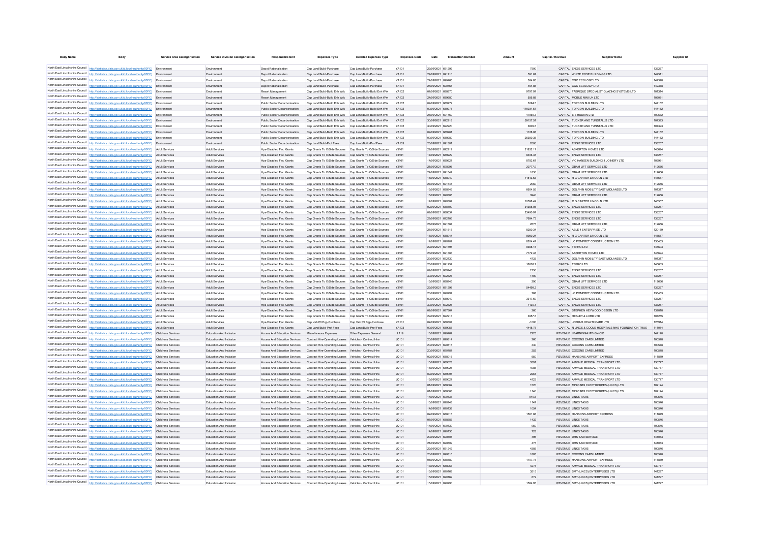| Body Name | Body | Service Area Catergorisation | Service Division Catergorisation | Responsible Unit | Expenses Type | Detailed Expenses Type | Expenses Code | Date | Transaction Number | Amount | Capital / Revenue | Supplier Name | Supplier ID |
|---|---|---|---|---|---|---|---|---|---|---|---|---|---|
| North East Lincolnshire Council | http://statistics.data.gov.uk/id/local-authority/00FC) | Environment | Environment | Depot Rationalisation | Cap Land/Build-Purchase | Cap Land/Build-Purchase | YA101 | 23/09/2021 | 691292 | 7500 | CAPITAL | ENGIE SERVICES LTD | 133267 |
| North East Lincolnshire Council | http://statistics.data.gov.uk/id/local-authority/00FC) | Environment | Environment | Depot Rationalisation | Cap Land/Build-Purchase | Cap Land/Build-Purchase | YA101 | 29/09/2021 | 691710 | 591.67 | CAPITAL | WHITE ROSE BUILDINGS LTD | 149511 |
| North East Lincolnshire Council | http://statistics.data.gov.uk/id/local-authority/00FC) | Environment | Environment | Depot Rationalisation | Cap Land/Build-Purchase | Cap Land/Build-Purchase | YA101 | 24/09/2021 | 690465 | 364.85 | CAPITAL | CGC ECOLOGY LTD | 142378 |
| North East Lincolnshire Council | http://statistics.data.gov.uk/id/local-authority/00FC) | Environment | Environment | Depot Rationalisation | Cap Land/Build-Purchase | Cap Land/Build-Purchase | YA101 | 24/09/2021 | 690465 | 464.85 | CAPITAL | CGC ECOLOGY LTD | 142378 |
| North East Lincolnshire Council | http://statistics.data.gov.uk/id/local-authority/00FC) | Environment | Environment | Resort Management | Cap Land/Build-Build Enh Wrk | Cap Land/Build-Build Enh Wrk | YA102 | 07/09/2021 | 688870 | 9797.97 | CAPITAL | FABRIQUE SPECIALIST GLAZING SYSTEMS LTD | 101314 |
| North East Lincolnshire Council | http://statistics.data.gov.uk/id/local-authority/00FC) | Environment | Environment | Resort Management | Cap Land/Build-Build Enh Wrk | Cap Land/Build-Build Enh Wrk | YA102 | 24/09/2021 | 689680 | 556.68 | CAPITAL | MOBILE MINI UK LTD | 105081 |
| North East Lincolnshire Council | http://statistics.data.gov.uk/id/local-authority/00FC) | Environment | Environment | Public Sector Decarbonisation | Cap Land/Build-Build Enh Wrk | Cap Land/Build-Build Enh Wrk | YA102 | 09/09/2021 | 689279 | 3094.5 | CAPITAL | TOPCON BUILDING LTD | 144162 |
| North East Lincolnshire Council | http://statistics.data.gov.uk/id/local-authority/00FC) | Environment | Environment | Public Sector Decarbonisation | Cap Land/Build-Build Enh Wrk | Cap Land/Build-Build Enh Wrk | YA102 | 09/09/2021 | 689278 | 116031.57 | CAPITAL | TOPCON BUILDING LTD | 144162 |
| North East Lincolnshire Council | http://statistics.data.gov.uk/id/local-authority/00FC) | Environment | Environment | Public Sector Decarbonisation | Cap Land/Build-Build Enh Wrk | Cap Land/Build-Build Enh Wrk | YA102 | 28/09/2021 | 691469 | 47969.3 | CAPITAL | E S RUDKIN LTD | 100632 |
| North East Lincolnshire Council | http://statistics.data.gov.uk/id/local-authority/00FC) | Environment | Environment | Public Sector Decarbonisation | Cap Land/Build-Build Enh Wrk | Cap Land/Build-Build Enh Wrk | YA102 | 30/09/2021 | 692218 | 59157.51 | CAPITAL | TUCKER AND TUNSTALLS LTD | 107393 |
| North East Lincolnshire Council | http://statistics.data.gov.uk/id/local-authority/00FC) | Environment | Environment | Public Sector Decarbonisation | Cap Land/Build-Build Enh Wrk | Cap Land/Build-Build Enh Wrk | YA102 | 30/09/2021 | 692220 | 3609.5 | CAPITAL | TUCKER AND TUNSTALLS LTD | 107393 |
| North East Lincolnshire Council | http://statistics.data.gov.uk/id/local-authority/00FC) | Environment | Environment | Public Sector Decarbonisation | Cap Land/Build-Build Enh Wrk | Cap Land/Build-Build Enh Wrk | YA102 | 09/09/2021 | 689281 | 1128.08 | CAPITAL | TOPCON BUILDING LTD | 144162 |
| North East Lincolnshire Council | http://statistics.data.gov.uk/id/local-authority/00FC) | Environment | Environment | Public Sector Decarbonisation | Cap Land/Build-Build Enh Wrk | Cap Land/Build-Build Enh Wrk | YA102 | 09/09/2021 | 689280 | 26350.35 | CAPITAL | TOPCON BUILDING LTD | 144162 |
| North East Lincolnshire Council | http://statistics.data.gov.uk/id/local-authority/00FC) | Environment | Environment | Public Sector Decarbonisation | Cap Land/Build-Prof Fees | Cap Land/Build-Prof Fees | YA103 | 23/09/2021 | 691301 | 2000 | CAPITAL | ENGIE SERVICES LTD | 133267 |
| North East Lincolnshire Council | http://statistics.data.gov.uk/id/local-authority/00FC) | Adult Services | Adult Services | Hps-Disabled Fac. Grants | Cap Grants To O/Side Sources | Cap Grants To O/Side Sources | YJ101 | 29/09/2021 | 692212 | 21832.17 | CAPITAL | ASKERTON HOMES LTD | 145694 |
| North East Lincolnshire Council | http://statistics.data.gov.uk/id/local-authority/00FC) | Adult Services | Adult Services | Hps-Disabled Fac. Grants | Cap Grants To O/Side Sources | Cap Grants To O/Side Sources | YJ101 | 17/09/2021 | 689229 | 8408.46 | CAPITAL | ENGIE SERVICES LTD | 133267 |
| North East Lincolnshire Council | http://statistics.data.gov.uk/id/local-authority/00FC) | Adult Services | Adult Services | Hps-Disabled Fac. Grants | Cap Grants To O/Side Sources | Cap Grants To O/Side Sources | YJ101 | 14/09/2021 | 689527 | 8783.61 | CAPITAL | VIC HANSEN BUILDING & JOINERY LTD | 103981 |
| North East Lincolnshire Council | http://statistics.data.gov.uk/id/local-authority/00FC) | Adult Services | Adult Services | Hps-Disabled Fac. Grants | Cap Grants To O/Side Sources | Cap Grants To O/Side Sources | YJ101 | 21/09/2021 | 690296 | 20777.9 | CAPITAL | OBAM LIFT SERVICES LTD | 112666 |
| North East Lincolnshire Council | http://statistics.data.gov.uk/id/local-authority/00FC) | Adult Services | Adult Services | Hps-Disabled Fac. Grants | Cap Grants To O/Side Sources | Cap Grants To O/Side Sources | YJ101 | 24/09/2021 | 691547 | 1830 | CAPITAL | OBAM LIFT SERVICES LTD | 112666 |
| North East Lincolnshire Council | http://statistics.data.gov.uk/id/local-authority/00FC) | Adult Services | Adult Services | Hps-Disabled Fac. Grants | Cap Grants To O/Side Sources | Cap Grants To O/Side Sources | YJ101 | 15/09/2021 | 688949 | 11513.53 | CAPITAL | R G CARTER LINCOLN LTD | 146557 |
| North East Lincolnshire Council | http://statistics.data.gov.uk/id/local-authority/00FC) | Adult Services | Adult Services | Hps-Disabled Fac. Grants | Cap Grants To O/Side Sources | Cap Grants To O/Side Sources | YJ101 | 27/09/2021 | 691544 | 2060 | CAPITAL | OBAM LIFT SERVICES LTD | 112666 |
| North East Lincolnshire Council | http://statistics.data.gov.uk/id/local-authority/00FC) | Adult Services | Adult Services | Hps-Disabled Fac. Grants | Cap Grants To O/Side Sources | Cap Grants To O/Side Sources | YJ101 | 15/09/2021 | 688946 | 6604.55 | CAPITAL | DOLPHIN MOBILITY EAST MIDLANDS LTD | 101317 |
| North East Lincolnshire Council | http://statistics.data.gov.uk/id/local-authority/00FC) | Adult Services | Adult Services | Hps-Disabled Fac. Grants | Cap Grants To O/Side Sources | Cap Grants To O/Side Sources | YJ101 | 16/09/2021 | 690385 | 3940 | CAPITAL | OBAM LIFT SERVICES LTD | 112666 |
| North East Lincolnshire Council | http://statistics.data.gov.uk/id/local-authority/00FC) | Adult Services | Adult Services | Hps-Disabled Fac. Grants | Cap Grants To O/Side Sources | Cap Grants To O/Side Sources | YJ101 | 17/09/2021 | 690384 | 10598.49 | CAPITAL | R G CARTER LINCOLN LTD | 146557 |
| North East Lincolnshire Council | http://statistics.data.gov.uk/id/local-authority/00FC) | Adult Services | Adult Services | Hps-Disabled Fac. Grants | Cap Grants To O/Side Sources | Cap Grants To O/Side Sources | YJ101 | 02/09/2021 | 688109 | 34358.08 | CAPITAL | ENGIE SERVICES LTD | 133267 |
| North East Lincolnshire Council | http://statistics.data.gov.uk/id/local-authority/00FC) | Adult Services | Adult Services | Hps-Disabled Fac. Grants | Cap Grants To O/Side Sources | Cap Grants To O/Side Sources | YJ101 | 09/09/2021 | 688634 | 23490.97 | CAPITAL | ENGIE SERVICES LTD | 133267 |
| North East Lincolnshire Council | http://statistics.data.gov.uk/id/local-authority/00FC) | Adult Services | Adult Services | Hps-Disabled Fac. Grants | Cap Grants To O/Side Sources | Cap Grants To O/Side Sources | YJ101 | 29/09/2021 | 692106 | 7694.73 | CAPITAL | ENGIE SERVICES LTD | 133267 |
| North East Lincolnshire Council | http://statistics.data.gov.uk/id/local-authority/00FC) | Adult Services | Adult Services | Hps-Disabled Fac. Grants | Cap Grants To O/Side Sources | Cap Grants To O/Side Sources | YJ101 | 28/09/2021 | 691584 | 2675 | CAPITAL | OBAM LIFT SERVICES LTD | 112666 |
| North East Lincolnshire Council | http://statistics.data.gov.uk/id/local-authority/00FC) | Adult Services | Adult Services | Hps-Disabled Fac. Grants | Cap Grants To O/Side Sources | Cap Grants To O/Side Sources | YJ101 | 27/09/2021 | 691515 | 8250.34 | CAPITAL | ABLE 4 ENTERPRISE LTD | 120159 |
| North East Lincolnshire Council | http://statistics.data.gov.uk/id/local-authority/00FC) | Adult Services | Adult Services | Hps-Disabled Fac. Grants | Cap Grants To O/Side Sources | Cap Grants To O/Side Sources | YJ101 | 15/09/2021 | 688944 | 8950.24 | CAPITAL | R G CARTER LINCOLN LTD | 146557 |
| North East Lincolnshire Council | http://statistics.data.gov.uk/id/local-authority/00FC) | Adult Services | Adult Services | Hps-Disabled Fac. Grants | Cap Grants To O/Side Sources | Cap Grants To O/Side Sources | YJ101 | 17/09/2021 | 690207 | 8204.47 | CAPITAL | JC POMFRET CONSTRUCTION LTD | 136453 |
| North East Lincolnshire Council | http://statistics.data.gov.uk/id/local-authority/00FC) | Adult Services | Adult Services | Hps-Disabled Fac. Grants | Cap Grants To O/Side Sources | Cap Grants To O/Side Sources | YJ101 | 29/09/2021 | 691596 | 9368.16 | CAPITAL | TSPRO LTD | 146603 |
| North East Lincolnshire Council | http://statistics.data.gov.uk/id/local-authority/00FC) | Adult Services | Adult Services | Hps-Disabled Fac. Grants | Cap Grants To O/Side Sources | Cap Grants To O/Side Sources | YJ101 | 23/09/2021 | 691383 | 7772.48 | CAPITAL | ASKERTON HOMES LTD | 145694 |
| North East Lincolnshire Council | http://statistics.data.gov.uk/id/local-authority/00FC) | Adult Services | Adult Services | Hps-Disabled Fac. Grants | Cap Grants To O/Side Sources | Cap Grants To O/Side Sources | YJ101 | 29/09/2021 | 692130 | 4733 | CAPITAL | DOLPHIN MOBILITY EAST MIDLANDS LTD | 101317 |
| North East Lincolnshire Council | http://statistics.data.gov.uk/id/local-authority/00FC) | Adult Services | Adult Services | Hps-Disabled Fac. Grants | Cap Grants To O/Side Sources | Cap Grants To O/Side Sources | YJ101 | 23/09/2021 | 691257 | 16008.7 | CAPITAL | TSPRO LTD | 146603 |
| North East Lincolnshire Council | http://statistics.data.gov.uk/id/local-authority/00FC) | Adult Services | Adult Services | Hps-Disabled Fac. Grants | Cap Grants To O/Side Sources | Cap Grants To O/Side Sources | YJ101 | 09/09/2021 | 689248 | 2150 | CAPITAL | ENGIE SERVICES LTD | 133267 |
| North East Lincolnshire Council | http://statistics.data.gov.uk/id/local-authority/00FC) | Adult Services | Adult Services | Hps-Disabled Fac. Grants | Cap Grants To O/Side Sources | Cap Grants To O/Side Sources | YJ101 | 30/09/2021 | 692327 | 1400 | CAPITAL | ENGIE SERVICES LTD | 133267 |
| North East Lincolnshire Council | http://statistics.data.gov.uk/id/local-authority/00FC) | Adult Services | Adult Services | Hps-Disabled Fac. Grants | Cap Grants To O/Side Sources | Cap Grants To O/Side Sources | YJ101 | 15/09/2021 | 688945 | 290 | CAPITAL | OBAM LIFT SERVICES LTD | 112666 |
| North East Lincolnshire Council | http://statistics.data.gov.uk/id/local-authority/00FC) | Adult Services | Adult Services | Hps-Disabled Fac. Grants | Cap Grants To O/Side Sources | Cap Grants To O/Side Sources | YJ101 | 23/09/2021 | 691298 | 54499.2 | CAPITAL | ENGIE SERVICES LTD | 133267 |
| North East Lincolnshire Council | http://statistics.data.gov.uk/id/local-authority/00FC) | Adult Services | Adult Services | Hps-Disabled Fac. Grants | Cap Grants To O/Side Sources | Cap Grants To O/Side Sources | YJ101 | 20/09/2021 | 690297 | 788 | CAPITAL | JC POMFRET CONSTRUCTION LTD | 136453 |
| North East Lincolnshire Council | http://statistics.data.gov.uk/id/local-authority/00FC) | Adult Services | Adult Services | Hps-Disabled Fac. Grants | Cap Grants To O/Side Sources | Cap Grants To O/Side Sources | YJ101 | 09/09/2021 | 689249 | 3317.69 | CAPITAL | ENGIE SERVICES LTD | 133267 |
| North East Lincolnshire Council | http://statistics.data.gov.uk/id/local-authority/00FC) | Adult Services | Adult Services | Hps-Disabled Fac. Grants | Cap Grants To O/Side Sources | Cap Grants To O/Side Sources | YJ101 | 30/09/2021 | 692326 | 1130.1 | CAPITAL | ENGIE SERVICES LTD | 133267 |
| North East Lincolnshire Council | http://statistics.data.gov.uk/id/local-authority/00FC) | Adult Services | Adult Services | Hps-Disabled Fac. Grants | Cap Grants To O/Side Sources | Cap Grants To O/Side Sources | YJ101 | 02/09/2021 | 687864 | 260 | CAPITAL | STEPHEN HEYWOOD DESIGN LTD | 132818 |
| North East Lincolnshire Council | http://statistics.data.gov.uk/id/local-authority/00FC) | Adult Services | Adult Services | Hps-Disabled Fac. Grants | Cap Grants To O/Side Sources | Cap Grants To O/Side Sources | YJ101 | 29/09/2021 | 692213 | 3957.5 | CAPITAL | HEALEY & LORD LTD | 104265 |
| North East Lincolnshire Council | http://statistics.data.gov.uk/id/local-authority/00FC) | Adult Services | Adult Services | Hps-Disabled Fac. Grants | Cap Veh Plt Eqp-Purchase | Cap Veh Plt Eqp-Purchase | YB101 | 02/09/2021 | 688304 | -1000 | CAPITAL | JOERNS HEALTHCARE LTD | 126914 |
| North East Lincolnshire Council | http://statistics.data.gov.uk/id/local-authority/00FC) | Adult Services | Adult Services | Hps-Disabled Fac. Grants | Cap Land/Build-Prof Fees | Cap Land/Build-Prof Fees | YA103 | 09/09/2021 | 689055 | 4448.75 | CAPITAL | N LINCS & GOOLE HOSPITALS NHS FOUNDATION TRUS | 111074 |
| North East Lincolnshire Council | http://statistics.data.gov.uk/id/local-authority/00FC) | Childrens Services | Education And Inclusion | Access And Education Services | Miscellaneous Expenses | Other Expenses General | LL119 | 16/09/2021 | 690462 | 2225 | REVENUE | LEARNINGLIFE-GY-CIC | 144120 |
| North East Lincolnshire Council | http://statistics.data.gov.uk/id/local-authority/00FC) | Childrens Services | Education And Inclusion | Access And Education Services | Contract Hire-Operating Leases | Vehicles - Contract Hire | JC101 | 20/09/2021 | 690814 | 260 | REVENUE | COXONS CARS LIMITED | 100578 |
| North East Lincolnshire Council | http://statistics.data.gov.uk/id/local-authority/00FC) | Childrens Services | Education And Inclusion | Access And Education Services | Contract Hire-Operating Leases | Vehicles - Contract Hire | JC101 | 20/09/2021 | 690815 | 330 | REVENUE | COXONS CARS LIMITED | 100578 |
| North East Lincolnshire Council | http://statistics.data.gov.uk/id/local-authority/00FC) | Childrens Services | Education And Inclusion | Access And Education Services | Contract Hire-Operating Leases | Vehicles - Contract Hire | JC101 | 20/09/2021 | 690787 | 252 | REVENUE | COXONS CARS LIMITED | 100578 |
| North East Lincolnshire Council | http://statistics.data.gov.uk/id/local-authority/00FC) | Childrens Services | Education And Inclusion | Access And Education Services | Contract Hire-Operating Leases | Vehicles - Contract Hire | JC101 | 02/09/2021 | 688016 | 650 | REVENUE | HANSONS AIRPORT EXPRESS | 111879 |
| North East Lincolnshire Council | http://statistics.data.gov.uk/id/local-authority/00FC) | Childrens Services | Education And Inclusion | Access And Education Services | Contract Hire-Operating Leases | Vehicles - Contract Hire | JC101 | 15/09/2021 | 689028 | 3591 | REVENUE | AMVALE MEDICAL TRANSPORT LTD | 130777 |
| North East Lincolnshire Council | http://statistics.data.gov.uk/id/local-authority/00FC) | Childrens Services | Education And Inclusion | Access And Education Services | Contract Hire-Operating Leases | Vehicles - Contract Hire | JC101 | 15/09/2021 | 689026 | 4085 | REVENUE | AMVALE MEDICAL TRANSPORT LTD | 130777 |
| North East Lincolnshire Council | http://statistics.data.gov.uk/id/local-authority/00FC) | Childrens Services | Education And Inclusion | Access And Education Services | Contract Hire-Operating Leases | Vehicles - Contract Hire | JC101 | 09/09/2021 | 689094 | 2261 | REVENUE | AMVALE MEDICAL TRANSPORT LTD | 130777 |
| North East Lincolnshire Council | http://statistics.data.gov.uk/id/local-authority/00FC) | Childrens Services | Education And Inclusion | Access And Education Services | Contract Hire-Operating Leases | Vehicles - Contract Hire | JC101 | 15/09/2021 | 689027 | 4123 | REVENUE | AMVALE MEDICAL TRANSPORT LTD | 130777 |
| North East Lincolnshire Council | http://statistics.data.gov.uk/id/local-authority/00FC) | Childrens Services | Education And Inclusion | Access And Education Services | Contract Hire-Operating Leases | Vehicles - Contract Hire | JC101 | 01/09/2021 | 688062 | 1520 | REVENUE | MINICABS CLEETHORPES (LINCS) LTD | 102124 |
| North East Lincolnshire Council | http://statistics.data.gov.uk/id/local-authority/00FC) | Childrens Services | Education And Inclusion | Access And Education Services | Contract Hire-Operating Leases | Vehicles - Contract Hire | JC101 | 01/09/2021 | 688063 | 1140 | REVENUE | MINICABS CLEETHORPES (LINCS) LTD | 102124 |
| North East Lincolnshire Council | http://statistics.data.gov.uk/id/local-authority/00FC) | Childrens Services | Education And Inclusion | Access And Education Services | Contract Hire-Operating Leases | Vehicles - Contract Hire | JC101 | 14/09/2021 | 690137 | 940.5 | REVENUE | LINKS TAXIS | 100546 |
| North East Lincolnshire Council | http://statistics.data.gov.uk/id/local-authority/00FC) | Childrens Services | Education And Inclusion | Access And Education Services | Contract Hire-Operating Leases | Vehicles - Contract Hire | JC101 | 15/09/2021 | 690248 | 1147 | REVENUE | LINKS TAXIS | 100546 |
| North East Lincolnshire Council | http://statistics.data.gov.uk/id/local-authority/00FC) | Childrens Services | Education And Inclusion | Access And Education Services | Contract Hire-Operating Leases | Vehicles - Contract Hire | JC101 | 14/09/2021 | 690138 | 1054 | REVENUE | LINKS TAXIS | 100546 |
| North East Lincolnshire Council | http://statistics.data.gov.uk/id/local-authority/00FC) | Childrens Services | Education And Inclusion | Access And Education Services | Contract Hire-Operating Leases | Vehicles - Contract Hire | JC101 | 02/09/2021 | 688015 | 1561.88 | REVENUE | HANSONS AIRPORT EXPRESS | 111879 |
| North East Lincolnshire Council | http://statistics.data.gov.uk/id/local-authority/00FC) | Childrens Services | Education And Inclusion | Access And Education Services | Contract Hire-Operating Leases | Vehicles - Contract Hire | JC101 | 07/09/2021 | 688583 | 1432 | REVENUE | LINKS TAXIS | 100546 |
| North East Lincolnshire Council | http://statistics.data.gov.uk/id/local-authority/00FC) | Childrens Services | Education And Inclusion | Access And Education Services | Contract Hire-Operating Leases | Vehicles - Contract Hire | JC101 | 14/09/2021 | 690139 | 950 | REVENUE | LINKS TAXIS | 100546 |
| North East Lincolnshire Council | http://statistics.data.gov.uk/id/local-authority/00FC) | Childrens Services | Education And Inclusion | Access And Education Services | Contract Hire-Operating Leases | Vehicles - Contract Hire | JC101 | 14/09/2021 | 690136 | 728 | REVENUE | LINKS TAXIS | 100546 |
| North East Lincolnshire Council | http://statistics.data.gov.uk/id/local-authority/00FC) | Childrens Services | Education And Inclusion | Access And Education Services | Contract Hire-Operating Leases | Vehicles - Contract Hire | JC101 | 20/09/2021 | 690808 | 495 | REVENUE | DRS TAXI SERVICE | 141083 |
| North East Lincolnshire Council | http://statistics.data.gov.uk/id/local-authority/00FC) | Childrens Services | Education And Inclusion | Access And Education Services | Contract Hire-Operating Leases | Vehicles - Contract Hire | JC101 | 21/09/2021 | 690809 | 475 | REVENUE | DRS TAXI SERVICE | 141083 |
| North East Lincolnshire Council | http://statistics.data.gov.uk/id/local-authority/00FC) | Childrens Services | Education And Inclusion | Access And Education Services | Contract Hire-Operating Leases | Vehicles - Contract Hire | JC101 | 22/09/2021 | 691242 | 4385 | REVENUE | LINKS TAXIS | 100546 |
| North East Lincolnshire Council | http://statistics.data.gov.uk/id/local-authority/00FC) | Childrens Services | Education And Inclusion | Access And Education Services | Contract Hire-Operating Leases | Vehicles - Contract Hire | JC101 | 20/09/2021 | 690816 | 1885 | REVENUE | COXONS CARS LIMITED | 100578 |
| North East Lincolnshire Council | http://statistics.data.gov.uk/id/local-authority/00FC) | Childrens Services | Education And Inclusion | Access And Education Services | Contract Hire-Operating Leases | Vehicles - Contract Hire | JC101 | 06/09/2021 | 688180 | 1107.75 | REVENUE | HANSONS AIRPORT EXPRESS | 111879 |
| North East Lincolnshire Council | http://statistics.data.gov.uk/id/local-authority/00FC) | Childrens Services | Education And Inclusion | Access And Education Services | Contract Hire-Operating Leases | Vehicles - Contract Hire | JC101 | 13/09/2021 | 688963 | 4275 | REVENUE | AMVALE MEDICAL TRANSPORT LTD | 130777 |
| North East Lincolnshire Council | http://statistics.data.gov.uk/id/local-authority/00FC) | Childrens Services | Education And Inclusion | Access And Education Services | Contract Hire-Operating Leases | Vehicles - Contract Hire | JC101 | 15/09/2021 | 690168 | 3515 | REVENUE | SMT (LINCS) ENTERPRISES LTD | 141297 |
| North East Lincolnshire Council | http://statistics.data.gov.uk/id/local-authority/00FC) | Childrens Services | Education And Inclusion | Access And Education Services | Contract Hire-Operating Leases | Vehicles - Contract Hire | JC101 | 15/09/2021 | 690169 | 672 | REVENUE | SMT (LINCS) ENTERPRISES LTD | 141297 |
| North East Lincolnshire Council | http://statistics.data.gov.uk/id/local-authority/00FC) | Childrens Services | Education And Inclusion | Access And Education Services | Contract Hire-Operating Leases | Vehicles - Contract Hire | JC101 | 15/09/2021 | 690290 | 1584.98 | REVENUE | SMT (LINCS) ENTERPRISES LTD | 141297 |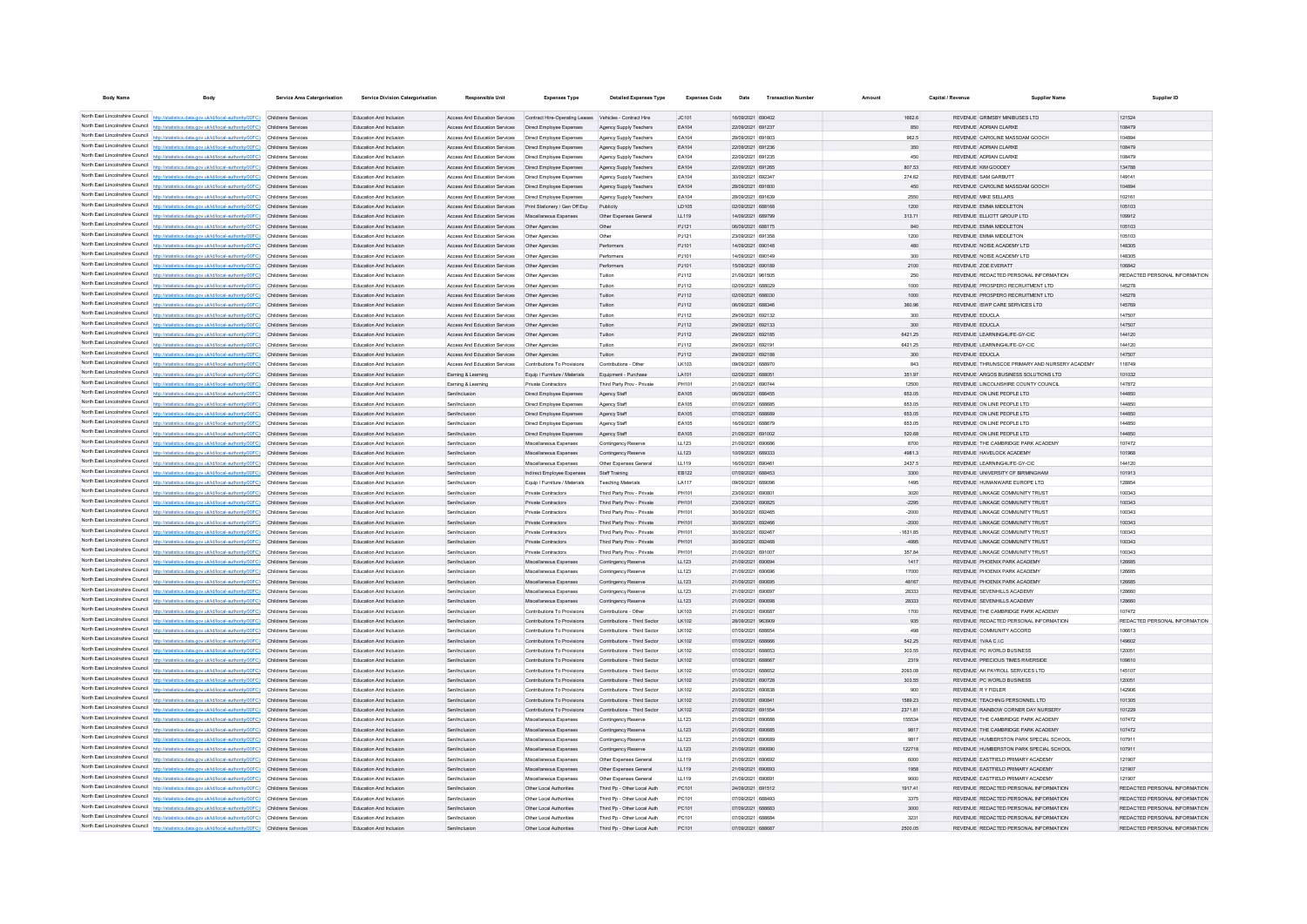| Body Name | Body | Service Area Catergorisation | Service Division Catergorisation | Responsible Unit | Expenses Type | Detailed Expenses Type | Expenses Code | Date | Transaction Number | Amount | Capital / Revenue | Supplier Name | Supplier ID |
|---|---|---|---|---|---|---|---|---|---|---|---|---|---|
| North East Lincolnshire Council | http://statistics.data.gov.uk/id/local-authority/00FC) | Childrens Services | Education And Inclusion | Access And Education Services | Contract Hire-Operating Leases | Vehicles - Contract Hire | JC101 | 16/09/2021 | 690402 | 1662.6 | REVENUE | GRIMSBY MINIBUSES LTD | 121524 |
| North East Lincolnshire Council | http://statistics.data.gov.uk/id/local-authority/00FC) | Childrens Services | Education And Inclusion | Access And Education Services | Direct Employee Expenses | Agency Supply Teachers | EA104 | 22/09/2021 | 691237 | 850 | REVENUE | ADRIAN CLARKE | 108479 |
| North East Lincolnshire Council | http://statistics.data.gov.uk/id/local-authority/00FC) | Childrens Services | Education And Inclusion | Access And Education Services | Direct Employee Expenses | Agency Supply Teachers | EA104 | 28/09/2021 | 691803 | 962.5 | REVENUE | CAROLINE MASSDAM GOOCH | 104694 |
| North East Lincolnshire Council | http://statistics.data.gov.uk/id/local-authority/00FC) | Childrens Services | Education And Inclusion | Access And Education Services | Direct Employee Expenses | Agency Supply Teachers | EA104 | 22/09/2021 | 691236 | 350 | REVENUE | ADRIAN CLARKE | 108479 |
| North East Lincolnshire Council | http://statistics.data.gov.uk/id/local-authority/00FC) | Childrens Services | Education And Inclusion | Access And Education Services | Direct Employee Expenses | Agency Supply Teachers | EA104 | 22/09/2021 | 691235 | 450 | REVENUE | ADRIAN CLARKE | 108479 |
| North East Lincolnshire Council | http://statistics.data.gov.uk/id/local-authority/00FC) | Childrens Services | Education And Inclusion | Access And Education Services | Direct Employee Expenses | Agency Supply Teachers | EA104 | 22/09/2021 | 691265 | 807.53 | REVENUE | KIM GOODEY | 134788 |
| North East Lincolnshire Council | http://statistics.data.gov.uk/id/local-authority/00FC) | Childrens Services | Education And Inclusion | Access And Education Services | Direct Employee Expenses | Agency Supply Teachers | EA104 | 30/09/2021 | 692347 | 274.62 | REVENUE | SAM GARBUTT | 149141 |
| North East Lincolnshire Council | http://statistics.data.gov.uk/id/local-authority/00FC) | Childrens Services | Education And Inclusion | Access And Education Services | Direct Employee Expenses | Agency Supply Teachers | EA104 | 28/09/2021 | 691800 | 450 | REVENUE | CAROLINE MASSDAM GOOCH | 104694 |
| North East Lincolnshire Council | http://statistics.data.gov.uk/id/local-authority/00FC) | Childrens Services | Education And Inclusion | Access And Education Services | Direct Employee Expenses | Agency Supply Teachers | EA104 | 28/09/2021 | 691639 | 2550 | REVENUE | MIKE SELLARS | 102161 |
| North East Lincolnshire Council | http://statistics.data.gov.uk/id/local-authority/00FC) | Childrens Services | Education And Inclusion | Access And Education Services | Print Stationery / Gen Off Exp | Publicity | LD103 | 02/09/2021 | 688168 | 1200 | REVENUE | EMMA MIDDLETON | 105103 |
| North East Lincolnshire Council | http://statistics.data.gov.uk/id/local-authority/00FC) | Childrens Services | Education And Inclusion | Access And Education Services | Miscellaneous Expenses | Other Expenses General | LL119 | 14/09/2021 | 689799 | 313.71 | REVENUE | ELLIOTT GROUP LTD | 109912 |
| North East Lincolnshire Council | http://statistics.data.gov.uk/id/local-authority/00FC) | Childrens Services | Education And Inclusion | Access And Education Services | Other Agencies | Other | PJ121 | 06/09/2021 | 688175 | 840 | REVENUE | EMMA MIDDLETON | 105103 |
| North East Lincolnshire Council | http://statistics.data.gov.uk/id/local-authority/00FC) | Childrens Services | Education And Inclusion | Access And Education Services | Other Agencies | Other | PJ121 | 23/09/2021 | 691358 | 1200 | REVENUE | EMMA MIDDLETON | 105103 |
| North East Lincolnshire Council | http://statistics.data.gov.uk/id/local-authority/00FC) | Childrens Services | Education And Inclusion | Access And Education Services | Other Agencies | Performers | PJ101 | 14/09/2021 | 690148 | 480 | REVENUE | NOISE ACADEMY LTD | 148305 |
| North East Lincolnshire Council | http://statistics.data.gov.uk/id/local-authority/00FC) | Childrens Services | Education And Inclusion | Access And Education Services | Other Agencies | Performers | PJ101 | 14/09/2021 | 690149 | 300 | REVENUE | NOISE ACADEMY LTD | 148305 |
| North East Lincolnshire Council | http://statistics.data.gov.uk/id/local-authority/00FC) | Childrens Services | Education And Inclusion | Access And Education Services | Other Agencies | Performers | PJ101 | 15/09/2021 | 690189 | 2100 | REVENUE | ZOE EVERATT | 106842 |
| North East Lincolnshire Council | http://statistics.data.gov.uk/id/local-authority/00FC) | Childrens Services | Education And Inclusion | Access And Education Services | Other Agencies | Tuition | PJ112 | 21/09/2021 | 961505 | 250 | REVENUE | REDACTED PERSONAL INFORMATION | REDACTED PERSONAL INFORMATION |
| North East Lincolnshire Council | http://statistics.data.gov.uk/id/local-authority/00FC) | Childrens Services | Education And Inclusion | Access And Education Services | Other Agencies | Tuition | PJ112 | 02/09/2021 | 688029 | 1000 | REVENUE | PROSPERO RECRUITMENT LTD | 145278 |
| North East Lincolnshire Council | http://statistics.data.gov.uk/id/local-authority/00FC) | Childrens Services | Education And Inclusion | Access And Education Services | Other Agencies | Tuition | PJ112 | 02/09/2021 | 688030 | 1000 | REVENUE | PROSPERO RECRUITMENT LTD | 145278 |
| North East Lincolnshire Council | http://statistics.data.gov.uk/id/local-authority/00FC) | Childrens Services | Education And Inclusion | Access And Education Services | Other Agencies | Tuition | PJ112 | 06/09/2021 | 688346 | 360.96 | REVENUE | ISWP CARE SERVICES LTD | 145769 |
| North East Lincolnshire Council | http://statistics.data.gov.uk/id/local-authority/00FC) | Childrens Services | Education And Inclusion | Access And Education Services | Other Agencies | Tuition | PJ112 | 29/09/2021 | 692132 | 300 | REVENUE | EDUCLA | 147507 |
| North East Lincolnshire Council | http://statistics.data.gov.uk/id/local-authority/00FC) | Childrens Services | Education And Inclusion | Access And Education Services | Other Agencies | Tuition | PJ112 | 29/09/2021 | 692133 | 300 | REVENUE | EDUCLA | 147507 |
| North East Lincolnshire Council | http://statistics.data.gov.uk/id/local-authority/00FC) | Childrens Services | Education And Inclusion | Access And Education Services | Other Agencies | Tuition | PJ112 | 29/09/2021 | 692185 | 6421.25 | REVENUE | LEARNINGHLIFE-GY-CIC | 144120 |
| North East Lincolnshire Council | http://statistics.data.gov.uk/id/local-authority/00FC) | Childrens Services | Education And Inclusion | Access And Education Services | Other Agencies | Tuition | PJ112 | 29/09/2021 | 692191 | 6421.25 | REVENUE | LEARNINGHLIFE-GY-CIC | 144120 |
| North East Lincolnshire Council | http://statistics.data.gov.uk/id/local-authority/00FC) | Childrens Services | Education And Inclusion | Access And Education Services | Other Agencies | Tuition | PJ112 | 29/09/2021 | 692188 | 300 | REVENUE | EDUCLA | 147507 |
| North East Lincolnshire Council | http://statistics.data.gov.uk/id/local-authority/00FC) | Childrens Services | Education And Inclusion | Access And Education Services | Contributions To Provisions | Contributions - Other | LK103 | 09/09/2021 | 688970 | 843 | REVENUE | THRUNSCOE PRIMARY AND NURSERY ACADEMY | 118749 |
| North East Lincolnshire Council | http://statistics.data.gov.uk/id/local-authority/00FC) | Childrens Services | Education And Inclusion | Earning & Learning | Equip / Furniture / Materials | Equipment - Purchase | LA101 | 02/09/2021 | 688051 | 351.97 | REVENUE | ARGOS BUSINESS SOLUTIONS LTD | 101032 |
| North East Lincolnshire Council | http://statistics.data.gov.uk/id/local-authority/00FC) | Childrens Services | Education And Inclusion | Earning & Learning | Private Contractors | Third Party Prov - Private | PH101 | 21/09/2021 | 690744 | 12500 | REVENUE | LINCOLNSHIRE COUNTY COUNCIL | 147872 |
| North East Lincolnshire Council | http://statistics.data.gov.uk/id/local-authority/00FC) | Childrens Services | Education And Inclusion | Sen/Inclusion | Direct Employee Expenses | Agency Staff | EA105 | 06/09/2021 | 688455 | 653.05 | REVENUE | ON LINE PEOPLE LTD | 144850 |
| North East Lincolnshire Council | http://statistics.data.gov.uk/id/local-authority/00FC) | Childrens Services | Education And Inclusion | Sen/Inclusion | Direct Employee Expenses | Agency Staff | EA105 | 07/09/2021 | 688685 | 653.05 | REVENUE | ON LINE PEOPLE LTD | 144850 |
| North East Lincolnshire Council | http://statistics.data.gov.uk/id/local-authority/00FC) | Childrens Services | Education And Inclusion | Sen/Inclusion | Direct Employee Expenses | Agency Staff | EA105 | 07/09/2021 | 688689 | 653.05 | REVENUE | ON LINE PEOPLE LTD | 144850 |
| North East Lincolnshire Council | http://statistics.data.gov.uk/id/local-authority/00FC) | Childrens Services | Education And Inclusion | Sen/Inclusion | Direct Employee Expenses | Agency Staff | EA105 | 16/09/2021 | 688679 | 653.05 | REVENUE | ON LINE PEOPLE LTD | 144850 |
| North East Lincolnshire Council | http://statistics.data.gov.uk/id/local-authority/00FC) | Childrens Services | Education And Inclusion | Sen/Inclusion | Direct Employee Expenses | Agency Staff | EA105 | 21/09/2021 | 691002 | 520.68 | REVENUE | ON LINE PEOPLE LTD | 144850 |
| North East Lincolnshire Council | http://statistics.data.gov.uk/id/local-authority/00FC) | Childrens Services | Education And Inclusion | Sen/Inclusion | Miscellaneous Expenses | Contingency Reserve | LL123 | 21/09/2021 | 690686 | 8700 | REVENUE | THE CAMBRIDGE PARK ACADEMY | 107472 |
| North East Lincolnshire Council | http://statistics.data.gov.uk/id/local-authority/00FC) | Childrens Services | Education And Inclusion | Sen/Inclusion | Miscellaneous Expenses | Contingency Reserve | LL123 | 10/09/2021 | 689333 | 4981.3 | REVENUE | HAVELOCK ACADEMY | 101968 |
| North East Lincolnshire Council | http://statistics.data.gov.uk/id/local-authority/00FC) | Childrens Services | Education And Inclusion | Sen/Inclusion | Miscellaneous Expenses | Other Expenses General | LL119 | 16/09/2021 | 690461 | 2437.5 | REVENUE | LEARNINGHLIFE-GY-CIC | 144120 |
| North East Lincolnshire Council | http://statistics.data.gov.uk/id/local-authority/00FC) | Childrens Services | Education And Inclusion | Sen/Inclusion | Indirect Employee Expenses | Staff Training | EB122 | 07/09/2021 | 688453 | 3300 | REVENUE | UNIVERSITY OF BIRMINGHAM | 101913 |
| North East Lincolnshire Council | http://statistics.data.gov.uk/id/local-authority/00FC) | Childrens Services | Education And Inclusion | Sen/Inclusion | Equip / Furniture / Materials | Teaching Materials | LA117 | 09/09/2021 | 689096 | 1495 | REVENUE | HUMANWARE EUROPE LTD | 128854 |
| North East Lincolnshire Council | http://statistics.data.gov.uk/id/local-authority/00FC) | Childrens Services | Education And Inclusion | Sen/Inclusion | Private Contractors | Third Party Prov - Private | PH101 | 23/09/2021 | 690801 | 3020 | REVENUE | LINKAGE COMMUNITY TRUST | 100343 |
| North East Lincolnshire Council | http://statistics.data.gov.uk/id/local-authority/00FC) | Childrens Services | Education And Inclusion | Sen/Inclusion | Private Contractors | Third Party Prov - Private | PH101 | 23/09/2021 | 690825 | -2295 | REVENUE | LINKAGE COMMUNITY TRUST | 100343 |
| North East Lincolnshire Council | http://statistics.data.gov.uk/id/local-authority/00FC) | Childrens Services | Education And Inclusion | Sen/Inclusion | Private Contractors | Third Party Prov - Private | PH101 | 30/09/2021 | 692465 | -2000 | REVENUE | LINKAGE COMMUNITY TRUST | 100343 |
| North East Lincolnshire Council | http://statistics.data.gov.uk/id/local-authority/00FC) | Childrens Services | Education And Inclusion | Sen/Inclusion | Private Contractors | Third Party Prov - Private | PH101 | 30/09/2021 | 692466 | -2000 | REVENUE | LINKAGE COMMUNITY TRUST | 100343 |
| North East Lincolnshire Council | http://statistics.data.gov.uk/id/local-authority/00FC) | Childrens Services | Education And Inclusion | Sen/Inclusion | Private Contractors | Third Party Prov - Private | PH101 | 30/09/2021 | 692467 | -1631.85 | REVENUE | LINKAGE COMMUNITY TRUST | 100343 |
| North East Lincolnshire Council | http://statistics.data.gov.uk/id/local-authority/00FC) | Childrens Services | Education And Inclusion | Sen/Inclusion | Private Contractors | Third Party Prov - Private | PH101 | 30/09/2021 | 692468 | -4995 | REVENUE | LINKAGE COMMUNITY TRUST | 100343 |
| North East Lincolnshire Council | http://statistics.data.gov.uk/id/local-authority/00FC) | Childrens Services | Education And Inclusion | Sen/Inclusion | Private Contractors | Third Party Prov - Private | PH101 | 21/09/2021 | 691007 | 357.84 | REVENUE | LINKAGE COMMUNITY TRUST | 100343 |
| North East Lincolnshire Council | http://statistics.data.gov.uk/id/local-authority/00FC) | Childrens Services | Education And Inclusion | Sen/Inclusion | Miscellaneous Expenses | Contingency Reserve | LL123 | 21/09/2021 | 690694 | 1417 | REVENUE | PHOENIX PARK ACADEMY | 126685 |
| North East Lincolnshire Council | http://statistics.data.gov.uk/id/local-authority/00FC) | Childrens Services | Education And Inclusion | Sen/Inclusion | Miscellaneous Expenses | Contingency Reserve | LL123 | 21/09/2021 | 690696 | 17000 | REVENUE | PHOENIX PARK ACADEMY | 126685 |
| North East Lincolnshire Council | http://statistics.data.gov.uk/id/local-authority/00FC) | Childrens Services | Education And Inclusion | Sen/Inclusion | Miscellaneous Expenses | Contingency Reserve | LL123 | 21/09/2021 | 690695 | 48167 | REVENUE | PHOENIX PARK ACADEMY | 126685 |
| North East Lincolnshire Council | http://statistics.data.gov.uk/id/local-authority/00FC) | Childrens Services | Education And Inclusion | Sen/Inclusion | Miscellaneous Expenses | Contingency Reserve | LL123 | 21/09/2021 | 690697 | 28333 | REVENUE | SEVENHILLS ACADEMY | 128660 |
| North East Lincolnshire Council | http://statistics.data.gov.uk/id/local-authority/00FC) | Childrens Services | Education And Inclusion | Sen/Inclusion | Miscellaneous Expenses | Contingency Reserve | LL123 | 21/09/2021 | 690698 | 28333 | REVENUE | SEVENHILLS ACADEMY | 128660 |
| North East Lincolnshire Council | http://statistics.data.gov.uk/id/local-authority/00FC) | Childrens Services | Education And Inclusion | Sen/Inclusion | Contributions To Provisions | Contributions - Other | LK103 | 21/09/2021 | 690687 | 1700 | REVENUE | THE CAMBRIDGE PARK ACADEMY | 107472 |
| North East Lincolnshire Council | http://statistics.data.gov.uk/id/local-authority/00FC) | Childrens Services | Education And Inclusion | Sen/Inclusion | Contributions To Provisions | Contributions - Third Sector | LK102 | 28/09/2021 | 963909 | 935 | REVENUE | REDACTED PERSONAL INFORMATION | REDACTED PERSONAL INFORMATION |
| North East Lincolnshire Council | http://statistics.data.gov.uk/id/local-authority/00FC) | Childrens Services | Education And Inclusion | Sen/Inclusion | Contributions To Provisions | Contributions - Third Sector | LK102 | 07/09/2021 | 688654 | 498 | REVENUE | COMMUNITY ACCORD | 106613 |
| North East Lincolnshire Council | http://statistics.data.gov.uk/id/local-authority/00FC) | Childrens Services | Education And Inclusion | Sen/Inclusion | Contributions To Provisions | Contributions - Third Sector | LK102 | 07/09/2021 | 688666 | 542.25 | REVENUE | TVAA C.I.C | 149602 |
| North East Lincolnshire Council | http://statistics.data.gov.uk/id/local-authority/00FC) | Childrens Services | Education And Inclusion | Sen/Inclusion | Contributions To Provisions | Contributions - Third Sector | LK102 | 07/09/2021 | 688653 | 303.55 | REVENUE | PC WORLD BUSINESS | 120051 |
| North East Lincolnshire Council | http://statistics.data.gov.uk/id/local-authority/00FC) | Childrens Services | Education And Inclusion | Sen/Inclusion | Contributions To Provisions | Contributions - Third Sector | LK102 | 07/09/2021 | 688667 | 2319 | REVENUE | PRECIOUS TIMES RIVERSIDE | 109610 |
| North East Lincolnshire Council | http://statistics.data.gov.uk/id/local-authority/00FC) | Childrens Services | Education And Inclusion | Sen/Inclusion | Contributions To Provisions | Contributions - Third Sector | LK102 | 07/09/2021 | 688652 | 2093.08 | REVENUE | AK PAYROLL SERVICES LTD | 145107 |
| North East Lincolnshire Council | http://statistics.data.gov.uk/id/local-authority/00FC) | Childrens Services | Education And Inclusion | Sen/Inclusion | Contributions To Provisions | Contributions - Third Sector | LK102 | 21/09/2021 | 690728 | 303.55 | REVENUE | PC WORLD BUSINESS | 120051 |
| North East Lincolnshire Council | http://statistics.data.gov.uk/id/local-authority/00FC) | Childrens Services | Education And Inclusion | Sen/Inclusion | Contributions To Provisions | Contributions - Third Sector | LK102 | 20/09/2021 | 690838 | 900 | REVENUE | R Y FIDLER | 142906 |
| North East Lincolnshire Council | http://statistics.data.gov.uk/id/local-authority/00FC) | Childrens Services | Education And Inclusion | Sen/Inclusion | Contributions To Provisions | Contributions - Third Sector | LK102 | 21/09/2021 | 690841 | 1589.23 | REVENUE | TEACHING PERSONNEL LTD | 101305 |
| North East Lincolnshire Council | http://statistics.data.gov.uk/id/local-authority/00FC) | Childrens Services | Education And Inclusion | Sen/Inclusion | Contributions To Provisions | Contributions - Third Sector | LK102 | 27/09/2021 | 691554 | 2371.81 | REVENUE | RAINBOW CORNER DAY NURSERY | 101229 |
| North East Lincolnshire Council | http://statistics.data.gov.uk/id/local-authority/00FC) | Childrens Services | Education And Inclusion | Sen/Inclusion | Miscellaneous Expenses | Contingency Reserve | LL123 | 21/09/2021 | 690688 | 155534 | REVENUE | THE CAMBRIDGE PARK ACADEMY | 107472 |
| North East Lincolnshire Council | http://statistics.data.gov.uk/id/local-authority/00FC) | Childrens Services | Education And Inclusion | Sen/Inclusion | Miscellaneous Expenses | Contingency Reserve | LL123 | 21/09/2021 | 690685 | 9817 | REVENUE | THE CAMBRIDGE PARK ACADEMY | 107472 |
| North East Lincolnshire Council | http://statistics.data.gov.uk/id/local-authority/00FC) | Childrens Services | Education And Inclusion | Sen/Inclusion | Miscellaneous Expenses | Contingency Reserve | LL123 | 21/09/2021 | 690689 | 9817 | REVENUE | HUMBERSTON PARK SPECIAL SCHOOL | 107911 |
| North East Lincolnshire Council | http://statistics.data.gov.uk/id/local-authority/00FC) | Childrens Services | Education And Inclusion | Sen/Inclusion | Miscellaneous Expenses | Contingency Reserve | LL123 | 21/09/2021 | 690690 | 122718 | REVENUE | HUMBERSTON PARK SPECIAL SCHOOL | 107911 |
| North East Lincolnshire Council | http://statistics.data.gov.uk/id/local-authority/00FC) | Childrens Services | Education And Inclusion | Sen/Inclusion | Miscellaneous Expenses | Other Expenses General | LL119 | 21/09/2021 | 690692 | 6000 | REVENUE | EASTFIELD PRIMARY ACADEMY | 121907 |
| North East Lincolnshire Council | http://statistics.data.gov.uk/id/local-authority/00FC) | Childrens Services | Education And Inclusion | Sen/Inclusion | Miscellaneous Expenses | Other Expenses General | LL119 | 21/09/2021 | 690693 | 1958 | REVENUE | EASTFIELD PRIMARY ACADEMY | 121907 |
| North East Lincolnshire Council | http://statistics.data.gov.uk/id/local-authority/00FC) | Childrens Services | Education And Inclusion | Sen/Inclusion | Miscellaneous Expenses | Other Expenses General | LL119 | 21/09/2021 | 690691 | 9000 | REVENUE | EASTFIELD PRIMARY ACADEMY | 121907 |
| North East Lincolnshire Council | http://statistics.data.gov.uk/id/local-authority/00FC) | Childrens Services | Education And Inclusion | Sen/Inclusion | Other Local Authorities | Third Pp - Other Local Auth | PC101 | 24/09/2021 | 691512 | 1917.41 | REVENUE | REDACTED PERSONAL INFORMATION | REDACTED PERSONAL INFORMATION |
| North East Lincolnshire Council | http://statistics.data.gov.uk/id/local-authority/00FC) | Childrens Services | Education And Inclusion | Sen/Inclusion | Other Local Authorities | Third Pp - Other Local Auth | PC101 | 07/09/2021 | 688493 | 3375 | REVENUE | REDACTED PERSONAL INFORMATION | REDACTED PERSONAL INFORMATION |
| North East Lincolnshire Council | http://statistics.data.gov.uk/id/local-authority/00FC) | Childrens Services | Education And Inclusion | Sen/Inclusion | Other Local Authorities | Third Pp - Other Local Auth | PC101 | 07/09/2021 | 688683 | 3000 | REVENUE | REDACTED PERSONAL INFORMATION | REDACTED PERSONAL INFORMATION |
| North East Lincolnshire Council | http://statistics.data.gov.uk/id/local-authority/00FC) | Childrens Services | Education And Inclusion | Sen/Inclusion | Other Local Authorities | Third Pp - Other Local Auth | PC101 | 07/09/2021 | 688684 | 3231 | REVENUE | REDACTED PERSONAL INFORMATION | REDACTED PERSONAL INFORMATION |
| North East Lincolnshire Council | http://statistics.data.gov.uk/id/local-authority/00FC) | Childrens Services | Education And Inclusion | Sen/Inclusion | Other Local Authorities | Third Pp - Other Local Auth | PC101 | 07/09/2021 | 688687 | 2500.05 | REVENUE | REDACTED PERSONAL INFORMATION | REDACTED PERSONAL INFORMATION |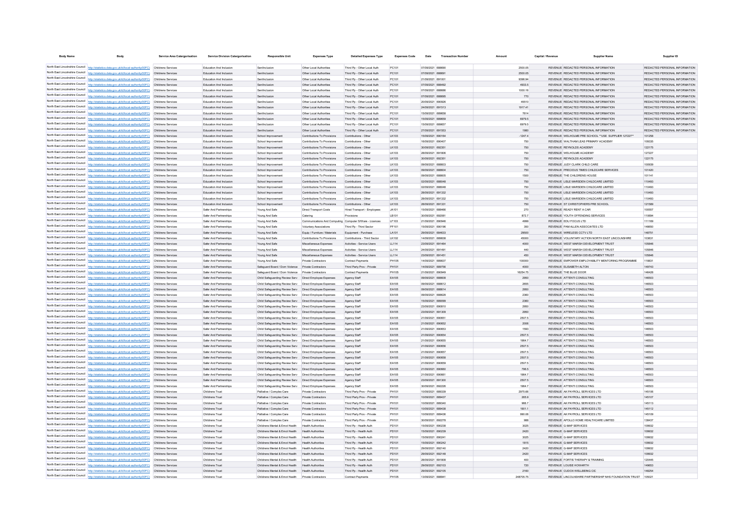| Body Name | Body | Service Area Catergorisation | Service Division Catergorisation | Responsible Unit | Expenses Type | Detailed Expenses Type | Expenses Code | Date | Transaction Number | Amount | Capital / Revenue | Supplier Name | Supplier ID |
|---|---|---|---|---|---|---|---|---|---|---|---|---|---|
| North East Lincolnshire Council | http://statistics.data.gov.uk/id/local-authority/00FC) | Childrens Services | Education And Inclusion | Sen/Inclusion | Other Local Authorities | Third Pp - Other Local Auth | PC101 | 07/09/2021 | 688690 | 2500.05 | REVENUE | REDACTED PERSONAL INFORMATION | REDACTED PERSONAL INFORMATION |
| North East Lincolnshire Council | http://statistics.data.gov.uk/id/local-authority/00FC) | Childrens Services | Education And Inclusion | Sen/Inclusion | Other Local Authorities | Third Pp - Other Local Auth | PC101 | 07/09/2021 | 688691 | 2500.05 | REVENUE | REDACTED PERSONAL INFORMATION | REDACTED PERSONAL INFORMATION |
| North East Lincolnshire Council | http://statistics.data.gov.uk/id/local-authority/00FC) | Childrens Services | Education And Inclusion | Sen/Inclusion | Other Local Authorities | Third Pp - Other Local Auth | PC101 | 21/09/2021 | 691001 | 9396.94 | REVENUE | REDACTED PERSONAL INFORMATION | REDACTED PERSONAL INFORMATION |
| North East Lincolnshire Council | http://statistics.data.gov.uk/id/local-authority/00FC) | Childrens Services | Education And Inclusion | Sen/Inclusion | Other Local Authorities | Third Pp - Other Local Auth | PC101 | 07/09/2021 | 688492 | 4933.5 | REVENUE | REDACTED PERSONAL INFORMATION | REDACTED PERSONAL INFORMATION |
| North East Lincolnshire Council | http://statistics.data.gov.uk/id/local-authority/00FC) | Childrens Services | Education And Inclusion | Sen/Inclusion | Other Local Authorities | Third Pp - Other Local Auth | PC101 | 07/09/2021 | 688696 | 1000.16 | REVENUE | REDACTED PERSONAL INFORMATION | REDACTED PERSONAL INFORMATION |
| North East Lincolnshire Council | http://statistics.data.gov.uk/id/local-authority/00FC) | Childrens Services | Education And Inclusion | Sen/Inclusion | Other Local Authorities | Third Pp - Other Local Auth | PC101 | 07/09/2021 | 688695 | 770 | REVENUE | REDACTED PERSONAL INFORMATION | REDACTED PERSONAL INFORMATION |
| North East Lincolnshire Council | http://statistics.data.gov.uk/id/local-authority/00FC) | Childrens Services | Education And Inclusion | Sen/Inclusion | Other Local Authorities | Third Pp - Other Local Auth | PC101 | 20/09/2021 | 690926 | 45510 | REVENUE | REDACTED PERSONAL INFORMATION | REDACTED PERSONAL INFORMATION |
| North East Lincolnshire Council | http://statistics.data.gov.uk/id/local-authority/00FC) | Childrens Services | Education And Inclusion | Sen/Inclusion | Other Local Authorities | Third Pp - Other Local Auth | PC101 | 24/09/2021 | 691513 | 1917.41 | REVENUE | REDACTED PERSONAL INFORMATION | REDACTED PERSONAL INFORMATION |
| North East Lincolnshire Council | http://statistics.data.gov.uk/id/local-authority/00FC) | Childrens Services | Education And Inclusion | Sen/Inclusion | Other Local Authorities | Third Pp - Other Local Auth | PC101 | 15/09/2021 | 689658 | 7614 | REVENUE | REDACTED PERSONAL INFORMATION | REDACTED PERSONAL INFORMATION |
| North East Lincolnshire Council | http://statistics.data.gov.uk/id/local-authority/00FC) | Childrens Services | Education And Inclusion | Sen/Inclusion | Other Local Authorities | Third Pp - Other Local Auth | PC101 | 15/09/2021 | 689659 | 6979.5 | REVENUE | REDACTED PERSONAL INFORMATION | REDACTED PERSONAL INFORMATION |
| North East Lincolnshire Council | http://statistics.data.gov.uk/id/local-authority/00FC) | Childrens Services | Education And Inclusion | Sen/Inclusion | Other Local Authorities | Third Pp - Other Local Auth | PC101 | 15/09/2021 | 689657 | 6979.5 | REVENUE | REDACTED PERSONAL INFORMATION | REDACTED PERSONAL INFORMATION |
| North East Lincolnshire Council | http://statistics.data.gov.uk/id/local-authority/00FC) | Childrens Services | Education And Inclusion | Sen/Inclusion | Other Local Authorities | Third Pp - Other Local Auth | PC101 | 27/09/2021 | 691553 | 1980 | REVENUE | REDACTED PERSONAL INFORMATION | REDACTED PERSONAL INFORMATION |
| North East Lincolnshire Council | http://statistics.data.gov.uk/id/local-authority/00FC) | Childrens Services | Education And Inclusion | School Improvement | Contributions To Provisions | Contributions - Other | LK103 | 15/09/2021 | 690164 | -1247.4 | REVENUE | WELHOLME PRE SCHOOL **USE SUPPLIER 127227** | 101258 |
| North East Lincolnshire Council | http://statistics.data.gov.uk/id/local-authority/00FC) | Childrens Services | Education And Inclusion | School Improvement | Contributions To Provisions | Contributions - Other | LK103 | 16/09/2021 | 690407 | 750 | REVENUE | WALTHAM LEAS PRIMARY ACADEMY | 109035 |
| North East Lincolnshire Council | http://statistics.data.gov.uk/id/local-authority/00FC) | Childrens Services | Education And Inclusion | School Improvement | Contributions To Provisions | Contributions - Other | LK103 | 30/09/2021 | 692351 | 750 | REVENUE | REYNOLDS ACADEMY | 122175 |
| North East Lincolnshire Council | http://statistics.data.gov.uk/id/local-authority/00FC) | Childrens Services | Education And Inclusion | School Improvement | Contributions To Provisions | Contributions - Other | LK103 | 28/09/2021 | 691806 | 750 | REVENUE | WELHOLME ACADEMY | 127227 |
| North East Lincolnshire Council | http://statistics.data.gov.uk/id/local-authority/00FC) | Childrens Services | Education And Inclusion | School Improvement | Contributions To Provisions | Contributions - Other | LK103 | 30/09/2021 | 692351 | 750 | REVENUE | REYNOLDS ACADEMY | 122175 |
| North East Lincolnshire Council | http://statistics.data.gov.uk/id/local-authority/00FC) | Childrens Services | Education And Inclusion | School Improvement | Contributions To Provisions | Contributions - Other | LK103 | 09/09/2021 | 688603 | 750 | REVENUE | JUDY CLARK CHILD CARE | 100939 |
| North East Lincolnshire Council | http://statistics.data.gov.uk/id/local-authority/00FC) | Childrens Services | Education And Inclusion | School Improvement | Contributions To Provisions | Contributions - Other | LK103 | 09/09/2021 | 688604 | 750 | REVENUE | PRECIOUS TIMES CHILDCARE SERVICES | 101420 |
| North East Lincolnshire Council | http://statistics.data.gov.uk/id/local-authority/00FC) | Childrens Services | Education And Inclusion | School Improvement | Contributions To Provisions | Contributions - Other | LK103 | 09/09/2021 | 688605 | 1500 | REVENUE | THE CHILDRENS HOUSE | 101141 |
| North East Lincolnshire Council | http://statistics.data.gov.uk/id/local-authority/00FC) | Childrens Services | Education And Inclusion | School Improvement | Contributions To Provisions | Contributions - Other | LK103 | 02/09/2021 | 688048 | 750 | REVENUE | LISLE MARSDEN CHILDCARE LIMITED | 110493 |
| North East Lincolnshire Council | http://statistics.data.gov.uk/id/local-authority/00FC) | Childrens Services | Education And Inclusion | School Improvement | Contributions To Provisions | Contributions - Other | LK103 | 02/09/2021 | 688048 | 750 | REVENUE | LISLE MARSDEN CHILDCARE LIMITED | 110493 |
| North East Lincolnshire Council | http://statistics.data.gov.uk/id/local-authority/00FC) | Childrens Services | Education And Inclusion | School Improvement | Contributions To Provisions | Contributions - Other | LK103 | 28/09/2021 | 691332 | 750 | REVENUE | LISLE MARSDEN CHILDCARE LIMITED | 110493 |
| North East Lincolnshire Council | http://statistics.data.gov.uk/id/local-authority/00FC) | Childrens Services | Education And Inclusion | School Improvement | Contributions To Provisions | Contributions - Other | LK103 | 28/09/2021 | 691332 | 750 | REVENUE | LISLE MARSDEN CHILDCARE LIMITED | 110493 |
| North East Lincolnshire Council | http://statistics.data.gov.uk/id/local-authority/00FC) | Childrens Services | Education And Inclusion | School Improvement | Contributions To Provisions | Contributions - Other | LK103 | 28/09/2021 | 691331 | 750 | REVENUE | ST CHRISTOPHERS PRE SCHOOL | 121989 |
| North East Lincolnshire Council | http://statistics.data.gov.uk/id/local-authority/00FC) | Childrens Services | Safer And Partnerships | Young And Safe | Direct Transport Costs | Hired Transport - Employees | JA101 | 15/09/2021 | 689466 | 270 | REVENUE | READY RENT A CAR | 100557 |
| North East Lincolnshire Council | http://statistics.data.gov.uk/id/local-authority/00FC) | Childrens Services | Safer And Partnerships | Young And Safe | Catering | Provisions | LB101 | 30/09/2021 | 692081 | 872.7 | REVENUE | YOUTH OFFENDING SERVICES | 110694 |
| North East Lincolnshire Council | http://statistics.data.gov.uk/id/local-authority/00FC) | Childrens Services | Safer And Partnerships | Young And Safe | Communications And Computing | Computer S/Ware - Licences | LF103 | 21/09/2021 | 690946 | 4999 | REVENUE | EDU FOCUS LTD | 111169 |
| North East Lincolnshire Council | http://statistics.data.gov.uk/id/local-authority/00FC) | Childrens Services | Safer And Partnerships | Young And Safe | Voluntary Associations | Third Pp - Third Sector | PF101 | 15/09/2021 | 690196 | 350 | REVENUE | PAM ALLEN ASSOCIATES LTD | 149650 |
| North East Lincolnshire Council | http://statistics.data.gov.uk/id/local-authority/00FC) | Childrens Services | Safer And Partnerships | Young And Safe | Equip / Furniture / Materials | Equipment - Purchase | LA101 | 29/09/2021 | 684633 | 29500 | REVENUE | WIRELESS CCTV LTD | 148751 |
| North East Lincolnshire Council | http://statistics.data.gov.uk/id/local-authority/00FC) | Childrens Services | Safer And Partnerships | Young And Safe | Contributions To Provisions | Contributions - Third Sector | LK102 | 14/09/2021 | 689638 | 45000 | REVENUE | VOLUNTARY ACTION NORTH EAST LINCOLNSHIRE | 103631 |
| North East Lincolnshire Council | http://statistics.data.gov.uk/id/local-authority/00FC) | Childrens Services | Safer And Partnerships | Young And Safe | Miscellaneous Expenses | Activities - Service Users | LL114 | 23/09/2021 | 691464 | 4000 | REVENUE | WEST MARSH DEVELOPMENT TRUST | 105846 |
| North East Lincolnshire Council | http://statistics.data.gov.uk/id/local-authority/00FC) | Childrens Services | Safer And Partnerships | Young And Safe | Miscellaneous Expenses | Activities - Service Users | LL114 | 24/09/2021 | 691491 | 440 | REVENUE | WEST MARSH DEVELOPMENT TRUST | 105846 |
| North East Lincolnshire Council | http://statistics.data.gov.uk/id/local-authority/00FC) | Childrens Services | Safer And Partnerships | Young And Safe | Miscellaneous Expenses | Activities - Service Users | LL114 | 23/09/2021 | 691451 | 450 | REVENUE | WEST MARSH DEVELOPMENT TRUST | 105846 |
| North East Lincolnshire Council | http://statistics.data.gov.uk/id/local-authority/00FC) | Childrens Services | Safer And Partnerships | Young And Safe | Private Contractors | Contract Payments | PH105 | 14/09/2021 | 689837 | 100000 | REVENUE | EMPOWER EMPLOYABILITY MENTORING PROGRAMME | 118631 |
| North East Lincolnshire Council | http://statistics.data.gov.uk/id/local-authority/00FC) | Childrens Services | Safer And Partnerships | Safeguard Board / Dom Violence | Private Contractors | Third Party Prov - Private | PH101 | 14/09/2021 | 689756 | 4000 | REVENUE | ELISABETH ALTON | 149743 |
| North East Lincolnshire Council | http://statistics.data.gov.uk/id/local-authority/00FC) | Childrens Services | Safer And Partnerships | Safeguard Board / Dom Violence | Private Contractors | Contract Payments | PH105 | 21/09/2021 | 690949 | 16254.75 | REVENUE | THE BLUE DOOR | 146428 |
| North East Lincolnshire Council | http://statistics.data.gov.uk/id/local-authority/00FC) | Childrens Services | Safer And Partnerships | Child Safeguarding Review Serv | Direct Employee Expenses | Agency Staff | EA105 | 09/09/2021 | 688608 | 2950 | REVENUE | ATTENTI CONSULTING | 146503 |
| North East Lincolnshire Council | http://statistics.data.gov.uk/id/local-authority/00FC) | Childrens Services | Safer And Partnerships | Child Safeguarding Review Serv | Direct Employee Expenses | Agency Staff | EA105 | 09/09/2021 | 688612 | 2655 | REVENUE | ATTENTI CONSULTING | 146503 |
| North East Lincolnshire Council | http://statistics.data.gov.uk/id/local-authority/00FC) | Childrens Services | Safer And Partnerships | Child Safeguarding Review Serv | Direct Employee Expenses | Agency Staff | EA105 | 09/09/2021 | 688614 | 2950 | REVENUE | ATTENTI CONSULTING | 146503 |
| North East Lincolnshire Council | http://statistics.data.gov.uk/id/local-authority/00FC) | Childrens Services | Safer And Partnerships | Child Safeguarding Review Serv | Direct Employee Expenses | Agency Staff | EA105 | 09/09/2021 | 688628 | 2360 | REVENUE | ATTENTI CONSULTING | 146503 |
| North East Lincolnshire Council | http://statistics.data.gov.uk/id/local-authority/00FC) | Childrens Services | Safer And Partnerships | Child Safeguarding Review Serv | Direct Employee Expenses | Agency Staff | EA105 | 15/09/2021 | 689099 | 2360 | REVENUE | ATTENTI CONSULTING | 146503 |
| North East Lincolnshire Council | http://statistics.data.gov.uk/id/local-authority/00FC) | Childrens Services | Safer And Partnerships | Child Safeguarding Review Serv | Direct Employee Expenses | Agency Staff | EA105 | 23/09/2021 | 690810 | 2950 | REVENUE | ATTENTI CONSULTING | 146503 |
| North East Lincolnshire Council | http://statistics.data.gov.uk/id/local-authority/00FC) | Childrens Services | Safer And Partnerships | Child Safeguarding Review Serv | Direct Employee Expenses | Agency Staff | EA105 | 23/09/2021 | 691309 | 2950 | REVENUE | ATTENTI CONSULTING | 146503 |
| North East Lincolnshire Council | http://statistics.data.gov.uk/id/local-authority/00FC) | Childrens Services | Safer And Partnerships | Child Safeguarding Review Serv | Direct Employee Expenses | Agency Staff | EA105 | 21/09/2021 | 690651 | 2507.5 | REVENUE | ATTENTI CONSULTING | 146503 |
| North East Lincolnshire Council | http://statistics.data.gov.uk/id/local-authority/00FC) | Childrens Services | Safer And Partnerships | Child Safeguarding Review Serv | Direct Employee Expenses | Agency Staff | EA105 | 21/09/2021 | 690652 | 2006 | REVENUE | ATTENTI CONSULTING | 146503 |
| North East Lincolnshire Council | http://statistics.data.gov.uk/id/local-authority/00FC) | Childrens Services | Safer And Partnerships | Child Safeguarding Review Serv | Direct Employee Expenses | Agency Staff | EA105 | 21/09/2021 | 690653 | 1593 | REVENUE | ATTENTI CONSULTING | 146503 |
| North East Lincolnshire Council | http://statistics.data.gov.uk/id/local-authority/00FC) | Childrens Services | Safer And Partnerships | Child Safeguarding Review Serv | Direct Employee Expenses | Agency Staff | EA105 | 21/09/2021 | 690654 | 2507.5 | REVENUE | ATTENTI CONSULTING | 146503 |
| North East Lincolnshire Council | http://statistics.data.gov.uk/id/local-authority/00FC) | Childrens Services | Safer And Partnerships | Child Safeguarding Review Serv | Direct Employee Expenses | Agency Staff | EA105 | 21/09/2021 | 690655 | 1964.7 | REVENUE | ATTENTI CONSULTING | 146503 |
| North East Lincolnshire Council | http://statistics.data.gov.uk/id/local-authority/00FC) | Childrens Services | Safer And Partnerships | Child Safeguarding Review Serv | Direct Employee Expenses | Agency Staff | EA105 | 21/09/2021 | 690656 | 2507.5 | REVENUE | ATTENTI CONSULTING | 146503 |
| North East Lincolnshire Council | http://statistics.data.gov.uk/id/local-authority/00FC) | Childrens Services | Safer And Partnerships | Child Safeguarding Review Serv | Direct Employee Expenses | Agency Staff | EA105 | 21/09/2021 | 690657 | 2507.5 | REVENUE | ATTENTI CONSULTING | 146503 |
| North East Lincolnshire Council | http://statistics.data.gov.uk/id/local-authority/00FC) | Childrens Services | Safer And Partnerships | Child Safeguarding Review Serv | Direct Employee Expenses | Agency Staff | EA105 | 21/09/2021 | 690658 | 2507.5 | REVENUE | ATTENTI CONSULTING | 146503 |
| North East Lincolnshire Council | http://statistics.data.gov.uk/id/local-authority/00FC) | Childrens Services | Safer And Partnerships | Child Safeguarding Review Serv | Direct Employee Expenses | Agency Staff | EA105 | 21/09/2021 | 690659 | 2507.5 | REVENUE | ATTENTI CONSULTING | 146503 |
| North East Lincolnshire Council | http://statistics.data.gov.uk/id/local-authority/00FC) | Childrens Services | Safer And Partnerships | Child Safeguarding Review Serv | Direct Employee Expenses | Agency Staff | EA105 | 21/09/2021 | 690660 | 796.5 | REVENUE | ATTENTI CONSULTING | 146503 |
| North East Lincolnshire Council | http://statistics.data.gov.uk/id/local-authority/00FC) | Childrens Services | Safer And Partnerships | Child Safeguarding Review Serv | Direct Employee Expenses | Agency Staff | EA105 | 21/09/2021 | 690661 | 1964.7 | REVENUE | ATTENTI CONSULTING | 146503 |
| North East Lincolnshire Council | http://statistics.data.gov.uk/id/local-authority/00FC) | Childrens Services | Safer And Partnerships | Child Safeguarding Review Serv | Direct Employee Expenses | Agency Staff | EA105 | 23/09/2021 | 691300 | 2507.5 | REVENUE | ATTENTI CONSULTING | 146503 |
| North East Lincolnshire Council | http://statistics.data.gov.uk/id/local-authority/00FC) | Childrens Services | Safer And Partnerships | Child Safeguarding Review Serv | Direct Employee Expenses | Agency Staff | EA105 | 30/09/2021 | 692226 | 1964.7 | REVENUE | ATTENTI CONSULTING | 146503 |
| North East Lincolnshire Council | http://statistics.data.gov.uk/id/local-authority/00FC) | Childrens Services | Childrens Trust | Palliative / Complex Care | Private Contractors | Third Party Prov - Private | PH101 | 10/09/2021 | 689339 | 2975.66 | REVENUE | AK PAYROLL SERVICES LTD | 145106 |
| North East Lincolnshire Council | http://statistics.data.gov.uk/id/local-authority/00FC) | Childrens Services | Childrens Trust | Palliative / Complex Care | Private Contractors | Third Party Prov - Private | PH101 | 10/09/2021 | 689437 | 265.9 | REVENUE | AK PAYROLL SERVICES LTD | 145107 |
| North East Lincolnshire Council | http://statistics.data.gov.uk/id/local-authority/00FC) | Childrens Services | Childrens Trust | Palliative / Complex Care | Private Contractors | Third Party Prov - Private | PH101 | 10/09/2021 | 689340 | 966.7 | REVENUE | AK PAYROLL SERVICES LTD | 145113 |
| North East Lincolnshire Council | http://statistics.data.gov.uk/id/local-authority/00FC) | Childrens Services | Childrens Trust | Palliative / Complex Care | Private Contractors | Third Party Prov - Private | PH101 | 10/09/2021 | 689438 | 1901.1 | REVENUE | AK PAYROLL SERVICES LTD | 145112 |
| North East Lincolnshire Council | http://statistics.data.gov.uk/id/local-authority/00FC) | Childrens Services | Childrens Trust | Palliative / Complex Care | Private Contractors | Third Party Prov - Private | PH101 | 10/09/2021 | 689436 | 990.06 | REVENUE | AK PAYROLL SERVICES LTD | 145109 |
| North East Lincolnshire Council | http://statistics.data.gov.uk/id/local-authority/00FC) | Childrens Services | Childrens Trust | Palliative / Complex Care | Private Contractors | Third Party Prov - Private | PH101 | 30/09/2021 | 692278 | 988 | REVENUE | APOLLO HOME HEALTHCARE LIMITED | 138437 |
| North East Lincolnshire Council | http://statistics.data.gov.uk/id/local-authority/00FC) | Childrens Services | Childrens Trust | Childrens Mental & Emot Health | Health Authorities | Third Pp - Health Auth | PD101 | 15/09/2021 | 690238 | 3025 | REVENUE | G-MAP SERVICES | 109932 |
| North East Lincolnshire Council | http://statistics.data.gov.uk/id/local-authority/00FC) | Childrens Services | Childrens Trust | Childrens Mental & Emot Health | Health Authorities | Third Pp - Health Auth | PD101 | 15/09/2021 | 690239 | 2420 | REVENUE | G-MAP SERVICES | 109932 |
| North East Lincolnshire Council | http://statistics.data.gov.uk/id/local-authority/00FC) | Childrens Services | Childrens Trust | Childrens Mental & Emot Health | Health Authorities | Third Pp - Health Auth | PD101 | 15/09/2021 | 690241 | 3025 | REVENUE | G-MAP SERVICES | 109932 |
| North East Lincolnshire Council | http://statistics.data.gov.uk/id/local-authority/00FC) | Childrens Services | Childrens Trust | Childrens Mental & Emot Health | Health Authorities | Third Pp - Health Auth | PD101 | 15/09/2021 | 690242 | 1815 | REVENUE | G-MAP SERVICES | 109932 |
| North East Lincolnshire Council | http://statistics.data.gov.uk/id/local-authority/00FC) | Childrens Services | Childrens Trust | Childrens Mental & Emot Health | Health Authorities | Third Pp - Health Auth | PD101 | 29/09/2021 | 692140 | 2420 | REVENUE | G-MAP SERVICES | 109932 |
| North East Lincolnshire Council | http://statistics.data.gov.uk/id/local-authority/00FC) | Childrens Services | Childrens Trust | Childrens Mental & Emot Health | Health Authorities | Third Pp - Health Auth | PD101 | 29/09/2021 | 692148 | 2420 | REVENUE | G-MAP SERVICES | 109932 |
| North East Lincolnshire Council | http://statistics.data.gov.uk/id/local-authority/00FC) | Childrens Services | Childrens Trust | Childrens Mental & Emot Health | Health Authorities | Third Pp - Health Auth | PD101 | 28/09/2021 | 691808 | 400 | REVENUE | FORTIS THERAPY & TRAINING | 120445 |
| North East Lincolnshire Council | http://statistics.data.gov.uk/id/local-authority/00FC) | Childrens Services | Childrens Trust | Childrens Mental & Emot Health | Health Authorities | Third Pp - Health Auth | PD101 | 29/09/2021 | 692103 | 720 | REVENUE | LOUISE HOWARTH | 149653 |
| North East Lincolnshire Council | http://statistics.data.gov.uk/id/local-authority/00FC) | Childrens Services | Childrens Trust | Childrens Mental & Emot Health | Health Authorities | Third Pp - Health Auth | PD101 | 29/09/2021 | 692105 | 2160 | REVENUE | CUDOX WELLBEING CIC | 148254 |
| North East Lincolnshire Council | http://statistics.data.gov.uk/id/local-authority/00FC) | Childrens Services | Childrens Trust | Childrens Mental & Emot Health | Private Contractors | Contract Payments | PH105 | 13/09/2021 | 688941 | 248705.75 | REVENUE | LINCOLNSHIRE PARTNERSHIP NHS FOUNDATION TRUST | 105021 |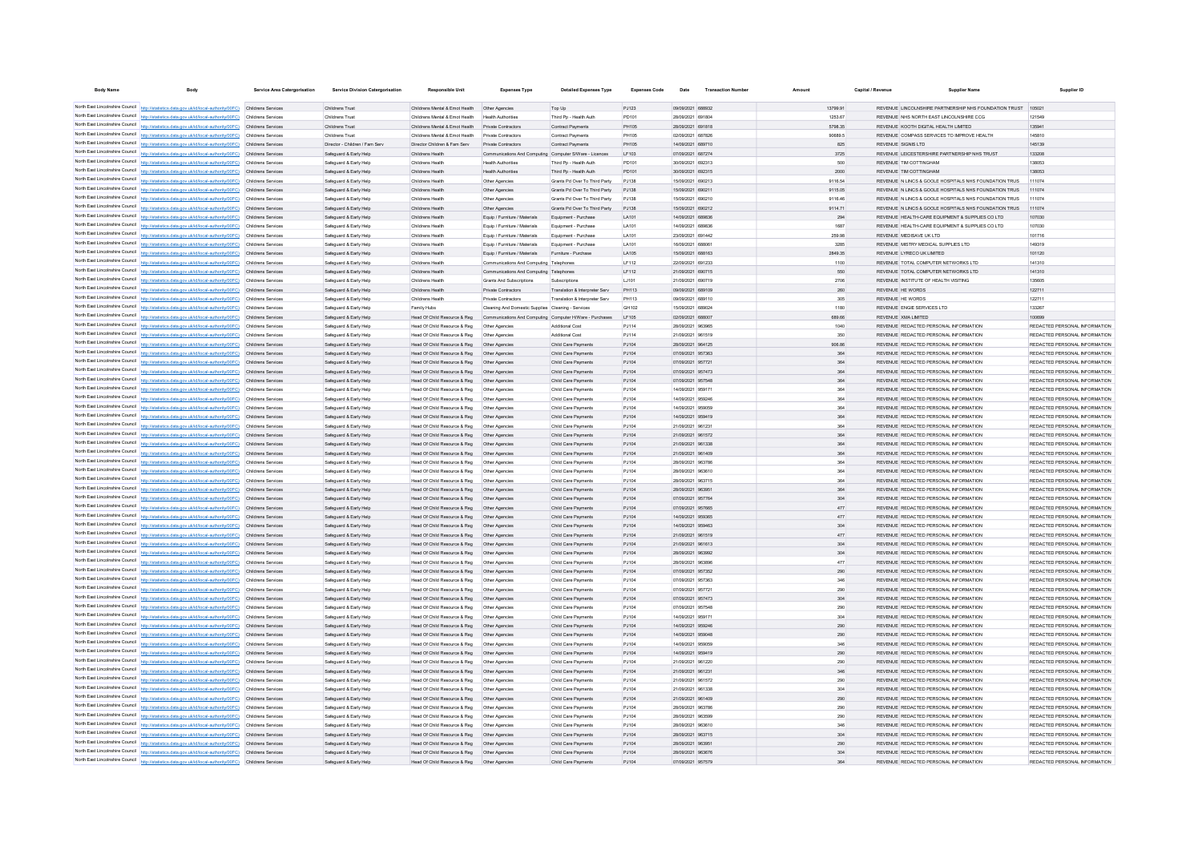| Body Name | Body | Service Area Catergorisation | Service Division Catergorisation | Responsible Unit | Expenses Type | Detailed Expenses Type | Expenses Code | Date | Transaction Number | Amount | Capital / Revenue | Supplier Name | Supplier ID |
|---|---|---|---|---|---|---|---|---|---|---|---|---|---|
| North East Lincolnshire Council | http://statistics.data.gov.uk/id/local-authority/00FC) | Childrens Services | Childrens Trust | Childrens Mental & Emot Health | Other Agencies | Top Up | PJ123 | 09/09/2021 | 688932 | 13799.91 | REVENUE | LINCOLNSHIRE PARTNERSHIP NHS FOUNDATION TRUST | 105021 |
| North East Lincolnshire Council | http://statistics.data.gov.uk/id/local-authority/00FC) | Childrens Services | Childrens Trust | Childrens Mental & Emot Health | Health Authorities | Third Pp - Health Auth | PD101 | 28/09/2021 | 691804 | 1253.67 | REVENUE | NHS NORTH EAST LINCOLNSHIRE CCG | 121549 |
| North East Lincolnshire Council | http://statistics.data.gov.uk/id/local-authority/00FC) | Childrens Services | Childrens Trust | Childrens Mental & Emot Health | Private Contractors | Contract Payments | PH105 | 28/09/2021 | 691818 | 5798.35 | REVENUE | KOOTH DIGITAL HEALTH LIMITED | 135941 |
| North East Lincolnshire Council | http://statistics.data.gov.uk/id/local-authority/00FC) | Childrens Services | Childrens Trust | Childrens Mental & Emot Health | Private Contractors | Contract Payments | PH105 | 02/09/2021 | 687826 | 90689.5 | REVENUE | COMPASS SERVICES TO IMPROVE HEALTH | 145810 |
| North East Lincolnshire Council | http://statistics.data.gov.uk/id/local-authority/00FC) | Childrens Services | Director - Children / Fam Serv | Director Children & Fam Serv | Private Contractors | Contract Payments | PH105 | 14/09/2021 | 689710 | 825 | REVENUE | SIGNIS LTD | 145139 |
| North East Lincolnshire Council | http://statistics.data.gov.uk/id/local-authority/00FC) | Childrens Services | Safeguard & Early Help | Childrens Health | Communications And Computing | Computer S/Ware - Licences | LF103 | 07/09/2021 | 687274 | 3725 | REVENUE | LEICESTERSHIRE PARTNERSHIP NHS TRUST | 133208 |
| North East Lincolnshire Council | http://statistics.data.gov.uk/id/local-authority/00FC) | Childrens Services | Safeguard & Early Help | Childrens Health | Health Authorities | Third Pp - Health Auth | PD101 | 30/09/2021 | 692313 | 500 | REVENUE | TIM COTTINGHAM | 138053 |
| North East Lincolnshire Council | http://statistics.data.gov.uk/id/local-authority/00FC) | Childrens Services | Safeguard & Early Help | Childrens Health | Health Authorities | Third Pp - Health Auth | PD101 | 30/09/2021 | 692315 | 2000 | REVENUE | TIM COTTINGHAM | 138053 |
| North East Lincolnshire Council | http://statistics.data.gov.uk/id/local-authority/00FC) | Childrens Services | Safeguard & Early Help | Childrens Health | Other Agencies | Grants Pd Over To Third Party | PJ138 | 15/09/2021 | 690213 | 9116.54 | REVENUE | N LINCS & GOOLE HOSPITALS NHS FOUNDATION TRUS | 111074 |
| North East Lincolnshire Council | http://statistics.data.gov.uk/id/local-authority/00FC) | Childrens Services | Safeguard & Early Help | Childrens Health | Other Agencies | Grants Pd Over To Third Party | PJ138 | 15/09/2021 | 690211 | 9115.05 | REVENUE | N LINCS & GOOLE HOSPITALS NHS FOUNDATION TRUS | 111074 |
| North East Lincolnshire Council | http://statistics.data.gov.uk/id/local-authority/00FC) | Childrens Services | Safeguard & Early Help | Childrens Health | Other Agencies | Grants Pd Over To Third Party | PJ138 | 15/09/2021 | 690210 | 9116.46 | REVENUE | N LINCS & GOOLE HOSPITALS NHS FOUNDATION TRUS | 111074 |
| North East Lincolnshire Council | http://statistics.data.gov.uk/id/local-authority/00FC) | Childrens Services | Safeguard & Early Help | Childrens Health | Other Agencies | Grants Pd Over To Third Party | PJ138 | 15/09/2021 | 690212 | 9114.71 | REVENUE | N LINCS & GOOLE HOSPITALS NHS FOUNDATION TRUS | 111074 |
| North East Lincolnshire Council | http://statistics.data.gov.uk/id/local-authority/00FC) | Childrens Services | Safeguard & Early Help | Childrens Health | Equip / Furniture / Materials | Equipment - Purchase | LA101 | 14/09/2021 | 689836 | 294 | REVENUE | HEALTH-CARE EQUIPMENT & SUPPLIES CO LTD | 107030 |
| North East Lincolnshire Council | http://statistics.data.gov.uk/id/local-authority/00FC) | Childrens Services | Safeguard & Early Help | Childrens Health | Equip / Furniture / Materials | Equipment - Purchase | LA101 | 14/09/2021 | 689836 | 1687 | REVENUE | HEALTH-CARE EQUIPMENT & SUPPLIES CO LTD | 107030 |
| North East Lincolnshire Council | http://statistics.data.gov.uk/id/local-authority/00FC) | Childrens Services | Safeguard & Early Help | Childrens Health | Equip / Furniture / Materials | Equipment - Purchase | LA101 | 23/09/2021 | 691442 | 259.98 | REVENUE | MEDISAVE UK LTD | 101716 |
| North East Lincolnshire Council | http://statistics.data.gov.uk/id/local-authority/00FC) | Childrens Services | Safeguard & Early Help | Childrens Health | Equip / Furniture / Materials | Equipment - Purchase | LA101 | 16/09/2021 | 688061 | 3285 | REVENUE | MISTRY MEDICAL SUPPLIES LTD | 149319 |
| North East Lincolnshire Council | http://statistics.data.gov.uk/id/local-authority/00FC) | Childrens Services | Safeguard & Early Help | Childrens Health | Equip / Furniture / Materials | Furniture - Purchase | LA105 | 15/09/2021 | 688163 | 2849.35 | REVENUE | LYRECO UK LIMITED | 101120 |
| North East Lincolnshire Council | http://statistics.data.gov.uk/id/local-authority/00FC) | Childrens Services | Safeguard & Early Help | Childrens Health | Communications And Computing | Telephones | LF112 | 22/09/2021 | 691233 | 1100 | REVENUE | TOTAL COMPUTER NETWORKS LTD | 141310 |
| North East Lincolnshire Council | http://statistics.data.gov.uk/id/local-authority/00FC) | Childrens Services | Safeguard & Early Help | Childrens Health | Communications And Computing | Telephones | LF112 | 21/09/2021 | 690715 | 550 | REVENUE | TOTAL COMPUTER NETWORKS LTD | 141310 |
| North East Lincolnshire Council | http://statistics.data.gov.uk/id/local-authority/00FC) | Childrens Services | Safeguard & Early Help | Childrens Health | Grants And Subscriptions | Subscriptions | LJ101 | 21/09/2021 | 690719 | 2706 | REVENUE | INSTITUTE OF HEALTH VISITING | 135605 |
| North East Lincolnshire Council | http://statistics.data.gov.uk/id/local-authority/00FC) | Childrens Services | Safeguard & Early Help | Childrens Health | Private Contractors | Translation & Interpreter Serv | PH113 | 09/09/2021 | 689109 | 260 | REVENUE | HE WORDS | 122711 |
| North East Lincolnshire Council | http://statistics.data.gov.uk/id/local-authority/00FC) | Childrens Services | Safeguard & Early Help | Childrens Health | Private Contractors | Translation & Interpreter Serv | PH113 | 09/09/2021 | 689110 | 305 | REVENUE | HE WORDS | 122711 |
| North East Lincolnshire Council | http://statistics.data.gov.uk/id/local-authority/00FC) | Childrens Services | Safeguard & Early Help | Family Hubs | Cleaning And Domestic Supplies | Cleaning - Services | GH102 | 15/09/2021 | 689024 | 1180 | REVENUE | ENGIE SERVICES LTD | 133267 |
| North East Lincolnshire Council | http://statistics.data.gov.uk/id/local-authority/00FC) | Childrens Services | Safeguard & Early Help | Head Of Child Resource & Reg | Communications And Computing | Computer H/Ware - Purchases | LF105 | 02/09/2021 | 688007 | 689.66 | REVENUE | XMA LIMITED | 100699 |
| North East Lincolnshire Council | http://statistics.data.gov.uk/id/local-authority/00FC) | Childrens Services | Safeguard & Early Help | Head Of Child Resource & Reg | Other Agencies | Additional Cost | PJ114 | 28/09/2021 | 963965 | 1040 | REVENUE | REDACTED PERSONAL INFORMATION | REDACTED PERSONAL INFORMATION |
| North East Lincolnshire Council | http://statistics.data.gov.uk/id/local-authority/00FC) | Childrens Services | Safeguard & Early Help | Head Of Child Resource & Reg | Other Agencies | Additional Cost | PJ114 | 21/09/2021 | 961519 | 350 | REVENUE | REDACTED PERSONAL INFORMATION | REDACTED PERSONAL INFORMATION |
| North East Lincolnshire Council | http://statistics.data.gov.uk/id/local-authority/00FC) | Childrens Services | Safeguard & Early Help | Head Of Child Resource & Reg | Other Agencies | Child Care Payments | PJ104 | 28/09/2021 | 964125 | 906.86 | REVENUE | REDACTED PERSONAL INFORMATION | REDACTED PERSONAL INFORMATION |
| North East Lincolnshire Council | http://statistics.data.gov.uk/id/local-authority/00FC) | Childrens Services | Safeguard & Early Help | Head Of Child Resource & Reg | Other Agencies | Child Care Payments | PJ104 | 07/09/2021 | 957363 | 364 | REVENUE | REDACTED PERSONAL INFORMATION | REDACTED PERSONAL INFORMATION |
| North East Lincolnshire Council | http://statistics.data.gov.uk/id/local-authority/00FC) | Childrens Services | Safeguard & Early Help | Head Of Child Resource & Reg | Other Agencies | Child Care Payments | PJ104 | 07/09/2021 | 957721 | 364 | REVENUE | REDACTED PERSONAL INFORMATION | REDACTED PERSONAL INFORMATION |
| North East Lincolnshire Council | http://statistics.data.gov.uk/id/local-authority/00FC) | Childrens Services | Safeguard & Early Help | Head Of Child Resource & Reg | Other Agencies | Child Care Payments | PJ104 | 07/09/2021 | 957473 | 364 | REVENUE | REDACTED PERSONAL INFORMATION | REDACTED PERSONAL INFORMATION |
| North East Lincolnshire Council | http://statistics.data.gov.uk/id/local-authority/00FC) | Childrens Services | Safeguard & Early Help | Head Of Child Resource & Reg | Other Agencies | Child Care Payments | PJ104 | 07/09/2021 | 957548 | 364 | REVENUE | REDACTED PERSONAL INFORMATION | REDACTED PERSONAL INFORMATION |
| North East Lincolnshire Council | http://statistics.data.gov.uk/id/local-authority/00FC) | Childrens Services | Safeguard & Early Help | Head Of Child Resource & Reg | Other Agencies | Child Care Payments | PJ104 | 14/09/2021 | 959171 | 364 | REVENUE | REDACTED PERSONAL INFORMATION | REDACTED PERSONAL INFORMATION |
| North East Lincolnshire Council | http://statistics.data.gov.uk/id/local-authority/00FC) | Childrens Services | Safeguard & Early Help | Head Of Child Resource & Reg | Other Agencies | Child Care Payments | PJ104 | 14/09/2021 | 959246 | 364 | REVENUE | REDACTED PERSONAL INFORMATION | REDACTED PERSONAL INFORMATION |
| North East Lincolnshire Council | http://statistics.data.gov.uk/id/local-authority/00FC) | Childrens Services | Safeguard & Early Help | Head Of Child Resource & Reg | Other Agencies | Child Care Payments | PJ104 | 14/09/2021 | 959059 | 364 | REVENUE | REDACTED PERSONAL INFORMATION | REDACTED PERSONAL INFORMATION |
| North East Lincolnshire Council | http://statistics.data.gov.uk/id/local-authority/00FC) | Childrens Services | Safeguard & Early Help | Head Of Child Resource & Reg | Other Agencies | Child Care Payments | PJ104 | 14/09/2021 | 959419 | 364 | REVENUE | REDACTED PERSONAL INFORMATION | REDACTED PERSONAL INFORMATION |
| North East Lincolnshire Council | http://statistics.data.gov.uk/id/local-authority/00FC) | Childrens Services | Safeguard & Early Help | Head Of Child Resource & Reg | Other Agencies | Child Care Payments | PJ104 | 21/09/2021 | 961231 | 364 | REVENUE | REDACTED PERSONAL INFORMATION | REDACTED PERSONAL INFORMATION |
| North East Lincolnshire Council | http://statistics.data.gov.uk/id/local-authority/00FC) | Childrens Services | Safeguard & Early Help | Head Of Child Resource & Reg | Other Agencies | Child Care Payments | PJ104 | 21/09/2021 | 961572 | 364 | REVENUE | REDACTED PERSONAL INFORMATION | REDACTED PERSONAL INFORMATION |
| North East Lincolnshire Council | http://statistics.data.gov.uk/id/local-authority/00FC) | Childrens Services | Safeguard & Early Help | Head Of Child Resource & Reg | Other Agencies | Child Care Payments | PJ104 | 21/09/2021 | 961338 | 364 | REVENUE | REDACTED PERSONAL INFORMATION | REDACTED PERSONAL INFORMATION |
| North East Lincolnshire Council | http://statistics.data.gov.uk/id/local-authority/00FC) | Childrens Services | Safeguard & Early Help | Head Of Child Resource & Reg | Other Agencies | Child Care Payments | PJ104 | 21/09/2021 | 961409 | 364 | REVENUE | REDACTED PERSONAL INFORMATION | REDACTED PERSONAL INFORMATION |
| North East Lincolnshire Council | http://statistics.data.gov.uk/id/local-authority/00FC) | Childrens Services | Safeguard & Early Help | Head Of Child Resource & Reg | Other Agencies | Child Care Payments | PJ104 | 28/09/2021 | 963786 | 364 | REVENUE | REDACTED PERSONAL INFORMATION | REDACTED PERSONAL INFORMATION |
| North East Lincolnshire Council | http://statistics.data.gov.uk/id/local-authority/00FC) | Childrens Services | Safeguard & Early Help | Head Of Child Resource & Reg | Other Agencies | Child Care Payments | PJ104 | 28/09/2021 | 963610 | 364 | REVENUE | REDACTED PERSONAL INFORMATION | REDACTED PERSONAL INFORMATION |
| North East Lincolnshire Council | http://statistics.data.gov.uk/id/local-authority/00FC) | Childrens Services | Safeguard & Early Help | Head Of Child Resource & Reg | Other Agencies | Child Care Payments | PJ104 | 28/09/2021 | 963715 | 364 | REVENUE | REDACTED PERSONAL INFORMATION | REDACTED PERSONAL INFORMATION |
| North East Lincolnshire Council | http://statistics.data.gov.uk/id/local-authority/00FC) | Childrens Services | Safeguard & Early Help | Head Of Child Resource & Reg | Other Agencies | Child Care Payments | PJ104 | 28/09/2021 | 963951 | 364 | REVENUE | REDACTED PERSONAL INFORMATION | REDACTED PERSONAL INFORMATION |
| North East Lincolnshire Council | http://statistics.data.gov.uk/id/local-authority/00FC) | Childrens Services | Safeguard & Early Help | Head Of Child Resource & Reg | Other Agencies | Child Care Payments | PJ104 | 07/09/2021 | 957764 | 304 | REVENUE | REDACTED PERSONAL INFORMATION | REDACTED PERSONAL INFORMATION |
| North East Lincolnshire Council | http://statistics.data.gov.uk/id/local-authority/00FC) | Childrens Services | Safeguard & Early Help | Head Of Child Resource & Reg | Other Agencies | Child Care Payments | PJ104 | 07/09/2021 | 957665 | 477 | REVENUE | REDACTED PERSONAL INFORMATION | REDACTED PERSONAL INFORMATION |
| North East Lincolnshire Council | http://statistics.data.gov.uk/id/local-authority/00FC) | Childrens Services | Safeguard & Early Help | Head Of Child Resource & Reg | Other Agencies | Child Care Payments | PJ104 | 14/09/2021 | 959365 | 477 | REVENUE | REDACTED PERSONAL INFORMATION | REDACTED PERSONAL INFORMATION |
| North East Lincolnshire Council | http://statistics.data.gov.uk/id/local-authority/00FC) | Childrens Services | Safeguard & Early Help | Head Of Child Resource & Reg | Other Agencies | Child Care Payments | PJ104 | 14/09/2021 | 959463 | 304 | REVENUE | REDACTED PERSONAL INFORMATION | REDACTED PERSONAL INFORMATION |
| North East Lincolnshire Council | http://statistics.data.gov.uk/id/local-authority/00FC) | Childrens Services | Safeguard & Early Help | Head Of Child Resource & Reg | Other Agencies | Child Care Payments | PJ104 | 21/09/2021 | 961519 | 477 | REVENUE | REDACTED PERSONAL INFORMATION | REDACTED PERSONAL INFORMATION |
| North East Lincolnshire Council | http://statistics.data.gov.uk/id/local-authority/00FC) | Childrens Services | Safeguard & Early Help | Head Of Child Resource & Reg | Other Agencies | Child Care Payments | PJ104 | 21/09/2021 | 961613 | 304 | REVENUE | REDACTED PERSONAL INFORMATION | REDACTED PERSONAL INFORMATION |
| North East Lincolnshire Council | http://statistics.data.gov.uk/id/local-authority/00FC) | Childrens Services | Safeguard & Early Help | Head Of Child Resource & Reg | Other Agencies | Child Care Payments | PJ104 | 28/09/2021 | 963992 | 304 | REVENUE | REDACTED PERSONAL INFORMATION | REDACTED PERSONAL INFORMATION |
| North East Lincolnshire Council | http://statistics.data.gov.uk/id/local-authority/00FC) | Childrens Services | Safeguard & Early Help | Head Of Child Resource & Reg | Other Agencies | Child Care Payments | PJ104 | 28/09/2021 | 963896 | 477 | REVENUE | REDACTED PERSONAL INFORMATION | REDACTED PERSONAL INFORMATION |
| North East Lincolnshire Council | http://statistics.data.gov.uk/id/local-authority/00FC) | Childrens Services | Safeguard & Early Help | Head Of Child Resource & Reg | Other Agencies | Child Care Payments | PJ104 | 07/09/2021 | 957252 | 290 | REVENUE | REDACTED PERSONAL INFORMATION | REDACTED PERSONAL INFORMATION |
| North East Lincolnshire Council | http://statistics.data.gov.uk/id/local-authority/00FC) | Childrens Services | Safeguard & Early Help | Head Of Child Resource & Reg | Other Agencies | Child Care Payments | PJ104 | 07/09/2021 | 957363 | 346 | REVENUE | REDACTED PERSONAL INFORMATION | REDACTED PERSONAL INFORMATION |
| North East Lincolnshire Council | http://statistics.data.gov.uk/id/local-authority/00FC) | Childrens Services | Safeguard & Early Help | Head Of Child Resource & Reg | Other Agencies | Child Care Payments | PJ104 | 07/09/2021 | 957721 | 290 | REVENUE | REDACTED PERSONAL INFORMATION | REDACTED PERSONAL INFORMATION |
| North East Lincolnshire Council | http://statistics.data.gov.uk/id/local-authority/00FC) | Childrens Services | Safeguard & Early Help | Head Of Child Resource & Reg | Other Agencies | Child Care Payments | PJ104 | 07/09/2021 | 957473 | 304 | REVENUE | REDACTED PERSONAL INFORMATION | REDACTED PERSONAL INFORMATION |
| North East Lincolnshire Council | http://statistics.data.gov.uk/id/local-authority/00FC) | Childrens Services | Safeguard & Early Help | Head Of Child Resource & Reg | Other Agencies | Child Care Payments | PJ104 | 07/09/2021 | 957548 | 290 | REVENUE | REDACTED PERSONAL INFORMATION | REDACTED PERSONAL INFORMATION |
| North East Lincolnshire Council | http://statistics.data.gov.uk/id/local-authority/00FC) | Childrens Services | Safeguard & Early Help | Head Of Child Resource & Reg | Other Agencies | Child Care Payments | PJ104 | 14/09/2021 | 959171 | 304 | REVENUE | REDACTED PERSONAL INFORMATION | REDACTED PERSONAL INFORMATION |
| North East Lincolnshire Council | http://statistics.data.gov.uk/id/local-authority/00FC) | Childrens Services | Safeguard & Early Help | Head Of Child Resource & Reg | Other Agencies | Child Care Payments | PJ104 | 14/09/2021 | 959246 | 290 | REVENUE | REDACTED PERSONAL INFORMATION | REDACTED PERSONAL INFORMATION |
| North East Lincolnshire Council | http://statistics.data.gov.uk/id/local-authority/00FC) | Childrens Services | Safeguard & Early Help | Head Of Child Resource & Reg | Other Agencies | Child Care Payments | PJ104 | 14/09/2021 | 959048 | 290 | REVENUE | REDACTED PERSONAL INFORMATION | REDACTED PERSONAL INFORMATION |
| North East Lincolnshire Council | http://statistics.data.gov.uk/id/local-authority/00FC) | Childrens Services | Safeguard & Early Help | Head Of Child Resource & Reg | Other Agencies | Child Care Payments | PJ104 | 14/09/2021 | 959059 | 346 | REVENUE | REDACTED PERSONAL INFORMATION | REDACTED PERSONAL INFORMATION |
| North East Lincolnshire Council | http://statistics.data.gov.uk/id/local-authority/00FC) | Childrens Services | Safeguard & Early Help | Head Of Child Resource & Reg | Other Agencies | Child Care Payments | PJ104 | 14/09/2021 | 959419 | 290 | REVENUE | REDACTED PERSONAL INFORMATION | REDACTED PERSONAL INFORMATION |
| North East Lincolnshire Council | http://statistics.data.gov.uk/id/local-authority/00FC) | Childrens Services | Safeguard & Early Help | Head Of Child Resource & Reg | Other Agencies | Child Care Payments | PJ104 | 21/09/2021 | 961220 | 290 | REVENUE | REDACTED PERSONAL INFORMATION | REDACTED PERSONAL INFORMATION |
| North East Lincolnshire Council | http://statistics.data.gov.uk/id/local-authority/00FC) | Childrens Services | Safeguard & Early Help | Head Of Child Resource & Reg | Other Agencies | Child Care Payments | PJ104 | 21/09/2021 | 961231 | 346 | REVENUE | REDACTED PERSONAL INFORMATION | REDACTED PERSONAL INFORMATION |
| North East Lincolnshire Council | http://statistics.data.gov.uk/id/local-authority/00FC) | Childrens Services | Safeguard & Early Help | Head Of Child Resource & Reg | Other Agencies | Child Care Payments | PJ104 | 21/09/2021 | 961572 | 290 | REVENUE | REDACTED PERSONAL INFORMATION | REDACTED PERSONAL INFORMATION |
| North East Lincolnshire Council | http://statistics.data.gov.uk/id/local-authority/00FC) | Childrens Services | Safeguard & Early Help | Head Of Child Resource & Reg | Other Agencies | Child Care Payments | PJ104 | 21/09/2021 | 961338 | 304 | REVENUE | REDACTED PERSONAL INFORMATION | REDACTED PERSONAL INFORMATION |
| North East Lincolnshire Council | http://statistics.data.gov.uk/id/local-authority/00FC) | Childrens Services | Safeguard & Early Help | Head Of Child Resource & Reg | Other Agencies | Child Care Payments | PJ104 | 21/09/2021 | 961409 | 290 | REVENUE | REDACTED PERSONAL INFORMATION | REDACTED PERSONAL INFORMATION |
| North East Lincolnshire Council | http://statistics.data.gov.uk/id/local-authority/00FC) | Childrens Services | Safeguard & Early Help | Head Of Child Resource & Reg | Other Agencies | Child Care Payments | PJ104 | 28/09/2021 | 963786 | 290 | REVENUE | REDACTED PERSONAL INFORMATION | REDACTED PERSONAL INFORMATION |
| North East Lincolnshire Council | http://statistics.data.gov.uk/id/local-authority/00FC) | Childrens Services | Safeguard & Early Help | Head Of Child Resource & Reg | Other Agencies | Child Care Payments | PJ104 | 28/09/2021 | 963599 | 290 | REVENUE | REDACTED PERSONAL INFORMATION | REDACTED PERSONAL INFORMATION |
| North East Lincolnshire Council | http://statistics.data.gov.uk/id/local-authority/00FC) | Childrens Services | Safeguard & Early Help | Head Of Child Resource & Reg | Other Agencies | Child Care Payments | PJ104 | 28/09/2021 | 963610 | 346 | REVENUE | REDACTED PERSONAL INFORMATION | REDACTED PERSONAL INFORMATION |
| North East Lincolnshire Council | http://statistics.data.gov.uk/id/local-authority/00FC) | Childrens Services | Safeguard & Early Help | Head Of Child Resource & Reg | Other Agencies | Child Care Payments | PJ104 | 28/09/2021 | 963715 | 304 | REVENUE | REDACTED PERSONAL INFORMATION | REDACTED PERSONAL INFORMATION |
| North East Lincolnshire Council | http://statistics.data.gov.uk/id/local-authority/00FC) | Childrens Services | Safeguard & Early Help | Head Of Child Resource & Reg | Other Agencies | Child Care Payments | PJ104 | 28/09/2021 | 963951 | 290 | REVENUE | REDACTED PERSONAL INFORMATION | REDACTED PERSONAL INFORMATION |
| North East Lincolnshire Council | http://statistics.data.gov.uk/id/local-authority/00FC) | Childrens Services | Safeguard & Early Help | Head Of Child Resource & Reg | Other Agencies | Child Care Payments | PJ104 | 28/09/2021 | 963676 | 304 | REVENUE | REDACTED PERSONAL INFORMATION | REDACTED PERSONAL INFORMATION |
| North East Lincolnshire Council | http://statistics.data.gov.uk/id/local-authority/00FC) | Childrens Services | Safeguard & Early Help | Head Of Child Resource & Reg | Other Agencies | Child Care Payments | PJ104 | 07/09/2021 | 957579 | 364 | REVENUE | REDACTED PERSONAL INFORMATION | REDACTED PERSONAL INFORMATION |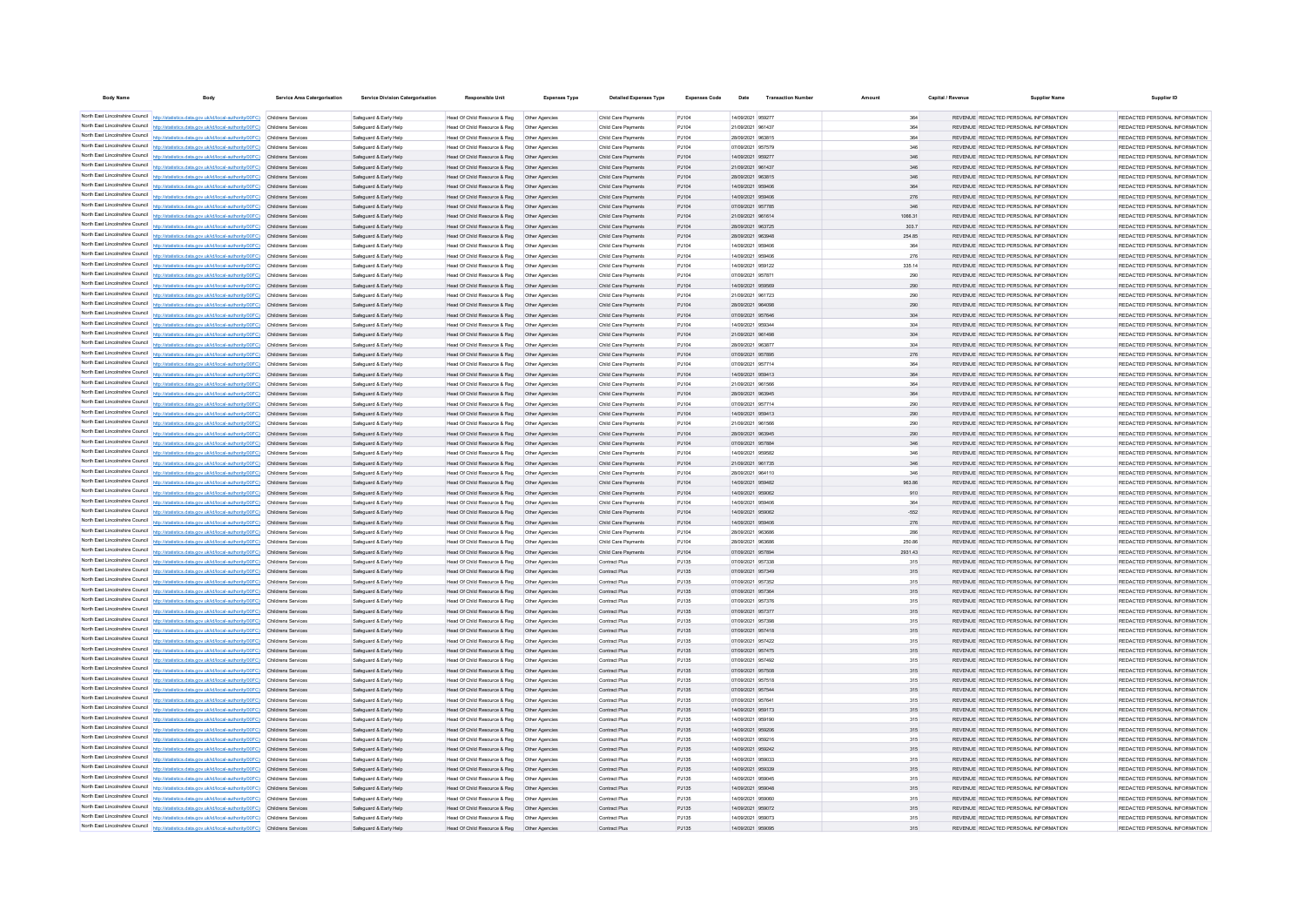| Body Name | Body | Service Area Catergorisation | Service Division Catergorisation | Responsible Unit | Expenses Type | Detailed Expenses Type | Expenses Code | Date | Transaction Number | Amount | Capital / Revenue | Supplier Name | Supplier ID |
|---|---|---|---|---|---|---|---|---|---|---|---|---|---|
| North East Lincolnshire Council | http://statistics.data.gov.uk/id/local-authority/00FC) | Childrens Services | Safeguard & Early Help | Head Of Child Resource & Reg | Other Agencies | Child Care Payments | PJ104 | 14/09/2021 | 959277 | 364 | REVENUE | REDACTED PERSONAL INFORMATION | REDACTED PERSONAL INFORMATION |
| North East Lincolnshire Council | http://statistics.data.gov.uk/id/local-authority/00FC) | Childrens Services | Safeguard & Early Help | Head Of Child Resource & Reg | Other Agencies | Child Care Payments | PJ104 | 21/09/2021 | 961437 | 364 | REVENUE | REDACTED PERSONAL INFORMATION | REDACTED PERSONAL INFORMATION |
| North East Lincolnshire Council | http://statistics.data.gov.uk/id/local-authority/00FC) | Childrens Services | Safeguard & Early Help | Head Of Child Resource & Reg | Other Agencies | Child Care Payments | PJ104 | 28/09/2021 | 963815 | 364 | REVENUE | REDACTED PERSONAL INFORMATION | REDACTED PERSONAL INFORMATION |
| North East Lincolnshire Council | http://statistics.data.gov.uk/id/local-authority/00FC) | Childrens Services | Safeguard & Early Help | Head Of Child Resource & Reg | Other Agencies | Child Care Payments | PJ104 | 07/09/2021 | 957579 | 346 | REVENUE | REDACTED PERSONAL INFORMATION | REDACTED PERSONAL INFORMATION |
| North East Lincolnshire Council | http://statistics.data.gov.uk/id/local-authority/00FC) | Childrens Services | Safeguard & Early Help | Head Of Child Resource & Reg | Other Agencies | Child Care Payments | PJ104 | 14/09/2021 | 959277 | 346 | REVENUE | REDACTED PERSONAL INFORMATION | REDACTED PERSONAL INFORMATION |
| North East Lincolnshire Council | http://statistics.data.gov.uk/id/local-authority/00FC) | Childrens Services | Safeguard & Early Help | Head Of Child Resource & Reg | Other Agencies | Child Care Payments | PJ104 | 21/09/2021 | 961437 | 346 | REVENUE | REDACTED PERSONAL INFORMATION | REDACTED PERSONAL INFORMATION |
| North East Lincolnshire Council | http://statistics.data.gov.uk/id/local-authority/00FC) | Childrens Services | Safeguard & Early Help | Head Of Child Resource & Reg | Other Agencies | Child Care Payments | PJ104 | 28/09/2021 | 963815 | 346 | REVENUE | REDACTED PERSONAL INFORMATION | REDACTED PERSONAL INFORMATION |
| North East Lincolnshire Council | http://statistics.data.gov.uk/id/local-authority/00FC) | Childrens Services | Safeguard & Early Help | Head Of Child Resource & Reg | Other Agencies | Child Care Payments | PJ104 | 14/09/2021 | 959406 | 364 | REVENUE | REDACTED PERSONAL INFORMATION | REDACTED PERSONAL INFORMATION |
| North East Lincolnshire Council | http://statistics.data.gov.uk/id/local-authority/00FC) | Childrens Services | Safeguard & Early Help | Head Of Child Resource & Reg | Other Agencies | Child Care Payments | PJ104 | 14/09/2021 | 959406 | 276 | REVENUE | REDACTED PERSONAL INFORMATION | REDACTED PERSONAL INFORMATION |
| North East Lincolnshire Council | http://statistics.data.gov.uk/id/local-authority/00FC) | Childrens Services | Safeguard & Early Help | Head Of Child Resource & Reg | Other Agencies | Child Care Payments | PJ104 | 07/09/2021 | 957765 | 346 | REVENUE | REDACTED PERSONAL INFORMATION | REDACTED PERSONAL INFORMATION |
| North East Lincolnshire Council | http://statistics.data.gov.uk/id/local-authority/00FC) | Childrens Services | Safeguard & Early Help | Head Of Child Resource & Reg | Other Agencies | Child Care Payments | PJ104 | 21/09/2021 | 961614 | 1066.31 | REVENUE | REDACTED PERSONAL INFORMATION | REDACTED PERSONAL INFORMATION |
| North East Lincolnshire Council | http://statistics.data.gov.uk/id/local-authority/00FC) | Childrens Services | Safeguard & Early Help | Head Of Child Resource & Reg | Other Agencies | Child Care Payments | PJ104 | 28/09/2021 | 963725 | 303.7 | REVENUE | REDACTED PERSONAL INFORMATION | REDACTED PERSONAL INFORMATION |
| North East Lincolnshire Council | http://statistics.data.gov.uk/id/local-authority/00FC) | Childrens Services | Safeguard & Early Help | Head Of Child Resource & Reg | Other Agencies | Child Care Payments | PJ104 | 28/09/2021 | 963948 | 254.85 | REVENUE | REDACTED PERSONAL INFORMATION | REDACTED PERSONAL INFORMATION |
| North East Lincolnshire Council | http://statistics.data.gov.uk/id/local-authority/00FC) | Childrens Services | Safeguard & Early Help | Head Of Child Resource & Reg | Other Agencies | Child Care Payments | PJ104 | 14/09/2021 | 959406 | 364 | REVENUE | REDACTED PERSONAL INFORMATION | REDACTED PERSONAL INFORMATION |
| North East Lincolnshire Council | http://statistics.data.gov.uk/id/local-authority/00FC) | Childrens Services | Safeguard & Early Help | Head Of Child Resource & Reg | Other Agencies | Child Care Payments | PJ104 | 14/09/2021 | 959406 | 276 | REVENUE | REDACTED PERSONAL INFORMATION | REDACTED PERSONAL INFORMATION |
| North East Lincolnshire Council | http://statistics.data.gov.uk/id/local-authority/00FC) | Childrens Services | Safeguard & Early Help | Head Of Child Resource & Reg | Other Agencies | Child Care Payments | PJ104 | 14/09/2021 | 959122 | 335.14 | REVENUE | REDACTED PERSONAL INFORMATION | REDACTED PERSONAL INFORMATION |
| North East Lincolnshire Council | http://statistics.data.gov.uk/id/local-authority/00FC) | Childrens Services | Safeguard & Early Help | Head Of Child Resource & Reg | Other Agencies | Child Care Payments | PJ104 | 07/09/2021 | 957871 | 290 | REVENUE | REDACTED PERSONAL INFORMATION | REDACTED PERSONAL INFORMATION |
| North East Lincolnshire Council | http://statistics.data.gov.uk/id/local-authority/00FC) | Childrens Services | Safeguard & Early Help | Head Of Child Resource & Reg | Other Agencies | Child Care Payments | PJ104 | 14/09/2021 | 959569 | 290 | REVENUE | REDACTED PERSONAL INFORMATION | REDACTED PERSONAL INFORMATION |
| North East Lincolnshire Council | http://statistics.data.gov.uk/id/local-authority/00FC) | Childrens Services | Safeguard & Early Help | Head Of Child Resource & Reg | Other Agencies | Child Care Payments | PJ104 | 21/09/2021 | 961723 | 290 | REVENUE | REDACTED PERSONAL INFORMATION | REDACTED PERSONAL INFORMATION |
| North East Lincolnshire Council | http://statistics.data.gov.uk/id/local-authority/00FC) | Childrens Services | Safeguard & Early Help | Head Of Child Resource & Reg | Other Agencies | Child Care Payments | PJ104 | 28/09/2021 | 964098 | 290 | REVENUE | REDACTED PERSONAL INFORMATION | REDACTED PERSONAL INFORMATION |
| North East Lincolnshire Council | http://statistics.data.gov.uk/id/local-authority/00FC) | Childrens Services | Safeguard & Early Help | Head Of Child Resource & Reg | Other Agencies | Child Care Payments | PJ104 | 07/09/2021 | 957646 | 304 | REVENUE | REDACTED PERSONAL INFORMATION | REDACTED PERSONAL INFORMATION |
| North East Lincolnshire Council | http://statistics.data.gov.uk/id/local-authority/00FC) | Childrens Services | Safeguard & Early Help | Head Of Child Resource & Reg | Other Agencies | Child Care Payments | PJ104 | 14/09/2021 | 959344 | 304 | REVENUE | REDACTED PERSONAL INFORMATION | REDACTED PERSONAL INFORMATION |
| North East Lincolnshire Council | http://statistics.data.gov.uk/id/local-authority/00FC) | Childrens Services | Safeguard & Early Help | Head Of Child Resource & Reg | Other Agencies | Child Care Payments | PJ104 | 21/09/2021 | 961498 | 304 | REVENUE | REDACTED PERSONAL INFORMATION | REDACTED PERSONAL INFORMATION |
| North East Lincolnshire Council | http://statistics.data.gov.uk/id/local-authority/00FC) | Childrens Services | Safeguard & Early Help | Head Of Child Resource & Reg | Other Agencies | Child Care Payments | PJ104 | 28/09/2021 | 963877 | 304 | REVENUE | REDACTED PERSONAL INFORMATION | REDACTED PERSONAL INFORMATION |
| North East Lincolnshire Council | http://statistics.data.gov.uk/id/local-authority/00FC) | Childrens Services | Safeguard & Early Help | Head Of Child Resource & Reg | Other Agencies | Child Care Payments | PJ104 | 07/09/2021 | 957895 | 276 | REVENUE | REDACTED PERSONAL INFORMATION | REDACTED PERSONAL INFORMATION |
| North East Lincolnshire Council | http://statistics.data.gov.uk/id/local-authority/00FC) | Childrens Services | Safeguard & Early Help | Head Of Child Resource & Reg | Other Agencies | Child Care Payments | PJ104 | 07/09/2021 | 957714 | 364 | REVENUE | REDACTED PERSONAL INFORMATION | REDACTED PERSONAL INFORMATION |
| North East Lincolnshire Council | http://statistics.data.gov.uk/id/local-authority/00FC) | Childrens Services | Safeguard & Early Help | Head Of Child Resource & Reg | Other Agencies | Child Care Payments | PJ104 | 14/09/2021 | 959413 | 364 | REVENUE | REDACTED PERSONAL INFORMATION | REDACTED PERSONAL INFORMATION |
| North East Lincolnshire Council | http://statistics.data.gov.uk/id/local-authority/00FC) | Childrens Services | Safeguard & Early Help | Head Of Child Resource & Reg | Other Agencies | Child Care Payments | PJ104 | 21/09/2021 | 961566 | 364 | REVENUE | REDACTED PERSONAL INFORMATION | REDACTED PERSONAL INFORMATION |
| North East Lincolnshire Council | http://statistics.data.gov.uk/id/local-authority/00FC) | Childrens Services | Safeguard & Early Help | Head Of Child Resource & Reg | Other Agencies | Child Care Payments | PJ104 | 28/09/2021 | 963945 | 364 | REVENUE | REDACTED PERSONAL INFORMATION | REDACTED PERSONAL INFORMATION |
| North East Lincolnshire Council | http://statistics.data.gov.uk/id/local-authority/00FC) | Childrens Services | Safeguard & Early Help | Head Of Child Resource & Reg | Other Agencies | Child Care Payments | PJ104 | 07/09/2021 | 957714 | 290 | REVENUE | REDACTED PERSONAL INFORMATION | REDACTED PERSONAL INFORMATION |
| North East Lincolnshire Council | http://statistics.data.gov.uk/id/local-authority/00FC) | Childrens Services | Safeguard & Early Help | Head Of Child Resource & Reg | Other Agencies | Child Care Payments | PJ104 | 14/09/2021 | 959413 | 290 | REVENUE | REDACTED PERSONAL INFORMATION | REDACTED PERSONAL INFORMATION |
| North East Lincolnshire Council | http://statistics.data.gov.uk/id/local-authority/00FC) | Childrens Services | Safeguard & Early Help | Head Of Child Resource & Reg | Other Agencies | Child Care Payments | PJ104 | 21/09/2021 | 961566 | 290 | REVENUE | REDACTED PERSONAL INFORMATION | REDACTED PERSONAL INFORMATION |
| North East Lincolnshire Council | http://statistics.data.gov.uk/id/local-authority/00FC) | Childrens Services | Safeguard & Early Help | Head Of Child Resource & Reg | Other Agencies | Child Care Payments | PJ104 | 28/09/2021 | 963945 | 290 | REVENUE | REDACTED PERSONAL INFORMATION | REDACTED PERSONAL INFORMATION |
| North East Lincolnshire Council | http://statistics.data.gov.uk/id/local-authority/00FC) | Childrens Services | Safeguard & Early Help | Head Of Child Resource & Reg | Other Agencies | Child Care Payments | PJ104 | 07/09/2021 | 957884 | 346 | REVENUE | REDACTED PERSONAL INFORMATION | REDACTED PERSONAL INFORMATION |
| North East Lincolnshire Council | http://statistics.data.gov.uk/id/local-authority/00FC) | Childrens Services | Safeguard & Early Help | Head Of Child Resource & Reg | Other Agencies | Child Care Payments | PJ104 | 14/09/2021 | 959582 | 346 | REVENUE | REDACTED PERSONAL INFORMATION | REDACTED PERSONAL INFORMATION |
| North East Lincolnshire Council | http://statistics.data.gov.uk/id/local-authority/00FC) | Childrens Services | Safeguard & Early Help | Head Of Child Resource & Reg | Other Agencies | Child Care Payments | PJ104 | 21/09/2021 | 961735 | 346 | REVENUE | REDACTED PERSONAL INFORMATION | REDACTED PERSONAL INFORMATION |
| North East Lincolnshire Council | http://statistics.data.gov.uk/id/local-authority/00FC) | Childrens Services | Safeguard & Early Help | Head Of Child Resource & Reg | Other Agencies | Child Care Payments | PJ104 | 28/09/2021 | 964110 | 346 | REVENUE | REDACTED PERSONAL INFORMATION | REDACTED PERSONAL INFORMATION |
| North East Lincolnshire Council | http://statistics.data.gov.uk/id/local-authority/00FC) | Childrens Services | Safeguard & Early Help | Head Of Child Resource & Reg | Other Agencies | Child Care Payments | PJ104 | 14/09/2021 | 959482 | 963.86 | REVENUE | REDACTED PERSONAL INFORMATION | REDACTED PERSONAL INFORMATION |
| North East Lincolnshire Council | http://statistics.data.gov.uk/id/local-authority/00FC) | Childrens Services | Safeguard & Early Help | Head Of Child Resource & Reg | Other Agencies | Child Care Payments | PJ104 | 14/09/2021 | 959062 | 910 | REVENUE | REDACTED PERSONAL INFORMATION | REDACTED PERSONAL INFORMATION |
| North East Lincolnshire Council | http://statistics.data.gov.uk/id/local-authority/00FC) | Childrens Services | Safeguard & Early Help | Head Of Child Resource & Reg | Other Agencies | Child Care Payments | PJ104 | 14/09/2021 | 959406 | 364 | REVENUE | REDACTED PERSONAL INFORMATION | REDACTED PERSONAL INFORMATION |
| North East Lincolnshire Council | http://statistics.data.gov.uk/id/local-authority/00FC) | Childrens Services | Safeguard & Early Help | Head Of Child Resource & Reg | Other Agencies | Child Care Payments | PJ104 | 14/09/2021 | 959062 | -552 | REVENUE | REDACTED PERSONAL INFORMATION | REDACTED PERSONAL INFORMATION |
| North East Lincolnshire Council | http://statistics.data.gov.uk/id/local-authority/00FC) | Childrens Services | Safeguard & Early Help | Head Of Child Resource & Reg | Other Agencies | Child Care Payments | PJ104 | 14/09/2021 | 959406 | 276 | REVENUE | REDACTED PERSONAL INFORMATION | REDACTED PERSONAL INFORMATION |
| North East Lincolnshire Council | http://statistics.data.gov.uk/id/local-authority/00FC) | Childrens Services | Safeguard & Early Help | Head Of Child Resource & Reg | Other Agencies | Child Care Payments | PJ104 | 28/09/2021 | 963686 | 286 | REVENUE | REDACTED PERSONAL INFORMATION | REDACTED PERSONAL INFORMATION |
| North East Lincolnshire Council | http://statistics.data.gov.uk/id/local-authority/00FC) | Childrens Services | Safeguard & Early Help | Head Of Child Resource & Reg | Other Agencies | Child Care Payments | PJ104 | 28/09/2021 | 963686 | 250.86 | REVENUE | REDACTED PERSONAL INFORMATION | REDACTED PERSONAL INFORMATION |
| North East Lincolnshire Council | http://statistics.data.gov.uk/id/local-authority/00FC) | Childrens Services | Safeguard & Early Help | Head Of Child Resource & Reg | Other Agencies | Child Care Payments | PJ104 | 07/09/2021 | 957894 | 2931.43 | REVENUE | REDACTED PERSONAL INFORMATION | REDACTED PERSONAL INFORMATION |
| North East Lincolnshire Council | http://statistics.data.gov.uk/id/local-authority/00FC) | Childrens Services | Safeguard & Early Help | Head Of Child Resource & Reg | Other Agencies | Contract Plus | PJ135 | 07/09/2021 | 957338 | 315 | REVENUE | REDACTED PERSONAL INFORMATION | REDACTED PERSONAL INFORMATION |
| North East Lincolnshire Council | http://statistics.data.gov.uk/id/local-authority/00FC) | Childrens Services | Safeguard & Early Help | Head Of Child Resource & Reg | Other Agencies | Contract Plus | PJ135 | 07/09/2021 | 957349 | 315 | REVENUE | REDACTED PERSONAL INFORMATION | REDACTED PERSONAL INFORMATION |
| North East Lincolnshire Council | http://statistics.data.gov.uk/id/local-authority/00FC) | Childrens Services | Safeguard & Early Help | Head Of Child Resource & Reg | Other Agencies | Contract Plus | PJ135 | 07/09/2021 | 957352 | 315 | REVENUE | REDACTED PERSONAL INFORMATION | REDACTED PERSONAL INFORMATION |
| North East Lincolnshire Council | http://statistics.data.gov.uk/id/local-authority/00FC) | Childrens Services | Safeguard & Early Help | Head Of Child Resource & Reg | Other Agencies | Contract Plus | PJ135 | 07/09/2021 | 957364 | 315 | REVENUE | REDACTED PERSONAL INFORMATION | REDACTED PERSONAL INFORMATION |
| North East Lincolnshire Council | http://statistics.data.gov.uk/id/local-authority/00FC) | Childrens Services | Safeguard & Early Help | Head Of Child Resource & Reg | Other Agencies | Contract Plus | PJ135 | 07/09/2021 | 957376 | 315 | REVENUE | REDACTED PERSONAL INFORMATION | REDACTED PERSONAL INFORMATION |
| North East Lincolnshire Council | http://statistics.data.gov.uk/id/local-authority/00FC) | Childrens Services | Safeguard & Early Help | Head Of Child Resource & Reg | Other Agencies | Contract Plus | PJ135 | 07/09/2021 | 957377 | 315 | REVENUE | REDACTED PERSONAL INFORMATION | REDACTED PERSONAL INFORMATION |
| North East Lincolnshire Council | http://statistics.data.gov.uk/id/local-authority/00FC) | Childrens Services | Safeguard & Early Help | Head Of Child Resource & Reg | Other Agencies | Contract Plus | PJ135 | 07/09/2021 | 957398 | 315 | REVENUE | REDACTED PERSONAL INFORMATION | REDACTED PERSONAL INFORMATION |
| North East Lincolnshire Council | http://statistics.data.gov.uk/id/local-authority/00FC) | Childrens Services | Safeguard & Early Help | Head Of Child Resource & Reg | Other Agencies | Contract Plus | PJ135 | 07/09/2021 | 957418 | 315 | REVENUE | REDACTED PERSONAL INFORMATION | REDACTED PERSONAL INFORMATION |
| North East Lincolnshire Council | http://statistics.data.gov.uk/id/local-authority/00FC) | Childrens Services | Safeguard & Early Help | Head Of Child Resource & Reg | Other Agencies | Contract Plus | PJ135 | 07/09/2021 | 957422 | 315 | REVENUE | REDACTED PERSONAL INFORMATION | REDACTED PERSONAL INFORMATION |
| North East Lincolnshire Council | http://statistics.data.gov.uk/id/local-authority/00FC) | Childrens Services | Safeguard & Early Help | Head Of Child Resource & Reg | Other Agencies | Contract Plus | PJ135 | 07/09/2021 | 957475 | 315 | REVENUE | REDACTED PERSONAL INFORMATION | REDACTED PERSONAL INFORMATION |
| North East Lincolnshire Council | http://statistics.data.gov.uk/id/local-authority/00FC) | Childrens Services | Safeguard & Early Help | Head Of Child Resource & Reg | Other Agencies | Contract Plus | PJ135 | 07/09/2021 | 957492 | 315 | REVENUE | REDACTED PERSONAL INFORMATION | REDACTED PERSONAL INFORMATION |
| North East Lincolnshire Council | http://statistics.data.gov.uk/id/local-authority/00FC) | Childrens Services | Safeguard & Early Help | Head Of Child Resource & Reg | Other Agencies | Contract Plus | PJ135 | 07/09/2021 | 957508 | 315 | REVENUE | REDACTED PERSONAL INFORMATION | REDACTED PERSONAL INFORMATION |
| North East Lincolnshire Council | http://statistics.data.gov.uk/id/local-authority/00FC) | Childrens Services | Safeguard & Early Help | Head Of Child Resource & Reg | Other Agencies | Contract Plus | PJ135 | 07/09/2021 | 957518 | 315 | REVENUE | REDACTED PERSONAL INFORMATION | REDACTED PERSONAL INFORMATION |
| North East Lincolnshire Council | http://statistics.data.gov.uk/id/local-authority/00FC) | Childrens Services | Safeguard & Early Help | Head Of Child Resource & Reg | Other Agencies | Contract Plus | PJ135 | 07/09/2021 | 957544 | 315 | REVENUE | REDACTED PERSONAL INFORMATION | REDACTED PERSONAL INFORMATION |
| North East Lincolnshire Council | http://statistics.data.gov.uk/id/local-authority/00FC) | Childrens Services | Safeguard & Early Help | Head Of Child Resource & Reg | Other Agencies | Contract Plus | PJ135 | 07/09/2021 | 957641 | 315 | REVENUE | REDACTED PERSONAL INFORMATION | REDACTED PERSONAL INFORMATION |
| North East Lincolnshire Council | http://statistics.data.gov.uk/id/local-authority/00FC) | Childrens Services | Safeguard & Early Help | Head Of Child Resource & Reg | Other Agencies | Contract Plus | PJ135 | 14/09/2021 | 959173 | 315 | REVENUE | REDACTED PERSONAL INFORMATION | REDACTED PERSONAL INFORMATION |
| North East Lincolnshire Council | http://statistics.data.gov.uk/id/local-authority/00FC) | Childrens Services | Safeguard & Early Help | Head Of Child Resource & Reg | Other Agencies | Contract Plus | PJ135 | 14/09/2021 | 959190 | 315 | REVENUE | REDACTED PERSONAL INFORMATION | REDACTED PERSONAL INFORMATION |
| North East Lincolnshire Council | http://statistics.data.gov.uk/id/local-authority/00FC) | Childrens Services | Safeguard & Early Help | Head Of Child Resource & Reg | Other Agencies | Contract Plus | PJ135 | 14/09/2021 | 959206 | 315 | REVENUE | REDACTED PERSONAL INFORMATION | REDACTED PERSONAL INFORMATION |
| North East Lincolnshire Council | http://statistics.data.gov.uk/id/local-authority/00FC) | Childrens Services | Safeguard & Early Help | Head Of Child Resource & Reg | Other Agencies | Contract Plus | PJ135 | 14/09/2021 | 959216 | 315 | REVENUE | REDACTED PERSONAL INFORMATION | REDACTED PERSONAL INFORMATION |
| North East Lincolnshire Council | http://statistics.data.gov.uk/id/local-authority/00FC) | Childrens Services | Safeguard & Early Help | Head Of Child Resource & Reg | Other Agencies | Contract Plus | PJ135 | 14/09/2021 | 959242 | 315 | REVENUE | REDACTED PERSONAL INFORMATION | REDACTED PERSONAL INFORMATION |
| North East Lincolnshire Council | http://statistics.data.gov.uk/id/local-authority/00FC) | Childrens Services | Safeguard & Early Help | Head Of Child Resource & Reg | Other Agencies | Contract Plus | PJ135 | 14/09/2021 | 959033 | 315 | REVENUE | REDACTED PERSONAL INFORMATION | REDACTED PERSONAL INFORMATION |
| North East Lincolnshire Council | http://statistics.data.gov.uk/id/local-authority/00FC) | Childrens Services | Safeguard & Early Help | Head Of Child Resource & Reg | Other Agencies | Contract Plus | PJ135 | 14/09/2021 | 959339 | 315 | REVENUE | REDACTED PERSONAL INFORMATION | REDACTED PERSONAL INFORMATION |
| North East Lincolnshire Council | http://statistics.data.gov.uk/id/local-authority/00FC) | Childrens Services | Safeguard & Early Help | Head Of Child Resource & Reg | Other Agencies | Contract Plus | PJ135 | 14/09/2021 | 959045 | 315 | REVENUE | REDACTED PERSONAL INFORMATION | REDACTED PERSONAL INFORMATION |
| North East Lincolnshire Council | http://statistics.data.gov.uk/id/local-authority/00FC) | Childrens Services | Safeguard & Early Help | Head Of Child Resource & Reg | Other Agencies | Contract Plus | PJ135 | 14/09/2021 | 959048 | 315 | REVENUE | REDACTED PERSONAL INFORMATION | REDACTED PERSONAL INFORMATION |
| North East Lincolnshire Council | http://statistics.data.gov.uk/id/local-authority/00FC) | Childrens Services | Safeguard & Early Help | Head Of Child Resource & Reg | Other Agencies | Contract Plus | PJ135 | 14/09/2021 | 959060 | 315 | REVENUE | REDACTED PERSONAL INFORMATION | REDACTED PERSONAL INFORMATION |
| North East Lincolnshire Council | http://statistics.data.gov.uk/id/local-authority/00FC) | Childrens Services | Safeguard & Early Help | Head Of Child Resource & Reg | Other Agencies | Contract Plus | PJ135 | 14/09/2021 | 959072 | 315 | REVENUE | REDACTED PERSONAL INFORMATION | REDACTED PERSONAL INFORMATION |
| North East Lincolnshire Council | http://statistics.data.gov.uk/id/local-authority/00FC) | Childrens Services | Safeguard & Early Help | Head Of Child Resource & Reg | Other Agencies | Contract Plus | PJ135 | 14/09/2021 | 959073 | 315 | REVENUE | REDACTED PERSONAL INFORMATION | REDACTED PERSONAL INFORMATION |
| North East Lincolnshire Council | http://statistics.data.gov.uk/id/local-authority/00FC) | Childrens Services | Safeguard & Early Help | Head Of Child Resource & Reg | Other Agencies | Contract Plus | PJ135 | 14/09/2021 | 959095 | 315 | REVENUE | REDACTED PERSONAL INFORMATION | REDACTED PERSONAL INFORMATION |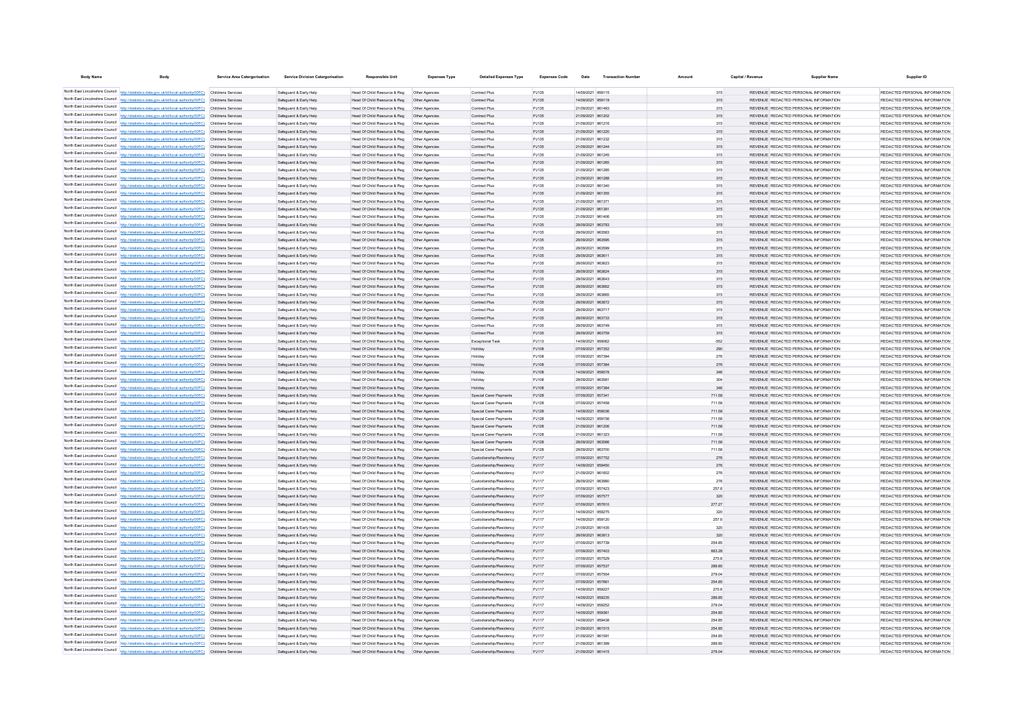| Body Name | Body | Service Area Catergorisation | Service Division Catergorisation | Responsible Unit | Expenses Type | Detailed Expenses Type | Expenses Code | Date | Transaction Number | Amount | Capital / Revenue | Supplier Name | Supplier ID |
|---|---|---|---|---|---|---|---|---|---|---|---|---|---|
| North East Lincolnshire Council | http://statistics.data.gov.uk/id/local-authority/00FC) | Childrens Services | Safeguard & Early Help | Head Of Child Resource & Reg | Other Agencies | Contract Plus | PJ135 | 14/09/2021 | 959115 | 315 | REVENUE | REDACTED PERSONAL INFORMATION | REDACTED PERSONAL INFORMATION |
| North East Lincolnshire Council | http://statistics.data.gov.uk/id/local-authority/00FC) | Childrens Services | Safeguard & Early Help | Head Of Child Resource & Reg | Other Agencies | Contract Plus | PJ135 | 14/09/2021 | 959119 | 315 | REVENUE | REDACTED PERSONAL INFORMATION | REDACTED PERSONAL INFORMATION |
| North East Lincolnshire Council | http://statistics.data.gov.uk/id/local-authority/00FC) | Childrens Services | Safeguard & Early Help | Head Of Child Resource & Reg | Other Agencies | Contract Plus | PJ135 | 21/09/2021 | 961493 | 315 | REVENUE | REDACTED PERSONAL INFORMATION | REDACTED PERSONAL INFORMATION |
| North East Lincolnshire Council | http://statistics.data.gov.uk/id/local-authority/00FC) | Childrens Services | Safeguard & Early Help | Head Of Child Resource & Reg | Other Agencies | Contract Plus | PJ135 | 21/09/2021 | 961202 | 315 | REVENUE | REDACTED PERSONAL INFORMATION | REDACTED PERSONAL INFORMATION |
| North East Lincolnshire Council | http://statistics.data.gov.uk/id/local-authority/00FC) | Childrens Services | Safeguard & Early Help | Head Of Child Resource & Reg | Other Agencies | Contract Plus | PJ135 | 21/09/2021 | 961216 | 315 | REVENUE | REDACTED PERSONAL INFORMATION | REDACTED PERSONAL INFORMATION |
| North East Lincolnshire Council | http://statistics.data.gov.uk/id/local-authority/00FC) | Childrens Services | Safeguard & Early Help | Head Of Child Resource & Reg | Other Agencies | Contract Plus | PJ135 | 21/09/2021 | 961220 | 315 | REVENUE | REDACTED PERSONAL INFORMATION | REDACTED PERSONAL INFORMATION |
| North East Lincolnshire Council | http://statistics.data.gov.uk/id/local-authority/00FC) | Childrens Services | Safeguard & Early Help | Head Of Child Resource & Reg | Other Agencies | Contract Plus | PJ135 | 21/09/2021 | 961232 | 315 | REVENUE | REDACTED PERSONAL INFORMATION | REDACTED PERSONAL INFORMATION |
| North East Lincolnshire Council | http://statistics.data.gov.uk/id/local-authority/00FC) | Childrens Services | Safeguard & Early Help | Head Of Child Resource & Reg | Other Agencies | Contract Plus | PJ135 | 21/09/2021 | 961244 | 315 | REVENUE | REDACTED PERSONAL INFORMATION | REDACTED PERSONAL INFORMATION |
| North East Lincolnshire Council | http://statistics.data.gov.uk/id/local-authority/00FC) | Childrens Services | Safeguard & Early Help | Head Of Child Resource & Reg | Other Agencies | Contract Plus | PJ135 | 21/09/2021 | 961245 | 315 | REVENUE | REDACTED PERSONAL INFORMATION | REDACTED PERSONAL INFORMATION |
| North East Lincolnshire Council | http://statistics.data.gov.uk/id/local-authority/00FC) | Childrens Services | Safeguard & Early Help | Head Of Child Resource & Reg | Other Agencies | Contract Plus | PJ135 | 21/09/2021 | 961265 | 315 | REVENUE | REDACTED PERSONAL INFORMATION | REDACTED PERSONAL INFORMATION |
| North East Lincolnshire Council | http://statistics.data.gov.uk/id/local-authority/00FC) | Childrens Services | Safeguard & Early Help | Head Of Child Resource & Reg | Other Agencies | Contract Plus | PJ135 | 21/09/2021 | 961285 | 315 | REVENUE | REDACTED PERSONAL INFORMATION | REDACTED PERSONAL INFORMATION |
| North East Lincolnshire Council | http://statistics.data.gov.uk/id/local-authority/00FC) | Childrens Services | Safeguard & Early Help | Head Of Child Resource & Reg | Other Agencies | Contract Plus | PJ135 | 21/09/2021 | 961288 | 315 | REVENUE | REDACTED PERSONAL INFORMATION | REDACTED PERSONAL INFORMATION |
| North East Lincolnshire Council | http://statistics.data.gov.uk/id/local-authority/00FC) | Childrens Services | Safeguard & Early Help | Head Of Child Resource & Reg | Other Agencies | Contract Plus | PJ135 | 21/09/2021 | 961340 | 315 | REVENUE | REDACTED PERSONAL INFORMATION | REDACTED PERSONAL INFORMATION |
| North East Lincolnshire Council | http://statistics.data.gov.uk/id/local-authority/00FC) | Childrens Services | Safeguard & Early Help | Head Of Child Resource & Reg | Other Agencies | Contract Plus | PJ135 | 21/09/2021 | 961355 | 315 | REVENUE | REDACTED PERSONAL INFORMATION | REDACTED PERSONAL INFORMATION |
| North East Lincolnshire Council | http://statistics.data.gov.uk/id/local-authority/00FC) | Childrens Services | Safeguard & Early Help | Head Of Child Resource & Reg | Other Agencies | Contract Plus | PJ135 | 21/09/2021 | 961371 | 315 | REVENUE | REDACTED PERSONAL INFORMATION | REDACTED PERSONAL INFORMATION |
| North East Lincolnshire Council | http://statistics.data.gov.uk/id/local-authority/00FC) | Childrens Services | Safeguard & Early Help | Head Of Child Resource & Reg | Other Agencies | Contract Plus | PJ135 | 21/09/2021 | 961381 | 315 | REVENUE | REDACTED PERSONAL INFORMATION | REDACTED PERSONAL INFORMATION |
| North East Lincolnshire Council | http://statistics.data.gov.uk/id/local-authority/00FC) | Childrens Services | Safeguard & Early Help | Head Of Child Resource & Reg | Other Agencies | Contract Plus | PJ135 | 21/09/2021 | 961406 | 315 | REVENUE | REDACTED PERSONAL INFORMATION | REDACTED PERSONAL INFORMATION |
| North East Lincolnshire Council | http://statistics.data.gov.uk/id/local-authority/00FC) | Childrens Services | Safeguard & Early Help | Head Of Child Resource & Reg | Other Agencies | Contract Plus | PJ135 | 28/09/2021 | 963783 | 315 | REVENUE | REDACTED PERSONAL INFORMATION | REDACTED PERSONAL INFORMATION |
| North East Lincolnshire Council | http://statistics.data.gov.uk/id/local-authority/00FC) | Childrens Services | Safeguard & Early Help | Head Of Child Resource & Reg | Other Agencies | Contract Plus | PJ135 | 28/09/2021 | 963583 | 315 | REVENUE | REDACTED PERSONAL INFORMATION | REDACTED PERSONAL INFORMATION |
| North East Lincolnshire Council | http://statistics.data.gov.uk/id/local-authority/00FC) | Childrens Services | Safeguard & Early Help | Head Of Child Resource & Reg | Other Agencies | Contract Plus | PJ135 | 28/09/2021 | 963595 | 315 | REVENUE | REDACTED PERSONAL INFORMATION | REDACTED PERSONAL INFORMATION |
| North East Lincolnshire Council | http://statistics.data.gov.uk/id/local-authority/00FC) | Childrens Services | Safeguard & Early Help | Head Of Child Resource & Reg | Other Agencies | Contract Plus | PJ135 | 28/09/2021 | 963599 | 315 | REVENUE | REDACTED PERSONAL INFORMATION | REDACTED PERSONAL INFORMATION |
| North East Lincolnshire Council | http://statistics.data.gov.uk/id/local-authority/00FC) | Childrens Services | Safeguard & Early Help | Head Of Child Resource & Reg | Other Agencies | Contract Plus | PJ135 | 28/09/2021 | 963611 | 315 | REVENUE | REDACTED PERSONAL INFORMATION | REDACTED PERSONAL INFORMATION |
| North East Lincolnshire Council | http://statistics.data.gov.uk/id/local-authority/00FC) | Childrens Services | Safeguard & Early Help | Head Of Child Resource & Reg | Other Agencies | Contract Plus | PJ135 | 28/09/2021 | 963623 | 315 | REVENUE | REDACTED PERSONAL INFORMATION | REDACTED PERSONAL INFORMATION |
| North East Lincolnshire Council | http://statistics.data.gov.uk/id/local-authority/00FC) | Childrens Services | Safeguard & Early Help | Head Of Child Resource & Reg | Other Agencies | Contract Plus | PJ135 | 28/09/2021 | 963624 | 315 | REVENUE | REDACTED PERSONAL INFORMATION | REDACTED PERSONAL INFORMATION |
| North East Lincolnshire Council | http://statistics.data.gov.uk/id/local-authority/00FC) | Childrens Services | Safeguard & Early Help | Head Of Child Resource & Reg | Other Agencies | Contract Plus | PJ135 | 28/09/2021 | 963643 | 315 | REVENUE | REDACTED PERSONAL INFORMATION | REDACTED PERSONAL INFORMATION |
| North East Lincolnshire Council | http://statistics.data.gov.uk/id/local-authority/00FC) | Childrens Services | Safeguard & Early Help | Head Of Child Resource & Reg | Other Agencies | Contract Plus | PJ135 | 28/09/2021 | 963662 | 315 | REVENUE | REDACTED PERSONAL INFORMATION | REDACTED PERSONAL INFORMATION |
| North East Lincolnshire Council | http://statistics.data.gov.uk/id/local-authority/00FC) | Childrens Services | Safeguard & Early Help | Head Of Child Resource & Reg | Other Agencies | Contract Plus | PJ135 | 28/09/2021 | 963665 | 315 | REVENUE | REDACTED PERSONAL INFORMATION | REDACTED PERSONAL INFORMATION |
| North East Lincolnshire Council | http://statistics.data.gov.uk/id/local-authority/00FC) | Childrens Services | Safeguard & Early Help | Head Of Child Resource & Reg | Other Agencies | Contract Plus | PJ135 | 28/09/2021 | 963672 | 315 | REVENUE | REDACTED PERSONAL INFORMATION | REDACTED PERSONAL INFORMATION |
| North East Lincolnshire Council | http://statistics.data.gov.uk/id/local-authority/00FC) | Childrens Services | Safeguard & Early Help | Head Of Child Resource & Reg | Other Agencies | Contract Plus | PJ135 | 28/09/2021 | 963717 | 315 | REVENUE | REDACTED PERSONAL INFORMATION | REDACTED PERSONAL INFORMATION |
| North East Lincolnshire Council | http://statistics.data.gov.uk/id/local-authority/00FC) | Childrens Services | Safeguard & Early Help | Head Of Child Resource & Reg | Other Agencies | Contract Plus | PJ135 | 28/09/2021 | 963733 | 315 | REVENUE | REDACTED PERSONAL INFORMATION | REDACTED PERSONAL INFORMATION |
| North East Lincolnshire Council | http://statistics.data.gov.uk/id/local-authority/00FC) | Childrens Services | Safeguard & Early Help | Head Of Child Resource & Reg | Other Agencies | Contract Plus | PJ135 | 28/09/2021 | 963749 | 315 | REVENUE | REDACTED PERSONAL INFORMATION | REDACTED PERSONAL INFORMATION |
| North East Lincolnshire Council | http://statistics.data.gov.uk/id/local-authority/00FC) | Childrens Services | Safeguard & Early Help | Head Of Child Resource & Reg | Other Agencies | Contract Plus | PJ135 | 28/09/2021 | 963759 | 315 | REVENUE | REDACTED PERSONAL INFORMATION | REDACTED PERSONAL INFORMATION |
| North East Lincolnshire Council | http://statistics.data.gov.uk/id/local-authority/00FC) | Childrens Services | Safeguard & Early Help | Head Of Child Resource & Reg | Other Agencies | Exceptional Task | PJ113 | 14/09/2021 | 959062 | -552 | REVENUE | REDACTED PERSONAL INFORMATION | REDACTED PERSONAL INFORMATION |
| North East Lincolnshire Council | http://statistics.data.gov.uk/id/local-authority/00FC) | Childrens Services | Safeguard & Early Help | Head Of Child Resource & Reg | Other Agencies | Holiday | PJ108 | 07/09/2021 | 957352 | 290 | REVENUE | REDACTED PERSONAL INFORMATION | REDACTED PERSONAL INFORMATION |
| North East Lincolnshire Council | http://statistics.data.gov.uk/id/local-authority/00FC) | Childrens Services | Safeguard & Early Help | Head Of Child Resource & Reg | Other Agencies | Holiday | PJ108 | 07/09/2021 | 957394 | 276 | REVENUE | REDACTED PERSONAL INFORMATION | REDACTED PERSONAL INFORMATION |
| North East Lincolnshire Council | http://statistics.data.gov.uk/id/local-authority/00FC) | Childrens Services | Safeguard & Early Help | Head Of Child Resource & Reg | Other Agencies | Holiday | PJ108 | 07/09/2021 | 957384 | 276 | REVENUE | REDACTED PERSONAL INFORMATION | REDACTED PERSONAL INFORMATION |
| North East Lincolnshire Council | http://statistics.data.gov.uk/id/local-authority/00FC) | Childrens Services | Safeguard & Early Help | Head Of Child Resource & Reg | Other Agencies | Holiday | PJ108 | 14/09/2021 | 959878 | 346 | REVENUE | REDACTED PERSONAL INFORMATION | REDACTED PERSONAL INFORMATION |
| North East Lincolnshire Council | http://statistics.data.gov.uk/id/local-authority/00FC) | Childrens Services | Safeguard & Early Help | Head Of Child Resource & Reg | Other Agencies | Holiday | PJ108 | 28/09/2021 | 963581 | 304 | REVENUE | REDACTED PERSONAL INFORMATION | REDACTED PERSONAL INFORMATION |
| North East Lincolnshire Council | http://statistics.data.gov.uk/id/local-authority/00FC) | Childrens Services | Safeguard & Early Help | Head Of Child Resource & Reg | Other Agencies | Holiday | PJ108 | 07/09/2021 | 957384 | 346 | REVENUE | REDACTED PERSONAL INFORMATION | REDACTED PERSONAL INFORMATION |
| North East Lincolnshire Council | http://statistics.data.gov.uk/id/local-authority/00FC) | Childrens Services | Safeguard & Early Help | Head Of Child Resource & Reg | Other Agencies | Special Carer Payments | PJ128 | 07/09/2021 | 957341 | 711.58 | REVENUE | REDACTED PERSONAL INFORMATION | REDACTED PERSONAL INFORMATION |
| North East Lincolnshire Council | http://statistics.data.gov.uk/id/local-authority/00FC) | Childrens Services | Safeguard & Early Help | Head Of Child Resource & Reg | Other Agencies | Special Carer Payments | PJ128 | 07/09/2021 | 957458 | 711.58 | REVENUE | REDACTED PERSONAL INFORMATION | REDACTED PERSONAL INFORMATION |
| North East Lincolnshire Council | http://statistics.data.gov.uk/id/local-authority/00FC) | Childrens Services | Safeguard & Early Help | Head Of Child Resource & Reg | Other Agencies | Special Carer Payments | PJ128 | 14/09/2021 | 959036 | 711.58 | REVENUE | REDACTED PERSONAL INFORMATION | REDACTED PERSONAL INFORMATION |
| North East Lincolnshire Council | http://statistics.data.gov.uk/id/local-authority/00FC) | Childrens Services | Safeguard & Early Help | Head Of Child Resource & Reg | Other Agencies | Special Carer Payments | PJ128 | 14/09/2021 | 959156 | 711.58 | REVENUE | REDACTED PERSONAL INFORMATION | REDACTED PERSONAL INFORMATION |
| North East Lincolnshire Council | http://statistics.data.gov.uk/id/local-authority/00FC) | Childrens Services | Safeguard & Early Help | Head Of Child Resource & Reg | Other Agencies | Special Carer Payments | PJ128 | 21/09/2021 | 961206 | 711.58 | REVENUE | REDACTED PERSONAL INFORMATION | REDACTED PERSONAL INFORMATION |
| North East Lincolnshire Council | http://statistics.data.gov.uk/id/local-authority/00FC) | Childrens Services | Safeguard & Early Help | Head Of Child Resource & Reg | Other Agencies | Special Carer Payments | PJ128 | 21/09/2021 | 961323 | 711.58 | REVENUE | REDACTED PERSONAL INFORMATION | REDACTED PERSONAL INFORMATION |
| North East Lincolnshire Council | http://statistics.data.gov.uk/id/local-authority/00FC) | Childrens Services | Safeguard & Early Help | Head Of Child Resource & Reg | Other Agencies | Special Carer Payments | PJ128 | 28/09/2021 | 963586 | 711.58 | REVENUE | REDACTED PERSONAL INFORMATION | REDACTED PERSONAL INFORMATION |
| North East Lincolnshire Council | http://statistics.data.gov.uk/id/local-authority/00FC) | Childrens Services | Safeguard & Early Help | Head Of Child Resource & Reg | Other Agencies | Special Carer Payments | PJ128 | 28/09/2021 | 963700 | 711.58 | REVENUE | REDACTED PERSONAL INFORMATION | REDACTED PERSONAL INFORMATION |
| North East Lincolnshire Council | http://statistics.data.gov.uk/id/local-authority/00FC) | Childrens Services | Safeguard & Early Help | Head Of Child Resource & Reg | Other Agencies | Custodianship/Residency | PJ117 | 07/09/2021 | 957752 | 276 | REVENUE | REDACTED PERSONAL INFORMATION | REDACTED PERSONAL INFORMATION |
| North East Lincolnshire Council | http://statistics.data.gov.uk/id/local-authority/00FC) | Childrens Services | Safeguard & Early Help | Head Of Child Resource & Reg | Other Agencies | Custodianship/Residency | PJ117 | 14/09/2021 | 959450 | 276 | REVENUE | REDACTED PERSONAL INFORMATION | REDACTED PERSONAL INFORMATION |
| North East Lincolnshire Council | http://statistics.data.gov.uk/id/local-authority/00FC) | Childrens Services | Safeguard & Early Help | Head Of Child Resource & Reg | Other Agencies | Custodianship/Residency | PJ117 | 21/09/2021 | 961602 | 276 | REVENUE | REDACTED PERSONAL INFORMATION | REDACTED PERSONAL INFORMATION |
| North East Lincolnshire Council | http://statistics.data.gov.uk/id/local-authority/00FC) | Childrens Services | Safeguard & Early Help | Head Of Child Resource & Reg | Other Agencies | Custodianship/Residency | PJ117 | 28/09/2021 | 963980 | 276 | REVENUE | REDACTED PERSONAL INFORMATION | REDACTED PERSONAL INFORMATION |
| North East Lincolnshire Council | http://statistics.data.gov.uk/id/local-authority/00FC) | Childrens Services | Safeguard & Early Help | Head Of Child Resource & Reg | Other Agencies | Custodianship/Residency | PJ117 | 07/09/2021 | 957423 | 257.6 | REVENUE | REDACTED PERSONAL INFORMATION | REDACTED PERSONAL INFORMATION |
| North East Lincolnshire Council | http://statistics.data.gov.uk/id/local-authority/00FC) | Childrens Services | Safeguard & Early Help | Head Of Child Resource & Reg | Other Agencies | Custodianship/Residency | PJ117 | 07/09/2021 | 957577 | 320 | REVENUE | REDACTED PERSONAL INFORMATION | REDACTED PERSONAL INFORMATION |
| North East Lincolnshire Council | http://statistics.data.gov.uk/id/local-authority/00FC) | Childrens Services | Safeguard & Early Help | Head Of Child Resource & Reg | Other Agencies | Custodianship/Residency | PJ117 | 07/09/2021 | 957610 | 277.27 | REVENUE | REDACTED PERSONAL INFORMATION | REDACTED PERSONAL INFORMATION |
| North East Lincolnshire Council | http://statistics.data.gov.uk/id/local-authority/00FC) | Childrens Services | Safeguard & Early Help | Head Of Child Resource & Reg | Other Agencies | Custodianship/Residency | PJ117 | 14/09/2021 | 959275 | 320 | REVENUE | REDACTED PERSONAL INFORMATION | REDACTED PERSONAL INFORMATION |
| North East Lincolnshire Council | http://statistics.data.gov.uk/id/local-authority/00FC) | Childrens Services | Safeguard & Early Help | Head Of Child Resource & Reg | Other Agencies | Custodianship/Residency | PJ117 | 14/09/2021 | 959120 | 257.6 | REVENUE | REDACTED PERSONAL INFORMATION | REDACTED PERSONAL INFORMATION |
| North East Lincolnshire Council | http://statistics.data.gov.uk/id/local-authority/00FC) | Childrens Services | Safeguard & Early Help | Head Of Child Resource & Reg | Other Agencies | Custodianship/Residency | PJ117 | 21/09/2021 | 961435 | 320 | REVENUE | REDACTED PERSONAL INFORMATION | REDACTED PERSONAL INFORMATION |
| North East Lincolnshire Council | http://statistics.data.gov.uk/id/local-authority/00FC) | Childrens Services | Safeguard & Early Help | Head Of Child Resource & Reg | Other Agencies | Custodianship/Residency | PJ117 | 28/09/2021 | 963813 | 320 | REVENUE | REDACTED PERSONAL INFORMATION | REDACTED PERSONAL INFORMATION |
| North East Lincolnshire Council | http://statistics.data.gov.uk/id/local-authority/00FC) | Childrens Services | Safeguard & Early Help | Head Of Child Resource & Reg | Other Agencies | Custodianship/Residency | PJ117 | 07/09/2021 | 957739 | 254.85 | REVENUE | REDACTED PERSONAL INFORMATION | REDACTED PERSONAL INFORMATION |
| North East Lincolnshire Council | http://statistics.data.gov.uk/id/local-authority/00FC) | Childrens Services | Safeguard & Early Help | Head Of Child Resource & Reg | Other Agencies | Custodianship/Residency | PJ117 | 07/09/2021 | 957403 | 663.28 | REVENUE | REDACTED PERSONAL INFORMATION | REDACTED PERSONAL INFORMATION |
| North East Lincolnshire Council | http://statistics.data.gov.uk/id/local-authority/00FC) | Childrens Services | Safeguard & Early Help | Head Of Child Resource & Reg | Other Agencies | Custodianship/Residency | PJ117 | 07/09/2021 | 957529 | 270.6 | REVENUE | REDACTED PERSONAL INFORMATION | REDACTED PERSONAL INFORMATION |
| North East Lincolnshire Council | http://statistics.data.gov.uk/id/local-authority/00FC) | Childrens Services | Safeguard & Early Help | Head Of Child Resource & Reg | Other Agencies | Custodianship/Residency | PJ117 | 07/09/2021 | 957537 | 289.85 | REVENUE | REDACTED PERSONAL INFORMATION | REDACTED PERSONAL INFORMATION |
| North East Lincolnshire Council | http://statistics.data.gov.uk/id/local-authority/00FC) | Childrens Services | Safeguard & Early Help | Head Of Child Resource & Reg | Other Agencies | Custodianship/Residency | PJ117 | 07/09/2021 | 957554 | 279.04 | REVENUE | REDACTED PERSONAL INFORMATION | REDACTED PERSONAL INFORMATION |
| North East Lincolnshire Council | http://statistics.data.gov.uk/id/local-authority/00FC) | Childrens Services | Safeguard & Early Help | Head Of Child Resource & Reg | Other Agencies | Custodianship/Residency | PJ117 | 07/09/2021 | 957661 | 254.85 | REVENUE | REDACTED PERSONAL INFORMATION | REDACTED PERSONAL INFORMATION |
| North East Lincolnshire Council | http://statistics.data.gov.uk/id/local-authority/00FC) | Childrens Services | Safeguard & Early Help | Head Of Child Resource & Reg | Other Agencies | Custodianship/Residency | PJ117 | 14/09/2021 | 959227 | 270.6 | REVENUE | REDACTED PERSONAL INFORMATION | REDACTED PERSONAL INFORMATION |
| North East Lincolnshire Council | http://statistics.data.gov.uk/id/local-authority/00FC) | Childrens Services | Safeguard & Early Help | Head Of Child Resource & Reg | Other Agencies | Custodianship/Residency | PJ117 | 14/09/2021 | 959235 | 289.85 | REVENUE | REDACTED PERSONAL INFORMATION | REDACTED PERSONAL INFORMATION |
| North East Lincolnshire Council | http://statistics.data.gov.uk/id/local-authority/00FC) | Childrens Services | Safeguard & Early Help | Head Of Child Resource & Reg | Other Agencies | Custodianship/Residency | PJ117 | 14/09/2021 | 959252 | 279.04 | REVENUE | REDACTED PERSONAL INFORMATION | REDACTED PERSONAL INFORMATION |
| North East Lincolnshire Council | http://statistics.data.gov.uk/id/local-authority/00FC) | Childrens Services | Safeguard & Early Help | Head Of Child Resource & Reg | Other Agencies | Custodianship/Residency | PJ117 | 14/09/2021 | 959361 | 254.85 | REVENUE | REDACTED PERSONAL INFORMATION | REDACTED PERSONAL INFORMATION |
| North East Lincolnshire Council | http://statistics.data.gov.uk/id/local-authority/00FC) | Childrens Services | Safeguard & Early Help | Head Of Child Resource & Reg | Other Agencies | Custodianship/Residency | PJ117 | 14/09/2021 | 959438 | 254.85 | REVENUE | REDACTED PERSONAL INFORMATION | REDACTED PERSONAL INFORMATION |
| North East Lincolnshire Council | http://statistics.data.gov.uk/id/local-authority/00FC) | Childrens Services | Safeguard & Early Help | Head Of Child Resource & Reg | Other Agencies | Custodianship/Residency | PJ117 | 21/09/2021 | 961515 | 254.85 | REVENUE | REDACTED PERSONAL INFORMATION | REDACTED PERSONAL INFORMATION |
| North East Lincolnshire Council | http://statistics.data.gov.uk/id/local-authority/00FC) | Childrens Services | Safeguard & Early Help | Head Of Child Resource & Reg | Other Agencies | Custodianship/Residency | PJ117 | 21/09/2021 | 961591 | 254.85 | REVENUE | REDACTED PERSONAL INFORMATION | REDACTED PERSONAL INFORMATION |
| North East Lincolnshire Council | http://statistics.data.gov.uk/id/local-authority/00FC) | Childrens Services | Safeguard & Early Help | Head Of Child Resource & Reg | Other Agencies | Custodianship/Residency | PJ117 | 21/09/2021 | 961399 | 289.85 | REVENUE | REDACTED PERSONAL INFORMATION | REDACTED PERSONAL INFORMATION |
| North East Lincolnshire Council | http://statistics.data.gov.uk/id/local-authority/00FC) | Childrens Services | Safeguard & Early Help | Head Of Child Resource & Reg | Other Agencies | Custodianship/Residency | PJ117 | 21/09/2021 | 961415 | 279.04 | REVENUE | REDACTED PERSONAL INFORMATION | REDACTED PERSONAL INFORMATION |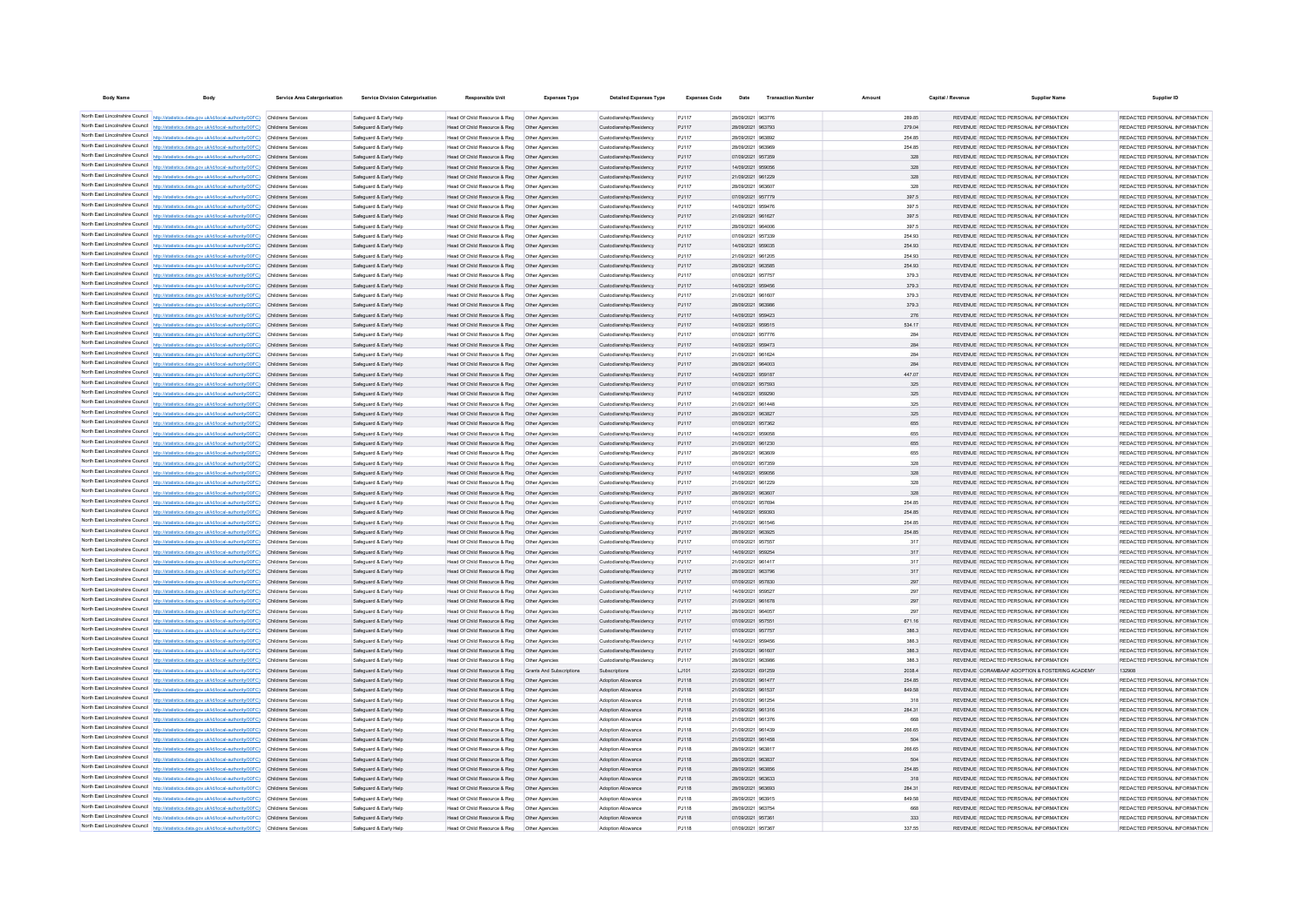| Body Name | Body | Service Area Catergorisation | Service Division Catergorisation | Responsible Unit | Expenses Type | Detailed Expenses Type | Expenses Code | Date | Transaction Number | Amount | Capital / Revenue | Supplier Name | Supplier ID |
|---|---|---|---|---|---|---|---|---|---|---|---|---|---|
| North East Lincolnshire Council | http://statistics.data.gov.uk/id/local-authority/00FC) | Childrens Services | Safeguard & Early Help | Head Of Child Resource & Reg | Other Agencies | Custodianship/Residency | PJ117 | 28/09/2021 | 963776 | 289.65 | REVENUE | REDACTED PERSONAL INFORMATION | REDACTED PERSONAL INFORMATION |
| North East Lincolnshire Council | http://statistics.data.gov.uk/id/local-authority/00FC) | Childrens Services | Safeguard & Early Help | Head Of Child Resource & Reg | Other Agencies | Custodianship/Residency | PJ117 | 28/09/2021 | 963793 | 279.04 | REVENUE | REDACTED PERSONAL INFORMATION | REDACTED PERSONAL INFORMATION |
| North East Lincolnshire Council | http://statistics.data.gov.uk/id/local-authority/00FC) | Childrens Services | Safeguard & Early Help | Head Of Child Resource & Reg | Other Agencies | Custodianship/Residency | PJ117 | 28/09/2021 | 963892 | 254.85 | REVENUE | REDACTED PERSONAL INFORMATION | REDACTED PERSONAL INFORMATION |
| North East Lincolnshire Council | http://statistics.data.gov.uk/id/local-authority/00FC) | Childrens Services | Safeguard & Early Help | Head Of Child Resource & Reg | Other Agencies | Custodianship/Residency | PJ117 | 28/09/2021 | 963969 | 254.85 | REVENUE | REDACTED PERSONAL INFORMATION | REDACTED PERSONAL INFORMATION |
| North East Lincolnshire Council | http://statistics.data.gov.uk/id/local-authority/00FC) | Childrens Services | Safeguard & Early Help | Head Of Child Resource & Reg | Other Agencies | Custodianship/Residency | PJ117 | 07/09/2021 | 957359 | 328 | REVENUE | REDACTED PERSONAL INFORMATION | REDACTED PERSONAL INFORMATION |
| North East Lincolnshire Council | http://statistics.data.gov.uk/id/local-authority/00FC) | Childrens Services | Safeguard & Early Help | Head Of Child Resource & Reg | Other Agencies | Custodianship/Residency | PJ117 | 14/09/2021 | 959056 | 328 | REVENUE | REDACTED PERSONAL INFORMATION | REDACTED PERSONAL INFORMATION |
| North East Lincolnshire Council | http://statistics.data.gov.uk/id/local-authority/00FC) | Childrens Services | Safeguard & Early Help | Head Of Child Resource & Reg | Other Agencies | Custodianship/Residency | PJ117 | 21/09/2021 | 961229 | 328 | REVENUE | REDACTED PERSONAL INFORMATION | REDACTED PERSONAL INFORMATION |
| North East Lincolnshire Council | http://statistics.data.gov.uk/id/local-authority/00FC) | Childrens Services | Safeguard & Early Help | Head Of Child Resource & Reg | Other Agencies | Custodianship/Residency | PJ117 | 28/09/2021 | 963607 | 328 | REVENUE | REDACTED PERSONAL INFORMATION | REDACTED PERSONAL INFORMATION |
| North East Lincolnshire Council | http://statistics.data.gov.uk/id/local-authority/00FC) | Childrens Services | Safeguard & Early Help | Head Of Child Resource & Reg | Other Agencies | Custodianship/Residency | PJ117 | 07/09/2021 | 957779 | 397.5 | REVENUE | REDACTED PERSONAL INFORMATION | REDACTED PERSONAL INFORMATION |
| North East Lincolnshire Council | http://statistics.data.gov.uk/id/local-authority/00FC) | Childrens Services | Safeguard & Early Help | Head Of Child Resource & Reg | Other Agencies | Custodianship/Residency | PJ117 | 14/09/2021 | 959476 | 397.5 | REVENUE | REDACTED PERSONAL INFORMATION | REDACTED PERSONAL INFORMATION |
| North East Lincolnshire Council | http://statistics.data.gov.uk/id/local-authority/00FC) | Childrens Services | Safeguard & Early Help | Head Of Child Resource & Reg | Other Agencies | Custodianship/Residency | PJ117 | 21/09/2021 | 961627 | 397.5 | REVENUE | REDACTED PERSONAL INFORMATION | REDACTED PERSONAL INFORMATION |
| North East Lincolnshire Council | http://statistics.data.gov.uk/id/local-authority/00FC) | Childrens Services | Safeguard & Early Help | Head Of Child Resource & Reg | Other Agencies | Custodianship/Residency | PJ117 | 28/09/2021 | 964006 | 397.5 | REVENUE | REDACTED PERSONAL INFORMATION | REDACTED PERSONAL INFORMATION |
| North East Lincolnshire Council | http://statistics.data.gov.uk/id/local-authority/00FC) | Childrens Services | Safeguard & Early Help | Head Of Child Resource & Reg | Other Agencies | Custodianship/Residency | PJ117 | 07/09/2021 | 957339 | 254.93 | REVENUE | REDACTED PERSONAL INFORMATION | REDACTED PERSONAL INFORMATION |
| North East Lincolnshire Council | http://statistics.data.gov.uk/id/local-authority/00FC) | Childrens Services | Safeguard & Early Help | Head Of Child Resource & Reg | Other Agencies | Custodianship/Residency | PJ117 | 14/09/2021 | 959035 | 254.93 | REVENUE | REDACTED PERSONAL INFORMATION | REDACTED PERSONAL INFORMATION |
| North East Lincolnshire Council | http://statistics.data.gov.uk/id/local-authority/00FC) | Childrens Services | Safeguard & Early Help | Head Of Child Resource & Reg | Other Agencies | Custodianship/Residency | PJ117 | 21/09/2021 | 961205 | 254.93 | REVENUE | REDACTED PERSONAL INFORMATION | REDACTED PERSONAL INFORMATION |
| North East Lincolnshire Council | http://statistics.data.gov.uk/id/local-authority/00FC) | Childrens Services | Safeguard & Early Help | Head Of Child Resource & Reg | Other Agencies | Custodianship/Residency | PJ117 | 28/09/2021 | 963585 | 254.93 | REVENUE | REDACTED PERSONAL INFORMATION | REDACTED PERSONAL INFORMATION |
| North East Lincolnshire Council | http://statistics.data.gov.uk/id/local-authority/00FC) | Childrens Services | Safeguard & Early Help | Head Of Child Resource & Reg | Other Agencies | Custodianship/Residency | PJ117 | 07/09/2021 | 957757 | 379.3 | REVENUE | REDACTED PERSONAL INFORMATION | REDACTED PERSONAL INFORMATION |
| North East Lincolnshire Council | http://statistics.data.gov.uk/id/local-authority/00FC) | Childrens Services | Safeguard & Early Help | Head Of Child Resource & Reg | Other Agencies | Custodianship/Residency | PJ117 | 14/09/2021 | 959456 | 379.3 | REVENUE | REDACTED PERSONAL INFORMATION | REDACTED PERSONAL INFORMATION |
| North East Lincolnshire Council | http://statistics.data.gov.uk/id/local-authority/00FC) | Childrens Services | Safeguard & Early Help | Head Of Child Resource & Reg | Other Agencies | Custodianship/Residency | PJ117 | 21/09/2021 | 961607 | 379.3 | REVENUE | REDACTED PERSONAL INFORMATION | REDACTED PERSONAL INFORMATION |
| North East Lincolnshire Council | http://statistics.data.gov.uk/id/local-authority/00FC) | Childrens Services | Safeguard & Early Help | Head Of Child Resource & Reg | Other Agencies | Custodianship/Residency | PJ117 | 28/09/2021 | 963986 | 379.3 | REVENUE | REDACTED PERSONAL INFORMATION | REDACTED PERSONAL INFORMATION |
| North East Lincolnshire Council | http://statistics.data.gov.uk/id/local-authority/00FC) | Childrens Services | Safeguard & Early Help | Head Of Child Resource & Reg | Other Agencies | Custodianship/Residency | PJ117 | 14/09/2021 | 959423 | 276 | REVENUE | REDACTED PERSONAL INFORMATION | REDACTED PERSONAL INFORMATION |
| North East Lincolnshire Council | http://statistics.data.gov.uk/id/local-authority/00FC) | Childrens Services | Safeguard & Early Help | Head Of Child Resource & Reg | Other Agencies | Custodianship/Residency | PJ117 | 14/09/2021 | 959515 | 534.17 | REVENUE | REDACTED PERSONAL INFORMATION | REDACTED PERSONAL INFORMATION |
| North East Lincolnshire Council | http://statistics.data.gov.uk/id/local-authority/00FC) | Childrens Services | Safeguard & Early Help | Head Of Child Resource & Reg | Other Agencies | Custodianship/Residency | PJ117 | 07/09/2021 | 957776 | 284 | REVENUE | REDACTED PERSONAL INFORMATION | REDACTED PERSONAL INFORMATION |
| North East Lincolnshire Council | http://statistics.data.gov.uk/id/local-authority/00FC) | Childrens Services | Safeguard & Early Help | Head Of Child Resource & Reg | Other Agencies | Custodianship/Residency | PJ117 | 14/09/2021 | 959473 | 284 | REVENUE | REDACTED PERSONAL INFORMATION | REDACTED PERSONAL INFORMATION |
| North East Lincolnshire Council | http://statistics.data.gov.uk/id/local-authority/00FC) | Childrens Services | Safeguard & Early Help | Head Of Child Resource & Reg | Other Agencies | Custodianship/Residency | PJ117 | 21/09/2021 | 961624 | 284 | REVENUE | REDACTED PERSONAL INFORMATION | REDACTED PERSONAL INFORMATION |
| North East Lincolnshire Council | http://statistics.data.gov.uk/id/local-authority/00FC) | Childrens Services | Safeguard & Early Help | Head Of Child Resource & Reg | Other Agencies | Custodianship/Residency | PJ117 | 28/09/2021 | 964003 | 284 | REVENUE | REDACTED PERSONAL INFORMATION | REDACTED PERSONAL INFORMATION |
| North East Lincolnshire Council | http://statistics.data.gov.uk/id/local-authority/00FC) | Childrens Services | Safeguard & Early Help | Head Of Child Resource & Reg | Other Agencies | Custodianship/Residency | PJ117 | 14/09/2021 | 959187 | 447.07 | REVENUE | REDACTED PERSONAL INFORMATION | REDACTED PERSONAL INFORMATION |
| North East Lincolnshire Council | http://statistics.data.gov.uk/id/local-authority/00FC) | Childrens Services | Safeguard & Early Help | Head Of Child Resource & Reg | Other Agencies | Custodianship/Residency | PJ117 | 07/09/2021 | 957593 | 325 | REVENUE | REDACTED PERSONAL INFORMATION | REDACTED PERSONAL INFORMATION |
| North East Lincolnshire Council | http://statistics.data.gov.uk/id/local-authority/00FC) | Childrens Services | Safeguard & Early Help | Head Of Child Resource & Reg | Other Agencies | Custodianship/Residency | PJ117 | 14/09/2021 | 959290 | 325 | REVENUE | REDACTED PERSONAL INFORMATION | REDACTED PERSONAL INFORMATION |
| North East Lincolnshire Council | http://statistics.data.gov.uk/id/local-authority/00FC) | Childrens Services | Safeguard & Early Help | Head Of Child Resource & Reg | Other Agencies | Custodianship/Residency | PJ117 | 21/09/2021 | 961446 | 325 | REVENUE | REDACTED PERSONAL INFORMATION | REDACTED PERSONAL INFORMATION |
| North East Lincolnshire Council | http://statistics.data.gov.uk/id/local-authority/00FC) | Childrens Services | Safeguard & Early Help | Head Of Child Resource & Reg | Other Agencies | Custodianship/Residency | PJ117 | 28/09/2021 | 963827 | 325 | REVENUE | REDACTED PERSONAL INFORMATION | REDACTED PERSONAL INFORMATION |
| North East Lincolnshire Council | http://statistics.data.gov.uk/id/local-authority/00FC) | Childrens Services | Safeguard & Early Help | Head Of Child Resource & Reg | Other Agencies | Custodianship/Residency | PJ117 | 07/09/2021 | 957362 | 655 | REVENUE | REDACTED PERSONAL INFORMATION | REDACTED PERSONAL INFORMATION |
| North East Lincolnshire Council | http://statistics.data.gov.uk/id/local-authority/00FC) | Childrens Services | Safeguard & Early Help | Head Of Child Resource & Reg | Other Agencies | Custodianship/Residency | PJ117 | 14/09/2021 | 959058 | 655 | REVENUE | REDACTED PERSONAL INFORMATION | REDACTED PERSONAL INFORMATION |
| North East Lincolnshire Council | http://statistics.data.gov.uk/id/local-authority/00FC) | Childrens Services | Safeguard & Early Help | Head Of Child Resource & Reg | Other Agencies | Custodianship/Residency | PJ117 | 21/09/2021 | 961230 | 655 | REVENUE | REDACTED PERSONAL INFORMATION | REDACTED PERSONAL INFORMATION |
| North East Lincolnshire Council | http://statistics.data.gov.uk/id/local-authority/00FC) | Childrens Services | Safeguard & Early Help | Head Of Child Resource & Reg | Other Agencies | Custodianship/Residency | PJ117 | 28/09/2021 | 963609 | 655 | REVENUE | REDACTED PERSONAL INFORMATION | REDACTED PERSONAL INFORMATION |
| North East Lincolnshire Council | http://statistics.data.gov.uk/id/local-authority/00FC) | Childrens Services | Safeguard & Early Help | Head Of Child Resource & Reg | Other Agencies | Custodianship/Residency | PJ117 | 07/09/2021 | 957359 | 328 | REVENUE | REDACTED PERSONAL INFORMATION | REDACTED PERSONAL INFORMATION |
| North East Lincolnshire Council | http://statistics.data.gov.uk/id/local-authority/00FC) | Childrens Services | Safeguard & Early Help | Head Of Child Resource & Reg | Other Agencies | Custodianship/Residency | PJ117 | 14/09/2021 | 959056 | 328 | REVENUE | REDACTED PERSONAL INFORMATION | REDACTED PERSONAL INFORMATION |
| North East Lincolnshire Council | http://statistics.data.gov.uk/id/local-authority/00FC) | Childrens Services | Safeguard & Early Help | Head Of Child Resource & Reg | Other Agencies | Custodianship/Residency | PJ117 | 21/09/2021 | 961229 | 328 | REVENUE | REDACTED PERSONAL INFORMATION | REDACTED PERSONAL INFORMATION |
| North East Lincolnshire Council | http://statistics.data.gov.uk/id/local-authority/00FC) | Childrens Services | Safeguard & Early Help | Head Of Child Resource & Reg | Other Agencies | Custodianship/Residency | PJ117 | 28/09/2021 | 963607 | 328 | REVENUE | REDACTED PERSONAL INFORMATION | REDACTED PERSONAL INFORMATION |
| North East Lincolnshire Council | http://statistics.data.gov.uk/id/local-authority/00FC) | Childrens Services | Safeguard & Early Help | Head Of Child Resource & Reg | Other Agencies | Custodianship/Residency | PJ117 | 07/09/2021 | 957694 | 254.85 | REVENUE | REDACTED PERSONAL INFORMATION | REDACTED PERSONAL INFORMATION |
| North East Lincolnshire Council | http://statistics.data.gov.uk/id/local-authority/00FC) | Childrens Services | Safeguard & Early Help | Head Of Child Resource & Reg | Other Agencies | Custodianship/Residency | PJ117 | 14/09/2021 | 959393 | 254.85 | REVENUE | REDACTED PERSONAL INFORMATION | REDACTED PERSONAL INFORMATION |
| North East Lincolnshire Council | http://statistics.data.gov.uk/id/local-authority/00FC) | Childrens Services | Safeguard & Early Help | Head Of Child Resource & Reg | Other Agencies | Custodianship/Residency | PJ117 | 21/09/2021 | 961546 | 254.85 | REVENUE | REDACTED PERSONAL INFORMATION | REDACTED PERSONAL INFORMATION |
| North East Lincolnshire Council | http://statistics.data.gov.uk/id/local-authority/00FC) | Childrens Services | Safeguard & Early Help | Head Of Child Resource & Reg | Other Agencies | Custodianship/Residency | PJ117 | 28/09/2021 | 963925 | 254.85 | REVENUE | REDACTED PERSONAL INFORMATION | REDACTED PERSONAL INFORMATION |
| North East Lincolnshire Council | http://statistics.data.gov.uk/id/local-authority/00FC) | Childrens Services | Safeguard & Early Help | Head Of Child Resource & Reg | Other Agencies | Custodianship/Residency | PJ117 | 07/09/2021 | 957557 | 317 | REVENUE | REDACTED PERSONAL INFORMATION | REDACTED PERSONAL INFORMATION |
| North East Lincolnshire Council | http://statistics.data.gov.uk/id/local-authority/00FC) | Childrens Services | Safeguard & Early Help | Head Of Child Resource & Reg | Other Agencies | Custodianship/Residency | PJ117 | 14/09/2021 | 959254 | 317 | REVENUE | REDACTED PERSONAL INFORMATION | REDACTED PERSONAL INFORMATION |
| North East Lincolnshire Council | http://statistics.data.gov.uk/id/local-authority/00FC) | Childrens Services | Safeguard & Early Help | Head Of Child Resource & Reg | Other Agencies | Custodianship/Residency | PJ117 | 21/09/2021 | 961417 | 317 | REVENUE | REDACTED PERSONAL INFORMATION | REDACTED PERSONAL INFORMATION |
| North East Lincolnshire Council | http://statistics.data.gov.uk/id/local-authority/00FC) | Childrens Services | Safeguard & Early Help | Head Of Child Resource & Reg | Other Agencies | Custodianship/Residency | PJ117 | 28/09/2021 | 963796 | 317 | REVENUE | REDACTED PERSONAL INFORMATION | REDACTED PERSONAL INFORMATION |
| North East Lincolnshire Council | http://statistics.data.gov.uk/id/local-authority/00FC) | Childrens Services | Safeguard & Early Help | Head Of Child Resource & Reg | Other Agencies | Custodianship/Residency | PJ117 | 07/09/2021 | 957830 | 297 | REVENUE | REDACTED PERSONAL INFORMATION | REDACTED PERSONAL INFORMATION |
| North East Lincolnshire Council | http://statistics.data.gov.uk/id/local-authority/00FC) | Childrens Services | Safeguard & Early Help | Head Of Child Resource & Reg | Other Agencies | Custodianship/Residency | PJ117 | 14/09/2021 | 959527 | 297 | REVENUE | REDACTED PERSONAL INFORMATION | REDACTED PERSONAL INFORMATION |
| North East Lincolnshire Council | http://statistics.data.gov.uk/id/local-authority/00FC) | Childrens Services | Safeguard & Early Help | Head Of Child Resource & Reg | Other Agencies | Custodianship/Residency | PJ117 | 21/09/2021 | 961678 | 297 | REVENUE | REDACTED PERSONAL INFORMATION | REDACTED PERSONAL INFORMATION |
| North East Lincolnshire Council | http://statistics.data.gov.uk/id/local-authority/00FC) | Childrens Services | Safeguard & Early Help | Head Of Child Resource & Reg | Other Agencies | Custodianship/Residency | PJ117 | 28/09/2021 | 964057 | 297 | REVENUE | REDACTED PERSONAL INFORMATION | REDACTED PERSONAL INFORMATION |
| North East Lincolnshire Council | http://statistics.data.gov.uk/id/local-authority/00FC) | Childrens Services | Safeguard & Early Help | Head Of Child Resource & Reg | Other Agencies | Custodianship/Residency | PJ117 | 07/09/2021 | 957551 | 671.16 | REVENUE | REDACTED PERSONAL INFORMATION | REDACTED PERSONAL INFORMATION |
| North East Lincolnshire Council | http://statistics.data.gov.uk/id/local-authority/00FC) | Childrens Services | Safeguard & Early Help | Head Of Child Resource & Reg | Other Agencies | Custodianship/Residency | PJ117 | 07/09/2021 | 957757 | 386.3 | REVENUE | REDACTED PERSONAL INFORMATION | REDACTED PERSONAL INFORMATION |
| North East Lincolnshire Council | http://statistics.data.gov.uk/id/local-authority/00FC) | Childrens Services | Safeguard & Early Help | Head Of Child Resource & Reg | Other Agencies | Custodianship/Residency | PJ117 | 14/09/2021 | 959456 | 386.3 | REVENUE | REDACTED PERSONAL INFORMATION | REDACTED PERSONAL INFORMATION |
| North East Lincolnshire Council | http://statistics.data.gov.uk/id/local-authority/00FC) | Childrens Services | Safeguard & Early Help | Head Of Child Resource & Reg | Other Agencies | Custodianship/Residency | PJ117 | 21/09/2021 | 961607 | 386.3 | REVENUE | REDACTED PERSONAL INFORMATION | REDACTED PERSONAL INFORMATION |
| North East Lincolnshire Council | http://statistics.data.gov.uk/id/local-authority/00FC) | Childrens Services | Safeguard & Early Help | Head Of Child Resource & Reg | Other Agencies | Custodianship/Residency | PJ117 | 28/09/2021 | 963986 | 386.3 | REVENUE | REDACTED PERSONAL INFORMATION | REDACTED PERSONAL INFORMATION |
| North East Lincolnshire Council | http://statistics.data.gov.uk/id/local-authority/00FC) | Childrens Services | Safeguard & Early Help | Head Of Child Resource & Reg | Grants And Subscriptions | Subscriptions | LJ101 | 22/09/2021 | 691259 | 2038.4 | REVENUE | CORAMBAAF ADOPTION & FOSTERING ACADEMY | 132608 |
| North East Lincolnshire Council | http://statistics.data.gov.uk/id/local-authority/00FC) | Childrens Services | Safeguard & Early Help | Head Of Child Resource & Reg | Other Agencies | Adoption Allowance | PJ118 | 21/09/2021 | 961477 | 254.85 | REVENUE | REDACTED PERSONAL INFORMATION | REDACTED PERSONAL INFORMATION |
| North East Lincolnshire Council | http://statistics.data.gov.uk/id/local-authority/00FC) | Childrens Services | Safeguard & Early Help | Head Of Child Resource & Reg | Other Agencies | Adoption Allowance | PJ118 | 21/09/2021 | 961537 | 849.58 | REVENUE | REDACTED PERSONAL INFORMATION | REDACTED PERSONAL INFORMATION |
| North East Lincolnshire Council | http://statistics.data.gov.uk/id/local-authority/00FC) | Childrens Services | Safeguard & Early Help | Head Of Child Resource & Reg | Other Agencies | Adoption Allowance | PJ118 | 21/09/2021 | 961254 | 318 | REVENUE | REDACTED PERSONAL INFORMATION | REDACTED PERSONAL INFORMATION |
| North East Lincolnshire Council | http://statistics.data.gov.uk/id/local-authority/00FC) | Childrens Services | Safeguard & Early Help | Head Of Child Resource & Reg | Other Agencies | Adoption Allowance | PJ118 | 21/09/2021 | 961316 | 284.31 | REVENUE | REDACTED PERSONAL INFORMATION | REDACTED PERSONAL INFORMATION |
| North East Lincolnshire Council | http://statistics.data.gov.uk/id/local-authority/00FC) | Childrens Services | Safeguard & Early Help | Head Of Child Resource & Reg | Other Agencies | Adoption Allowance | PJ118 | 21/09/2021 | 961376 | 668 | REVENUE | REDACTED PERSONAL INFORMATION | REDACTED PERSONAL INFORMATION |
| North East Lincolnshire Council | http://statistics.data.gov.uk/id/local-authority/00FC) | Childrens Services | Safeguard & Early Help | Head Of Child Resource & Reg | Other Agencies | Adoption Allowance | PJ118 | 21/09/2021 | 961439 | 266.65 | REVENUE | REDACTED PERSONAL INFORMATION | REDACTED PERSONAL INFORMATION |
| North East Lincolnshire Council | http://statistics.data.gov.uk/id/local-authority/00FC) | Childrens Services | Safeguard & Early Help | Head Of Child Resource & Reg | Other Agencies | Adoption Allowance | PJ118 | 21/09/2021 | 961458 | 504 | REVENUE | REDACTED PERSONAL INFORMATION | REDACTED PERSONAL INFORMATION |
| North East Lincolnshire Council | http://statistics.data.gov.uk/id/local-authority/00FC) | Childrens Services | Safeguard & Early Help | Head Of Child Resource & Reg | Other Agencies | Adoption Allowance | PJ118 | 28/09/2021 | 963817 | 266.65 | REVENUE | REDACTED PERSONAL INFORMATION | REDACTED PERSONAL INFORMATION |
| North East Lincolnshire Council | http://statistics.data.gov.uk/id/local-authority/00FC) | Childrens Services | Safeguard & Early Help | Head Of Child Resource & Reg | Other Agencies | Adoption Allowance | PJ118 | 28/09/2021 | 963837 | 504 | REVENUE | REDACTED PERSONAL INFORMATION | REDACTED PERSONAL INFORMATION |
| North East Lincolnshire Council | http://statistics.data.gov.uk/id/local-authority/00FC) | Childrens Services | Safeguard & Early Help | Head Of Child Resource & Reg | Other Agencies | Adoption Allowance | PJ118 | 28/09/2021 | 963856 | 254.85 | REVENUE | REDACTED PERSONAL INFORMATION | REDACTED PERSONAL INFORMATION |
| North East Lincolnshire Council | http://statistics.data.gov.uk/id/local-authority/00FC) | Childrens Services | Safeguard & Early Help | Head Of Child Resource & Reg | Other Agencies | Adoption Allowance | PJ118 | 28/09/2021 | 963633 | 318 | REVENUE | REDACTED PERSONAL INFORMATION | REDACTED PERSONAL INFORMATION |
| North East Lincolnshire Council | http://statistics.data.gov.uk/id/local-authority/00FC) | Childrens Services | Safeguard & Early Help | Head Of Child Resource & Reg | Other Agencies | Adoption Allowance | PJ118 | 28/09/2021 | 963693 | 284.31 | REVENUE | REDACTED PERSONAL INFORMATION | REDACTED PERSONAL INFORMATION |
| North East Lincolnshire Council | http://statistics.data.gov.uk/id/local-authority/00FC) | Childrens Services | Safeguard & Early Help | Head Of Child Resource & Reg | Other Agencies | Adoption Allowance | PJ118 | 28/09/2021 | 963915 | 849.58 | REVENUE | REDACTED PERSONAL INFORMATION | REDACTED PERSONAL INFORMATION |
| North East Lincolnshire Council | http://statistics.data.gov.uk/id/local-authority/00FC) | Childrens Services | Safeguard & Early Help | Head Of Child Resource & Reg | Other Agencies | Adoption Allowance | PJ118 | 28/09/2021 | 963754 | 668 | REVENUE | REDACTED PERSONAL INFORMATION | REDACTED PERSONAL INFORMATION |
| North East Lincolnshire Council | http://statistics.data.gov.uk/id/local-authority/00FC) | Childrens Services | Safeguard & Early Help | Head Of Child Resource & Reg | Other Agencies | Adoption Allowance | PJ118 | 07/09/2021 | 957361 | 333 | REVENUE | REDACTED PERSONAL INFORMATION | REDACTED PERSONAL INFORMATION |
| North East Lincolnshire Council | http://statistics.data.gov.uk/id/local-authority/00FC) | Childrens Services | Safeguard & Early Help | Head Of Child Resource & Reg | Other Agencies | Adoption Allowance | PJ118 | 07/09/2021 | 957367 | 337.55 | REVENUE | REDACTED PERSONAL INFORMATION | REDACTED PERSONAL INFORMATION |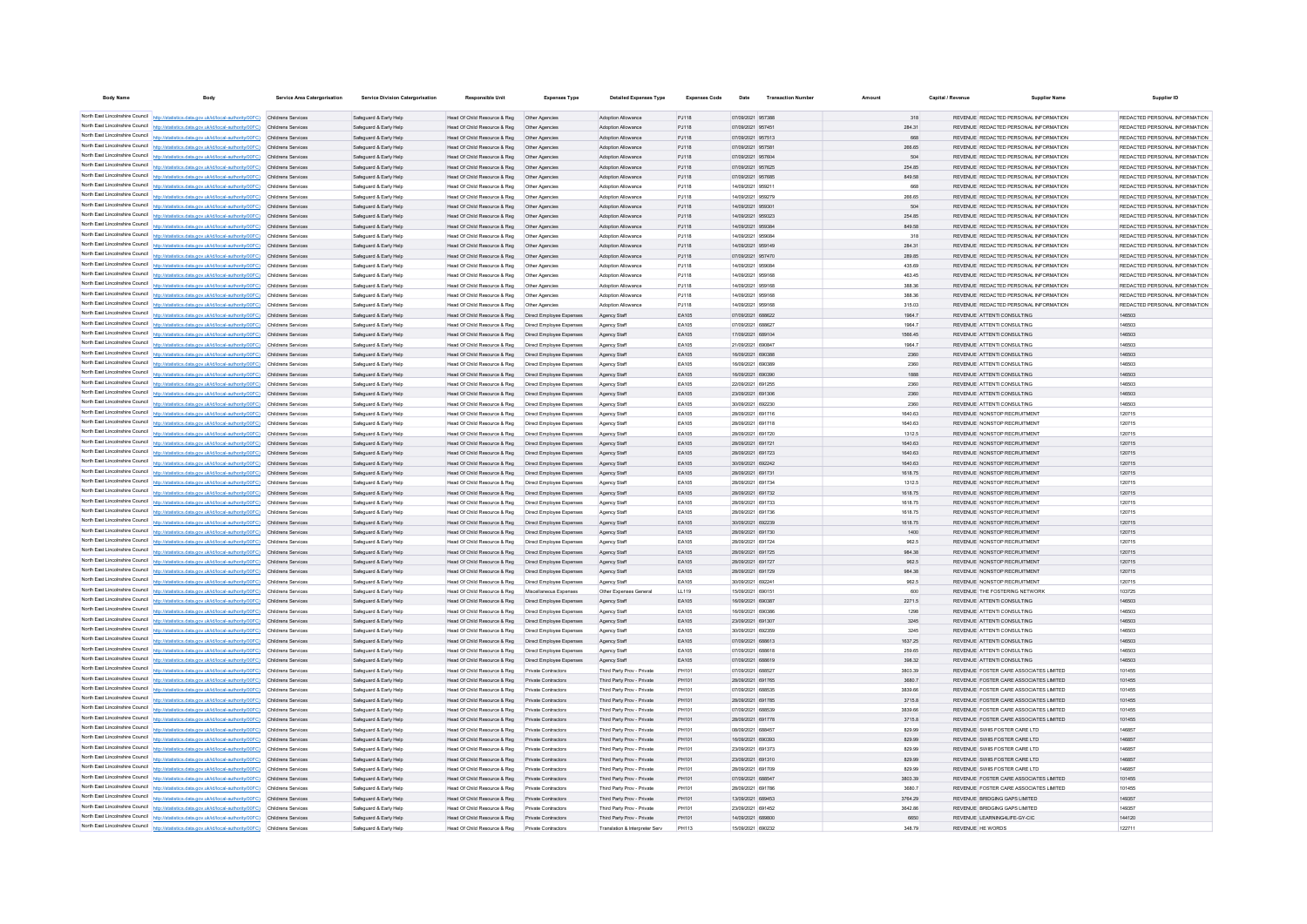| Body Name | Body | Service Area Catergorisation | Service Division Catergorisation | Responsible Unit | Expenses Type | Detailed Expenses Type | Expenses Code | Date | Transaction Number | Amount | Capital / Revenue | Supplier Name | Supplier ID |
|---|---|---|---|---|---|---|---|---|---|---|---|---|---|
| North East Lincolnshire Council | http://statistics.data.gov.uk/id/local-authority/00FC) | Childrens Services | Safeguard & Early Help | Head Of Child Resource & Reg | Other Agencies | Adoption Allowance | PJ118 | 07/09/2021 | 957388 | 318 | REVENUE | REDACTED PERSONAL INFORMATION | REDACTED PERSONAL INFORMATION |
| North East Lincolnshire Council | http://statistics.data.gov.uk/id/local-authority/00FC) | Childrens Services | Safeguard & Early Help | Head Of Child Resource & Reg | Other Agencies | Adoption Allowance | PJ118 | 07/09/2021 | 957451 | 284.31 | REVENUE | REDACTED PERSONAL INFORMATION | REDACTED PERSONAL INFORMATION |
| North East Lincolnshire Council | http://statistics.data.gov.uk/id/local-authority/00FC) | Childrens Services | Safeguard & Early Help | Head Of Child Resource & Reg | Other Agencies | Adoption Allowance | PJ118 | 07/09/2021 | 957513 | 668 | REVENUE | REDACTED PERSONAL INFORMATION | REDACTED PERSONAL INFORMATION |
| North East Lincolnshire Council | http://statistics.data.gov.uk/id/local-authority/00FC) | Childrens Services | Safeguard & Early Help | Head Of Child Resource & Reg | Other Agencies | Adoption Allowance | PJ118 | 07/09/2021 | 957581 | 266.65 | REVENUE | REDACTED PERSONAL INFORMATION | REDACTED PERSONAL INFORMATION |
| North East Lincolnshire Council | http://statistics.data.gov.uk/id/local-authority/00FC) | Childrens Services | Safeguard & Early Help | Head Of Child Resource & Reg | Other Agencies | Adoption Allowance | PJ118 | 07/09/2021 | 957604 | 504 | REVENUE | REDACTED PERSONAL INFORMATION | REDACTED PERSONAL INFORMATION |
| North East Lincolnshire Council | http://statistics.data.gov.uk/id/local-authority/00FC) | Childrens Services | Safeguard & Early Help | Head Of Child Resource & Reg | Other Agencies | Adoption Allowance | PJ118 | 07/09/2021 | 957625 | 254.85 | REVENUE | REDACTED PERSONAL INFORMATION | REDACTED PERSONAL INFORMATION |
| North East Lincolnshire Council | http://statistics.data.gov.uk/id/local-authority/00FC) | Childrens Services | Safeguard & Early Help | Head Of Child Resource & Reg | Other Agencies | Adoption Allowance | PJ118 | 07/09/2021 | 957685 | 849.58 | REVENUE | REDACTED PERSONAL INFORMATION | REDACTED PERSONAL INFORMATION |
| North East Lincolnshire Council | http://statistics.data.gov.uk/id/local-authority/00FC) | Childrens Services | Safeguard & Early Help | Head Of Child Resource & Reg | Other Agencies | Adoption Allowance | PJ118 | 14/09/2021 | 959211 | 668 | REVENUE | REDACTED PERSONAL INFORMATION | REDACTED PERSONAL INFORMATION |
| North East Lincolnshire Council | http://statistics.data.gov.uk/id/local-authority/00FC) | Childrens Services | Safeguard & Early Help | Head Of Child Resource & Reg | Other Agencies | Adoption Allowance | PJ118 | 14/09/2021 | 959279 | 266.65 | REVENUE | REDACTED PERSONAL INFORMATION | REDACTED PERSONAL INFORMATION |
| North East Lincolnshire Council | http://statistics.data.gov.uk/id/local-authority/00FC) | Childrens Services | Safeguard & Early Help | Head Of Child Resource & Reg | Other Agencies | Adoption Allowance | PJ118 | 14/09/2021 | 959301 | 504 | REVENUE | REDACTED PERSONAL INFORMATION | REDACTED PERSONAL INFORMATION |
| North East Lincolnshire Council | http://statistics.data.gov.uk/id/local-authority/00FC) | Childrens Services | Safeguard & Early Help | Head Of Child Resource & Reg | Other Agencies | Adoption Allowance | PJ118 | 14/09/2021 | 959323 | 254.85 | REVENUE | REDACTED PERSONAL INFORMATION | REDACTED PERSONAL INFORMATION |
| North East Lincolnshire Council | http://statistics.data.gov.uk/id/local-authority/00FC) | Childrens Services | Safeguard & Early Help | Head Of Child Resource & Reg | Other Agencies | Adoption Allowance | PJ118 | 14/09/2021 | 959384 | 849.58 | REVENUE | REDACTED PERSONAL INFORMATION | REDACTED PERSONAL INFORMATION |
| North East Lincolnshire Council | http://statistics.data.gov.uk/id/local-authority/00FC) | Childrens Services | Safeguard & Early Help | Head Of Child Resource & Reg | Other Agencies | Adoption Allowance | PJ118 | 14/09/2021 | 959084 | 318 | REVENUE | REDACTED PERSONAL INFORMATION | REDACTED PERSONAL INFORMATION |
| North East Lincolnshire Council | http://statistics.data.gov.uk/id/local-authority/00FC) | Childrens Services | Safeguard & Early Help | Head Of Child Resource & Reg | Other Agencies | Adoption Allowance | PJ118 | 14/09/2021 | 959149 | 284.31 | REVENUE | REDACTED PERSONAL INFORMATION | REDACTED PERSONAL INFORMATION |
| North East Lincolnshire Council | http://statistics.data.gov.uk/id/local-authority/00FC) | Childrens Services | Safeguard & Early Help | Head Of Child Resource & Reg | Other Agencies | Adoption Allowance | PJ118 | 07/09/2021 | 957470 | 289.85 | REVENUE | REDACTED PERSONAL INFORMATION | REDACTED PERSONAL INFORMATION |
| North East Lincolnshire Council | http://statistics.data.gov.uk/id/local-authority/00FC) | Childrens Services | Safeguard & Early Help | Head Of Child Resource & Reg | Other Agencies | Adoption Allowance | PJ118 | 14/09/2021 | 959084 | 435.69 | REVENUE | REDACTED PERSONAL INFORMATION | REDACTED PERSONAL INFORMATION |
| North East Lincolnshire Council | http://statistics.data.gov.uk/id/local-authority/00FC) | Childrens Services | Safeguard & Early Help | Head Of Child Resource & Reg | Other Agencies | Adoption Allowance | PJ118 | 14/09/2021 | 959168 | 463.45 | REVENUE | REDACTED PERSONAL INFORMATION | REDACTED PERSONAL INFORMATION |
| North East Lincolnshire Council | http://statistics.data.gov.uk/id/local-authority/00FC) | Childrens Services | Safeguard & Early Help | Head Of Child Resource & Reg | Other Agencies | Adoption Allowance | PJ118 | 14/09/2021 | 959168 | 388.36 | REVENUE | REDACTED PERSONAL INFORMATION | REDACTED PERSONAL INFORMATION |
| North East Lincolnshire Council | http://statistics.data.gov.uk/id/local-authority/00FC) | Childrens Services | Safeguard & Early Help | Head Of Child Resource & Reg | Other Agencies | Adoption Allowance | PJ118 | 14/09/2021 | 959168 | 388.36 | REVENUE | REDACTED PERSONAL INFORMATION | REDACTED PERSONAL INFORMATION |
| North East Lincolnshire Council | http://statistics.data.gov.uk/id/local-authority/00FC) | Childrens Services | Safeguard & Early Help | Head Of Child Resource & Reg | Other Agencies | Adoption Allowance | PJ118 | 14/09/2021 | 959168 | 315.03 | REVENUE | REDACTED PERSONAL INFORMATION | REDACTED PERSONAL INFORMATION |
| North East Lincolnshire Council | http://statistics.data.gov.uk/id/local-authority/00FC) | Childrens Services | Safeguard & Early Help | Head Of Child Resource & Reg | Direct Employee Expenses | Agency Staff | EA105 | 07/09/2021 | 688622 | 1964.7 | REVENUE | ATTENTI CONSULTING | 146503 |
| North East Lincolnshire Council | http://statistics.data.gov.uk/id/local-authority/00FC) | Childrens Services | Safeguard & Early Help | Head Of Child Resource & Reg | Direct Employee Expenses | Agency Staff | EA105 | 07/09/2021 | 688627 | 1964.7 | REVENUE | ATTENTI CONSULTING | 146503 |
| North East Lincolnshire Council | http://statistics.data.gov.uk/id/local-authority/00FC) | Childrens Services | Safeguard & Early Help | Head Of Child Resource & Reg | Direct Employee Expenses | Agency Staff | EA105 | 17/09/2021 | 689104 | 1566.45 | REVENUE | ATTENTI CONSULTING | 146503 |
| North East Lincolnshire Council | http://statistics.data.gov.uk/id/local-authority/00FC) | Childrens Services | Safeguard & Early Help | Head Of Child Resource & Reg | Direct Employee Expenses | Agency Staff | EA105 | 21/09/2021 | 690847 | 1964.7 | REVENUE | ATTENTI CONSULTING | 146503 |
| North East Lincolnshire Council | http://statistics.data.gov.uk/id/local-authority/00FC) | Childrens Services | Safeguard & Early Help | Head Of Child Resource & Reg | Direct Employee Expenses | Agency Staff | EA105 | 16/09/2021 | 690388 | 2360 | REVENUE | ATTENTI CONSULTING | 146503 |
| North East Lincolnshire Council | http://statistics.data.gov.uk/id/local-authority/00FC) | Childrens Services | Safeguard & Early Help | Head Of Child Resource & Reg | Direct Employee Expenses | Agency Staff | EA105 | 16/09/2021 | 690389 | 2360 | REVENUE | ATTENTI CONSULTING | 146503 |
| North East Lincolnshire Council | http://statistics.data.gov.uk/id/local-authority/00FC) | Childrens Services | Safeguard & Early Help | Head Of Child Resource & Reg | Direct Employee Expenses | Agency Staff | EA105 | 16/09/2021 | 690390 | 1888 | REVENUE | ATTENTI CONSULTING | 146503 |
| North East Lincolnshire Council | http://statistics.data.gov.uk/id/local-authority/00FC) | Childrens Services | Safeguard & Early Help | Head Of Child Resource & Reg | Direct Employee Expenses | Agency Staff | EA105 | 22/09/2021 | 691255 | 2360 | REVENUE | ATTENTI CONSULTING | 146503 |
| North East Lincolnshire Council | http://statistics.data.gov.uk/id/local-authority/00FC) | Childrens Services | Safeguard & Early Help | Head Of Child Resource & Reg | Direct Employee Expenses | Agency Staff | EA105 | 23/09/2021 | 691306 | 2360 | REVENUE | ATTENTI CONSULTING | 146503 |
| North East Lincolnshire Council | http://statistics.data.gov.uk/id/local-authority/00FC) | Childrens Services | Safeguard & Early Help | Head Of Child Resource & Reg | Direct Employee Expenses | Agency Staff | EA105 | 30/09/2021 | 692230 | 2360 | REVENUE | ATTENTI CONSULTING | 146503 |
| North East Lincolnshire Council | http://statistics.data.gov.uk/id/local-authority/00FC) | Childrens Services | Safeguard & Early Help | Head Of Child Resource & Reg | Direct Employee Expenses | Agency Staff | EA105 | 28/09/2021 | 691716 | 1640.63 | REVENUE | NONSTOP RECRUITMENT | 120715 |
| North East Lincolnshire Council | http://statistics.data.gov.uk/id/local-authority/00FC) | Childrens Services | Safeguard & Early Help | Head Of Child Resource & Reg | Direct Employee Expenses | Agency Staff | EA105 | 28/09/2021 | 691718 | 1640.63 | REVENUE | NONSTOP RECRUITMENT | 120715 |
| North East Lincolnshire Council | http://statistics.data.gov.uk/id/local-authority/00FC) | Childrens Services | Safeguard & Early Help | Head Of Child Resource & Reg | Direct Employee Expenses | Agency Staff | EA105 | 28/09/2021 | 691720 | 1312.5 | REVENUE | NONSTOP RECRUITMENT | 120715 |
| North East Lincolnshire Council | http://statistics.data.gov.uk/id/local-authority/00FC) | Childrens Services | Safeguard & Early Help | Head Of Child Resource & Reg | Direct Employee Expenses | Agency Staff | EA105 | 28/09/2021 | 691721 | 1640.63 | REVENUE | NONSTOP RECRUITMENT | 120715 |
| North East Lincolnshire Council | http://statistics.data.gov.uk/id/local-authority/00FC) | Childrens Services | Safeguard & Early Help | Head Of Child Resource & Reg | Direct Employee Expenses | Agency Staff | EA105 | 28/09/2021 | 691723 | 1640.63 | REVENUE | NONSTOP RECRUITMENT | 120715 |
| North East Lincolnshire Council | http://statistics.data.gov.uk/id/local-authority/00FC) | Childrens Services | Safeguard & Early Help | Head Of Child Resource & Reg | Direct Employee Expenses | Agency Staff | EA105 | 30/09/2021 | 692242 | 1640.63 | REVENUE | NONSTOP RECRUITMENT | 120715 |
| North East Lincolnshire Council | http://statistics.data.gov.uk/id/local-authority/00FC) | Childrens Services | Safeguard & Early Help | Head Of Child Resource & Reg | Direct Employee Expenses | Agency Staff | EA105 | 28/09/2021 | 691731 | 1618.75 | REVENUE | NONSTOP RECRUITMENT | 120715 |
| North East Lincolnshire Council | http://statistics.data.gov.uk/id/local-authority/00FC) | Childrens Services | Safeguard & Early Help | Head Of Child Resource & Reg | Direct Employee Expenses | Agency Staff | EA105 | 28/09/2021 | 691734 | 1312.5 | REVENUE | NONSTOP RECRUITMENT | 120715 |
| North East Lincolnshire Council | http://statistics.data.gov.uk/id/local-authority/00FC) | Childrens Services | Safeguard & Early Help | Head Of Child Resource & Reg | Direct Employee Expenses | Agency Staff | EA105 | 28/09/2021 | 691732 | 1618.75 | REVENUE | NONSTOP RECRUITMENT | 120715 |
| North East Lincolnshire Council | http://statistics.data.gov.uk/id/local-authority/00FC) | Childrens Services | Safeguard & Early Help | Head Of Child Resource & Reg | Direct Employee Expenses | Agency Staff | EA105 | 28/09/2021 | 691733 | 1618.75 | REVENUE | NONSTOP RECRUITMENT | 120715 |
| North East Lincolnshire Council | http://statistics.data.gov.uk/id/local-authority/00FC) | Childrens Services | Safeguard & Early Help | Head Of Child Resource & Reg | Direct Employee Expenses | Agency Staff | EA105 | 28/09/2021 | 691736 | 1618.75 | REVENUE | NONSTOP RECRUITMENT | 120715 |
| North East Lincolnshire Council | http://statistics.data.gov.uk/id/local-authority/00FC) | Childrens Services | Safeguard & Early Help | Head Of Child Resource & Reg | Direct Employee Expenses | Agency Staff | EA105 | 30/09/2021 | 692239 | 1618.75 | REVENUE | NONSTOP RECRUITMENT | 120715 |
| North East Lincolnshire Council | http://statistics.data.gov.uk/id/local-authority/00FC) | Childrens Services | Safeguard & Early Help | Head Of Child Resource & Reg | Direct Employee Expenses | Agency Staff | EA105 | 28/09/2021 | 691730 | 1400 | REVENUE | NONSTOP RECRUITMENT | 120715 |
| North East Lincolnshire Council | http://statistics.data.gov.uk/id/local-authority/00FC) | Childrens Services | Safeguard & Early Help | Head Of Child Resource & Reg | Direct Employee Expenses | Agency Staff | EA105 | 28/09/2021 | 691724 | 962.5 | REVENUE | NONSTOP RECRUITMENT | 120715 |
| North East Lincolnshire Council | http://statistics.data.gov.uk/id/local-authority/00FC) | Childrens Services | Safeguard & Early Help | Head Of Child Resource & Reg | Direct Employee Expenses | Agency Staff | EA105 | 28/09/2021 | 691725 | 984.38 | REVENUE | NONSTOP RECRUITMENT | 120715 |
| North East Lincolnshire Council | http://statistics.data.gov.uk/id/local-authority/00FC) | Childrens Services | Safeguard & Early Help | Head Of Child Resource & Reg | Direct Employee Expenses | Agency Staff | EA105 | 28/09/2021 | 691727 | 962.5 | REVENUE | NONSTOP RECRUITMENT | 120715 |
| North East Lincolnshire Council | http://statistics.data.gov.uk/id/local-authority/00FC) | Childrens Services | Safeguard & Early Help | Head Of Child Resource & Reg | Direct Employee Expenses | Agency Staff | EA105 | 28/09/2021 | 691729 | 984.38 | REVENUE | NONSTOP RECRUITMENT | 120715 |
| North East Lincolnshire Council | http://statistics.data.gov.uk/id/local-authority/00FC) | Childrens Services | Safeguard & Early Help | Head Of Child Resource & Reg | Direct Employee Expenses | Agency Staff | EA105 | 30/09/2021 | 692241 | 962.5 | REVENUE | NONSTOP RECRUITMENT | 120715 |
| North East Lincolnshire Council | http://statistics.data.gov.uk/id/local-authority/00FC) | Childrens Services | Safeguard & Early Help | Head Of Child Resource & Reg | Miscellaneous Expenses | Other Expenses General | LL119 | 15/09/2021 | 690151 | 600 | REVENUE | THE FOSTERING NETWORK | 103725 |
| North East Lincolnshire Council | http://statistics.data.gov.uk/id/local-authority/00FC) | Childrens Services | Safeguard & Early Help | Head Of Child Resource & Reg | Direct Employee Expenses | Agency Staff | EA105 | 16/09/2021 | 690387 | 2271.5 | REVENUE | ATTENTI CONSULTING | 146503 |
| North East Lincolnshire Council | http://statistics.data.gov.uk/id/local-authority/00FC) | Childrens Services | Safeguard & Early Help | Head Of Child Resource & Reg | Direct Employee Expenses | Agency Staff | EA105 | 16/09/2021 | 690386 | 1298 | REVENUE | ATTENTI CONSULTING | 146503 |
| North East Lincolnshire Council | http://statistics.data.gov.uk/id/local-authority/00FC) | Childrens Services | Safeguard & Early Help | Head Of Child Resource & Reg | Direct Employee Expenses | Agency Staff | EA105 | 23/09/2021 | 691307 | 3245 | REVENUE | ATTENTI CONSULTING | 146503 |
| North East Lincolnshire Council | http://statistics.data.gov.uk/id/local-authority/00FC) | Childrens Services | Safeguard & Early Help | Head Of Child Resource & Reg | Direct Employee Expenses | Agency Staff | EA105 | 30/09/2021 | 692359 | 3245 | REVENUE | ATTENTI CONSULTING | 146503 |
| North East Lincolnshire Council | http://statistics.data.gov.uk/id/local-authority/00FC) | Childrens Services | Safeguard & Early Help | Head Of Child Resource & Reg | Direct Employee Expenses | Agency Staff | EA105 | 07/09/2021 | 688613 | 1637.25 | REVENUE | ATTENTI CONSULTING | 146503 |
| North East Lincolnshire Council | http://statistics.data.gov.uk/id/local-authority/00FC) | Childrens Services | Safeguard & Early Help | Head Of Child Resource & Reg | Direct Employee Expenses | Agency Staff | EA105 | 07/09/2021 | 688618 | 259.65 | REVENUE | ATTENTI CONSULTING | 146503 |
| North East Lincolnshire Council | http://statistics.data.gov.uk/id/local-authority/00FC) | Childrens Services | Safeguard & Early Help | Head Of Child Resource & Reg | Direct Employee Expenses | Agency Staff | EA105 | 07/09/2021 | 688619 | 398.32 | REVENUE | ATTENTI CONSULTING | 146503 |
| North East Lincolnshire Council | http://statistics.data.gov.uk/id/local-authority/00FC) | Childrens Services | Safeguard & Early Help | Head Of Child Resource & Reg | Private Contractors | Third Party Prov - Private | PH101 | 07/09/2021 | 688527 | 3803.39 | REVENUE | FOSTER CARE ASSOCIATES LIMITED | 101455 |
| North East Lincolnshire Council | http://statistics.data.gov.uk/id/local-authority/00FC) | Childrens Services | Safeguard & Early Help | Head Of Child Resource & Reg | Private Contractors | Third Party Prov - Private | PH101 | 28/09/2021 | 691765 | 3680.7 | REVENUE | FOSTER CARE ASSOCIATES LIMITED | 101455 |
| North East Lincolnshire Council | http://statistics.data.gov.uk/id/local-authority/00FC) | Childrens Services | Safeguard & Early Help | Head Of Child Resource & Reg | Private Contractors | Third Party Prov - Private | PH101 | 07/09/2021 | 688535 | 3839.66 | REVENUE | FOSTER CARE ASSOCIATES LIMITED | 101455 |
| North East Lincolnshire Council | http://statistics.data.gov.uk/id/local-authority/00FC) | Childrens Services | Safeguard & Early Help | Head Of Child Resource & Reg | Private Contractors | Third Party Prov - Private | PH101 | 28/09/2021 | 691785 | 3715.8 | REVENUE | FOSTER CARE ASSOCIATES LIMITED | 101455 |
| North East Lincolnshire Council | http://statistics.data.gov.uk/id/local-authority/00FC) | Childrens Services | Safeguard & Early Help | Head Of Child Resource & Reg | Private Contractors | Third Party Prov - Private | PH101 | 07/09/2021 | 688539 | 3839.66 | REVENUE | FOSTER CARE ASSOCIATES LIMITED | 101455 |
| North East Lincolnshire Council | http://statistics.data.gov.uk/id/local-authority/00FC) | Childrens Services | Safeguard & Early Help | Head Of Child Resource & Reg | Private Contractors | Third Party Prov - Private | PH101 | 28/09/2021 | 691778 | 3715.8 | REVENUE | FOSTER CARE ASSOCIATES LIMITED | 101455 |
| North East Lincolnshire Council | http://statistics.data.gov.uk/id/local-authority/00FC) | Childrens Services | Safeguard & Early Help | Head Of Child Resource & Reg | Private Contractors | Third Party Prov - Private | PH101 | 08/09/2021 | 688457 | 829.99 | REVENUE | SWIIS FOSTER CARE LTD | 146857 |
| North East Lincolnshire Council | http://statistics.data.gov.uk/id/local-authority/00FC) | Childrens Services | Safeguard & Early Help | Head Of Child Resource & Reg | Private Contractors | Third Party Prov - Private | PH101 | 16/09/2021 | 690393 | 829.99 | REVENUE | SWIIS FOSTER CARE LTD | 146857 |
| North East Lincolnshire Council | http://statistics.data.gov.uk/id/local-authority/00FC) | Childrens Services | Safeguard & Early Help | Head Of Child Resource & Reg | Private Contractors | Third Party Prov - Private | PH101 | 23/09/2021 | 691373 | 829.99 | REVENUE | SWIIS FOSTER CARE LTD | 146857 |
| North East Lincolnshire Council | http://statistics.data.gov.uk/id/local-authority/00FC) | Childrens Services | Safeguard & Early Help | Head Of Child Resource & Reg | Private Contractors | Third Party Prov - Private | PH101 | 23/09/2021 | 691310 | 829.99 | REVENUE | SWIIS FOSTER CARE LTD | 146857 |
| North East Lincolnshire Council | http://statistics.data.gov.uk/id/local-authority/00FC) | Childrens Services | Safeguard & Early Help | Head Of Child Resource & Reg | Private Contractors | Third Party Prov - Private | PH101 | 28/09/2021 | 691709 | 829.99 | REVENUE | SWIIS FOSTER CARE LTD | 146857 |
| North East Lincolnshire Council | http://statistics.data.gov.uk/id/local-authority/00FC) | Childrens Services | Safeguard & Early Help | Head Of Child Resource & Reg | Private Contractors | Third Party Prov - Private | PH101 | 07/09/2021 | 688547 | 3803.39 | REVENUE | FOSTER CARE ASSOCIATES LIMITED | 101455 |
| North East Lincolnshire Council | http://statistics.data.gov.uk/id/local-authority/00FC) | Childrens Services | Safeguard & Early Help | Head Of Child Resource & Reg | Private Contractors | Third Party Prov - Private | PH101 | 28/09/2021 | 691786 | 3680.7 | REVENUE | FOSTER CARE ASSOCIATES LIMITED | 101455 |
| North East Lincolnshire Council | http://statistics.data.gov.uk/id/local-authority/00FC) | Childrens Services | Safeguard & Early Help | Head Of Child Resource & Reg | Private Contractors | Third Party Prov - Private | PH101 | 13/09/2021 | 689453 | 3764.29 | REVENUE | BRIDGING GAPS LIMITED | 149357 |
| North East Lincolnshire Council | http://statistics.data.gov.uk/id/local-authority/00FC) | Childrens Services | Safeguard & Early Help | Head Of Child Resource & Reg | Private Contractors | Third Party Prov - Private | PH101 | 23/09/2021 | 691452 | 3642.86 | REVENUE | BRIDGING GAPS LIMITED | 149357 |
| North East Lincolnshire Council | http://statistics.data.gov.uk/id/local-authority/00FC) | Childrens Services | Safeguard & Early Help | Head Of Child Resource & Reg | Private Contractors | Third Party Prov - Private | PH101 | 14/09/2021 | 689800 | 6650 | REVENUE | LEARNING4LIFE-GY-CIC | 144120 |
| North East Lincolnshire Council | http://statistics.data.gov.uk/id/local-authority/00FC) | Childrens Services | Safeguard & Early Help | Head Of Child Resource & Reg | Private Contractors | Translation & Interpreter Serv | PH113 | 15/09/2021 | 690232 | 348.79 | REVENUE | HE WORDS | 122711 |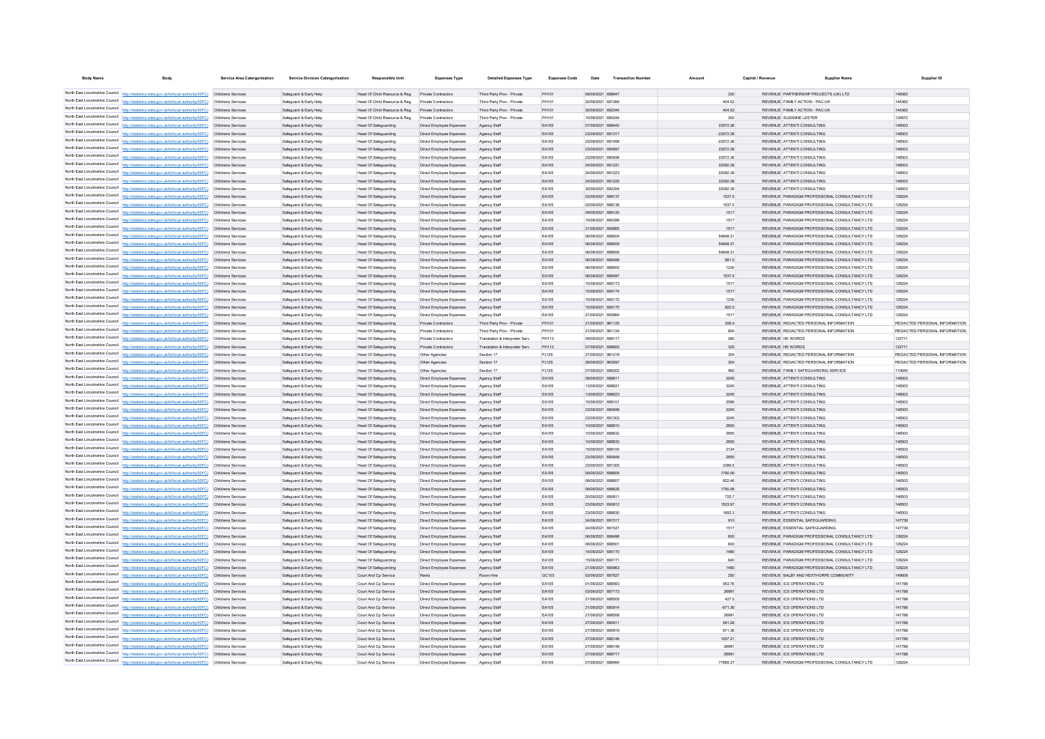| Body Name | Body | Service Area Catergorisation | Service Division Catergorisation | Responsible Unit | Expenses Type | Detailed Expenses Type | Expenses Code | Date | Transaction Number | Amount | Capital / Revenue | Supplier Name | Supplier ID |
|---|---|---|---|---|---|---|---|---|---|---|---|---|---|
| North East Lincolnshire Council | http://statistics.data.gov.uk/id/local-authority/00FC) | Childrens Services | Safeguard & Early Help | Head Of Child Resource & Reg | Private Contractors | Third Party Prov - Private | PH101 | 09/09/2021 | 688947 | 330 | REVENUE | PARTNERSHIP PROJECTS (UK) LTD | 146563 |
| North East Lincolnshire Council | http://statistics.data.gov.uk/id/local-authority/00FC) | Childrens Services | Safeguard & Early Help | Head Of Child Resource & Reg | Private Contractors | Third Party Prov - Private | PH101 | 22/09/2021 | 691264 | 404.52 | REVENUE | FAMILY ACTION - PAC-UK | 144362 |
| North East Lincolnshire Council | http://statistics.data.gov.uk/id/local-authority/00FC) | Childrens Services | Safeguard & Early Help | Head Of Child Resource & Reg | Private Contractors | Third Party Prov - Private | PH101 | 30/09/2021 | 692344 | 404.52 | REVENUE | FAMILY ACTION - PAC-UK | 144362 |
| North East Lincolnshire Council | http://statistics.data.gov.uk/id/local-authority/00FC) | Childrens Services | Safeguard & Early Help | Head Of Child Resource & Reg | Private Contractors | Third Party Prov - Private | PH101 | 15/09/2021 | 690244 | 300 | REVENUE | SUZANNE LESTER | 134872 |
| North East Lincolnshire Council | http://statistics.data.gov.uk/id/local-authority/00FC) | Childrens Services | Safeguard & Early Help | Head Of Safeguarding | Direct Employee Expenses | Agency Staff | EA105 | 07/09/2021 | 688442 | 23572.38 | REVENUE | ATTENTI CONSULTING | 146503 |
| North East Lincolnshire Council | http://statistics.data.gov.uk/id/local-authority/00FC) | Childrens Services | Safeguard & Early Help | Head Of Safeguarding | Direct Employee Expenses | Agency Staff | EA105 | 23/09/2021 | 691317 | -23572.38 | REVENUE | ATTENTI CONSULTING | 146503 |
| North East Lincolnshire Council | http://statistics.data.gov.uk/id/local-authority/00FC) | Childrens Services | Safeguard & Early Help | Head Of Safeguarding | Direct Employee Expenses | Agency Staff | EA105 | 23/09/2021 | 691456 | -23572.38 | REVENUE | ATTENTI CONSULTING | 146503 |
| North East Lincolnshire Council | http://statistics.data.gov.uk/id/local-authority/00FC) | Childrens Services | Safeguard & Early Help | Head Of Safeguarding | Direct Employee Expenses | Agency Staff | EA105 | 23/09/2021 | 690897 | 23572.38 | REVENUE | ATTENTI CONSULTING | 146503 |
| North East Lincolnshire Council | http://statistics.data.gov.uk/id/local-authority/00FC) | Childrens Services | Safeguard & Early Help | Head Of Safeguarding | Direct Employee Expenses | Agency Staff | EA105 | 23/09/2021 | 690936 | 23572.38 | REVENUE | ATTENTI CONSULTING | 146503 |
| North East Lincolnshire Council | http://statistics.data.gov.uk/id/local-authority/00FC) | Childrens Services | Safeguard & Early Help | Head Of Safeguarding | Direct Employee Expenses | Agency Staff | EA105 | 24/09/2021 | 691221 | 22092.38 | REVENUE | ATTENTI CONSULTING | 146503 |
| North East Lincolnshire Council | http://statistics.data.gov.uk/id/local-authority/00FC) | Childrens Services | Safeguard & Early Help | Head Of Safeguarding | Direct Employee Expenses | Agency Staff | EA105 | 24/09/2021 | 691223 | 22092.38 | REVENUE | ATTENTI CONSULTING | 146503 |
| North East Lincolnshire Council | http://statistics.data.gov.uk/id/local-authority/00FC) | Childrens Services | Safeguard & Early Help | Head Of Safeguarding | Direct Employee Expenses | Agency Staff | EA105 | 24/09/2021 | 691225 | 22092.38 | REVENUE | ATTENTI CONSULTING | 146503 |
| North East Lincolnshire Council | http://statistics.data.gov.uk/id/local-authority/00FC) | Childrens Services | Safeguard & Early Help | Head Of Safeguarding | Direct Employee Expenses | Agency Staff | EA105 | 30/09/2021 | 692354 | 22092.38 | REVENUE | ATTENTI CONSULTING | 146503 |
| North East Lincolnshire Council | http://statistics.data.gov.uk/id/local-authority/00FC) | Childrens Services | Safeguard & Early Help | Head Of Safeguarding | Direct Employee Expenses | Agency Staff | EA105 | 02/09/2021 | 688137 | 1537.5 | REVENUE | PARADIGM PROFESSIONAL CONSULTANCY LTD | 129224 |
| North East Lincolnshire Council | http://statistics.data.gov.uk/id/local-authority/00FC) | Childrens Services | Safeguard & Early Help | Head Of Safeguarding | Direct Employee Expenses | Agency Staff | EA105 | 02/09/2021 | 688138 | 1537.5 | REVENUE | PARADIGM PROFESSIONAL CONSULTANCY LTD | 129224 |
| North East Lincolnshire Council | http://statistics.data.gov.uk/id/local-authority/00FC) | Childrens Services | Safeguard & Early Help | Head Of Safeguarding | Direct Employee Expenses | Agency Staff | EA105 | 09/09/2021 | 689120 | 1517 | REVENUE | PARADIGM PROFESSIONAL CONSULTANCY LTD | 129224 |
| North East Lincolnshire Council | http://statistics.data.gov.uk/id/local-authority/00FC) | Childrens Services | Safeguard & Early Help | Head Of Safeguarding | Direct Employee Expenses | Agency Staff | EA105 | 15/09/2021 | 690299 | 1517 | REVENUE | PARADIGM PROFESSIONAL CONSULTANCY LTD | 129224 |
| North East Lincolnshire Council | http://statistics.data.gov.uk/id/local-authority/00FC) | Childrens Services | Safeguard & Early Help | Head Of Safeguarding | Direct Employee Expenses | Agency Staff | EA105 | 21/09/2021 | 690865 | 1517 | REVENUE | PARADIGM PROFESSIONAL CONSULTANCY LTD | 129224 |
| North East Lincolnshire Council | http://statistics.data.gov.uk/id/local-authority/00FC) | Childrens Services | Safeguard & Early Help | Head Of Safeguarding | Direct Employee Expenses | Agency Staff | EA105 | 06/09/2021 | 688504 | 54848.31 | REVENUE | PARADIGM PROFESSIONAL CONSULTANCY LTD | 129224 |
| North East Lincolnshire Council | http://statistics.data.gov.uk/id/local-authority/00FC) | Childrens Services | Safeguard & Early Help | Head Of Safeguarding | Direct Employee Expenses | Agency Staff | EA105 | 06/09/2021 | 688509 | 54848.31 | REVENUE | PARADIGM PROFESSIONAL CONSULTANCY LTD | 129224 |
| North East Lincolnshire Council | http://statistics.data.gov.uk/id/local-authority/00FC) | Childrens Services | Safeguard & Early Help | Head Of Safeguarding | Direct Employee Expenses | Agency Staff | EA105 | 06/09/2021 | 688506 | 54848.31 | REVENUE | PARADIGM PROFESSIONAL CONSULTANCY LTD | 129224 |
| North East Lincolnshire Council | http://statistics.data.gov.uk/id/local-authority/00FC) | Childrens Services | Safeguard & Early Help | Head Of Safeguarding | Direct Employee Expenses | Agency Staff | EA105 | 06/09/2021 | 688499 | 881.5 | REVENUE | PARADIGM PROFESSIONAL CONSULTANCY LTD | 129224 |
| North East Lincolnshire Council | http://statistics.data.gov.uk/id/local-authority/00FC) | Childrens Services | Safeguard & Early Help | Head Of Safeguarding | Direct Employee Expenses | Agency Staff | EA105 | 06/09/2021 | 688500 | 1230 | REVENUE | PARADIGM PROFESSIONAL CONSULTANCY LTD | 129224 |
| North East Lincolnshire Council | http://statistics.data.gov.uk/id/local-authority/00FC) | Childrens Services | Safeguard & Early Help | Head Of Safeguarding | Direct Employee Expenses | Agency Staff | EA105 | 06/09/2021 | 688497 | 1537.5 | REVENUE | PARADIGM PROFESSIONAL CONSULTANCY LTD | 129224 |
| North East Lincolnshire Council | http://statistics.data.gov.uk/id/local-authority/00FC) | Childrens Services | Safeguard & Early Help | Head Of Safeguarding | Direct Employee Expenses | Agency Staff | EA105 | 15/09/2021 | 690173 | 1517 | REVENUE | PARADIGM PROFESSIONAL CONSULTANCY LTD | 129224 |
| North East Lincolnshire Council | http://statistics.data.gov.uk/id/local-authority/00FC) | Childrens Services | Safeguard & Early Help | Head Of Safeguarding | Direct Employee Expenses | Agency Staff | EA105 | 15/09/2021 | 690174 | 1517 | REVENUE | PARADIGM PROFESSIONAL CONSULTANCY LTD | 129224 |
| North East Lincolnshire Council | http://statistics.data.gov.uk/id/local-authority/00FC) | Childrens Services | Safeguard & Early Help | Head Of Safeguarding | Direct Employee Expenses | Agency Staff | EA105 | 15/09/2021 | 690172 | 1230 | REVENUE | PARADIGM PROFESSIONAL CONSULTANCY LTD | 129224 |
| North East Lincolnshire Council | http://statistics.data.gov.uk/id/local-authority/00FC) | Childrens Services | Safeguard & Early Help | Head Of Safeguarding | Direct Employee Expenses | Agency Staff | EA105 | 15/09/2021 | 690175 | 922.5 | REVENUE | PARADIGM PROFESSIONAL CONSULTANCY LTD | 129224 |
| North East Lincolnshire Council | http://statistics.data.gov.uk/id/local-authority/00FC) | Childrens Services | Safeguard & Early Help | Head Of Safeguarding | Direct Employee Expenses | Agency Staff | EA105 | 21/09/2021 | 690864 | 1517 | REVENUE | PARADIGM PROFESSIONAL CONSULTANCY LTD | 129224 |
| North East Lincolnshire Council | http://statistics.data.gov.uk/id/local-authority/00FC) | Childrens Services | Safeguard & Early Help | Head Of Safeguarding | Private Contractors | Third Party Prov - Private | PH101 | 21/09/2021 | 961125 | 306.4 | REVENUE | REDACTED PERSONAL INFORMATION | REDACTED PERSONAL INFORMATION |
| North East Lincolnshire Council | http://statistics.data.gov.uk/id/local-authority/00FC) | Childrens Services | Safeguard & Early Help | Head Of Safeguarding | Private Contractors | Third Party Prov - Private | PH101 | 21/09/2021 | 961124 | 804 | REVENUE | REDACTED PERSONAL INFORMATION | REDACTED PERSONAL INFORMATION |
| North East Lincolnshire Council | http://statistics.data.gov.uk/id/local-authority/00FC) | Childrens Services | Safeguard & Early Help | Head Of Safeguarding | Private Contractors | Translation & Interpreter Serv | PH113 | 09/09/2021 | 689117 | 260 | REVENUE | HE WORDS | 122711 |
| North East Lincolnshire Council | http://statistics.data.gov.uk/id/local-authority/00FC) | Childrens Services | Safeguard & Early Help | Head Of Safeguarding | Private Contractors | Translation & Interpreter Serv | PH113 | 07/09/2021 | 688600 | 325 | REVENUE | HE WORDS | 122711 |
| North East Lincolnshire Council | http://statistics.data.gov.uk/id/local-authority/00FC) | Childrens Services | Safeguard & Early Help | Head Of Safeguarding | Other Agencies | Section 17 | PJ125 | 21/09/2021 | 961218 | 304 | REVENUE | REDACTED PERSONAL INFORMATION | REDACTED PERSONAL INFORMATION |
| North East Lincolnshire Council | http://statistics.data.gov.uk/id/local-authority/00FC) | Childrens Services | Safeguard & Early Help | Head Of Safeguarding | Other Agencies | Section 17 | PJ125 | 28/09/2021 | 963597 | 304 | REVENUE | REDACTED PERSONAL INFORMATION | REDACTED PERSONAL INFORMATION |
| North East Lincolnshire Council | http://statistics.data.gov.uk/id/local-authority/00FC) | Childrens Services | Safeguard & Early Help | Head Of Safeguarding | Other Agencies | Section 17 | PJ125 | 07/09/2021 | 688302 | 465 | REVENUE | FAMILY SAFEGUARDING SERVICE | 110640 |
| North East Lincolnshire Council | http://statistics.data.gov.uk/id/local-authority/00FC) | Childrens Services | Safeguard & Early Help | Head Of Safeguarding | Direct Employee Expenses | Agency Staff | EA105 | 08/09/2021 | 688611 | 3245 | REVENUE | ATTENTI CONSULTING | 146503 |
| North East Lincolnshire Council | http://statistics.data.gov.uk/id/local-authority/00FC) | Childrens Services | Safeguard & Early Help | Head Of Safeguarding | Direct Employee Expenses | Agency Staff | EA105 | 13/09/2021 | 688621 | 3245 | REVENUE | ATTENTI CONSULTING | 146503 |
| North East Lincolnshire Council | http://statistics.data.gov.uk/id/local-authority/00FC) | Childrens Services | Safeguard & Early Help | Head Of Safeguarding | Direct Employee Expenses | Agency Staff | EA105 | 13/09/2021 | 688623 | 3245 | REVENUE | ATTENTI CONSULTING | 146503 |
| North East Lincolnshire Council | http://statistics.data.gov.uk/id/local-authority/00FC) | Childrens Services | Safeguard & Early Help | Head Of Safeguarding | Direct Employee Expenses | Agency Staff | EA105 | 15/09/2021 | 689101 | 2596 | REVENUE | ATTENTI CONSULTING | 146503 |
| North East Lincolnshire Council | http://statistics.data.gov.uk/id/local-authority/00FC) | Childrens Services | Safeguard & Early Help | Head Of Safeguarding | Direct Employee Expenses | Agency Staff | EA105 | 23/09/2021 | 690848 | 3245 | REVENUE | ATTENTI CONSULTING | 146503 |
| North East Lincolnshire Council | http://statistics.data.gov.uk/id/local-authority/00FC) | Childrens Services | Safeguard & Early Help | Head Of Safeguarding | Direct Employee Expenses | Agency Staff | EA105 | 23/09/2021 | 691303 | 3245 | REVENUE | ATTENTI CONSULTING | 146503 |
| North East Lincolnshire Council | http://statistics.data.gov.uk/id/local-authority/00FC) | Childrens Services | Safeguard & Early Help | Head Of Safeguarding | Direct Employee Expenses | Agency Staff | EA105 | 10/09/2021 | 688610 | 2655 | REVENUE | ATTENTI CONSULTING | 146503 |
| North East Lincolnshire Council | http://statistics.data.gov.uk/id/local-authority/00FC) | Childrens Services | Safeguard & Early Help | Head Of Safeguarding | Direct Employee Expenses | Agency Staff | EA105 | 10/09/2021 | 688632 | 2655 | REVENUE | ATTENTI CONSULTING | 146503 |
| North East Lincolnshire Council | http://statistics.data.gov.uk/id/local-authority/00FC) | Childrens Services | Safeguard & Early Help | Head Of Safeguarding | Direct Employee Expenses | Agency Staff | EA105 | 10/09/2021 | 688633 | 2655 | REVENUE | ATTENTI CONSULTING | 146503 |
| North East Lincolnshire Council | http://statistics.data.gov.uk/id/local-authority/00FC) | Childrens Services | Safeguard & Early Help | Head Of Safeguarding | Direct Employee Expenses | Agency Staff | EA105 | 15/09/2021 | 689100 | 2124 | REVENUE | ATTENTI CONSULTING | 146503 |
| North East Lincolnshire Council | http://statistics.data.gov.uk/id/local-authority/00FC) | Childrens Services | Safeguard & Early Help | Head Of Safeguarding | Direct Employee Expenses | Agency Staff | EA105 | 23/09/2021 | 690849 | 2655 | REVENUE | ATTENTI CONSULTING | 146503 |
| North East Lincolnshire Council | http://statistics.data.gov.uk/id/local-authority/00FC) | Childrens Services | Safeguard & Early Help | Head Of Safeguarding | Direct Employee Expenses | Agency Staff | EA105 | 23/09/2021 | 691305 | 2389.5 | REVENUE | ATTENTI CONSULTING | 146503 |
| North East Lincolnshire Council | http://statistics.data.gov.uk/id/local-authority/00FC) | Childrens Services | Safeguard & Early Help | Head Of Safeguarding | Direct Employee Expenses | Agency Staff | EA105 | 09/09/2021 | 688609 | 1790.06 | REVENUE | ATTENTI CONSULTING | 146503 |
| North East Lincolnshire Council | http://statistics.data.gov.uk/id/local-authority/00FC) | Childrens Services | Safeguard & Early Help | Head Of Safeguarding | Direct Employee Expenses | Agency Staff | EA105 | 09/09/2021 | 688607 | 822.46 | REVENUE | ATTENTI CONSULTING | 146503 |
| North East Lincolnshire Council | http://statistics.data.gov.uk/id/local-authority/00FC) | Childrens Services | Safeguard & Early Help | Head Of Safeguarding | Direct Employee Expenses | Agency Staff | EA105 | 09/09/2021 | 688626 | 1790.06 | REVENUE | ATTENTI CONSULTING | 146503 |
| North East Lincolnshire Council | http://statistics.data.gov.uk/id/local-authority/00FC) | Childrens Services | Safeguard & Early Help | Head Of Safeguarding | Direct Employee Expenses | Agency Staff | EA105 | 20/09/2021 | 690611 | 725.7 | REVENUE | ATTENTI CONSULTING | 146503 |
| North East Lincolnshire Council | http://statistics.data.gov.uk/id/local-authority/00FC) | Childrens Services | Safeguard & Early Help | Head Of Safeguarding | Direct Employee Expenses | Agency Staff | EA105 | 23/09/2021 | 690812 | 1523.97 | REVENUE | ATTENTI CONSULTING | 146503 |
| North East Lincolnshire Council | http://statistics.data.gov.uk/id/local-authority/00FC) | Childrens Services | Safeguard & Early Help | Head Of Safeguarding | Direct Employee Expenses | Agency Staff | EA105 | 23/09/2021 | 688630 | 1693.3 | REVENUE | ATTENTI CONSULTING | 146503 |
| North East Lincolnshire Council | http://statistics.data.gov.uk/id/local-authority/00FC) | Childrens Services | Safeguard & Early Help | Head Of Safeguarding | Direct Employee Expenses | Agency Staff | EA105 | 24/09/2021 | 691517 | 910 | REVENUE | ESSENTIAL SAFEGUARDING | 147739 |
| North East Lincolnshire Council | http://statistics.data.gov.uk/id/local-authority/00FC) | Childrens Services | Safeguard & Early Help | Head Of Safeguarding | Direct Employee Expenses | Agency Staff | EA105 | 24/09/2021 | 691521 | 1517 | REVENUE | ESSENTIAL SAFEGUARDING | 147739 |
| North East Lincolnshire Council | http://statistics.data.gov.uk/id/local-authority/00FC) | Childrens Services | Safeguard & Early Help | Head Of Safeguarding | Direct Employee Expenses | Agency Staff | EA105 | 06/09/2021 | 688498 | 600 | REVENUE | PARADIGM PROFESSIONAL CONSULTANCY LTD | 129224 |
| North East Lincolnshire Council | http://statistics.data.gov.uk/id/local-authority/00FC) | Childrens Services | Safeguard & Early Help | Head Of Safeguarding | Direct Employee Expenses | Agency Staff | EA105 | 06/09/2021 | 688501 | 600 | REVENUE | PARADIGM PROFESSIONAL CONSULTANCY LTD | 129224 |
| North East Lincolnshire Council | http://statistics.data.gov.uk/id/local-authority/00FC) | Childrens Services | Safeguard & Early Help | Head Of Safeguarding | Direct Employee Expenses | Agency Staff | EA105 | 15/09/2021 | 690170 | 1460 | REVENUE | PARADIGM PROFESSIONAL CONSULTANCY LTD | 129224 |
| North East Lincolnshire Council | http://statistics.data.gov.uk/id/local-authority/00FC) | Childrens Services | Safeguard & Early Help | Head Of Safeguarding | Direct Employee Expenses | Agency Staff | EA105 | 15/09/2021 | 690171 | 640 | REVENUE | PARADIGM PROFESSIONAL CONSULTANCY LTD | 129224 |
| North East Lincolnshire Council | http://statistics.data.gov.uk/id/local-authority/00FC) | Childrens Services | Safeguard & Early Help | Head Of Safeguarding | Direct Employee Expenses | Agency Staff | EA105 | 21/09/2021 | 690863 | 1460 | REVENUE | PARADIGM PROFESSIONAL CONSULTANCY LTD | 129224 |
| North East Lincolnshire Council | http://statistics.data.gov.uk/id/local-authority/00FC) | Childrens Services | Safeguard & Early Help | Court And Cp Service | Rents | Room Hire | GC103 | 02/09/2021 | 687827 | 250 | REVENUE | BALBY AND HEXTHORPE COMMUNITY | 149606 |
| North East Lincolnshire Council | http://statistics.data.gov.uk/id/local-authority/00FC) | Childrens Services | Safeguard & Early Help | Court And Cp Service | Direct Employee Expenses | Agency Staff | EA105 | 01/09/2021 | 686563 | 953.76 | REVENUE | ICS OPERATIONS LTD | 141788 |
| North East Lincolnshire Council | http://statistics.data.gov.uk/id/local-authority/00FC) | Childrens Services | Safeguard & Early Help | Court And Cp Service | Direct Employee Expenses | Agency Staff | EA105 | 03/09/2021 | 687173 | 26991 | REVENUE | ICS OPERATIONS LTD | 141788 |
| North East Lincolnshire Council | http://statistics.data.gov.uk/id/local-authority/00FC) | Childrens Services | Safeguard & Early Help | Court And Cp Service | Direct Employee Expenses | Agency Staff | EA105 | 21/09/2021 | 688505 | 427.5 | REVENUE | ICS OPERATIONS LTD | 141788 |
| North East Lincolnshire Council | http://statistics.data.gov.uk/id/local-authority/00FC) | Childrens Services | Safeguard & Early Help | Court And Cp Service | Direct Employee Expenses | Agency Staff | EA105 | 21/09/2021 | 690914 | -671.36 | REVENUE | ICS OPERATIONS LTD | 141788 |
| North East Lincolnshire Council | http://statistics.data.gov.uk/id/local-authority/00FC) | Childrens Services | Safeguard & Early Help | Court And Cp Service | Direct Employee Expenses | Agency Staff | EA105 | 27/09/2021 | 688508 | 26991 | REVENUE | ICS OPERATIONS LTD | 141788 |
| North East Lincolnshire Council | http://statistics.data.gov.uk/id/local-authority/00FC) | Childrens Services | Safeguard & Early Help | Court And Cp Service | Direct Employee Expenses | Agency Staff | EA105 | 27/09/2021 | 690911 | 591.26 | REVENUE | ICS OPERATIONS LTD | 141788 |
| North East Lincolnshire Council | http://statistics.data.gov.uk/id/local-authority/00FC) | Childrens Services | Safeguard & Early Help | Court And Cp Service | Direct Employee Expenses | Agency Staff | EA105 | 27/09/2021 | 690919 | 671.36 | REVENUE | ICS OPERATIONS LTD | 141788 |
| North East Lincolnshire Council | http://statistics.data.gov.uk/id/local-authority/00FC) | Childrens Services | Safeguard & Early Help | Court And Cp Service | Direct Employee Expenses | Agency Staff | EA105 | 27/09/2021 | 688146 | 1057.21 | REVENUE | ICS OPERATIONS LTD | 141788 |
| North East Lincolnshire Council | http://statistics.data.gov.uk/id/local-authority/00FC) | Childrens Services | Safeguard & Early Help | Court And Cp Service | Direct Employee Expenses | Agency Staff | EA105 | 27/09/2021 | 688148 | 26991 | REVENUE | ICS OPERATIONS LTD | 141788 |
| North East Lincolnshire Council | http://statistics.data.gov.uk/id/local-authority/00FC) | Childrens Services | Safeguard & Early Help | Court And Cp Service | Direct Employee Expenses | Agency Staff | EA105 | 27/09/2021 | 689717 | 26991 | REVENUE | ICS OPERATIONS LTD | 141788 |
| North East Lincolnshire Council | http://statistics.data.gov.uk/id/local-authority/00FC) | Childrens Services | Safeguard & Early Help | Court And Cp Service | Direct Employee Expenses | Agency Staff | EA105 | 07/09/2021 | 688464 | 77669.37 | REVENUE | PARADIGM PROFESSIONAL CONSULTANCY LTD | 129224 |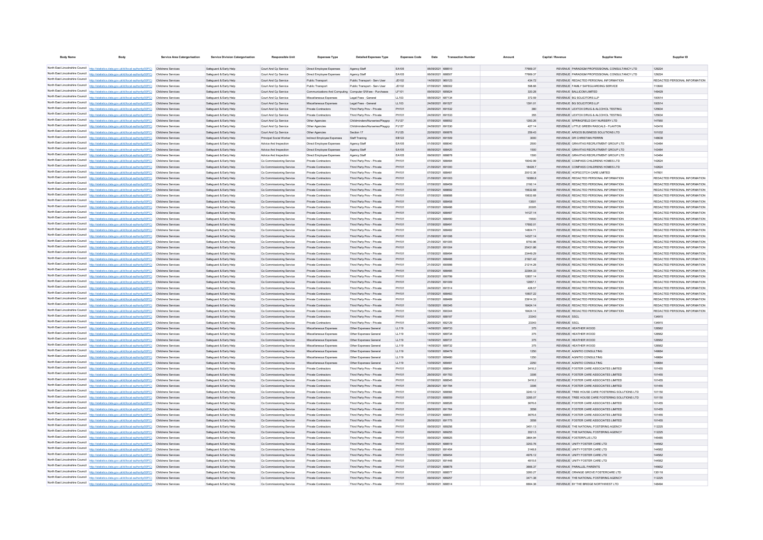| Body Name | Body | Service Area Catergorisation | Service Division Catergorisation | Responsible Unit | Expenses Type | Detailed Expenses Type | Expenses Code | Date | Transaction Number | Amount | Capital / Revenue | Supplier Name | Supplier ID |
|---|---|---|---|---|---|---|---|---|---|---|---|---|---|
| North East Lincolnshire Council | http://statistics.data.gov.uk/id/local-authority/00FC) | Childrens Services | Safeguard & Early Help | Court And Cp Service | Direct Employee Expenses | Agency Staff | EA105 | 06/09/2021 | 688510 | 77669.37 | REVENUE | PARADIGM PROFESSIONAL CONSULTANCY LTD | 129224 |
| North East Lincolnshire Council | http://statistics.data.gov.uk/id/local-authority/00FC) | Childrens Services | Safeguard & Early Help | Court And Cp Service | Direct Employee Expenses | Agency Staff | EA105 | 06/09/2021 | 688507 | 77669.37 | REVENUE | PARADIGM PROFESSIONAL CONSULTANCY LTD | 129224 |
| North East Lincolnshire Council | http://statistics.data.gov.uk/id/local-authority/00FC) | Childrens Services | Safeguard & Early Help | Court And Cp Service | Public Transport | Public Transport - Serv User | JD102 | 14/09/2021 | 960123 | 434.72 | REVENUE | REDACTED PERSONAL INFORMATION | REDACTED PERSONAL INFORMATION |
| North East Lincolnshire Council | http://statistics.data.gov.uk/id/local-authority/00FC) | Childrens Services | Safeguard & Early Help | Court And Cp Service | Public Transport | Public Transport - Serv User | JD102 | 07/09/2021 | 688302 | 598.66 | REVENUE | FAMILY SAFEGUARDING SERVICE | 110640 |
| North East Lincolnshire Council | http://statistics.data.gov.uk/id/local-authority/00FC) | Childrens Services | Safeguard & Early Help | Court And Cp Service | Communications And Computing | Computer S/Ware - Purchases | LF101 | 09/09/2021 | 685624 | 320.28 | REVENUE | BALLICOM LIMITED | 149429 |
| North East Lincolnshire Council | http://statistics.data.gov.uk/id/local-authority/00FC) | Childrens Services | Safeguard & Early Help | Court And Cp Service | Miscellaneous Expenses | Legal Fees - General | LL103 | 08/09/2021 | 687134 | 372.59 | REVENUE | BG SOLICITORS LLP | 100514 |
| North East Lincolnshire Council | http://statistics.data.gov.uk/id/local-authority/00FC) | Childrens Services | Safeguard & Early Help | Court And Cp Service | Miscellaneous Expenses | Legal Fees - General | LL103 | 24/09/2021 | 691527 | 1391.01 | REVENUE | BG SOLICITORS LLP | 100514 |
| North East Lincolnshire Council | http://statistics.data.gov.uk/id/local-authority/00FC) | Childrens Services | Safeguard & Early Help | Court And Cp Service | Private Contractors | Third Party Prov - Private | PH101 | 24/09/2021 | 691532 | 380 | REVENUE | LEXTOX DRUG & ALCOHOL TESTING | 125634 |
| North East Lincolnshire Council | http://statistics.data.gov.uk/id/local-authority/00FC) | Childrens Services | Safeguard & Early Help | Court And Cp Service | Private Contractors | Third Party Prov - Private | PH101 | 24/09/2021 | 691533 | 355 | REVENUE | LEXTOX DRUG & ALCOHOL TESTING | 125634 |
| North East Lincolnshire Council | http://statistics.data.gov.uk/id/local-authority/00FC) | Childrens Services | Safeguard & Early Help | Court And Cp Service | Other Agencies | Childminders/Nurseries/Playgrp | PJ127 | 07/09/2021 | 688552 | 1283.26 | REVENUE | SPRINGFIELD DAY NURSERY LTD | 147590 |
| North East Lincolnshire Council | http://statistics.data.gov.uk/id/local-authority/00FC) | Childrens Services | Safeguard & Early Help | Court And Cp Service | Other Agencies | Childminders/Nurseries/Playgrp | PJ127 | 24/09/2021 | 691530 | 427.14 | REVENUE | LITTLE GREEN RASCALS - FLAXTON | 143416 |
| North East Lincolnshire Council | http://statistics.data.gov.uk/id/local-authority/00FC) | Childrens Services | Safeguard & Early Help | Court And Cp Service | Other Agencies | Section 17 | PJ125 | 22/09/2021 | 690676 | 259.43 | REVENUE | ARGOS BUSINESS SOLUTIONS LTD | 101032 |
| North East Lincolnshire Council | http://statistics.data.gov.uk/id/local-authority/00FC) | Childrens Services | Safeguard & Early Help | Principal Social Worker | Indirect Employee Expenses | Staff Training | EB122 | 24/09/2021 | 691509 | 3000 | REVENUE | DR CHRISTIAN PERRIN | 148638 |
| North East Lincolnshire Council | http://statistics.data.gov.uk/id/local-authority/00FC) | Childrens Services | Safeguard & Early Help | Advice And Inspection | Direct Employee Expenses | Agency Staff | EA105 | 01/09/2021 | 688040 | 2500 | REVENUE | GRAVITAS RECRUITMENT GROUP LTD | 143484 |
| North East Lincolnshire Council | http://statistics.data.gov.uk/id/local-authority/00FC) | Childrens Services | Safeguard & Early Help | Advice And Inspection | Direct Employee Expenses | Agency Staff | EA105 | 06/09/2021 | 688420 | 1500 | REVENUE | GRAVITAS RECRUITMENT GROUP LTD | 143484 |
| North East Lincolnshire Council | http://statistics.data.gov.uk/id/local-authority/00FC) | Childrens Services | Safeguard & Early Help | Advice And Inspection | Direct Employee Expenses | Agency Staff | EA105 | 09/09/2021 | 688878 | 1500 | REVENUE | GRAVITAS RECRUITMENT GROUP LTD | 143484 |
| North East Lincolnshire Council | http://statistics.data.gov.uk/id/local-authority/00FC) | Childrens Services | Safeguard & Early Help | Cs Commissioning Service | Private Contractors | Third Party Prov - Private | PH101 | 07/09/2021 | 688484 | 19042.99 | REVENUE | COMPASS CHILDRENS HOMES LTD | 142624 |
| North East Lincolnshire Council | http://statistics.data.gov.uk/id/local-authority/00FC) | Childrens Services | Safeguard & Early Help | Cs Commissioning Service | Private Contractors | Third Party Prov - Private | PH101 | 21/09/2021 | 691000 | 18428.7 | REVENUE | COMPASS CHILDRENS HOMES LTD | 142624 |
| North East Lincolnshire Council | http://statistics.data.gov.uk/id/local-authority/00FC) | Childrens Services | Safeguard & Early Help | Cs Commissioning Service | Private Contractors | Third Party Prov - Private | PH101 | 07/09/2021 | 688481 | 20012.36 | REVENUE | HOPSCOTCH CARE LIMITED | 147601 |
| North East Lincolnshire Council | http://statistics.data.gov.uk/id/local-authority/00FC) | Childrens Services | Safeguard & Early Help | Cs Commissioning Service | Private Contractors | Third Party Prov - Private | PH101 | 21/09/2021 | 691003 | 19366.8 | REVENUE | REDACTED PERSONAL INFORMATION | REDACTED PERSONAL INFORMATION |
| North East Lincolnshire Council | http://statistics.data.gov.uk/id/local-authority/00FC) | Childrens Services | Safeguard & Early Help | Cs Commissioning Service | Private Contractors | Third Party Prov - Private | PH101 | 07/09/2021 | 688459 | 2192.14 | REVENUE | REDACTED PERSONAL INFORMATION | REDACTED PERSONAL INFORMATION |
| North East Lincolnshire Council | http://statistics.data.gov.uk/id/local-authority/00FC) | Childrens Services | Safeguard & Early Help | Cs Commissioning Service | Private Contractors | Third Party Prov - Private | PH101 | 07/09/2021 | 688692 | 15632.68 | REVENUE | REDACTED PERSONAL INFORMATION | REDACTED PERSONAL INFORMATION |
| North East Lincolnshire Council | http://statistics.data.gov.uk/id/local-authority/00FC) | Childrens Services | Safeguard & Early Help | Cs Commissioning Service | Private Contractors | Third Party Prov - Private | PH101 | 07/09/2021 | 688688 | 15632.68 | REVENUE | REDACTED PERSONAL INFORMATION | REDACTED PERSONAL INFORMATION |
| North East Lincolnshire Council | http://statistics.data.gov.uk/id/local-authority/00FC) | Childrens Services | Safeguard & Early Help | Cs Commissioning Service | Private Contractors | Third Party Prov - Private | PH101 | 07/09/2021 | 688458 | 13501 | REVENUE | REDACTED PERSONAL INFORMATION | REDACTED PERSONAL INFORMATION |
| North East Lincolnshire Council | http://statistics.data.gov.uk/id/local-authority/00FC) | Childrens Services | Safeguard & Early Help | Cs Commissioning Service | Private Contractors | Third Party Prov - Private | PH101 | 07/09/2021 | 688486 | 20305 | REVENUE | REDACTED PERSONAL INFORMATION | REDACTED PERSONAL INFORMATION |
| North East Lincolnshire Council | http://statistics.data.gov.uk/id/local-authority/00FC) | Childrens Services | Safeguard & Early Help | Cs Commissioning Service | Private Contractors | Third Party Prov - Private | PH101 | 07/09/2021 | 688487 | 14127.14 | REVENUE | REDACTED PERSONAL INFORMATION | REDACTED PERSONAL INFORMATION |
| North East Lincolnshire Council | http://statistics.data.gov.uk/id/local-authority/00FC) | Childrens Services | Safeguard & Early Help | Cs Commissioning Service | Private Contractors | Third Party Prov - Private | PH101 | 07/09/2021 | 688490 | 15500 | REVENUE | REDACTED PERSONAL INFORMATION | REDACTED PERSONAL INFORMATION |
| North East Lincolnshire Council | http://statistics.data.gov.uk/id/local-authority/00FC) | Childrens Services | Safeguard & Early Help | Cs Commissioning Service | Private Contractors | Third Party Prov - Private | PH101 | 07/09/2021 | 688491 | 17692.01 | REVENUE | REDACTED PERSONAL INFORMATION | REDACTED PERSONAL INFORMATION |
| North East Lincolnshire Council | http://statistics.data.gov.uk/id/local-authority/00FC) | Childrens Services | Safeguard & Early Help | Cs Commissioning Service | Private Contractors | Third Party Prov - Private | PH101 | 07/09/2021 | 688482 | 14804.71 | REVENUE | REDACTED PERSONAL INFORMATION | REDACTED PERSONAL INFORMATION |
| North East Lincolnshire Council | http://statistics.data.gov.uk/id/local-authority/00FC) | Childrens Services | Safeguard & Early Help | Cs Commissioning Service | Private Contractors | Third Party Prov - Private | PH101 | 21/09/2021 | 691006 | 14327.14 | REVENUE | REDACTED PERSONAL INFORMATION | REDACTED PERSONAL INFORMATION |
| North East Lincolnshire Council | http://statistics.data.gov.uk/id/local-authority/00FC) | Childrens Services | Safeguard & Early Help | Cs Commissioning Service | Private Contractors | Third Party Prov - Private | PH101 | 21/09/2021 | 691005 | 8750.96 | REVENUE | REDACTED PERSONAL INFORMATION | REDACTED PERSONAL INFORMATION |
| North East Lincolnshire Council | http://statistics.data.gov.uk/id/local-authority/00FC) | Childrens Services | Safeguard & Early Help | Cs Commissioning Service | Private Contractors | Third Party Prov - Private | PH101 | 21/09/2021 | 691004 | 25431.86 | REVENUE | REDACTED PERSONAL INFORMATION | REDACTED PERSONAL INFORMATION |
| North East Lincolnshire Council | http://statistics.data.gov.uk/id/local-authority/00FC) | Childrens Services | Safeguard & Early Help | Cs Commissioning Service | Private Contractors | Third Party Prov - Private | PH101 | 07/09/2021 | 688494 | 23449.29 | REVENUE | REDACTED PERSONAL INFORMATION | REDACTED PERSONAL INFORMATION |
| North East Lincolnshire Council | http://statistics.data.gov.uk/id/local-authority/00FC) | Childrens Services | Safeguard & Early Help | Cs Commissioning Service | Private Contractors | Third Party Prov - Private | PH101 | 07/09/2021 | 688488 | 21921.42 | REVENUE | REDACTED PERSONAL INFORMATION | REDACTED PERSONAL INFORMATION |
| North East Lincolnshire Council | http://statistics.data.gov.uk/id/local-authority/00FC) | Childrens Services | Safeguard & Early Help | Cs Commissioning Service | Private Contractors | Third Party Prov - Private | PH101 | 21/09/2021 | 690998 | 21214.28 | REVENUE | REDACTED PERSONAL INFORMATION | REDACTED PERSONAL INFORMATION |
| North East Lincolnshire Council | http://statistics.data.gov.uk/id/local-authority/00FC) | Childrens Services | Safeguard & Early Help | Cs Commissioning Service | Private Contractors | Third Party Prov - Private | PH101 | 07/09/2021 | 688485 | 22364.33 | REVENUE | REDACTED PERSONAL INFORMATION | REDACTED PERSONAL INFORMATION |
| North East Lincolnshire Council | http://statistics.data.gov.uk/id/local-authority/00FC) | Childrens Services | Safeguard & Early Help | Cs Commissioning Service | Private Contractors | Third Party Prov - Private | PH101 | 20/09/2021 | 690799 | 12857.14 | REVENUE | REDACTED PERSONAL INFORMATION | REDACTED PERSONAL INFORMATION |
| North East Lincolnshire Council | http://statistics.data.gov.uk/id/local-authority/00FC) | Childrens Services | Safeguard & Early Help | Cs Commissioning Service | Private Contractors | Third Party Prov - Private | PH101 | 21/09/2021 | 691009 | 12857.1 | REVENUE | REDACTED PERSONAL INFORMATION | REDACTED PERSONAL INFORMATION |
| North East Lincolnshire Council | http://statistics.data.gov.uk/id/local-authority/00FC) | Childrens Services | Safeguard & Early Help | Cs Commissioning Service | Private Contractors | Third Party Prov - Private | PH101 | 24/09/2021 | 691514 | 428.57 | REVENUE | REDACTED PERSONAL INFORMATION | REDACTED PERSONAL INFORMATION |
| North East Lincolnshire Council | http://statistics.data.gov.uk/id/local-authority/00FC) | Childrens Services | Safeguard & Early Help | Cs Commissioning Service | Private Contractors | Third Party Prov - Private | PH101 | 07/09/2021 | 688483 | 10607.22 | REVENUE | REDACTED PERSONAL INFORMATION | REDACTED PERSONAL INFORMATION |
| North East Lincolnshire Council | http://statistics.data.gov.uk/id/local-authority/00FC) | Childrens Services | Safeguard & Early Help | Cs Commissioning Service | Private Contractors | Third Party Prov - Private | PH101 | 07/09/2021 | 688489 | 23914.33 | REVENUE | REDACTED PERSONAL INFORMATION | REDACTED PERSONAL INFORMATION |
| North East Lincolnshire Council | http://statistics.data.gov.uk/id/local-authority/00FC) | Childrens Services | Safeguard & Early Help | Cs Commissioning Service | Private Contractors | Third Party Prov - Private | PH101 | 15/09/2021 | 690345 | 18424.14 | REVENUE | REDACTED PERSONAL INFORMATION | REDACTED PERSONAL INFORMATION |
| North East Lincolnshire Council | http://statistics.data.gov.uk/id/local-authority/00FC) | Childrens Services | Safeguard & Early Help | Cs Commissioning Service | Private Contractors | Third Party Prov - Private | PH101 | 15/09/2021 | 690344 | 18424.14 | REVENUE | REDACTED PERSONAL INFORMATION | REDACTED PERSONAL INFORMATION |
| North East Lincolnshire Council | http://statistics.data.gov.uk/id/local-authority/00FC) | Childrens Services | Safeguard & Early Help | Cs Commissioning Service | Private Contractors | Third Party Prov - Private | PH101 | 02/09/2021 | 688187 | 23343 | REVENUE | SSCL | 134915 |
| North East Lincolnshire Council | http://statistics.data.gov.uk/id/local-authority/00FC) | Childrens Services | Safeguard & Early Help | Cs Commissioning Service | Private Contractors | Third Party Prov - Private | PH101 | 29/09/2021 | 692129 | 23343 | REVENUE | SSCL | 134915 |
| North East Lincolnshire Council | http://statistics.data.gov.uk/id/local-authority/00FC) | Childrens Services | Safeguard & Early Help | Cs Commissioning Service | Miscellaneous Expenses | Other Expenses General | LL119 | 14/09/2021 | 689733 | 375 | REVENUE | HEATHER WOOD | 128562 |
| North East Lincolnshire Council | http://statistics.data.gov.uk/id/local-authority/00FC) | Childrens Services | Safeguard & Early Help | Cs Commissioning Service | Miscellaneous Expenses | Other Expenses General | LL119 | 14/09/2021 | 689734 | 375 | REVENUE | HEATHER WOOD | 128562 |
| North East Lincolnshire Council | http://statistics.data.gov.uk/id/local-authority/00FC) | Childrens Services | Safeguard & Early Help | Cs Commissioning Service | Miscellaneous Expenses | Other Expenses General | LL119 | 14/09/2021 | 689731 | 375 | REVENUE | HEATHER WOOD | 128562 |
| North East Lincolnshire Council | http://statistics.data.gov.uk/id/local-authority/00FC) | Childrens Services | Safeguard & Early Help | Cs Commissioning Service | Miscellaneous Expenses | Other Expenses General | LL119 | 14/09/2021 | 689732 | 375 | REVENUE | HEATHER WOOD | 128562 |
| North East Lincolnshire Council | http://statistics.data.gov.uk/id/local-authority/00FC) | Childrens Services | Safeguard & Early Help | Cs Commissioning Service | Miscellaneous Expenses | Other Expenses General | LL119 | 10/09/2021 | 689479 | 1250 | REVENUE | AGNITIO CONSULTING | 149684 |
| North East Lincolnshire Council | http://statistics.data.gov.uk/id/local-authority/00FC) | Childrens Services | Safeguard & Early Help | Cs Commissioning Service | Miscellaneous Expenses | Other Expenses General | LL119 | 10/09/2021 | 689480 | 1250 | REVENUE | AGNITIO CONSULTING | 149684 |
| North East Lincolnshire Council | http://statistics.data.gov.uk/id/local-authority/00FC) | Childrens Services | Safeguard & Early Help | Cs Commissioning Service | Miscellaneous Expenses | Other Expenses General | LL119 | 10/09/2021 | 689481 | 2250 | REVENUE | AGNITIO CONSULTING | 149684 |
| North East Lincolnshire Council | http://statistics.data.gov.uk/id/local-authority/00FC) | Childrens Services | Safeguard & Early Help | Cs Commissioning Service | Private Contractors | Third Party Prov - Private | PH101 | 07/09/2021 | 688544 | 3416.2 | REVENUE | FOSTER CARE ASSOCIATES LIMITED | 101455 |
| North East Lincolnshire Council | http://statistics.data.gov.uk/id/local-authority/00FC) | Childrens Services | Safeguard & Early Help | Cs Commissioning Service | Private Contractors | Third Party Prov - Private | PH101 | 28/09/2021 | 691783 | 3306 | REVENUE | FOSTER CARE ASSOCIATES LIMITED | 101455 |
| North East Lincolnshire Council | http://statistics.data.gov.uk/id/local-authority/00FC) | Childrens Services | Safeguard & Early Help | Cs Commissioning Service | Private Contractors | Third Party Prov - Private | PH101 | 07/09/2021 | 688545 | 3416.2 | REVENUE | FOSTER CARE ASSOCIATES LIMITED | 101455 |
| North East Lincolnshire Council | http://statistics.data.gov.uk/id/local-authority/00FC) | Childrens Services | Safeguard & Early Help | Cs Commissioning Service | Private Contractors | Third Party Prov - Private | PH101 | 28/09/2021 | 691784 | 3306 | REVENUE | FOSTER CARE ASSOCIATES LIMITED | 101455 |
| North East Lincolnshire Council | http://statistics.data.gov.uk/id/local-authority/00FC) | Childrens Services | Safeguard & Early Help | Cs Commissioning Service | Private Contractors | Third Party Prov - Private | PH101 | 07/09/2021 | 688566 | 3240.12 | REVENUE | TREE HOUSE CARE FOSTERING SOLUTIONS LTD | 101150 |
| North East Lincolnshire Council | http://statistics.data.gov.uk/id/local-authority/00FC) | Childrens Services | Safeguard & Early Help | Cs Commissioning Service | Private Contractors | Third Party Prov - Private | PH101 | 07/09/2021 | 688559 | 3285.07 | REVENUE | TREE HOUSE CARE FOSTERING SOLUTIONS LTD | 101150 |
| North East Lincolnshire Council | http://statistics.data.gov.uk/id/local-authority/00FC) | Childrens Services | Safeguard & Early Help | Cs Commissioning Service | Private Contractors | Third Party Prov - Private | PH101 | 07/09/2021 | 688526 | 3676.6 | REVENUE | FOSTER CARE ASSOCIATES LIMITED | 101455 |
| North East Lincolnshire Council | http://statistics.data.gov.uk/id/local-authority/00FC) | Childrens Services | Safeguard & Early Help | Cs Commissioning Service | Private Contractors | Third Party Prov - Private | PH101 | 28/09/2021 | 691764 | 3558 | REVENUE | FOSTER CARE ASSOCIATES LIMITED | 101455 |
| North East Lincolnshire Council | http://statistics.data.gov.uk/id/local-authority/00FC) | Childrens Services | Safeguard & Early Help | Cs Commissioning Service | Private Contractors | Third Party Prov - Private | PH101 | 07/09/2021 | 688551 | 3676.6 | REVENUE | FOSTER CARE ASSOCIATES LIMITED | 101455 |
| North East Lincolnshire Council | http://statistics.data.gov.uk/id/local-authority/00FC) | Childrens Services | Safeguard & Early Help | Cs Commissioning Service | Private Contractors | Third Party Prov - Private | PH101 | 28/09/2021 | 691775 | 3558 | REVENUE | FOSTER CARE ASSOCIATES LIMITED | 101455 |
| North East Lincolnshire Council | http://statistics.data.gov.uk/id/local-authority/00FC) | Childrens Services | Safeguard & Early Help | Cs Commissioning Service | Private Contractors | Third Party Prov - Private | PH101 | 09/09/2021 | 689256 | 3451.13 | REVENUE | THE NATIONAL FOSTERING AGENCY | 112225 |
| North East Lincolnshire Council | http://statistics.data.gov.uk/id/local-authority/00FC) | Childrens Services | Safeguard & Early Help | Cs Commissioning Service | Private Contractors | Third Party Prov - Private | PH101 | 09/09/2021 | 689255 | 3521.5 | REVENUE | THE NATIONAL FOSTERING AGENCY | 112225 |
| North East Lincolnshire Council | http://statistics.data.gov.uk/id/local-authority/00FC) | Childrens Services | Safeguard & Early Help | Cs Commissioning Service | Private Contractors | Third Party Prov - Private | PH101 | 09/09/2021 | 688925 | 3864.94 | REVENUE | FOSTERPLUS LTD | 145485 |
| North East Lincolnshire Council | http://statistics.data.gov.uk/id/local-authority/00FC) | Childrens Services | Safeguard & Early Help | Cs Commissioning Service | Private Contractors | Third Party Prov - Private | PH101 | 06/09/2021 | 688519 | 3253.76 | REVENUE | UNITY FOSTER CARE LTD | 144562 |
| North East Lincolnshire Council | http://statistics.data.gov.uk/id/local-authority/00FC) | Childrens Services | Safeguard & Early Help | Cs Commissioning Service | Private Contractors | Third Party Prov - Private | PH101 | 23/09/2021 | 691454 | 3148.8 | REVENUE | UNITY FOSTER CARE LTD | 144562 |
| North East Lincolnshire Council | http://statistics.data.gov.uk/id/local-authority/00FC) | Childrens Services | Safeguard & Early Help | Cs Commissioning Service | Private Contractors | Third Party Prov - Private | PH101 | 10/09/2021 | 689484 | 4976.12 | REVENUE | UNITY FOSTER CARE LTD | 144562 |
| North East Lincolnshire Council | http://statistics.data.gov.uk/id/local-authority/00FC) | Childrens Services | Safeguard & Early Help | Cs Commissioning Service | Private Contractors | Third Party Prov - Private | PH101 | 23/09/2021 | 691448 | 4815.6 | REVENUE | UNITY FOSTER CARE LTD | 144562 |
| North East Lincolnshire Council | http://statistics.data.gov.uk/id/local-authority/00FC) | Childrens Services | Safeguard & Early Help | Cs Commissioning Service | Private Contractors | Third Party Prov - Private | PH101 | 07/09/2021 | 688676 | 3666.37 | REVENUE | PARALLEL PARENTS | 145652 |
| North East Lincolnshire Council | http://statistics.data.gov.uk/id/local-authority/00FC) | Childrens Services | Safeguard & Early Help | Cs Commissioning Service | Private Contractors | Third Party Prov - Private | PH101 | 07/09/2021 | 688577 | 3260.27 | REVENUE | ORANGE GROVE FOSTERCARE LTD | 135118 |
| North East Lincolnshire Council | http://statistics.data.gov.uk/id/local-authority/00FC) | Childrens Services | Safeguard & Early Help | Cs Commissioning Service | Private Contractors | Third Party Prov - Private | PH101 | 09/09/2021 | 689257 | 3471.38 | REVENUE | THE NATIONAL FOSTERING AGENCY | 112225 |
| North East Lincolnshire Council | http://statistics.data.gov.uk/id/local-authority/00FC) | Childrens Services | Safeguard & Early Help | Cs Commissioning Service | Private Contractors | Third Party Prov - Private | PH101 | 06/09/2021 | 688514 | 6664.38 | REVENUE | BY THE BRIDGE NORTHWEST LTD | 148494 |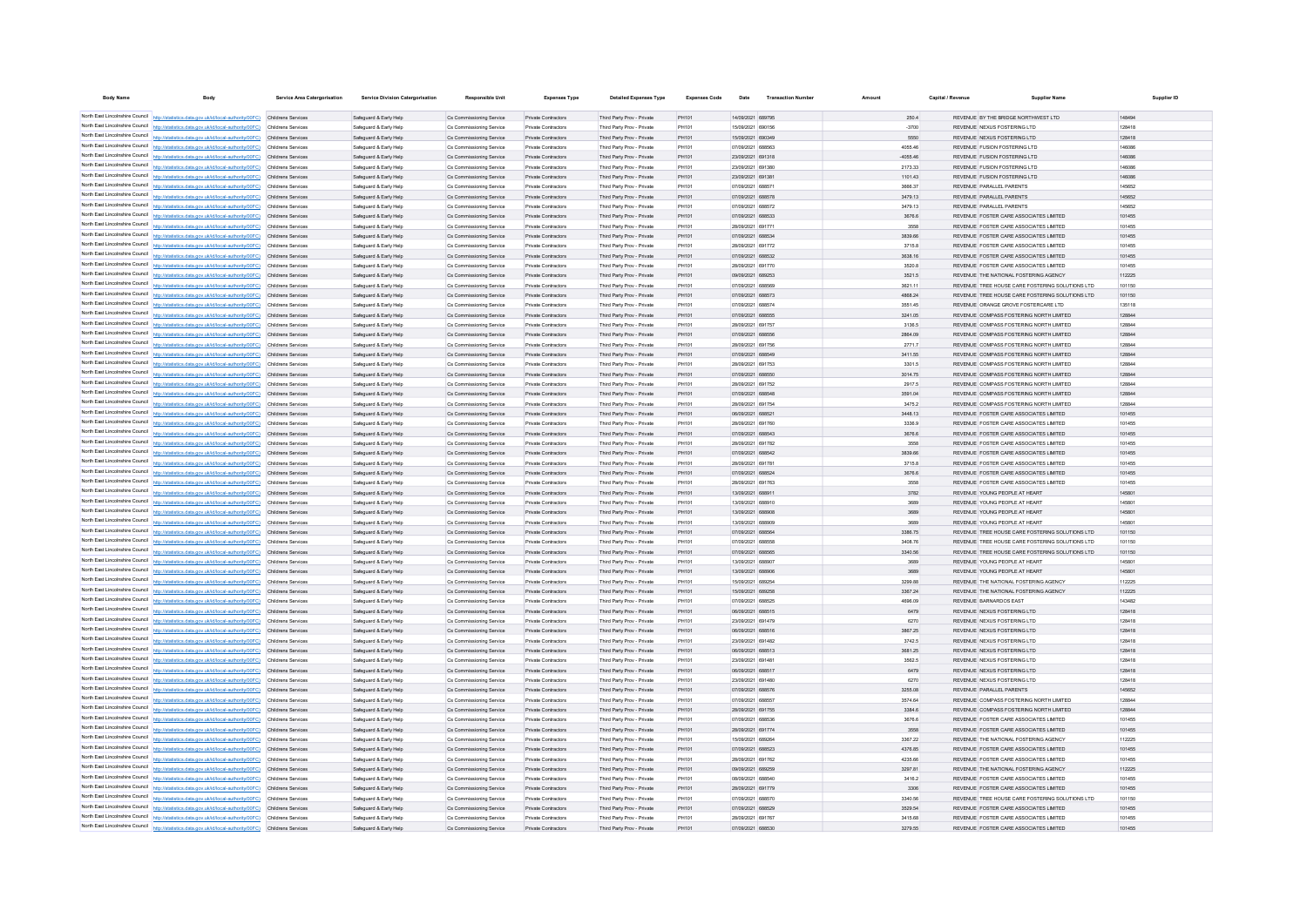| Body Name | Body | Service Area Catergorisation | Service Division Catergorisation | Responsible Unit | Expenses Type | Detailed Expenses Type | Expenses Code | Date | Transaction Number | Amount | Capital / Revenue | Supplier Name | Supplier ID |
|---|---|---|---|---|---|---|---|---|---|---|---|---|---|
| North East Lincolnshire Council | http://statistics.data.gov.uk/id/local-authority/00FC | Childrens Services | Safeguard & Early Help | Cx Commissioning Service | Private Contractors | Third Party Prov - Private | PH101 | 14/09/2021 | 689795 | 250.4 | REVENUE | BY THE BRIDGE NORTHWEST LTD | 148494 |
| North East Lincolnshire Council | http://statistics.data.gov.uk/id/local-authority/00FC | Childrens Services | Safeguard & Early Help | Cx Commissioning Service | Private Contractors | Third Party Prov - Private | PH101 | 15/09/2021 | 690156 | -3700 | REVENUE | NEXUS FOSTERING LTD | 128418 |
| North East Lincolnshire Council | http://statistics.data.gov.uk/id/local-authority/00FC | Childrens Services | Safeguard & Early Help | Cx Commissioning Service | Private Contractors | Third Party Prov - Private | PH101 | 15/09/2021 | 690349 | 5550 | REVENUE | NEXUS FOSTERING LTD | 128418 |
| North East Lincolnshire Council | http://statistics.data.gov.uk/id/local-authority/00FC | Childrens Services | Safeguard & Early Help | Cx Commissioning Service | Private Contractors | Third Party Prov - Private | PH101 | 07/09/2021 | 688563 | 4055.46 | REVENUE | FUSION FOSTERING LTD | 146066 |
| North East Lincolnshire Council | http://statistics.data.gov.uk/id/local-authority/00FC | Childrens Services | Safeguard & Early Help | Cx Commissioning Service | Private Contractors | Third Party Prov - Private | PH101 | 23/09/2021 | 691318 | -4055.46 | REVENUE | FUSION FOSTERING LTD | 146066 |
| North East Lincolnshire Council | http://statistics.data.gov.uk/id/local-authority/00FC | Childrens Services | Safeguard & Early Help | Cx Commissioning Service | Private Contractors | Third Party Prov - Private | PH101 | 23/09/2021 | 691380 | 2173.33 | REVENUE | FUSION FOSTERING LTD | 146066 |
| North East Lincolnshire Council | http://statistics.data.gov.uk/id/local-authority/00FC | Childrens Services | Safeguard & Early Help | Cx Commissioning Service | Private Contractors | Third Party Prov - Private | PH101 | 23/09/2021 | 691381 | 1101.43 | REVENUE | FUSION FOSTERING LTD | 146066 |
| North East Lincolnshire Council | http://statistics.data.gov.uk/id/local-authority/00FC | Childrens Services | Safeguard & Early Help | Cx Commissioning Service | Private Contractors | Third Party Prov - Private | PH101 | 07/09/2021 | 688571 | 3866.37 | REVENUE | PARALLEL PARENTS | 145652 |
| North East Lincolnshire Council | http://statistics.data.gov.uk/id/local-authority/00FC | Childrens Services | Safeguard & Early Help | Cx Commissioning Service | Private Contractors | Third Party Prov - Private | PH101 | 07/09/2021 | 688578 | 3479.13 | REVENUE | PARALLEL PARENTS | 145652 |
| North East Lincolnshire Council | http://statistics.data.gov.uk/id/local-authority/00FC | Childrens Services | Safeguard & Early Help | Cx Commissioning Service | Private Contractors | Third Party Prov - Private | PH101 | 07/09/2021 | 688572 | 3479.13 | REVENUE | PARALLEL PARENTS | 145652 |
| North East Lincolnshire Council | http://statistics.data.gov.uk/id/local-authority/00FC | Childrens Services | Safeguard & Early Help | Cx Commissioning Service | Private Contractors | Third Party Prov - Private | PH101 | 07/09/2021 | 688533 | 3676.6 | REVENUE | FOSTER CARE ASSOCIATES LIMITED | 101455 |
| North East Lincolnshire Council | http://statistics.data.gov.uk/id/local-authority/00FC | Childrens Services | Safeguard & Early Help | Cx Commissioning Service | Private Contractors | Third Party Prov - Private | PH101 | 28/09/2021 | 691771 | 3558 | REVENUE | FOSTER CARE ASSOCIATES LIMITED | 101455 |
| North East Lincolnshire Council | http://statistics.data.gov.uk/id/local-authority/00FC | Childrens Services | Safeguard & Early Help | Cx Commissioning Service | Private Contractors | Third Party Prov - Private | PH101 | 07/09/2021 | 688534 | 3839.66 | REVENUE | FOSTER CARE ASSOCIATES LIMITED | 101455 |
| North East Lincolnshire Council | http://statistics.data.gov.uk/id/local-authority/00FC | Childrens Services | Safeguard & Early Help | Cx Commissioning Service | Private Contractors | Third Party Prov - Private | PH101 | 28/09/2021 | 691772 | 3715.8 | REVENUE | FOSTER CARE ASSOCIATES LIMITED | 101455 |
| North East Lincolnshire Council | http://statistics.data.gov.uk/id/local-authority/00FC | Childrens Services | Safeguard & Early Help | Cx Commissioning Service | Private Contractors | Third Party Prov - Private | PH101 | 07/09/2021 | 688532 | 3638.16 | REVENUE | FOSTER CARE ASSOCIATES LIMITED | 101455 |
| North East Lincolnshire Council | http://statistics.data.gov.uk/id/local-authority/00FC | Childrens Services | Safeguard & Early Help | Cx Commissioning Service | Private Contractors | Third Party Prov - Private | PH101 | 28/09/2021 | 691770 | 3520.8 | REVENUE | FOSTER CARE ASSOCIATES LIMITED | 101455 |
| North East Lincolnshire Council | http://statistics.data.gov.uk/id/local-authority/00FC | Childrens Services | Safeguard & Early Help | Cx Commissioning Service | Private Contractors | Third Party Prov - Private | PH101 | 09/09/2021 | 689253 | 3521.5 | REVENUE | THE NATIONAL FOSTERING AGENCY | 112225 |
| North East Lincolnshire Council | http://statistics.data.gov.uk/id/local-authority/00FC | Childrens Services | Safeguard & Early Help | Cx Commissioning Service | Private Contractors | Third Party Prov - Private | PH101 | 07/09/2021 | 688569 | 3621.11 | REVENUE | TREE HOUSE CARE FOSTERING SOLUTIONS LTD | 101150 |
| North East Lincolnshire Council | http://statistics.data.gov.uk/id/local-authority/00FC | Childrens Services | Safeguard & Early Help | Cx Commissioning Service | Private Contractors | Third Party Prov - Private | PH101 | 07/09/2021 | 688573 | 4868.24 | REVENUE | TREE HOUSE CARE FOSTERING SOLUTIONS LTD | 101150 |
| North East Lincolnshire Council | http://statistics.data.gov.uk/id/local-authority/00FC | Childrens Services | Safeguard & Early Help | Cx Commissioning Service | Private Contractors | Third Party Prov - Private | PH101 | 07/09/2021 | 688574 | 3551.45 | REVENUE | ORANGE GROVE FOSTERCARE LTD | 135118 |
| North East Lincolnshire Council | http://statistics.data.gov.uk/id/local-authority/00FC | Childrens Services | Safeguard & Early Help | Cx Commissioning Service | Private Contractors | Third Party Prov - Private | PH101 | 07/09/2021 | 688555 | 3241.05 | REVENUE | COMPASS FOSTERING NORTH LIMITED | 128844 |
| North East Lincolnshire Council | http://statistics.data.gov.uk/id/local-authority/00FC | Childrens Services | Safeguard & Early Help | Cx Commissioning Service | Private Contractors | Third Party Prov - Private | PH101 | 28/09/2021 | 691757 | 3136.5 | REVENUE | COMPASS FOSTERING NORTH LIMITED | 128844 |
| North East Lincolnshire Council | http://statistics.data.gov.uk/id/local-authority/00FC | Childrens Services | Safeguard & Early Help | Cx Commissioning Service | Private Contractors | Third Party Prov - Private | PH101 | 07/09/2021 | 688556 | 2864.09 | REVENUE | COMPASS FOSTERING NORTH LIMITED | 128844 |
| North East Lincolnshire Council | http://statistics.data.gov.uk/id/local-authority/00FC | Childrens Services | Safeguard & Early Help | Cx Commissioning Service | Private Contractors | Third Party Prov - Private | PH101 | 28/09/2021 | 691756 | 2771.7 | REVENUE | COMPASS FOSTERING NORTH LIMITED | 128844 |
| North East Lincolnshire Council | http://statistics.data.gov.uk/id/local-authority/00FC | Childrens Services | Safeguard & Early Help | Cx Commissioning Service | Private Contractors | Third Party Prov - Private | PH101 | 07/09/2021 | 688549 | 3411.55 | REVENUE | COMPASS FOSTERING NORTH LIMITED | 128844 |
| North East Lincolnshire Council | http://statistics.data.gov.uk/id/local-authority/00FC | Childrens Services | Safeguard & Early Help | Cx Commissioning Service | Private Contractors | Third Party Prov - Private | PH101 | 28/09/2021 | 691753 | 3301.5 | REVENUE | COMPASS FOSTERING NORTH LIMITED | 128844 |
| North East Lincolnshire Council | http://statistics.data.gov.uk/id/local-authority/00FC | Childrens Services | Safeguard & Early Help | Cx Commissioning Service | Private Contractors | Third Party Prov - Private | PH101 | 07/09/2021 | 688550 | 3014.75 | REVENUE | COMPASS FOSTERING NORTH LIMITED | 128844 |
| North East Lincolnshire Council | http://statistics.data.gov.uk/id/local-authority/00FC | Childrens Services | Safeguard & Early Help | Cx Commissioning Service | Private Contractors | Third Party Prov - Private | PH101 | 28/09/2021 | 691752 | 2917.5 | REVENUE | COMPASS FOSTERING NORTH LIMITED | 128844 |
| North East Lincolnshire Council | http://statistics.data.gov.uk/id/local-authority/00FC | Childrens Services | Safeguard & Early Help | Cx Commissioning Service | Private Contractors | Third Party Prov - Private | PH101 | 07/09/2021 | 688548 | 3591.04 | REVENUE | COMPASS FOSTERING NORTH LIMITED | 128844 |
| North East Lincolnshire Council | http://statistics.data.gov.uk/id/local-authority/00FC | Childrens Services | Safeguard & Early Help | Cx Commissioning Service | Private Contractors | Third Party Prov - Private | PH101 | 28/09/2021 | 691754 | 3475.2 | REVENUE | COMPASS FOSTERING NORTH LIMITED | 128844 |
| North East Lincolnshire Council | http://statistics.data.gov.uk/id/local-authority/00FC | Childrens Services | Safeguard & Early Help | Cx Commissioning Service | Private Contractors | Third Party Prov - Private | PH101 | 06/09/2021 | 688521 | 3448.13 | REVENUE | FOSTER CARE ASSOCIATES LIMITED | 101455 |
| North East Lincolnshire Council | http://statistics.data.gov.uk/id/local-authority/00FC | Childrens Services | Safeguard & Early Help | Cx Commissioning Service | Private Contractors | Third Party Prov - Private | PH101 | 28/09/2021 | 691760 | 3336.9 | REVENUE | FOSTER CARE ASSOCIATES LIMITED | 101455 |
| North East Lincolnshire Council | http://statistics.data.gov.uk/id/local-authority/00FC | Childrens Services | Safeguard & Early Help | Cx Commissioning Service | Private Contractors | Third Party Prov - Private | PH101 | 07/09/2021 | 688543 | 3676.6 | REVENUE | FOSTER CARE ASSOCIATES LIMITED | 101455 |
| North East Lincolnshire Council | http://statistics.data.gov.uk/id/local-authority/00FC | Childrens Services | Safeguard & Early Help | Cx Commissioning Service | Private Contractors | Third Party Prov - Private | PH101 | 28/09/2021 | 691782 | 3558 | REVENUE | FOSTER CARE ASSOCIATES LIMITED | 101455 |
| North East Lincolnshire Council | http://statistics.data.gov.uk/id/local-authority/00FC | Childrens Services | Safeguard & Early Help | Cx Commissioning Service | Private Contractors | Third Party Prov - Private | PH101 | 07/09/2021 | 688542 | 3839.66 | REVENUE | FOSTER CARE ASSOCIATES LIMITED | 101455 |
| North East Lincolnshire Council | http://statistics.data.gov.uk/id/local-authority/00FC | Childrens Services | Safeguard & Early Help | Cx Commissioning Service | Private Contractors | Third Party Prov - Private | PH101 | 28/09/2021 | 691781 | 3715.8 | REVENUE | FOSTER CARE ASSOCIATES LIMITED | 101455 |
| North East Lincolnshire Council | http://statistics.data.gov.uk/id/local-authority/00FC | Childrens Services | Safeguard & Early Help | Cx Commissioning Service | Private Contractors | Third Party Prov - Private | PH101 | 07/09/2021 | 688524 | 3676.6 | REVENUE | FOSTER CARE ASSOCIATES LIMITED | 101455 |
| North East Lincolnshire Council | http://statistics.data.gov.uk/id/local-authority/00FC | Childrens Services | Safeguard & Early Help | Cx Commissioning Service | Private Contractors | Third Party Prov - Private | PH101 | 28/09/2021 | 691763 | 3558 | REVENUE | FOSTER CARE ASSOCIATES LIMITED | 101455 |
| North East Lincolnshire Council | http://statistics.data.gov.uk/id/local-authority/00FC | Childrens Services | Safeguard & Early Help | Cx Commissioning Service | Private Contractors | Third Party Prov - Private | PH101 | 13/09/2021 | 688911 | 3782 | REVENUE | YOUNG PEOPLE AT HEART | 145801 |
| North East Lincolnshire Council | http://statistics.data.gov.uk/id/local-authority/00FC | Childrens Services | Safeguard & Early Help | Cx Commissioning Service | Private Contractors | Third Party Prov - Private | PH101 | 13/09/2021 | 688910 | 3689 | REVENUE | YOUNG PEOPLE AT HEART | 145801 |
| North East Lincolnshire Council | http://statistics.data.gov.uk/id/local-authority/00FC | Childrens Services | Safeguard & Early Help | Cx Commissioning Service | Private Contractors | Third Party Prov - Private | PH101 | 13/09/2021 | 688908 | 3689 | REVENUE | YOUNG PEOPLE AT HEART | 145801 |
| North East Lincolnshire Council | http://statistics.data.gov.uk/id/local-authority/00FC | Childrens Services | Safeguard & Early Help | Cx Commissioning Service | Private Contractors | Third Party Prov - Private | PH101 | 13/09/2021 | 688909 | 3689 | REVENUE | YOUNG PEOPLE AT HEART | 145801 |
| North East Lincolnshire Council | http://statistics.data.gov.uk/id/local-authority/00FC | Childrens Services | Safeguard & Early Help | Cx Commissioning Service | Private Contractors | Third Party Prov - Private | PH101 | 07/09/2021 | 688564 | 3386.75 | REVENUE | TREE HOUSE CARE FOSTERING SOLUTIONS LTD | 101150 |
| North East Lincolnshire Council | http://statistics.data.gov.uk/id/local-authority/00FC | Childrens Services | Safeguard & Early Help | Cx Commissioning Service | Private Contractors | Third Party Prov - Private | PH101 | 07/09/2021 | 688558 | 3408.76 | REVENUE | TREE HOUSE CARE FOSTERING SOLUTIONS LTD | 101150 |
| North East Lincolnshire Council | http://statistics.data.gov.uk/id/local-authority/00FC | Childrens Services | Safeguard & Early Help | Cx Commissioning Service | Private Contractors | Third Party Prov - Private | PH101 | 07/09/2021 | 688565 | 3340.56 | REVENUE | TREE HOUSE CARE FOSTERING SOLUTIONS LTD | 101150 |
| North East Lincolnshire Council | http://statistics.data.gov.uk/id/local-authority/00FC | Childrens Services | Safeguard & Early Help | Cx Commissioning Service | Private Contractors | Third Party Prov - Private | PH101 | 13/09/2021 | 688907 | 3689 | REVENUE | YOUNG PEOPLE AT HEART | 145801 |
| North East Lincolnshire Council | http://statistics.data.gov.uk/id/local-authority/00FC | Childrens Services | Safeguard & Early Help | Cx Commissioning Service | Private Contractors | Third Party Prov - Private | PH101 | 13/09/2021 | 688906 | 3689 | REVENUE | YOUNG PEOPLE AT HEART | 145801 |
| North East Lincolnshire Council | http://statistics.data.gov.uk/id/local-authority/00FC | Childrens Services | Safeguard & Early Help | Cx Commissioning Service | Private Contractors | Third Party Prov - Private | PH101 | 15/09/2021 | 689254 | 3299.88 | REVENUE | THE NATIONAL FOSTERING AGENCY | 112225 |
| North East Lincolnshire Council | http://statistics.data.gov.uk/id/local-authority/00FC | Childrens Services | Safeguard & Early Help | Cx Commissioning Service | Private Contractors | Third Party Prov - Private | PH101 | 15/09/2021 | 689258 | 3367.24 | REVENUE | THE NATIONAL FOSTERING AGENCY | 112225 |
| North East Lincolnshire Council | http://statistics.data.gov.uk/id/local-authority/00FC | Childrens Services | Safeguard & Early Help | Cx Commissioning Service | Private Contractors | Third Party Prov - Private | PH101 | 07/09/2021 | 688525 | 4696.09 | REVENUE | BARNARDOS EAST | 143482 |
| North East Lincolnshire Council | http://statistics.data.gov.uk/id/local-authority/00FC | Childrens Services | Safeguard & Early Help | Cx Commissioning Service | Private Contractors | Third Party Prov - Private | PH101 | 06/09/2021 | 688515 | 6479 | REVENUE | NEXUS FOSTERING LTD | 128418 |
| North East Lincolnshire Council | http://statistics.data.gov.uk/id/local-authority/00FC | Childrens Services | Safeguard & Early Help | Cx Commissioning Service | Private Contractors | Third Party Prov - Private | PH101 | 23/09/2021 | 691479 | 6270 | REVENUE | NEXUS FOSTERING LTD | 128418 |
| North East Lincolnshire Council | http://statistics.data.gov.uk/id/local-authority/00FC | Childrens Services | Safeguard & Early Help | Cx Commissioning Service | Private Contractors | Third Party Prov - Private | PH101 | 06/09/2021 | 688516 | 3867.25 | REVENUE | NEXUS FOSTERING LTD | 128418 |
| North East Lincolnshire Council | http://statistics.data.gov.uk/id/local-authority/00FC | Childrens Services | Safeguard & Early Help | Cx Commissioning Service | Private Contractors | Third Party Prov - Private | PH101 | 23/09/2021 | 691482 | 3742.5 | REVENUE | NEXUS FOSTERING LTD | 128418 |
| North East Lincolnshire Council | http://statistics.data.gov.uk/id/local-authority/00FC | Childrens Services | Safeguard & Early Help | Cx Commissioning Service | Private Contractors | Third Party Prov - Private | PH101 | 06/09/2021 | 688513 | 3681.25 | REVENUE | NEXUS FOSTERING LTD | 128418 |
| North East Lincolnshire Council | http://statistics.data.gov.uk/id/local-authority/00FC | Childrens Services | Safeguard & Early Help | Cx Commissioning Service | Private Contractors | Third Party Prov - Private | PH101 | 23/09/2021 | 691481 | 3562.5 | REVENUE | NEXUS FOSTERING LTD | 128418 |
| North East Lincolnshire Council | http://statistics.data.gov.uk/id/local-authority/00FC | Childrens Services | Safeguard & Early Help | Cx Commissioning Service | Private Contractors | Third Party Prov - Private | PH101 | 06/09/2021 | 688517 | 6479 | REVENUE | NEXUS FOSTERING LTD | 128418 |
| North East Lincolnshire Council | http://statistics.data.gov.uk/id/local-authority/00FC | Childrens Services | Safeguard & Early Help | Cx Commissioning Service | Private Contractors | Third Party Prov - Private | PH101 | 23/09/2021 | 691480 | 6270 | REVENUE | NEXUS FOSTERING LTD | 128418 |
| North East Lincolnshire Council | http://statistics.data.gov.uk/id/local-authority/00FC | Childrens Services | Safeguard & Early Help | Cx Commissioning Service | Private Contractors | Third Party Prov - Private | PH101 | 07/09/2021 | 688576 | 3255.08 | REVENUE | PARALLEL PARENTS | 145652 |
| North East Lincolnshire Council | http://statistics.data.gov.uk/id/local-authority/00FC | Childrens Services | Safeguard & Early Help | Cx Commissioning Service | Private Contractors | Third Party Prov - Private | PH101 | 07/09/2021 | 688557 | 3574.64 | REVENUE | COMPASS FOSTERING NORTH LIMITED | 128844 |
| North East Lincolnshire Council | http://statistics.data.gov.uk/id/local-authority/00FC | Childrens Services | Safeguard & Early Help | Cx Commissioning Service | Private Contractors | Third Party Prov - Private | PH101 | 28/09/2021 | 691755 | 3384.6 | REVENUE | COMPASS FOSTERING NORTH LIMITED | 128844 |
| North East Lincolnshire Council | http://statistics.data.gov.uk/id/local-authority/00FC | Childrens Services | Safeguard & Early Help | Cx Commissioning Service | Private Contractors | Third Party Prov - Private | PH101 | 07/09/2021 | 688536 | 3676.6 | REVENUE | FOSTER CARE ASSOCIATES LIMITED | 101455 |
| North East Lincolnshire Council | http://statistics.data.gov.uk/id/local-authority/00FC | Childrens Services | Safeguard & Early Help | Cx Commissioning Service | Private Contractors | Third Party Prov - Private | PH101 | 28/09/2021 | 691774 | 3558 | REVENUE | FOSTER CARE ASSOCIATES LIMITED | 101455 |
| North East Lincolnshire Council | http://statistics.data.gov.uk/id/local-authority/00FC | Childrens Services | Safeguard & Early Help | Cx Commissioning Service | Private Contractors | Third Party Prov - Private | PH101 | 15/09/2021 | 689264 | 3367.22 | REVENUE | THE NATIONAL FOSTERING AGENCY | 112225 |
| North East Lincolnshire Council | http://statistics.data.gov.uk/id/local-authority/00FC | Childrens Services | Safeguard & Early Help | Cx Commissioning Service | Private Contractors | Third Party Prov - Private | PH101 | 07/09/2021 | 688523 | 4376.85 | REVENUE | FOSTER CARE ASSOCIATES LIMITED | 101455 |
| North East Lincolnshire Council | http://statistics.data.gov.uk/id/local-authority/00FC | Childrens Services | Safeguard & Early Help | Cx Commissioning Service | Private Contractors | Third Party Prov - Private | PH101 | 28/09/2021 | 691762 | 4235.66 | REVENUE | FOSTER CARE ASSOCIATES LIMITED | 101455 |
| North East Lincolnshire Council | http://statistics.data.gov.uk/id/local-authority/00FC | Childrens Services | Safeguard & Early Help | Cx Commissioning Service | Private Contractors | Third Party Prov - Private | PH101 | 09/09/2021 | 689259 | 3297.81 | REVENUE | THE NATIONAL FOSTERING AGENCY | 112225 |
| North East Lincolnshire Council | http://statistics.data.gov.uk/id/local-authority/00FC | Childrens Services | Safeguard & Early Help | Cx Commissioning Service | Private Contractors | Third Party Prov - Private | PH101 | 08/09/2021 | 688540 | 3416.2 | REVENUE | FOSTER CARE ASSOCIATES LIMITED | 101455 |
| North East Lincolnshire Council | http://statistics.data.gov.uk/id/local-authority/00FC | Childrens Services | Safeguard & Early Help | Cx Commissioning Service | Private Contractors | Third Party Prov - Private | PH101 | 28/09/2021 | 691779 | 3306 | REVENUE | FOSTER CARE ASSOCIATES LIMITED | 101455 |
| North East Lincolnshire Council | http://statistics.data.gov.uk/id/local-authority/00FC | Childrens Services | Safeguard & Early Help | Cx Commissioning Service | Private Contractors | Third Party Prov - Private | PH101 | 07/09/2021 | 688570 | 3340.56 | REVENUE | TREE HOUSE CARE FOSTERING SOLUTIONS LTD | 101150 |
| North East Lincolnshire Council | http://statistics.data.gov.uk/id/local-authority/00FC | Childrens Services | Safeguard & Early Help | Cx Commissioning Service | Private Contractors | Third Party Prov - Private | PH101 | 07/09/2021 | 688529 | 3529.54 | REVENUE | FOSTER CARE ASSOCIATES LIMITED | 101455 |
| North East Lincolnshire Council | http://statistics.data.gov.uk/id/local-authority/00FC | Childrens Services | Safeguard & Early Help | Cx Commissioning Service | Private Contractors | Third Party Prov - Private | PH101 | 28/09/2021 | 691767 | 3415.68 | REVENUE | FOSTER CARE ASSOCIATES LIMITED | 101455 |
| North East Lincolnshire Council | http://statistics.data.gov.uk/id/local-authority/00FC | Childrens Services | Safeguard & Early Help | Cx Commissioning Service | Private Contractors | Third Party Prov - Private | PH101 | 07/09/2021 | 688530 | 3279.55 | REVENUE | FOSTER CARE ASSOCIATES LIMITED | 101455 |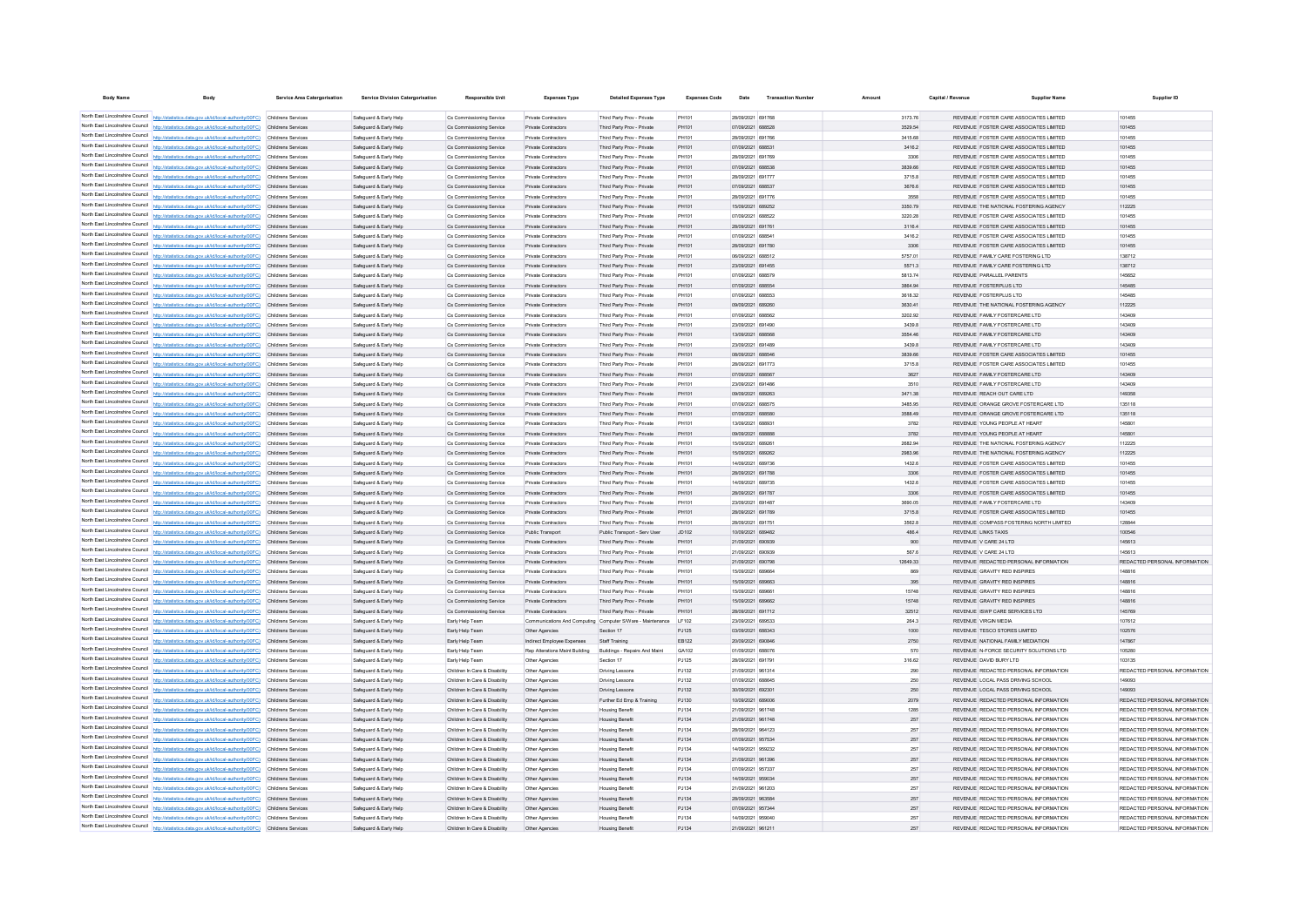| Body Name | Body | Service Area Catergorisation | Service Division Catergorisation | Responsible Unit | Expenses Type | Detailed Expenses Type | Expenses Code | Date | Transaction Number | Amount | Capital / Revenue | Supplier Name | Supplier ID |
|---|---|---|---|---|---|---|---|---|---|---|---|---|---|
| North East Lincolnshire Council | http://statistics.data.gov.uk/id/local-authority/00FC) | Childrens Services | Safeguard & Early Help | Cs Commissioning Service | Private Contractors | Third Party Prov - Private | PH101 | 28/09/2021 | 691768 | 3173.76 | REVENUE | FOSTER CARE ASSOCIATES LIMITED | 101455 |
| North East Lincolnshire Council | http://statistics.data.gov.uk/id/local-authority/00FC) | Childrens Services | Safeguard & Early Help | Cs Commissioning Service | Private Contractors | Third Party Prov - Private | PH101 | 07/09/2021 | 688528 | 3529.54 | REVENUE | FOSTER CARE ASSOCIATES LIMITED | 101455 |
| North East Lincolnshire Council | http://statistics.data.gov.uk/id/local-authority/00FC) | Childrens Services | Safeguard & Early Help | Cs Commissioning Service | Private Contractors | Third Party Prov - Private | PH101 | 28/09/2021 | 691766 | 3415.68 | REVENUE | FOSTER CARE ASSOCIATES LIMITED | 101455 |
| North East Lincolnshire Council | http://statistics.data.gov.uk/id/local-authority/00FC) | Childrens Services | Safeguard & Early Help | Cs Commissioning Service | Private Contractors | Third Party Prov - Private | PH101 | 07/09/2021 | 688531 | 3416.2 | REVENUE | FOSTER CARE ASSOCIATES LIMITED | 101455 |
| North East Lincolnshire Council | http://statistics.data.gov.uk/id/local-authority/00FC) | Childrens Services | Safeguard & Early Help | Cs Commissioning Service | Private Contractors | Third Party Prov - Private | PH101 | 28/09/2021 | 691769 | 3306 | REVENUE | FOSTER CARE ASSOCIATES LIMITED | 101455 |
| North East Lincolnshire Council | http://statistics.data.gov.uk/id/local-authority/00FC) | Childrens Services | Safeguard & Early Help | Cs Commissioning Service | Private Contractors | Third Party Prov - Private | PH101 | 07/09/2021 | 688538 | 3839.66 | REVENUE | FOSTER CARE ASSOCIATES LIMITED | 101455 |
| North East Lincolnshire Council | http://statistics.data.gov.uk/id/local-authority/00FC) | Childrens Services | Safeguard & Early Help | Cs Commissioning Service | Private Contractors | Third Party Prov - Private | PH101 | 28/09/2021 | 691777 | 3715.8 | REVENUE | FOSTER CARE ASSOCIATES LIMITED | 101455 |
| North East Lincolnshire Council | http://statistics.data.gov.uk/id/local-authority/00FC) | Childrens Services | Safeguard & Early Help | Cs Commissioning Service | Private Contractors | Third Party Prov - Private | PH101 | 07/09/2021 | 688537 | 3876.6 | REVENUE | FOSTER CARE ASSOCIATES LIMITED | 101455 |
| North East Lincolnshire Council | http://statistics.data.gov.uk/id/local-authority/00FC) | Childrens Services | Safeguard & Early Help | Cs Commissioning Service | Private Contractors | Third Party Prov - Private | PH101 | 28/09/2021 | 691776 | 3558 | REVENUE | FOSTER CARE ASSOCIATES LIMITED | 101455 |
| North East Lincolnshire Council | http://statistics.data.gov.uk/id/local-authority/00FC) | Childrens Services | Safeguard & Early Help | Cs Commissioning Service | Private Contractors | Third Party Prov - Private | PH101 | 15/09/2021 | 689252 | 3350.79 | REVENUE | THE NATIONAL FOSTERING AGENCY | 112225 |
| North East Lincolnshire Council | http://statistics.data.gov.uk/id/local-authority/00FC) | Childrens Services | Safeguard & Early Help | Cs Commissioning Service | Private Contractors | Third Party Prov - Private | PH101 | 07/09/2021 | 688522 | 3220.28 | REVENUE | FOSTER CARE ASSOCIATES LIMITED | 101455 |
| North East Lincolnshire Council | http://statistics.data.gov.uk/id/local-authority/00FC) | Childrens Services | Safeguard & Early Help | Cs Commissioning Service | Private Contractors | Third Party Prov - Private | PH101 | 28/09/2021 | 691761 | 3116.4 | REVENUE | FOSTER CARE ASSOCIATES LIMITED | 101455 |
| North East Lincolnshire Council | http://statistics.data.gov.uk/id/local-authority/00FC) | Childrens Services | Safeguard & Early Help | Cs Commissioning Service | Private Contractors | Third Party Prov - Private | PH101 | 07/09/2021 | 688541 | 3416.2 | REVENUE | FOSTER CARE ASSOCIATES LIMITED | 101455 |
| North East Lincolnshire Council | http://statistics.data.gov.uk/id/local-authority/00FC) | Childrens Services | Safeguard & Early Help | Cs Commissioning Service | Private Contractors | Third Party Prov - Private | PH101 | 28/09/2021 | 691780 | 3306 | REVENUE | FOSTER CARE ASSOCIATES LIMITED | 101455 |
| North East Lincolnshire Council | http://statistics.data.gov.uk/id/local-authority/00FC) | Childrens Services | Safeguard & Early Help | Cs Commissioning Service | Private Contractors | Third Party Prov - Private | PH101 | 06/09/2021 | 688512 | 5757.01 | REVENUE | FAMILY CARE FOSTERING LTD | 138712 |
| North East Lincolnshire Council | http://statistics.data.gov.uk/id/local-authority/00FC) | Childrens Services | Safeguard & Early Help | Cs Commissioning Service | Private Contractors | Third Party Prov - Private | PH101 | 23/09/2021 | 691455 | 5571.3 | REVENUE | FAMILY CARE FOSTERING LTD | 138712 |
| North East Lincolnshire Council | http://statistics.data.gov.uk/id/local-authority/00FC) | Childrens Services | Safeguard & Early Help | Cs Commissioning Service | Private Contractors | Third Party Prov - Private | PH101 | 07/09/2021 | 688579 | 5813.74 | REVENUE | PARALLEL PARENTS | 145652 |
| North East Lincolnshire Council | http://statistics.data.gov.uk/id/local-authority/00FC) | Childrens Services | Safeguard & Early Help | Cs Commissioning Service | Private Contractors | Third Party Prov - Private | PH101 | 07/09/2021 | 688554 | 3864.94 | REVENUE | FOSTERPLUS LTD | 145485 |
| North East Lincolnshire Council | http://statistics.data.gov.uk/id/local-authority/00FC) | Childrens Services | Safeguard & Early Help | Cs Commissioning Service | Private Contractors | Third Party Prov - Private | PH101 | 07/09/2021 | 688553 | 3618.32 | REVENUE | FOSTERPLUS LTD | 145485 |
| North East Lincolnshire Council | http://statistics.data.gov.uk/id/local-authority/00FC) | Childrens Services | Safeguard & Early Help | Cs Commissioning Service | Private Contractors | Third Party Prov - Private | PH101 | 09/09/2021 | 689260 | 3830.41 | REVENUE | THE NATIONAL FOSTERING AGENCY | 112225 |
| North East Lincolnshire Council | http://statistics.data.gov.uk/id/local-authority/00FC) | Childrens Services | Safeguard & Early Help | Cs Commissioning Service | Private Contractors | Third Party Prov - Private | PH101 | 07/09/2021 | 688562 | 3202.92 | REVENUE | FAMILY FOSTERCARE LTD | 143409 |
| North East Lincolnshire Council | http://statistics.data.gov.uk/id/local-authority/00FC) | Childrens Services | Safeguard & Early Help | Cs Commissioning Service | Private Contractors | Third Party Prov - Private | PH101 | 23/09/2021 | 691490 | 3439.8 | REVENUE | FAMILY FOSTERCARE LTD | 143409 |
| North East Lincolnshire Council | http://statistics.data.gov.uk/id/local-authority/00FC) | Childrens Services | Safeguard & Early Help | Cs Commissioning Service | Private Contractors | Third Party Prov - Private | PH101 | 13/09/2021 | 688568 | 3554.46 | REVENUE | FAMILY FOSTERCARE LTD | 143409 |
| North East Lincolnshire Council | http://statistics.data.gov.uk/id/local-authority/00FC) | Childrens Services | Safeguard & Early Help | Cs Commissioning Service | Private Contractors | Third Party Prov - Private | PH101 | 23/09/2021 | 691489 | 3439.8 | REVENUE | FAMILY FOSTERCARE LTD | 143409 |
| North East Lincolnshire Council | http://statistics.data.gov.uk/id/local-authority/00FC) | Childrens Services | Safeguard & Early Help | Cs Commissioning Service | Private Contractors | Third Party Prov - Private | PH101 | 08/09/2021 | 688546 | 3839.66 | REVENUE | FOSTER CARE ASSOCIATES LIMITED | 101455 |
| North East Lincolnshire Council | http://statistics.data.gov.uk/id/local-authority/00FC) | Childrens Services | Safeguard & Early Help | Cs Commissioning Service | Private Contractors | Third Party Prov - Private | PH101 | 28/09/2021 | 691773 | 3715.8 | REVENUE | FOSTER CARE ASSOCIATES LIMITED | 101455 |
| North East Lincolnshire Council | http://statistics.data.gov.uk/id/local-authority/00FC) | Childrens Services | Safeguard & Early Help | Cs Commissioning Service | Private Contractors | Third Party Prov - Private | PH101 | 07/09/2021 | 688567 | 3627 | REVENUE | FAMILY FOSTERCARE LTD | 143409 |
| North East Lincolnshire Council | http://statistics.data.gov.uk/id/local-authority/00FC) | Childrens Services | Safeguard & Early Help | Cs Commissioning Service | Private Contractors | Third Party Prov - Private | PH101 | 23/09/2021 | 691486 | 3510 | REVENUE | FAMILY FOSTERCARE LTD | 143409 |
| North East Lincolnshire Council | http://statistics.data.gov.uk/id/local-authority/00FC) | Childrens Services | Safeguard & Early Help | Cs Commissioning Service | Private Contractors | Third Party Prov - Private | PH101 | 09/09/2021 | 689263 | 3471.38 | REVENUE | REACH OUT CARE LTD | 149358 |
| North East Lincolnshire Council | http://statistics.data.gov.uk/id/local-authority/00FC) | Childrens Services | Safeguard & Early Help | Cs Commissioning Service | Private Contractors | Third Party Prov - Private | PH101 | 07/09/2021 | 688575 | 3485.95 | REVENUE | ORANGE GROVE FOSTERCARE LTD | 135118 |
| North East Lincolnshire Council | http://statistics.data.gov.uk/id/local-authority/00FC) | Childrens Services | Safeguard & Early Help | Cs Commissioning Service | Private Contractors | Third Party Prov - Private | PH101 | 07/09/2021 | 688580 | 3588.49 | REVENUE | ORANGE GROVE FOSTERCARE LTD | 135118 |
| North East Lincolnshire Council | http://statistics.data.gov.uk/id/local-authority/00FC) | Childrens Services | Safeguard & Early Help | Cs Commissioning Service | Private Contractors | Third Party Prov - Private | PH101 | 13/09/2021 | 688931 | 3782 | REVENUE | YOUNG PEOPLE AT HEART | 145801 |
| North East Lincolnshire Council | http://statistics.data.gov.uk/id/local-authority/00FC) | Childrens Services | Safeguard & Early Help | Cs Commissioning Service | Private Contractors | Third Party Prov - Private | PH101 | 09/09/2021 | 688888 | 3782 | REVENUE | YOUNG PEOPLE AT HEART | 145801 |
| North East Lincolnshire Council | http://statistics.data.gov.uk/id/local-authority/00FC) | Childrens Services | Safeguard & Early Help | Cs Commissioning Service | Private Contractors | Third Party Prov - Private | PH101 | 15/09/2021 | 689261 | 2882.94 | REVENUE | THE NATIONAL FOSTERING AGENCY | 112225 |
| North East Lincolnshire Council | http://statistics.data.gov.uk/id/local-authority/00FC) | Childrens Services | Safeguard & Early Help | Cs Commissioning Service | Private Contractors | Third Party Prov - Private | PH101 | 15/09/2021 | 689262 | 2983.96 | REVENUE | THE NATIONAL FOSTERING AGENCY | 112225 |
| North East Lincolnshire Council | http://statistics.data.gov.uk/id/local-authority/00FC) | Childrens Services | Safeguard & Early Help | Cs Commissioning Service | Private Contractors | Third Party Prov - Private | PH101 | 14/09/2021 | 689736 | 1432.6 | REVENUE | FOSTER CARE ASSOCIATES LIMITED | 101455 |
| North East Lincolnshire Council | http://statistics.data.gov.uk/id/local-authority/00FC) | Childrens Services | Safeguard & Early Help | Cs Commissioning Service | Private Contractors | Third Party Prov - Private | PH101 | 28/09/2021 | 691788 | 3306 | REVENUE | FOSTER CARE ASSOCIATES LIMITED | 101455 |
| North East Lincolnshire Council | http://statistics.data.gov.uk/id/local-authority/00FC) | Childrens Services | Safeguard & Early Help | Cs Commissioning Service | Private Contractors | Third Party Prov - Private | PH101 | 14/09/2021 | 689735 | 1432.6 | REVENUE | FOSTER CARE ASSOCIATES LIMITED | 101455 |
| North East Lincolnshire Council | http://statistics.data.gov.uk/id/local-authority/00FC) | Childrens Services | Safeguard & Early Help | Cs Commissioning Service | Private Contractors | Third Party Prov - Private | PH101 | 28/09/2021 | 691787 | 3306 | REVENUE | FOSTER CARE ASSOCIATES LIMITED | 101455 |
| North East Lincolnshire Council | http://statistics.data.gov.uk/id/local-authority/00FC) | Childrens Services | Safeguard & Early Help | Cs Commissioning Service | Private Contractors | Third Party Prov - Private | PH101 | 23/09/2021 | 691487 | 3690.05 | REVENUE | FAMILY FOSTERCARE LTD | 143409 |
| North East Lincolnshire Council | http://statistics.data.gov.uk/id/local-authority/00FC) | Childrens Services | Safeguard & Early Help | Cs Commissioning Service | Private Contractors | Third Party Prov - Private | PH101 | 28/09/2021 | 691789 | 3715.8 | REVENUE | FOSTER CARE ASSOCIATES LIMITED | 101455 |
| North East Lincolnshire Council | http://statistics.data.gov.uk/id/local-authority/00FC) | Childrens Services | Safeguard & Early Help | Cs Commissioning Service | Private Contractors | Third Party Prov - Private | PH101 | 28/09/2021 | 691751 | 3562.8 | REVENUE | COMPASS FOSTERING NORTH LIMITED | 128844 |
| North East Lincolnshire Council | http://statistics.data.gov.uk/id/local-authority/00FC) | Childrens Services | Safeguard & Early Help | Cs Commissioning Service | Public Transport | Public Transport - Serv User | JD102 | 10/09/2021 | 689482 | 486.4 | REVENUE | LINKS TAXIS | 100546 |
| North East Lincolnshire Council | http://statistics.data.gov.uk/id/local-authority/00FC) | Childrens Services | Safeguard & Early Help | Cs Commissioning Service | Private Contractors | Third Party Prov - Private | PH101 | 21/09/2021 | 690939 | 900 | REVENUE | V CARE 24 LTD | 145613 |
| North East Lincolnshire Council | http://statistics.data.gov.uk/id/local-authority/00FC) | Childrens Services | Safeguard & Early Help | Cs Commissioning Service | Private Contractors | Third Party Prov - Private | PH101 | 21/09/2021 | 690939 | 567.6 | REVENUE | V CARE 24 LTD | 145613 |
| North East Lincolnshire Council | http://statistics.data.gov.uk/id/local-authority/00FC) | Childrens Services | Safeguard & Early Help | Cs Commissioning Service | Private Contractors | Third Party Prov - Private | PH101 | 21/09/2021 | 690798 | 12649.33 | REVENUE | REDACTED PERSONAL INFORMATION | REDACTED PERSONAL INFORMATION |
| North East Lincolnshire Council | http://statistics.data.gov.uk/id/local-authority/00FC) | Childrens Services | Safeguard & Early Help | Cs Commissioning Service | Private Contractors | Third Party Prov - Private | PH101 | 15/09/2021 | 689664 | 869 | REVENUE | GRAVITY RED INSPIRES | 148816 |
| North East Lincolnshire Council | http://statistics.data.gov.uk/id/local-authority/00FC) | Childrens Services | Safeguard & Early Help | Cs Commissioning Service | Private Contractors | Third Party Prov - Private | PH101 | 15/09/2021 | 689663 | 395 | REVENUE | GRAVITY RED INSPIRES | 148816 |
| North East Lincolnshire Council | http://statistics.data.gov.uk/id/local-authority/00FC) | Childrens Services | Safeguard & Early Help | Cs Commissioning Service | Private Contractors | Third Party Prov - Private | PH101 | 15/09/2021 | 689661 | 15748 | REVENUE | GRAVITY RED INSPIRES | 148816 |
| North East Lincolnshire Council | http://statistics.data.gov.uk/id/local-authority/00FC) | Childrens Services | Safeguard & Early Help | Cs Commissioning Service | Private Contractors | Third Party Prov - Private | PH101 | 15/09/2021 | 689662 | 15748 | REVENUE | GRAVITY RED INSPIRES | 148816 |
| North East Lincolnshire Council | http://statistics.data.gov.uk/id/local-authority/00FC) | Childrens Services | Safeguard & Early Help | Cs Commissioning Service | Private Contractors | Third Party Prov - Private | PH101 | 28/09/2021 | 691712 | 32512 | REVENUE | ISWP CARE SERVICES LTD | 145769 |
| North East Lincolnshire Council | http://statistics.data.gov.uk/id/local-authority/00FC) | Childrens Services | Safeguard & Early Help | Early Help Team | Communications And Computing | Computer S/Ware - Maintenance | LF102 | 23/09/2021 | 688833 | 264.3 | REVENUE | VIRGIN MEDIA | 107612 |
| North East Lincolnshire Council | http://statistics.data.gov.uk/id/local-authority/00FC) | Childrens Services | Safeguard & Early Help | Early Help Team | Other Agencies | Section 17 | PJ125 | 03/09/2021 | 688343 | 1000 | REVENUE | TESCO STORES LIMITED | 102576 |
| North East Lincolnshire Council | http://statistics.data.gov.uk/id/local-authority/00FC) | Childrens Services | Safeguard & Early Help | Early Help Team | Indirect Employee Expenses | Staff Training | EB122 | 20/09/2021 | 690846 | 2750 | REVENUE | NATIONAL FAMILY MEDIATION | 147867 |
| North East Lincolnshire Council | http://statistics.data.gov.uk/id/local-authority/00FC) | Childrens Services | Safeguard & Early Help | Early Help Team | Rep Alterations Maint Building | Buildings - Repairs And Maint | GA102 | 01/09/2021 | 688076 | 570 | REVENUE | N-FORCE SECURITY SOLUTIONS LTD | 105280 |
| North East Lincolnshire Council | http://statistics.data.gov.uk/id/local-authority/00FC) | Childrens Services | Safeguard & Early Help | Early Help Team | Other Agencies | Section 17 | PJ125 | 28/09/2021 | 691791 | 316.62 | REVENUE | DAVID BURY LTD | 103135 |
| North East Lincolnshire Council | http://statistics.data.gov.uk/id/local-authority/00FC) | Childrens Services | Safeguard & Early Help | Children In Care & Disability | Other Agencies | Driving Lessons | PJ132 | 21/09/2021 | 961314 | 290 | REVENUE | REDACTED PERSONAL INFORMATION | REDACTED PERSONAL INFORMATION |
| North East Lincolnshire Council | http://statistics.data.gov.uk/id/local-authority/00FC) | Childrens Services | Safeguard & Early Help | Children In Care & Disability | Other Agencies | Driving Lessons | PJ132 | 07/09/2021 | 688645 | 250 | REVENUE | LOCAL PASS DRIVING SCHOOL | 149093 |
| North East Lincolnshire Council | http://statistics.data.gov.uk/id/local-authority/00FC) | Childrens Services | Safeguard & Early Help | Children In Care & Disability | Other Agencies | Driving Lessons | PJ132 | 30/09/2021 | 692301 | 250 | REVENUE | LOCAL PASS DRIVING SCHOOL | 149093 |
| North East Lincolnshire Council | http://statistics.data.gov.uk/id/local-authority/00FC) | Childrens Services | Safeguard & Early Help | Children In Care & Disability | Other Agencies | Further Ed Emp & Training | PJ130 | 10/09/2021 | 689006 | 2079 | REVENUE | REDACTED PERSONAL INFORMATION | REDACTED PERSONAL INFORMATION |
| North East Lincolnshire Council | http://statistics.data.gov.uk/id/local-authority/00FC) | Childrens Services | Safeguard & Early Help | Children In Care & Disability | Other Agencies | Housing Benefit | PJ134 | 21/09/2021 | 961748 | 1285 | REVENUE | REDACTED PERSONAL INFORMATION | REDACTED PERSONAL INFORMATION |
| North East Lincolnshire Council | http://statistics.data.gov.uk/id/local-authority/00FC) | Childrens Services | Safeguard & Early Help | Children In Care & Disability | Other Agencies | Housing Benefit | PJ134 | 21/09/2021 | 961748 | 257 | REVENUE | REDACTED PERSONAL INFORMATION | REDACTED PERSONAL INFORMATION |
| North East Lincolnshire Council | http://statistics.data.gov.uk/id/local-authority/00FC) | Childrens Services | Safeguard & Early Help | Children In Care & Disability | Other Agencies | Housing Benefit | PJ134 | 28/09/2021 | 964123 | 257 | REVENUE | REDACTED PERSONAL INFORMATION | REDACTED PERSONAL INFORMATION |
| North East Lincolnshire Council | http://statistics.data.gov.uk/id/local-authority/00FC) | Childrens Services | Safeguard & Early Help | Children In Care & Disability | Other Agencies | Housing Benefit | PJ134 | 07/09/2021 | 957534 | 257 | REVENUE | REDACTED PERSONAL INFORMATION | REDACTED PERSONAL INFORMATION |
| North East Lincolnshire Council | http://statistics.data.gov.uk/id/local-authority/00FC) | Childrens Services | Safeguard & Early Help | Children In Care & Disability | Other Agencies | Housing Benefit | PJ134 | 14/09/2021 | 959232 | 257 | REVENUE | REDACTED PERSONAL INFORMATION | REDACTED PERSONAL INFORMATION |
| North East Lincolnshire Council | http://statistics.data.gov.uk/id/local-authority/00FC) | Childrens Services | Safeguard & Early Help | Children In Care & Disability | Other Agencies | Housing Benefit | PJ134 | 21/09/2021 | 961396 | 257 | REVENUE | REDACTED PERSONAL INFORMATION | REDACTED PERSONAL INFORMATION |
| North East Lincolnshire Council | http://statistics.data.gov.uk/id/local-authority/00FC) | Childrens Services | Safeguard & Early Help | Children In Care & Disability | Other Agencies | Housing Benefit | PJ134 | 07/09/2021 | 957337 | 257 | REVENUE | REDACTED PERSONAL INFORMATION | REDACTED PERSONAL INFORMATION |
| North East Lincolnshire Council | http://statistics.data.gov.uk/id/local-authority/00FC) | Childrens Services | Safeguard & Early Help | Children In Care & Disability | Other Agencies | Housing Benefit | PJ134 | 14/09/2021 | 959034 | 257 | REVENUE | REDACTED PERSONAL INFORMATION | REDACTED PERSONAL INFORMATION |
| North East Lincolnshire Council | http://statistics.data.gov.uk/id/local-authority/00FC) | Childrens Services | Safeguard & Early Help | Children In Care & Disability | Other Agencies | Housing Benefit | PJ134 | 21/09/2021 | 961203 | 257 | REVENUE | REDACTED PERSONAL INFORMATION | REDACTED PERSONAL INFORMATION |
| North East Lincolnshire Council | http://statistics.data.gov.uk/id/local-authority/00FC) | Childrens Services | Safeguard & Early Help | Children In Care & Disability | Other Agencies | Housing Benefit | PJ134 | 28/09/2021 | 963584 | 257 | REVENUE | REDACTED PERSONAL INFORMATION | REDACTED PERSONAL INFORMATION |
| North East Lincolnshire Council | http://statistics.data.gov.uk/id/local-authority/00FC) | Childrens Services | Safeguard & Early Help | Children In Care & Disability | Other Agencies | Housing Benefit | PJ134 | 07/09/2021 | 957344 | 257 | REVENUE | REDACTED PERSONAL INFORMATION | REDACTED PERSONAL INFORMATION |
| North East Lincolnshire Council | http://statistics.data.gov.uk/id/local-authority/00FC) | Childrens Services | Safeguard & Early Help | Children In Care & Disability | Other Agencies | Housing Benefit | PJ134 | 14/09/2021 | 959040 | 257 | REVENUE | REDACTED PERSONAL INFORMATION | REDACTED PERSONAL INFORMATION |
| North East Lincolnshire Council | http://statistics.data.gov.uk/id/local-authority/00FC) | Childrens Services | Safeguard & Early Help | Children In Care & Disability | Other Agencies | Housing Benefit | PJ134 | 21/09/2021 | 961211 | 257 | REVENUE | REDACTED PERSONAL INFORMATION | REDACTED PERSONAL INFORMATION |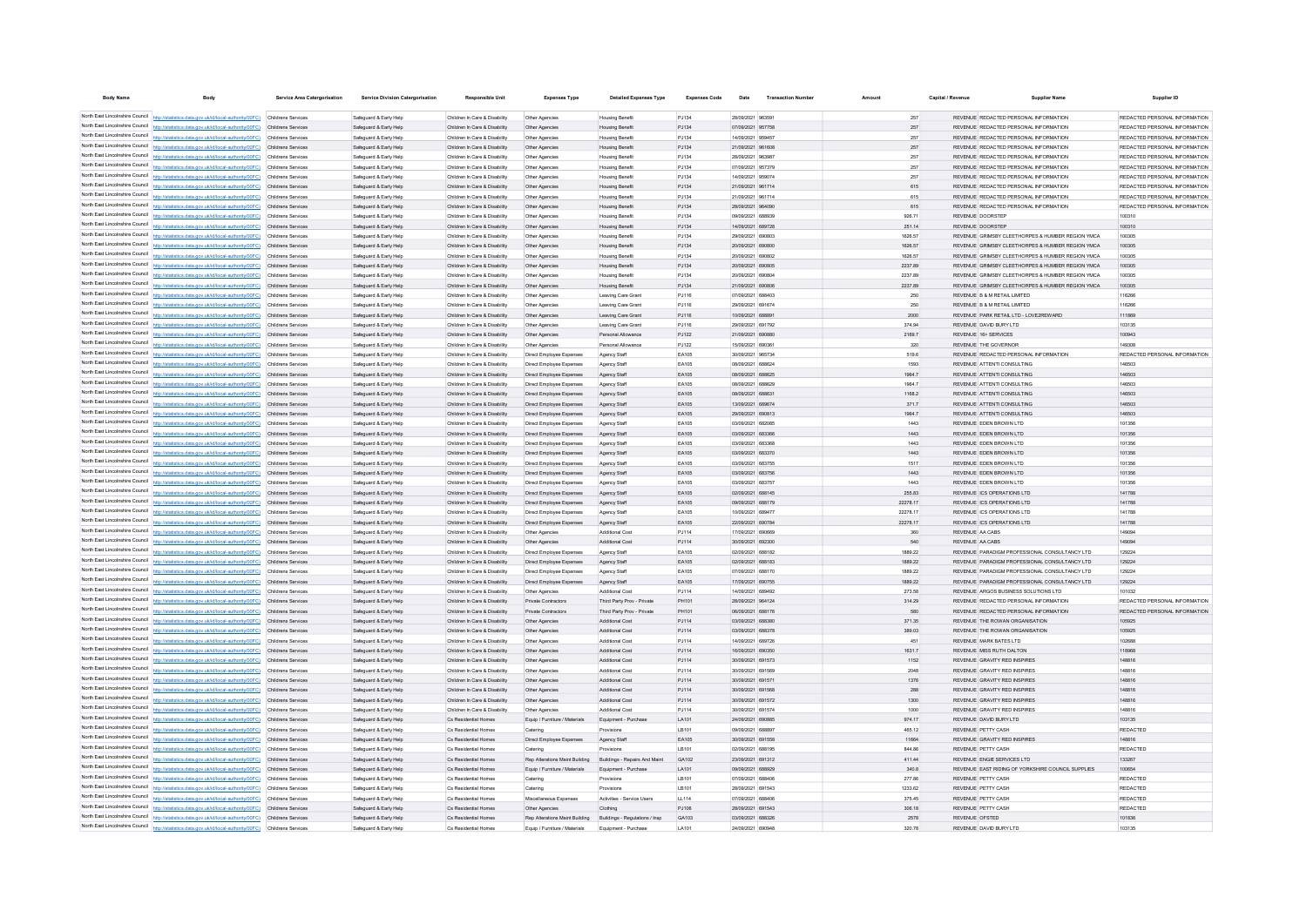| Body Name | Body | Service Area Catergorisation | Service Division Catergorisation | Responsible Unit | Expenses Type | Detailed Expenses Type | Expenses Code | Date | Transaction Number | Amount | Capital / Revenue | Supplier Name | Supplier ID |
|---|---|---|---|---|---|---|---|---|---|---|---|---|---|
| North East Lincolnshire Council | http://statistics.data.gov.uk/id/local-authority/00FC) | Childrens Services | Safeguard & Early Help | Children In Care & Disability | Other Agencies | Housing Benefit | PJ134 | 28/09/2021 | 963591 | 257 | REVENUE | REDACTED PERSONAL INFORMATION | REDACTED PERSONAL INFORMATION |
| North East Lincolnshire Council | http://statistics.data.gov.uk/id/local-authority/00FC) | Childrens Services | Safeguard & Early Help | Children In Care & Disability | Other Agencies | Housing Benefit | PJ134 | 07/09/2021 | 957758 | 257 | REVENUE | REDACTED PERSONAL INFORMATION | REDACTED PERSONAL INFORMATION |
| North East Lincolnshire Council | http://statistics.data.gov.uk/id/local-authority/00FC) | Childrens Services | Safeguard & Early Help | Children In Care & Disability | Other Agencies | Housing Benefit | PJ134 | 14/09/2021 | 959457 | 257 | REVENUE | REDACTED PERSONAL INFORMATION | REDACTED PERSONAL INFORMATION |
| North East Lincolnshire Council | http://statistics.data.gov.uk/id/local-authority/00FC) | Childrens Services | Safeguard & Early Help | Children In Care & Disability | Other Agencies | Housing Benefit | PJ134 | 21/09/2021 | 961608 | 257 | REVENUE | REDACTED PERSONAL INFORMATION | REDACTED PERSONAL INFORMATION |
| North East Lincolnshire Council | http://statistics.data.gov.uk/id/local-authority/00FC) | Childrens Services | Safeguard & Early Help | Children In Care & Disability | Other Agencies | Housing Benefit | PJ134 | 28/09/2021 | 963887 | 257 | REVENUE | REDACTED PERSONAL INFORMATION | REDACTED PERSONAL INFORMATION |
| North East Lincolnshire Council | http://statistics.data.gov.uk/id/local-authority/00FC) | Childrens Services | Safeguard & Early Help | Children In Care & Disability | Other Agencies | Housing Benefit | PJ134 | 07/09/2021 | 957379 | 257 | REVENUE | REDACTED PERSONAL INFORMATION | REDACTED PERSONAL INFORMATION |
| North East Lincolnshire Council | http://statistics.data.gov.uk/id/local-authority/00FC) | Childrens Services | Safeguard & Early Help | Children In Care & Disability | Other Agencies | Housing Benefit | PJ134 | 14/09/2021 | 959074 | 257 | REVENUE | REDACTED PERSONAL INFORMATION | REDACTED PERSONAL INFORMATION |
| North East Lincolnshire Council | http://statistics.data.gov.uk/id/local-authority/00FC) | Childrens Services | Safeguard & Early Help | Children In Care & Disability | Other Agencies | Housing Benefit | PJ134 | 21/09/2021 | 961714 | 615 | REVENUE | REDACTED PERSONAL INFORMATION | REDACTED PERSONAL INFORMATION |
| North East Lincolnshire Council | http://statistics.data.gov.uk/id/local-authority/00FC) | Childrens Services | Safeguard & Early Help | Children In Care & Disability | Other Agencies | Housing Benefit | PJ134 | 21/09/2021 | 961714 | 615 | REVENUE | REDACTED PERSONAL INFORMATION | REDACTED PERSONAL INFORMATION |
| North East Lincolnshire Council | http://statistics.data.gov.uk/id/local-authority/00FC) | Childrens Services | Safeguard & Early Help | Children In Care & Disability | Other Agencies | Housing Benefit | PJ134 | 28/09/2021 | 964090 | 615 | REVENUE | REDACTED PERSONAL INFORMATION | REDACTED PERSONAL INFORMATION |
| North East Lincolnshire Council | http://statistics.data.gov.uk/id/local-authority/00FC) | Childrens Services | Safeguard & Early Help | Children In Care & Disability | Other Agencies | Housing Benefit | PJ134 | 09/09/2021 | 688939 | 926.71 | REVENUE | DOORSTEP | 100310 |
| North East Lincolnshire Council | http://statistics.data.gov.uk/id/local-authority/00FC) | Childrens Services | Safeguard & Early Help | Children In Care & Disability | Other Agencies | Housing Benefit | PJ134 | 14/09/2021 | 689728 | 251.14 | REVENUE | DOORSTEP | 100310 |
| North East Lincolnshire Council | http://statistics.data.gov.uk/id/local-authority/00FC) | Childrens Services | Safeguard & Early Help | Children In Care & Disability | Other Agencies | Housing Benefit | PJ134 | 29/09/2021 | 690803 | 1626.57 | REVENUE | GRIMSBY CLEETHORPES & HUMBER REGION YMCA | 100305 |
| North East Lincolnshire Council | http://statistics.data.gov.uk/id/local-authority/00FC) | Childrens Services | Safeguard & Early Help | Children In Care & Disability | Other Agencies | Housing Benefit | PJ134 | 20/09/2021 | 690800 | 1626.57 | REVENUE | GRIMSBY CLEETHORPES & HUMBER REGION YMCA | 100305 |
| North East Lincolnshire Council | http://statistics.data.gov.uk/id/local-authority/00FC) | Childrens Services | Safeguard & Early Help | Children In Care & Disability | Other Agencies | Housing Benefit | PJ134 | 20/09/2021 | 690802 | 1626.57 | REVENUE | GRIMSBY CLEETHORPES & HUMBER REGION YMCA | 100305 |
| North East Lincolnshire Council | http://statistics.data.gov.uk/id/local-authority/00FC) | Childrens Services | Safeguard & Early Help | Children In Care & Disability | Other Agencies | Housing Benefit | PJ134 | 20/09/2021 | 690805 | 2237.89 | REVENUE | GRIMSBY CLEETHORPES & HUMBER REGION YMCA | 100305 |
| North East Lincolnshire Council | http://statistics.data.gov.uk/id/local-authority/00FC) | Childrens Services | Safeguard & Early Help | Children In Care & Disability | Other Agencies | Housing Benefit | PJ134 | 20/09/2021 | 690804 | 2237.89 | REVENUE | GRIMSBY CLEETHORPES & HUMBER REGION YMCA | 100305 |
| North East Lincolnshire Council | http://statistics.data.gov.uk/id/local-authority/00FC) | Childrens Services | Safeguard & Early Help | Children In Care & Disability | Other Agencies | Housing Benefit | PJ134 | 21/09/2021 | 690806 | 2237.89 | REVENUE | GRIMSBY CLEETHORPES & HUMBER REGION YMCA | 100305 |
| North East Lincolnshire Council | http://statistics.data.gov.uk/id/local-authority/00FC) | Childrens Services | Safeguard & Early Help | Children In Care & Disability | Other Agencies | Leaving Care Grant | PJ116 | 07/09/2021 | 688403 | 250 | REVENUE | B & M RETAIL LIMITED | 116266 |
| North East Lincolnshire Council | http://statistics.data.gov.uk/id/local-authority/00FC) | Childrens Services | Safeguard & Early Help | Children In Care & Disability | Other Agencies | Leaving Care Grant | PJ116 | 29/09/2021 | 691674 | 250 | REVENUE | B & M RETAIL LIMITED | 116266 |
| North East Lincolnshire Council | http://statistics.data.gov.uk/id/local-authority/00FC) | Childrens Services | Safeguard & Early Help | Children In Care & Disability | Other Agencies | Leaving Care Grant | PJ116 | 10/09/2021 | 688891 | 2000 | REVENUE | PARK RETAIL LTD - LOVE2REWARD | 111669 |
| North East Lincolnshire Council | http://statistics.data.gov.uk/id/local-authority/00FC) | Childrens Services | Safeguard & Early Help | Children In Care & Disability | Other Agencies | Leaving Care Grant | PJ116 | 29/09/2021 | 691792 | 374.94 | REVENUE | DAVID BURY LTD | 103135 |
| North East Lincolnshire Council | http://statistics.data.gov.uk/id/local-authority/00FC) | Childrens Services | Safeguard & Early Help | Children In Care & Disability | Other Agencies | Personal Allowance | PJ122 | 21/09/2021 | 690880 | 2169.7 | REVENUE | 16+ SERVICES | 100943 |
| North East Lincolnshire Council | http://statistics.data.gov.uk/id/local-authority/00FC) | Childrens Services | Safeguard & Early Help | Children In Care & Disability | Other Agencies | Personal Allowance | PJ122 | 15/09/2021 | 690361 | 320 | REVENUE | THE GOVERNOR | 149308 |
| North East Lincolnshire Council | http://statistics.data.gov.uk/id/local-authority/00FC) | Childrens Services | Safeguard & Early Help | Children In Care & Disability | Direct Employee Expenses | Agency Staff | EA105 | 30/09/2021 | 965734 | 519.6 | REVENUE | REDACTED PERSONAL INFORMATION | REDACTED PERSONAL INFORMATION |
| North East Lincolnshire Council | http://statistics.data.gov.uk/id/local-authority/00FC) | Childrens Services | Safeguard & Early Help | Children In Care & Disability | Direct Employee Expenses | Agency Staff | EA105 | 08/09/2021 | 688624 | 1593 | REVENUE | ATTENTI CONSULTING | 146503 |
| North East Lincolnshire Council | http://statistics.data.gov.uk/id/local-authority/00FC) | Childrens Services | Safeguard & Early Help | Children In Care & Disability | Direct Employee Expenses | Agency Staff | EA105 | 08/09/2021 | 688625 | 1964.7 | REVENUE | ATTENTI CONSULTING | 146503 |
| North East Lincolnshire Council | http://statistics.data.gov.uk/id/local-authority/00FC) | Childrens Services | Safeguard & Early Help | Children In Care & Disability | Direct Employee Expenses | Agency Staff | EA105 | 08/09/2021 | 688629 | 1964.7 | REVENUE | ATTENTI CONSULTING | 146503 |
| North East Lincolnshire Council | http://statistics.data.gov.uk/id/local-authority/00FC) | Childrens Services | Safeguard & Early Help | Children In Care & Disability | Direct Employee Expenses | Agency Staff | EA105 | 08/09/2021 | 688631 | 1168.2 | REVENUE | ATTENTI CONSULTING | 146503 |
| North East Lincolnshire Council | http://statistics.data.gov.uk/id/local-authority/00FC) | Childrens Services | Safeguard & Early Help | Children In Care & Disability | Direct Employee Expenses | Agency Staff | EA105 | 13/09/2021 | 689674 | 371.7 | REVENUE | ATTENTI CONSULTING | 146503 |
| North East Lincolnshire Council | http://statistics.data.gov.uk/id/local-authority/00FC) | Childrens Services | Safeguard & Early Help | Children In Care & Disability | Direct Employee Expenses | Agency Staff | EA105 | 29/09/2021 | 690813 | 1964.7 | REVENUE | ATTENTI CONSULTING | 146503 |
| North East Lincolnshire Council | http://statistics.data.gov.uk/id/local-authority/00FC) | Childrens Services | Safeguard & Early Help | Children In Care & Disability | Direct Employee Expenses | Agency Staff | EA105 | 03/09/2021 | 682085 | 1443 | REVENUE | EDEN BROWN LTD | 101356 |
| North East Lincolnshire Council | http://statistics.data.gov.uk/id/local-authority/00FC) | Childrens Services | Safeguard & Early Help | Children In Care & Disability | Direct Employee Expenses | Agency Staff | EA105 | 03/09/2021 | 683366 | 1443 | REVENUE | EDEN BROWN LTD | 101356 |
| North East Lincolnshire Council | http://statistics.data.gov.uk/id/local-authority/00FC) | Childrens Services | Safeguard & Early Help | Children In Care & Disability | Direct Employee Expenses | Agency Staff | EA105 | 03/09/2021 | 683368 | 1443 | REVENUE | EDEN BROWN LTD | 101356 |
| North East Lincolnshire Council | http://statistics.data.gov.uk/id/local-authority/00FC) | Childrens Services | Safeguard & Early Help | Children In Care & Disability | Direct Employee Expenses | Agency Staff | EA105 | 03/09/2021 | 683370 | 1443 | REVENUE | EDEN BROWN LTD | 101356 |
| North East Lincolnshire Council | http://statistics.data.gov.uk/id/local-authority/00FC) | Childrens Services | Safeguard & Early Help | Children In Care & Disability | Direct Employee Expenses | Agency Staff | EA105 | 03/09/2021 | 683755 | 1517 | REVENUE | EDEN BROWN LTD | 101356 |
| North East Lincolnshire Council | http://statistics.data.gov.uk/id/local-authority/00FC) | Childrens Services | Safeguard & Early Help | Children In Care & Disability | Direct Employee Expenses | Agency Staff | EA105 | 03/09/2021 | 683756 | 1443 | REVENUE | EDEN BROWN LTD | 101356 |
| North East Lincolnshire Council | http://statistics.data.gov.uk/id/local-authority/00FC) | Childrens Services | Safeguard & Early Help | Children In Care & Disability | Direct Employee Expenses | Agency Staff | EA105 | 03/09/2021 | 683757 | 1443 | REVENUE | EDEN BROWN LTD | 101356 |
| North East Lincolnshire Council | http://statistics.data.gov.uk/id/local-authority/00FC) | Childrens Services | Safeguard & Early Help | Children In Care & Disability | Direct Employee Expenses | Agency Staff | EA105 | 02/09/2021 | 688145 | 255.63 | REVENUE | ICS OPERATIONS LTD | 141788 |
| North East Lincolnshire Council | http://statistics.data.gov.uk/id/local-authority/00FC) | Childrens Services | Safeguard & Early Help | Children In Care & Disability | Direct Employee Expenses | Agency Staff | EA105 | 09/09/2021 | 688179 | 22278.17 | REVENUE | ICS OPERATIONS LTD | 141788 |
| North East Lincolnshire Council | http://statistics.data.gov.uk/id/local-authority/00FC) | Childrens Services | Safeguard & Early Help | Children In Care & Disability | Direct Employee Expenses | Agency Staff | EA105 | 10/09/2021 | 689477 | 22278.17 | REVENUE | ICS OPERATIONS LTD | 141788 |
| North East Lincolnshire Council | http://statistics.data.gov.uk/id/local-authority/00FC) | Childrens Services | Safeguard & Early Help | Children In Care & Disability | Direct Employee Expenses | Agency Staff | EA105 | 22/09/2021 | 690784 | 22278.17 | REVENUE | ICS OPERATIONS LTD | 141788 |
| North East Lincolnshire Council | http://statistics.data.gov.uk/id/local-authority/00FC) | Childrens Services | Safeguard & Early Help | Children In Care & Disability | Other Agencies | Additional Cost | PJ114 | 17/09/2021 | 690669 | 360 | REVENUE | AA CABS | 149094 |
| North East Lincolnshire Council | http://statistics.data.gov.uk/id/local-authority/00FC) | Childrens Services | Safeguard & Early Help | Children In Care & Disability | Other Agencies | Additional Cost | PJ114 | 30/09/2021 | 692300 | 540 | REVENUE | AA CABS | 149094 |
| North East Lincolnshire Council | http://statistics.data.gov.uk/id/local-authority/00FC) | Childrens Services | Safeguard & Early Help | Children In Care & Disability | Direct Employee Expenses | Agency Staff | EA105 | 02/09/2021 | 688182 | 1889.22 | REVENUE | PARADIGM PROFESSIONAL CONSULTANCY LTD | 129224 |
| North East Lincolnshire Council | http://statistics.data.gov.uk/id/local-authority/00FC) | Childrens Services | Safeguard & Early Help | Children In Care & Disability | Direct Employee Expenses | Agency Staff | EA105 | 02/09/2021 | 688183 | 1889.22 | REVENUE | PARADIGM PROFESSIONAL CONSULTANCY LTD | 129224 |
| North East Lincolnshire Council | http://statistics.data.gov.uk/id/local-authority/00FC) | Childrens Services | Safeguard & Early Help | Children In Care & Disability | Direct Employee Expenses | Agency Staff | EA105 | 07/09/2021 | 688170 | 1889.22 | REVENUE | PARADIGM PROFESSIONAL CONSULTANCY LTD | 129224 |
| North East Lincolnshire Council | http://statistics.data.gov.uk/id/local-authority/00FC) | Childrens Services | Safeguard & Early Help | Children In Care & Disability | Direct Employee Expenses | Agency Staff | EA105 | 17/09/2021 | 690755 | 1889.22 | REVENUE | PARADIGM PROFESSIONAL CONSULTANCY LTD | 129224 |
| North East Lincolnshire Council | http://statistics.data.gov.uk/id/local-authority/00FC) | Childrens Services | Safeguard & Early Help | Children In Care & Disability | Other Agencies | Additional Cost | PJ114 | 14/09/2021 | 689492 | 273.58 | REVENUE | ARGOS BUSINESS SOLUTIONS LTD | 101032 |
| North East Lincolnshire Council | http://statistics.data.gov.uk/id/local-authority/00FC) | Childrens Services | Safeguard & Early Help | Children In Care & Disability | Private Contractors | Third Party Prov - Private | PH101 | 28/09/2021 | 964124 | 314.29 | REVENUE | REDACTED PERSONAL INFORMATION | REDACTED PERSONAL INFORMATION |
| North East Lincolnshire Council | http://statistics.data.gov.uk/id/local-authority/00FC) | Childrens Services | Safeguard & Early Help | Children In Care & Disability | Private Contractors | Third Party Prov - Private | PH101 | 06/09/2021 | 688176 | 580 | REVENUE | REDACTED PERSONAL INFORMATION | REDACTED PERSONAL INFORMATION |
| North East Lincolnshire Council | http://statistics.data.gov.uk/id/local-authority/00FC) | Childrens Services | Safeguard & Early Help | Children In Care & Disability | Other Agencies | Additional Cost | PJ114 | 03/09/2021 | 688380 | 371.35 | REVENUE | THE ROWAN ORGANISATION | 105925 |
| North East Lincolnshire Council | http://statistics.data.gov.uk/id/local-authority/00FC) | Childrens Services | Safeguard & Early Help | Children In Care & Disability | Other Agencies | Additional Cost | PJ114 | 03/09/2021 | 688378 | 389.03 | REVENUE | THE ROWAN ORGANISATION | 105925 |
| North East Lincolnshire Council | http://statistics.data.gov.uk/id/local-authority/00FC) | Childrens Services | Safeguard & Early Help | Children In Care & Disability | Other Agencies | Additional Cost | PJ114 | 14/09/2021 | 689726 | 451 | REVENUE | MARK BATES LTD | 102688 |
| North East Lincolnshire Council | http://statistics.data.gov.uk/id/local-authority/00FC) | Childrens Services | Safeguard & Early Help | Children In Care & Disability | Other Agencies | Additional Cost | PJ114 | 16/09/2021 | 690350 | 1631.7 | REVENUE | MISS RUTH DALTON | 118968 |
| North East Lincolnshire Council | http://statistics.data.gov.uk/id/local-authority/00FC) | Childrens Services | Safeguard & Early Help | Children In Care & Disability | Other Agencies | Additional Cost | PJ114 | 30/09/2021 | 691573 | 1152 | REVENUE | GRAVITY RED INSPIRES | 148816 |
| North East Lincolnshire Council | http://statistics.data.gov.uk/id/local-authority/00FC) | Childrens Services | Safeguard & Early Help | Children In Care & Disability | Other Agencies | Additional Cost | PJ114 | 30/09/2021 | 691569 | 2048 | REVENUE | GRAVITY RED INSPIRES | 148816 |
| North East Lincolnshire Council | http://statistics.data.gov.uk/id/local-authority/00FC) | Childrens Services | Safeguard & Early Help | Children In Care & Disability | Other Agencies | Additional Cost | PJ114 | 30/09/2021 | 691571 | 1376 | REVENUE | GRAVITY RED INSPIRES | 148816 |
| North East Lincolnshire Council | http://statistics.data.gov.uk/id/local-authority/00FC) | Childrens Services | Safeguard & Early Help | Children In Care & Disability | Other Agencies | Additional Cost | PJ114 | 30/09/2021 | 691568 | 288 | REVENUE | GRAVITY RED INSPIRES | 148816 |
| North East Lincolnshire Council | http://statistics.data.gov.uk/id/local-authority/00FC) | Childrens Services | Safeguard & Early Help | Children In Care & Disability | Other Agencies | Additional Cost | PJ114 | 30/09/2021 | 691572 | 1300 | REVENUE | GRAVITY RED INSPIRES | 148816 |
| North East Lincolnshire Council | http://statistics.data.gov.uk/id/local-authority/00FC) | Childrens Services | Safeguard & Early Help | Children In Care & Disability | Other Agencies | Additional Cost | PJ114 | 30/09/2021 | 691574 | 1000 | REVENUE | GRAVITY RED INSPIRES | 148816 |
| North East Lincolnshire Council | http://statistics.data.gov.uk/id/local-authority/00FC) | Childrens Services | Safeguard & Early Help | Cx Residential Homes | Equip / Furniture / Materials | Equipment - Purchase | LA101 | 24/09/2021 | 690885 | 974.17 | REVENUE | DAVID BURY LTD | 103135 |
| North East Lincolnshire Council | http://statistics.data.gov.uk/id/local-authority/00FC) | Childrens Services | Safeguard & Early Help | Cx Residential Homes | Catering | Provisions | LB101 | 09/09/2021 | 688897 | 465.12 | REVENUE | PETTY CASH | REDACTED |
| North East Lincolnshire Council | http://statistics.data.gov.uk/id/local-authority/00FC) | Childrens Services | Safeguard & Early Help | Cx Residential Homes | Direct Employee Expenses | Agency Staff | EA105 | 30/09/2021 | 691558 | 11664 | REVENUE | GRAVITY RED INSPIRES | 148816 |
| North East Lincolnshire Council | http://statistics.data.gov.uk/id/local-authority/00FC) | Childrens Services | Safeguard & Early Help | Cx Residential Homes | Catering | Provisions | LB101 | 02/09/2021 | 688195 | 844.86 | REVENUE | PETTY CASH | REDACTED |
| North East Lincolnshire Council | http://statistics.data.gov.uk/id/local-authority/00FC) | Childrens Services | Safeguard & Early Help | Cx Residential Homes | Rep Alterations Maint Building | Buildings - Repairs And Maint | GA102 | 23/09/2021 | 691312 | 411.44 | REVENUE | ENGIE SERVICES LTD | 133267 |
| North East Lincolnshire Council | http://statistics.data.gov.uk/id/local-authority/00FC) | Childrens Services | Safeguard & Early Help | Cx Residential Homes | Equip / Furniture / Materials | Equipment - Purchase | LA101 | 09/09/2021 | 688929 | 340.8 | REVENUE | EAST RIDING OF YORKSHIRE COUNCIL SUPPLIES | 109654 |
| North East Lincolnshire Council | http://statistics.data.gov.uk/id/local-authority/00FC) | Childrens Services | Safeguard & Early Help | Cx Residential Homes | Catering | Provisions | LB101 | 07/09/2021 | 688406 | 277.96 | REVENUE | PETTY CASH | REDACTED |
| North East Lincolnshire Council | http://statistics.data.gov.uk/id/local-authority/00FC) | Childrens Services | Safeguard & Early Help | Cx Residential Homes | Catering | Provisions | LB101 | 28/09/2021 | 691543 | 1233.62 | REVENUE | PETTY CASH | REDACTED |
| North East Lincolnshire Council | http://statistics.data.gov.uk/id/local-authority/00FC) | Childrens Services | Safeguard & Early Help | Cx Residential Homes | Miscellaneous Expenses | Activities - Service Users | LL114 | 07/09/2021 | 688406 | 375.45 | REVENUE | PETTY CASH | REDACTED |
| North East Lincolnshire Council | http://statistics.data.gov.uk/id/local-authority/00FC) | Childrens Services | Safeguard & Early Help | Cx Residential Homes | Other Agencies | Clothing | PJ106 | 28/09/2021 | 691543 | 306.18 | REVENUE | PETTY CASH | REDACTED |
| North East Lincolnshire Council | http://statistics.data.gov.uk/id/local-authority/00FC) | Childrens Services | Safeguard & Early Help | Cx Residential Homes | Rep Alterations Maint Building | Buildings - Regulations / Insp | GA103 | 03/09/2021 | 688326 | 2578 | REVENUE | OFSTED | 101836 |
| North East Lincolnshire Council | http://statistics.data.gov.uk/id/local-authority/00FC) | Childrens Services | Safeguard & Early Help | Cx Residential Homes | Equip / Furniture / Materials | Equipment - Purchase | LA101 | 24/09/2021 | 690948 | 320.78 | REVENUE | DAVID BURY LTD | 103135 |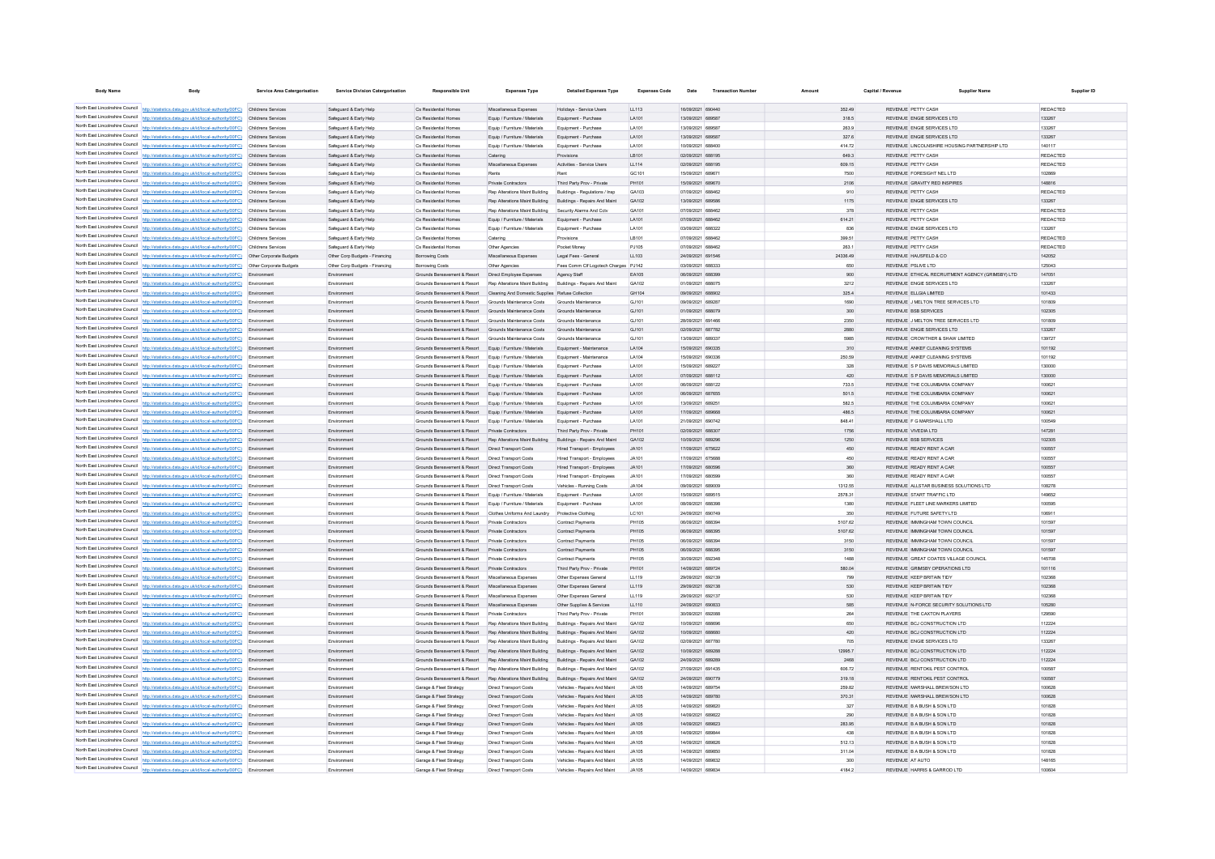| Body Name | Body | Service Area Catergorisation | Service Division Catergorisation | Responsible Unit | Expenses Type | Detailed Expenses Type | Expenses Code | Date | Transaction Number | Amount | Capital / Revenue | Supplier Name | Supplier ID |
|---|---|---|---|---|---|---|---|---|---|---|---|---|---|
| North East Lincolnshire Council | http://statistics.data.gov.uk/id/local-authority/00FC) | Childrens Services | Safeguard & Early Help | Cx Residential Homes | Miscellaneous Expenses | Holidays - Service Users | LL113 | 16/09/2021 | 690440 | 352.49 | REVENUE | PETTY CASH | REDACTED |
| North East Lincolnshire Council | http://statistics.data.gov.uk/id/local-authority/00FC) | Childrens Services | Safeguard & Early Help | Cx Residential Homes | Equip / Furniture / Materials | Equipment - Purchase | LA101 | 13/09/2021 | 689587 | 318.5 | REVENUE | ENGIE SERVICES LTD | 133267 |
| North East Lincolnshire Council | http://statistics.data.gov.uk/id/local-authority/00FC) | Childrens Services | Safeguard & Early Help | Cx Residential Homes | Equip / Furniture / Materials | Equipment - Purchase | LA101 | 13/09/2021 | 689587 | 263.9 | REVENUE | ENGIE SERVICES LTD | 133267 |
| North East Lincolnshire Council | http://statistics.data.gov.uk/id/local-authority/00FC) | Childrens Services | Safeguard & Early Help | Cx Residential Homes | Equip / Furniture / Materials | Equipment - Purchase | LA101 | 13/09/2021 | 689587 | 327.6 | REVENUE | ENGIE SERVICES LTD | 133267 |
| North East Lincolnshire Council | http://statistics.data.gov.uk/id/local-authority/00FC) | Childrens Services | Safeguard & Early Help | Cx Residential Homes | Equip / Furniture / Materials | Equipment - Purchase | LA101 | 10/09/2021 | 688400 | 414.72 | REVENUE | LINCOLNSHIRE HOUSING PARTNERSHIP LTD | 140117 |
| North East Lincolnshire Council | http://statistics.data.gov.uk/id/local-authority/00FC) | Childrens Services | Safeguard & Early Help | Cx Residential Homes | Catering | Provisions | LB101 | 02/09/2021 | 688195 | 649.3 | REVENUE | PETTY CASH | REDACTED |
| North East Lincolnshire Council | http://statistics.data.gov.uk/id/local-authority/00FC) | Childrens Services | Safeguard & Early Help | Cx Residential Homes | Miscellaneous Expenses | Activities - Service Users | LL114 | 02/09/2021 | 688195 | 609.15 | REVENUE | PETTY CASH | REDACTED |
| North East Lincolnshire Council | http://statistics.data.gov.uk/id/local-authority/00FC) | Childrens Services | Safeguard & Early Help | Cx Residential Homes | Rents | Rent | GC101 | 15/09/2021 | 689671 | 7500 | REVENUE | FORESIGHT NEL LTD | 102869 |
| North East Lincolnshire Council | http://statistics.data.gov.uk/id/local-authority/00FC) | Childrens Services | Safeguard & Early Help | Cx Residential Homes | Private Contractors | Third Party Prov - Private | PH101 | 15/09/2021 | 689670 | 2106 | REVENUE | GRAVITY RED INSPIRES | 148616 |
| North East Lincolnshire Council | http://statistics.data.gov.uk/id/local-authority/00FC) | Childrens Services | Safeguard & Early Help | Cx Residential Homes | Rep Alterations Maint Building | Buildings - Regulations / Insp | GA103 | 07/09/2021 | 688462 | 910 | REVENUE | PETTY CASH | REDACTED |
| North East Lincolnshire Council | http://statistics.data.gov.uk/id/local-authority/00FC) | Childrens Services | Safeguard & Early Help | Cx Residential Homes | Rep Alterations Maint Building | Buildings - Repairs And Maint | GA102 | 13/09/2021 | 689586 | 1175 | REVENUE | ENGIE SERVICES LTD | 133267 |
| North East Lincolnshire Council | http://statistics.data.gov.uk/id/local-authority/00FC) | Childrens Services | Safeguard & Early Help | Cx Residential Homes | Rep Alterations Maint Building | Security Alarms And Cctv | GA101 | 07/09/2021 | 688462 | 378 | REVENUE | PETTY CASH | REDACTED |
| North East Lincolnshire Council | http://statistics.data.gov.uk/id/local-authority/00FC) | Childrens Services | Safeguard & Early Help | Cx Residential Homes | Equip / Furniture / Materials | Equipment - Purchase | LA101 | 07/09/2021 | 688462 | 614.21 | REVENUE | PETTY CASH | REDACTED |
| North East Lincolnshire Council | http://statistics.data.gov.uk/id/local-authority/00FC) | Childrens Services | Safeguard & Early Help | Cx Residential Homes | Equip / Furniture / Materials | Equipment - Purchase | LA101 | 03/09/2021 | 688322 | 836 | REVENUE | ENGIE SERVICES LTD | 133267 |
| North East Lincolnshire Council | http://statistics.data.gov.uk/id/local-authority/00FC) | Childrens Services | Safeguard & Early Help | Cx Residential Homes | Catering | Provisions | LB101 | 07/09/2021 | 688462 | 399.51 | REVENUE | PETTY CASH | REDACTED |
| North East Lincolnshire Council | http://statistics.data.gov.uk/id/local-authority/00FC) | Childrens Services | Safeguard & Early Help | Cx Residential Homes | Other Agencies | Pocket Money | PJ105 | 07/09/2021 | 688462 | 263.1 | REVENUE | PETTY CASH | REDACTED |
| North East Lincolnshire Council | http://statistics.data.gov.uk/id/local-authority/00FC) | Other Corporate Budgets | Other Corp Budgets - Financing | Borrowing Costs | Miscellaneous Expenses | Legal Fees - General | LL103 | 24/09/2021 | 691546 | 24336.49 | REVENUE | HAUSFELD & CO | 142052 |
| North East Lincolnshire Council | http://statistics.data.gov.uk/id/local-authority/00FC) | Other Corporate Budgets | Other Corp Budgets - Financing | Borrowing Costs | Other Agencies | Fees Comm Clf Logotech Charges | PJ142 | 03/09/2021 | 688333 | 650 | REVENUE | PSLIVE LTD | 125043 |
| North East Lincolnshire Council | http://statistics.data.gov.uk/id/local-authority/00FC) | Environment | Environment | Grounds Bereavement & Resort | Direct Employee Expenses | Agency Staff | EA105 | 06/09/2021 | 688399 | 900 | REVENUE | ETHICAL RECRUITMENT AGENCY (GRIMSBY) LTD | 147051 |
| North East Lincolnshire Council | http://statistics.data.gov.uk/id/local-authority/00FC) | Environment | Environment | Grounds Bereavement & Resort | Rep Alterations Maint Building | Buildings - Repairs And Maint | GA102 | 01/09/2021 | 688075 | 3212 | REVENUE | ENGIE SERVICES LTD | 133267 |
| North East Lincolnshire Council | http://statistics.data.gov.uk/id/local-authority/00FC) | Environment | Environment | Grounds Bereavement & Resort | Cleaning And Domestic Supplies | Refuse Collection | GH104 | 09/09/2021 | 688902 | 325.4 | REVENUE | ELLGIA LIMITED | 101433 |
| North East Lincolnshire Council | http://statistics.data.gov.uk/id/local-authority/00FC) | Environment | Environment | Grounds Bereavement & Resort | Grounds Maintenance Costs | Grounds Maintenance | GJ101 | 09/09/2021 | 689287 | 1690 | REVENUE | J MELTON TREE SERVICES LTD | 101809 |
| North East Lincolnshire Council | http://statistics.data.gov.uk/id/local-authority/00FC) | Environment | Environment | Grounds Bereavement & Resort | Grounds Maintenance Costs | Grounds Maintenance | GJ101 | 01/09/2021 | 688079 | 300 | REVENUE | BSB SERVICES | 102305 |
| North East Lincolnshire Council | http://statistics.data.gov.uk/id/local-authority/00FC) | Environment | Environment | Grounds Bereavement & Resort | Grounds Maintenance Costs | Grounds Maintenance | GJ101 | 28/09/2021 | 691466 | 2350 | REVENUE | J MELTON TREE SERVICES LTD | 101809 |
| North East Lincolnshire Council | http://statistics.data.gov.uk/id/local-authority/00FC) | Environment | Environment | Grounds Bereavement & Resort | Grounds Maintenance Costs | Grounds Maintenance | GJ101 | 02/09/2021 | 687782 | 2880 | REVENUE | ENGIE SERVICES LTD | 133267 |
| North East Lincolnshire Council | http://statistics.data.gov.uk/id/local-authority/00FC) | Environment | Environment | Grounds Bereavement & Resort | Grounds Maintenance Costs | Grounds Maintenance | GJ101 | 13/09/2021 | 689037 | 5985 | REVENUE | CROWTHER & SHAW LIMITED | 139727 |
| North East Lincolnshire Council | http://statistics.data.gov.uk/id/local-authority/00FC) | Environment | Environment | Grounds Bereavement & Resort | Equip / Furniture / Materials | Equipment - Maintenance | LA104 | 15/09/2021 | 690335 | 310 | REVENUE | ANKEF CLEANING SYSTEMS | 101192 |
| North East Lincolnshire Council | http://statistics.data.gov.uk/id/local-authority/00FC) | Environment | Environment | Grounds Bereavement & Resort | Equip / Furniture / Materials | Equipment - Maintenance | LA104 | 15/09/2021 | 690336 | 250.59 | REVENUE | ANKEF CLEANING SYSTEMS | 101192 |
| North East Lincolnshire Council | http://statistics.data.gov.uk/id/local-authority/00FC) | Environment | Environment | Grounds Bereavement & Resort | Equip / Furniture / Materials | Equipment - Purchase | LA101 | 15/09/2021 | 689227 | 328 | REVENUE | S P DAVIS MEMORIALS LIMITED | 130000 |
| North East Lincolnshire Council | http://statistics.data.gov.uk/id/local-authority/00FC) | Environment | Environment | Grounds Bereavement & Resort | Equip / Furniture / Materials | Equipment - Purchase | LA101 | 07/09/2021 | 688112 | 420 | REVENUE | S P DAVIS MEMORIALS LIMITED | 130000 |
| North East Lincolnshire Council | http://statistics.data.gov.uk/id/local-authority/00FC) | Environment | Environment | Grounds Bereavement & Resort | Equip / Furniture / Materials | Equipment - Purchase | LA101 | 06/09/2021 | 688122 | 733.5 | REVENUE | THE COLUMBARIA COMPANY | 100621 |
| North East Lincolnshire Council | http://statistics.data.gov.uk/id/local-authority/00FC) | Environment | Environment | Grounds Bereavement & Resort | Equip / Furniture / Materials | Equipment - Purchase | LA101 | 06/09/2021 | 687655 | 501.5 | REVENUE | THE COLUMBARIA COMPANY | 100621 |
| North East Lincolnshire Council | http://statistics.data.gov.uk/id/local-authority/00FC) | Environment | Environment | Grounds Bereavement & Resort | Equip / Furniture / Materials | Equipment - Purchase | LA101 | 13/09/2021 | 689251 | 582.5 | REVENUE | THE COLUMBARIA COMPANY | 100621 |
| North East Lincolnshire Council | http://statistics.data.gov.uk/id/local-authority/00FC) | Environment | Environment | Grounds Bereavement & Resort | Equip / Furniture / Materials | Equipment - Purchase | LA101 | 17/09/2021 | 689668 | 486.5 | REVENUE | THE COLUMBARIA COMPANY | 100621 |
| North East Lincolnshire Council | http://statistics.data.gov.uk/id/local-authority/00FC) | Environment | Environment | Grounds Bereavement & Resort | Equip / Furniture / Materials | Equipment - Purchase | LA101 | 21/09/2021 | 690742 | 848.41 | REVENUE | F G MARSHALL LTD | 100549 |
| North East Lincolnshire Council | http://statistics.data.gov.uk/id/local-authority/00FC) | Environment | Environment | Grounds Bereavement & Resort | Private Contractors | Third Party Prov - Private | PH101 | 02/09/2021 | 688307 | 1756 | REVENUE | VIVEDIA LTD | 147281 |
| North East Lincolnshire Council | http://statistics.data.gov.uk/id/local-authority/00FC) | Environment | Environment | Grounds Bereavement & Resort | Rep Alterations Maint Building | Buildings - Repairs And Maint | GA102 | 10/09/2021 | 689296 | 1250 | REVENUE | BSB SERVICES | 102305 |
| North East Lincolnshire Council | http://statistics.data.gov.uk/id/local-authority/00FC) | Environment | Environment | Grounds Bereavement & Resort | Direct Transport Costs | Hired Transport - Employees | JA101 | 17/09/2021 | 679622 | 450 | REVENUE | READY RENT A CAR | 100557 |
| North East Lincolnshire Council | http://statistics.data.gov.uk/id/local-authority/00FC) | Environment | Environment | Grounds Bereavement & Resort | Direct Transport Costs | Hired Transport - Employees | JA101 | 17/09/2021 | 679688 | 450 | REVENUE | READY RENT A CAR | 100557 |
| North East Lincolnshire Council | http://statistics.data.gov.uk/id/local-authority/00FC) | Environment | Environment | Grounds Bereavement & Resort | Direct Transport Costs | Hired Transport - Employees | JA101 | 17/09/2021 | 689596 | 360 | REVENUE | READY RENT A CAR | 100557 |
| North East Lincolnshire Council | http://statistics.data.gov.uk/id/local-authority/00FC) | Environment | Environment | Grounds Bereavement & Resort | Direct Transport Costs | Hired Transport - Employees | JA101 | 17/09/2021 | 689599 | 360 | REVENUE | READY RENT A CAR | 100557 |
| North East Lincolnshire Council | http://statistics.data.gov.uk/id/local-authority/00FC) | Environment | Environment | Grounds Bereavement & Resort | Direct Transport Costs | Vehicles - Running Costs | JA104 | 09/09/2021 | 689009 | 1312.55 | REVENUE | ALLSTAR BUSINESS SOLUTIONS LTD | 108278 |
| North East Lincolnshire Council | http://statistics.data.gov.uk/id/local-authority/00FC) | Environment | Environment | Grounds Bereavement & Resort | Equip / Furniture / Materials | Equipment - Purchase | LA101 | 15/09/2021 | 689515 | 2578.31 | REVENUE | START TRAFFIC LTD | 149652 |
| North East Lincolnshire Council | http://statistics.data.gov.uk/id/local-authority/00FC) | Environment | Environment | Grounds Bereavement & Resort | Equip / Furniture / Materials | Equipment - Purchase | LA101 | 08/09/2021 | 688398 | 1380 | REVENUE | FLEET LINE MARKERS LIMITED | 100595 |
| North East Lincolnshire Council | http://statistics.data.gov.uk/id/local-authority/00FC) | Environment | Environment | Grounds Bereavement & Resort | Clothes Uniforms And Laundry | Protective Clothing | LC101 | 24/09/2021 | 690749 | 350 | REVENUE | FUTURE SAFETY LTD | 106911 |
| North East Lincolnshire Council | http://statistics.data.gov.uk/id/local-authority/00FC) | Environment | Environment | Grounds Bereavement & Resort | Private Contractors | Contract Payments | PH105 | 06/09/2021 | 688394 | 5107.62 | REVENUE | IMMINGHAM TOWN COUNCIL | 101597 |
| North East Lincolnshire Council | http://statistics.data.gov.uk/id/local-authority/00FC) | Environment | Environment | Grounds Bereavement & Resort | Private Contractors | Contract Payments | PH105 | 06/09/2021 | 688395 | 5107.62 | REVENUE | IMMINGHAM TOWN COUNCIL | 101597 |
| North East Lincolnshire Council | http://statistics.data.gov.uk/id/local-authority/00FC) | Environment | Environment | Grounds Bereavement & Resort | Private Contractors | Contract Payments | PH105 | 06/09/2021 | 688394 | 3150 | REVENUE | IMMINGHAM TOWN COUNCIL | 101597 |
| North East Lincolnshire Council | http://statistics.data.gov.uk/id/local-authority/00FC) | Environment | Environment | Grounds Bereavement & Resort | Private Contractors | Contract Payments | PH105 | 06/09/2021 | 688395 | 3150 | REVENUE | IMMINGHAM TOWN COUNCIL | 101597 |
| North East Lincolnshire Council | http://statistics.data.gov.uk/id/local-authority/00FC) | Environment | Environment | Grounds Bereavement & Resort | Private Contractors | Contract Payments | PH105 | 30/09/2021 | 692348 | 1488 | REVENUE | GREAT COATES VILLAGE COUNCIL | 145708 |
| North East Lincolnshire Council | http://statistics.data.gov.uk/id/local-authority/00FC) | Environment | Environment | Grounds Bereavement & Resort | Private Contractors | Third Party Prov - Private | PH101 | 14/09/2021 | 689724 | 580.04 | REVENUE | GRIMSBY OPERATIONS LTD | 101116 |
| North East Lincolnshire Council | http://statistics.data.gov.uk/id/local-authority/00FC) | Environment | Environment | Grounds Bereavement & Resort | Miscellaneous Expenses | Other Expenses General | LL119 | 29/09/2021 | 692139 | 799 | REVENUE | KEEP BRITAIN TIDY | 102368 |
| North East Lincolnshire Council | http://statistics.data.gov.uk/id/local-authority/00FC) | Environment | Environment | Grounds Bereavement & Resort | Miscellaneous Expenses | Other Expenses General | LL119 | 29/09/2021 | 692138 | 530 | REVENUE | KEEP BRITAIN TIDY | 102368 |
| North East Lincolnshire Council | http://statistics.data.gov.uk/id/local-authority/00FC) | Environment | Environment | Grounds Bereavement & Resort | Miscellaneous Expenses | Other Expenses General | LL119 | 29/09/2021 | 692137 | 530 | REVENUE | KEEP BRITAIN TIDY | 102368 |
| North East Lincolnshire Council | http://statistics.data.gov.uk/id/local-authority/00FC) | Environment | Environment | Grounds Bereavement & Resort | Miscellaneous Expenses | Other Supplies & Services | LL110 | 24/09/2021 | 690833 | 585 | REVENUE | N-FORCE SECURITY SOLUTIONS LTD | 105280 |
| North East Lincolnshire Council | http://statistics.data.gov.uk/id/local-authority/00FC) | Environment | Environment | Grounds Bereavement & Resort | Private Contractors | Third Party Prov - Private | PH101 | 30/09/2021 | 692088 | 264 | REVENUE | THE CAXTON PLAYERS | 129590 |
| North East Lincolnshire Council | http://statistics.data.gov.uk/id/local-authority/00FC) | Environment | Environment | Grounds Bereavement & Resort | Rep Alterations Maint Building | Buildings - Repairs And Maint | GA102 | 10/09/2021 | 688696 | 650 | REVENUE | BCJ CONSTRUCTION LTD | 112224 |
| North East Lincolnshire Council | http://statistics.data.gov.uk/id/local-authority/00FC) | Environment | Environment | Grounds Bereavement & Resort | Rep Alterations Maint Building | Buildings - Repairs And Maint | GA102 | 10/09/2021 | 688680 | 420 | REVENUE | BCJ CONSTRUCTION LTD | 112224 |
| North East Lincolnshire Council | http://statistics.data.gov.uk/id/local-authority/00FC) | Environment | Environment | Grounds Bereavement & Resort | Rep Alterations Maint Building | Buildings - Repairs And Maint | GA102 | 02/09/2021 | 687780 | 705 | REVENUE | ENGIE SERVICES LTD | 133267 |
| North East Lincolnshire Council | http://statistics.data.gov.uk/id/local-authority/00FC) | Environment | Environment | Grounds Bereavement & Resort | Rep Alterations Maint Building | Buildings - Repairs And Maint | GA102 | 10/09/2021 | 689288 | 12995.7 | REVENUE | BCJ CONSTRUCTION LTD | 112224 |
| North East Lincolnshire Council | http://statistics.data.gov.uk/id/local-authority/00FC) | Environment | Environment | Grounds Bereavement & Resort | Rep Alterations Maint Building | Buildings - Repairs And Maint | GA102 | 24/09/2021 | 689289 | 2468 | REVENUE | BCJ CONSTRUCTION LTD | 112224 |
| North East Lincolnshire Council | http://statistics.data.gov.uk/id/local-authority/00FC) | Environment | Environment | Grounds Bereavement & Resort | Rep Alterations Maint Building | Buildings - Repairs And Maint | GA102 | 27/09/2021 | 691435 | 606.72 | REVENUE | RENTOKIL PEST CONTROL | 100587 |
| North East Lincolnshire Council | http://statistics.data.gov.uk/id/local-authority/00FC) | Environment | Environment | Grounds Bereavement & Resort | Rep Alterations Maint Building | Buildings - Repairs And Maint | GA102 | 24/09/2021 | 690779 | 319.18 | REVENUE | RENTOKIL PEST CONTROL | 100587 |
| North East Lincolnshire Council | http://statistics.data.gov.uk/id/local-authority/00FC) | Environment | Environment | Garage & Fleet Strategy | Direct Transport Costs | Vehicles - Repairs And Maint | JA105 | 14/09/2021 | 689754 | 259.82 | REVENUE | MARSHALL BREWSON LTD | 100626 |
| North East Lincolnshire Council | http://statistics.data.gov.uk/id/local-authority/00FC) | Environment | Environment | Garage & Fleet Strategy | Direct Transport Costs | Vehicles - Repairs And Maint | JA105 | 14/09/2021 | 689760 | 370.31 | REVENUE | MARSHALL BREWSON LTD | 100626 |
| North East Lincolnshire Council | http://statistics.data.gov.uk/id/local-authority/00FC) | Environment | Environment | Garage & Fleet Strategy | Direct Transport Costs | Vehicles - Repairs And Maint | JA105 | 14/09/2021 | 689820 | 327 | REVENUE | B A BUSH & SON LTD | 101826 |
| North East Lincolnshire Council | http://statistics.data.gov.uk/id/local-authority/00FC) | Environment | Environment | Garage & Fleet Strategy | Direct Transport Costs | Vehicles - Repairs And Maint | JA105 | 14/09/2021 | 689822 | 290 | REVENUE | B A BUSH & SON LTD | 101826 |
| North East Lincolnshire Council | http://statistics.data.gov.uk/id/local-authority/00FC) | Environment | Environment | Garage & Fleet Strategy | Direct Transport Costs | Vehicles - Repairs And Maint | JA105 | 14/09/2021 | 689823 | 283.95 | REVENUE | B A BUSH & SON LTD | 101826 |
| North East Lincolnshire Council | http://statistics.data.gov.uk/id/local-authority/00FC) | Environment | Environment | Garage & Fleet Strategy | Direct Transport Costs | Vehicles - Repairs And Maint | JA105 | 14/09/2021 | 689844 | 438 | REVENUE | B A BUSH & SON LTD | 101826 |
| North East Lincolnshire Council | http://statistics.data.gov.uk/id/local-authority/00FC) | Environment | Environment | Garage & Fleet Strategy | Direct Transport Costs | Vehicles - Repairs And Maint | JA105 | 14/09/2021 | 689826 | 512.13 | REVENUE | B A BUSH & SON LTD | 101826 |
| North East Lincolnshire Council | http://statistics.data.gov.uk/id/local-authority/00FC) | Environment | Environment | Garage & Fleet Strategy | Direct Transport Costs | Vehicles - Repairs And Maint | JA105 | 14/09/2021 | 689850 | 311.04 | REVENUE | B A BUSH & SON LTD | 101826 |
| North East Lincolnshire Council | http://statistics.data.gov.uk/id/local-authority/00FC) | Environment | Environment | Garage & Fleet Strategy | Direct Transport Costs | Vehicles - Repairs And Maint | JA105 | 14/09/2021 | 689832 | 300 | REVENUE | AT AUTO | 148165 |
| North East Lincolnshire Council | http://statistics.data.gov.uk/id/local-authority/00FC) | Environment | Environment | Garage & Fleet Strategy | Direct Transport Costs | Vehicles - Repairs And Maint | JA105 | 14/09/2021 | 689834 | 4184.2 | REVENUE | HARRIS & GARROD LTD | 100604 |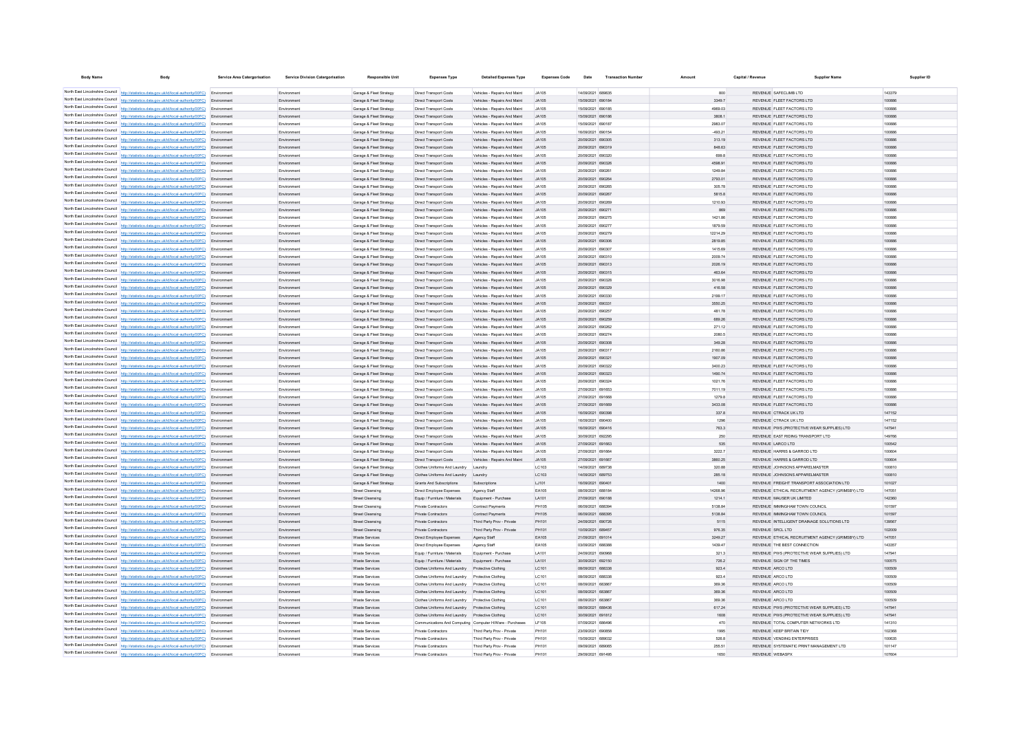| Body Name | Body | Service Area Catergorisation | Service Division Catergorisation | Responsible Unit | Expenses Type | Detailed Expenses Type | Expenses Code | Date | Transaction Number | Amount | Capital / Revenue | Supplier Name | Supplier ID |
|---|---|---|---|---|---|---|---|---|---|---|---|---|---|
| North East Lincolnshire Council | http://statistics.data.gov.uk/id/local-authority/00FC) | Environment | Environment | Garage & Fleet Strategy | Direct Transport Costs | Vehicles - Repairs And Maint | JA105 | 14/09/2021 | 689635 | 800 | REVENUE | SAFECLIMB LTD | 143379 |
| North East Lincolnshire Council | http://statistics.data.gov.uk/id/local-authority/00FC) | Environment | Environment | Garage & Fleet Strategy | Direct Transport Costs | Vehicles - Repairs And Maint | JA105 | 15/09/2021 | 690184 | 3349.7 | REVENUE | FLEET FACTORS LTD | 100886 |
| North East Lincolnshire Council | http://statistics.data.gov.uk/id/local-authority/00FC) | Environment | Environment | Garage & Fleet Strategy | Direct Transport Costs | Vehicles - Repairs And Maint | JA105 | 15/09/2021 | 690185 | 4969.03 | REVENUE | FLEET FACTORS LTD | 100886 |
| North East Lincolnshire Council | http://statistics.data.gov.uk/id/local-authority/00FC) | Environment | Environment | Garage & Fleet Strategy | Direct Transport Costs | Vehicles - Repairs And Maint | JA105 | 15/09/2021 | 690186 | 3808.1 | REVENUE | FLEET FACTORS LTD | 100886 |
| North East Lincolnshire Council | http://statistics.data.gov.uk/id/local-authority/00FC) | Environment | Environment | Garage & Fleet Strategy | Direct Transport Costs | Vehicles - Repairs And Maint | JA105 | 15/09/2021 | 690187 | 2983.07 | REVENUE | FLEET FACTORS LTD | 100886 |
| North East Lincolnshire Council | http://statistics.data.gov.uk/id/local-authority/00FC) | Environment | Environment | Garage & Fleet Strategy | Direct Transport Costs | Vehicles - Repairs And Maint | JA105 | 16/09/2021 | 690154 | -493.21 | REVENUE | FLEET FACTORS LTD | 100886 |
| North East Lincolnshire Council | http://statistics.data.gov.uk/id/local-authority/00FC) | Environment | Environment | Garage & Fleet Strategy | Direct Transport Costs | Vehicles - Repairs And Maint | JA105 | 20/09/2021 | 690305 | 313.19 | REVENUE | FLEET FACTORS LTD | 100886 |
| North East Lincolnshire Council | http://statistics.data.gov.uk/id/local-authority/00FC) | Environment | Environment | Garage & Fleet Strategy | Direct Transport Costs | Vehicles - Repairs And Maint | JA105 | 20/09/2021 | 690319 | 848.63 | REVENUE | FLEET FACTORS LTD | 100886 |
| North East Lincolnshire Council | http://statistics.data.gov.uk/id/local-authority/00FC) | Environment | Environment | Garage & Fleet Strategy | Direct Transport Costs | Vehicles - Repairs And Maint | JA105 | 20/09/2021 | 690320 | 699.8 | REVENUE | FLEET FACTORS LTD | 100886 |
| North East Lincolnshire Council | http://statistics.data.gov.uk/id/local-authority/00FC) | Environment | Environment | Garage & Fleet Strategy | Direct Transport Costs | Vehicles - Repairs And Maint | JA105 | 20/09/2021 | 690326 | 4598.91 | REVENUE | FLEET FACTORS LTD | 100886 |
| North East Lincolnshire Council | http://statistics.data.gov.uk/id/local-authority/00FC) | Environment | Environment | Garage & Fleet Strategy | Direct Transport Costs | Vehicles - Repairs And Maint | JA105 | 20/09/2021 | 690261 | 1249.84 | REVENUE | FLEET FACTORS LTD | 100886 |
| North East Lincolnshire Council | http://statistics.data.gov.uk/id/local-authority/00FC) | Environment | Environment | Garage & Fleet Strategy | Direct Transport Costs | Vehicles - Repairs And Maint | JA105 | 20/09/2021 | 690264 | 2793.01 | REVENUE | FLEET FACTORS LTD | 100886 |
| North East Lincolnshire Council | http://statistics.data.gov.uk/id/local-authority/00FC) | Environment | Environment | Garage & Fleet Strategy | Direct Transport Costs | Vehicles - Repairs And Maint | JA105 | 20/09/2021 | 690265 | 305.78 | REVENUE | FLEET FACTORS LTD | 100886 |
| North East Lincolnshire Council | http://statistics.data.gov.uk/id/local-authority/00FC) | Environment | Environment | Garage & Fleet Strategy | Direct Transport Costs | Vehicles - Repairs And Maint | JA105 | 20/09/2021 | 690267 | 5815.8 | REVENUE | FLEET FACTORS LTD | 100886 |
| North East Lincolnshire Council | http://statistics.data.gov.uk/id/local-authority/00FC) | Environment | Environment | Garage & Fleet Strategy | Direct Transport Costs | Vehicles - Repairs And Maint | JA105 | 20/09/2021 | 690269 | 1210.93 | REVENUE | FLEET FACTORS LTD | 100886 |
| North East Lincolnshire Council | http://statistics.data.gov.uk/id/local-authority/00FC) | Environment | Environment | Garage & Fleet Strategy | Direct Transport Costs | Vehicles - Repairs And Maint | JA105 | 20/09/2021 | 690271 | 869 | REVENUE | FLEET FACTORS LTD | 100886 |
| North East Lincolnshire Council | http://statistics.data.gov.uk/id/local-authority/00FC) | Environment | Environment | Garage & Fleet Strategy | Direct Transport Costs | Vehicles - Repairs And Maint | JA105 | 20/09/2021 | 690275 | 1421.86 | REVENUE | FLEET FACTORS LTD | 100886 |
| North East Lincolnshire Council | http://statistics.data.gov.uk/id/local-authority/00FC) | Environment | Environment | Garage & Fleet Strategy | Direct Transport Costs | Vehicles - Repairs And Maint | JA105 | 20/09/2021 | 690277 | 1879.59 | REVENUE | FLEET FACTORS LTD | 100886 |
| North East Lincolnshire Council | http://statistics.data.gov.uk/id/local-authority/00FC) | Environment | Environment | Garage & Fleet Strategy | Direct Transport Costs | Vehicles - Repairs And Maint | JA105 | 20/09/2021 | 690279 | 12214.29 | REVENUE | FLEET FACTORS LTD | 100886 |
| North East Lincolnshire Council | http://statistics.data.gov.uk/id/local-authority/00FC) | Environment | Environment | Garage & Fleet Strategy | Direct Transport Costs | Vehicles - Repairs And Maint | JA105 | 20/09/2021 | 690306 | 2819.85 | REVENUE | FLEET FACTORS LTD | 100886 |
| North East Lincolnshire Council | http://statistics.data.gov.uk/id/local-authority/00FC) | Environment | Environment | Garage & Fleet Strategy | Direct Transport Costs | Vehicles - Repairs And Maint | JA105 | 20/09/2021 | 690307 | 1415.69 | REVENUE | FLEET FACTORS LTD | 100886 |
| North East Lincolnshire Council | http://statistics.data.gov.uk/id/local-authority/00FC) | Environment | Environment | Garage & Fleet Strategy | Direct Transport Costs | Vehicles - Repairs And Maint | JA105 | 20/09/2021 | 690310 | 2009.74 | REVENUE | FLEET FACTORS LTD | 100886 |
| North East Lincolnshire Council | http://statistics.data.gov.uk/id/local-authority/00FC) | Environment | Environment | Garage & Fleet Strategy | Direct Transport Costs | Vehicles - Repairs And Maint | JA105 | 20/09/2021 | 690313 | 2026.19 | REVENUE | FLEET FACTORS LTD | 100886 |
| North East Lincolnshire Council | http://statistics.data.gov.uk/id/local-authority/00FC) | Environment | Environment | Garage & Fleet Strategy | Direct Transport Costs | Vehicles - Repairs And Maint | JA105 | 20/09/2021 | 690315 | 463.64 | REVENUE | FLEET FACTORS LTD | 100886 |
| North East Lincolnshire Council | http://statistics.data.gov.uk/id/local-authority/00FC) | Environment | Environment | Garage & Fleet Strategy | Direct Transport Costs | Vehicles - Repairs And Maint | JA105 | 20/09/2021 | 690328 | 3016.98 | REVENUE | FLEET FACTORS LTD | 100886 |
| North East Lincolnshire Council | http://statistics.data.gov.uk/id/local-authority/00FC) | Environment | Environment | Garage & Fleet Strategy | Direct Transport Costs | Vehicles - Repairs And Maint | JA105 | 20/09/2021 | 690329 | 416.58 | REVENUE | FLEET FACTORS LTD | 100886 |
| North East Lincolnshire Council | http://statistics.data.gov.uk/id/local-authority/00FC) | Environment | Environment | Garage & Fleet Strategy | Direct Transport Costs | Vehicles - Repairs And Maint | JA105 | 20/09/2021 | 690330 | 2199.17 | REVENUE | FLEET FACTORS LTD | 100886 |
| North East Lincolnshire Council | http://statistics.data.gov.uk/id/local-authority/00FC) | Environment | Environment | Garage & Fleet Strategy | Direct Transport Costs | Vehicles - Repairs And Maint | JA105 | 20/09/2021 | 690331 | 3550.25 | REVENUE | FLEET FACTORS LTD | 100886 |
| North East Lincolnshire Council | http://statistics.data.gov.uk/id/local-authority/00FC) | Environment | Environment | Garage & Fleet Strategy | Direct Transport Costs | Vehicles - Repairs And Maint | JA105 | 20/09/2021 | 690257 | 481.78 | REVENUE | FLEET FACTORS LTD | 100886 |
| North East Lincolnshire Council | http://statistics.data.gov.uk/id/local-authority/00FC) | Environment | Environment | Garage & Fleet Strategy | Direct Transport Costs | Vehicles - Repairs And Maint | JA105 | 20/09/2021 | 690259 | 689.26 | REVENUE | FLEET FACTORS LTD | 100886 |
| North East Lincolnshire Council | http://statistics.data.gov.uk/id/local-authority/00FC) | Environment | Environment | Garage & Fleet Strategy | Direct Transport Costs | Vehicles - Repairs And Maint | JA105 | 20/09/2021 | 690262 | 271.12 | REVENUE | FLEET FACTORS LTD | 100886 |
| North East Lincolnshire Council | http://statistics.data.gov.uk/id/local-authority/00FC) | Environment | Environment | Garage & Fleet Strategy | Direct Transport Costs | Vehicles - Repairs And Maint | JA105 | 20/09/2021 | 690274 | 2080.5 | REVENUE | FLEET FACTORS LTD | 100886 |
| North East Lincolnshire Council | http://statistics.data.gov.uk/id/local-authority/00FC) | Environment | Environment | Garage & Fleet Strategy | Direct Transport Costs | Vehicles - Repairs And Maint | JA105 | 20/09/2021 | 690308 | 349.28 | REVENUE | FLEET FACTORS LTD | 100886 |
| North East Lincolnshire Council | http://statistics.data.gov.uk/id/local-authority/00FC) | Environment | Environment | Garage & Fleet Strategy | Direct Transport Costs | Vehicles - Repairs And Maint | JA105 | 20/09/2021 | 690317 | 2160.86 | REVENUE | FLEET FACTORS LTD | 100886 |
| North East Lincolnshire Council | http://statistics.data.gov.uk/id/local-authority/00FC) | Environment | Environment | Garage & Fleet Strategy | Direct Transport Costs | Vehicles - Repairs And Maint | JA105 | 20/09/2021 | 690321 | 1907.09 | REVENUE | FLEET FACTORS LTD | 100886 |
| North East Lincolnshire Council | http://statistics.data.gov.uk/id/local-authority/00FC) | Environment | Environment | Garage & Fleet Strategy | Direct Transport Costs | Vehicles - Repairs And Maint | JA105 | 20/09/2021 | 690322 | 3400.23 | REVENUE | FLEET FACTORS LTD | 100886 |
| North East Lincolnshire Council | http://statistics.data.gov.uk/id/local-authority/00FC) | Environment | Environment | Garage & Fleet Strategy | Direct Transport Costs | Vehicles - Repairs And Maint | JA105 | 20/09/2021 | 690323 | 1490.74 | REVENUE | FLEET FACTORS LTD | 100886 |
| North East Lincolnshire Council | http://statistics.data.gov.uk/id/local-authority/00FC) | Environment | Environment | Garage & Fleet Strategy | Direct Transport Costs | Vehicles - Repairs And Maint | JA105 | 20/09/2021 | 690324 | 1021.76 | REVENUE | FLEET FACTORS LTD | 100886 |
| North East Lincolnshire Council | http://statistics.data.gov.uk/id/local-authority/00FC) | Environment | Environment | Garage & Fleet Strategy | Direct Transport Costs | Vehicles - Repairs And Maint | JA105 | 27/09/2021 | 691653 | 7011.19 | REVENUE | FLEET FACTORS LTD | 100886 |
| North East Lincolnshire Council | http://statistics.data.gov.uk/id/local-authority/00FC) | Environment | Environment | Garage & Fleet Strategy | Direct Transport Costs | Vehicles - Repairs And Maint | JA105 | 27/09/2021 | 691668 | 1279.8 | REVENUE | FLEET FACTORS LTD | 100886 |
| North East Lincolnshire Council | http://statistics.data.gov.uk/id/local-authority/00FC) | Environment | Environment | Garage & Fleet Strategy | Direct Transport Costs | Vehicles - Repairs And Maint | JA105 | 27/09/2021 | 691669 | 3433.08 | REVENUE | FLEET FACTORS LTD | 100886 |
| North East Lincolnshire Council | http://statistics.data.gov.uk/id/local-authority/00FC) | Environment | Environment | Garage & Fleet Strategy | Direct Transport Costs | Vehicles - Repairs And Maint | JA105 | 16/09/2021 | 690398 | 337.8 | REVENUE | CTRACK UK LTD | 147152 |
| North East Lincolnshire Council | http://statistics.data.gov.uk/id/local-authority/00FC) | Environment | Environment | Garage & Fleet Strategy | Direct Transport Costs | Vehicles - Repairs And Maint | JA105 | 16/09/2021 | 690400 | 1296 | REVENUE | CTRACK UK LTD | 147152 |
| North East Lincolnshire Council | http://statistics.data.gov.uk/id/local-authority/00FC) | Environment | Environment | Garage & Fleet Strategy | Direct Transport Costs | Vehicles - Repairs And Maint | JA105 | 16/09/2021 | 690416 | 763.3 | REVENUE | PWS (PROTECTIVE WEAR SUPPLIES) LTD | 147941 |
| North East Lincolnshire Council | http://statistics.data.gov.uk/id/local-authority/00FC) | Environment | Environment | Garage & Fleet Strategy | Direct Transport Costs | Vehicles - Repairs And Maint | JA105 | 30/09/2021 | 692295 | 250 | REVENUE | EAST RIDING TRANSPORT LTD | 149766 |
| North East Lincolnshire Council | http://statistics.data.gov.uk/id/local-authority/00FC) | Environment | Environment | Garage & Fleet Strategy | Direct Transport Costs | Vehicles - Repairs And Maint | JA105 | 27/09/2021 | 691663 | 535 | REVENUE | LARCO LTD | 100542 |
| North East Lincolnshire Council | http://statistics.data.gov.uk/id/local-authority/00FC) | Environment | Environment | Garage & Fleet Strategy | Direct Transport Costs | Vehicles - Repairs And Maint | JA105 | 27/09/2021 | 691664 | 3222.7 | REVENUE | HARRIS & GARROD LTD | 100604 |
| North East Lincolnshire Council | http://statistics.data.gov.uk/id/local-authority/00FC) | Environment | Environment | Garage & Fleet Strategy | Direct Transport Costs | Vehicles - Repairs And Maint | JA105 | 27/09/2021 | 691667 | 3860.25 | REVENUE | HARRIS & GARROD LTD | 100604 |
| North East Lincolnshire Council | http://statistics.data.gov.uk/id/local-authority/00FC) | Environment | Environment | Garage & Fleet Strategy | Clothes Uniforms And Laundry | Laundry | LC103 | 14/09/2021 | 689738 | 320.88 | REVENUE | JOHNSONS APPARELMASTER | 100810 |
| North East Lincolnshire Council | http://statistics.data.gov.uk/id/local-authority/00FC) | Environment | Environment | Garage & Fleet Strategy | Clothes Uniforms And Laundry | Laundry | LC103 | 14/09/2021 | 689753 | 285.18 | REVENUE | JOHNSONS APPARELMASTER | 100810 |
| North East Lincolnshire Council | http://statistics.data.gov.uk/id/local-authority/00FC) | Environment | Environment | Garage & Fleet Strategy | Grants And Subscriptions | Subscriptions | LJ101 | 16/09/2021 | 690401 | 1400 | REVENUE | FREIGHT TRANSPORT ASSOCIATION LTD | 101027 |
| North East Lincolnshire Council | http://statistics.data.gov.uk/id/local-authority/00FC) | Environment | Environment | Street Cleansing | Direct Employee Expenses | Agency Staff | EA105 | 08/09/2021 | 688184 | 14268.96 | REVENUE | ETHICAL RECRUITMENT AGENCY (GRIMSBY) LTD | 147051 |
| North East Lincolnshire Council | http://statistics.data.gov.uk/id/local-authority/00FC) | Environment | Environment | Street Cleansing | Equip / Furniture / Materials | Equipment - Purchase | LA101 | 27/09/2021 | 690168 | 1214.1 | REVENUE | MAUSER UK LIMITED | 142360 |
| North East Lincolnshire Council | http://statistics.data.gov.uk/id/local-authority/00FC) | Environment | Environment | Street Cleansing | Private Contractors | Contract Payments | PH105 | 06/09/2021 | 688394 | 5138.84 | REVENUE | IMMINGHAM TOWN COUNCIL | 101597 |
| North East Lincolnshire Council | http://statistics.data.gov.uk/id/local-authority/00FC) | Environment | Environment | Street Cleansing | Private Contractors | Contract Payments | PH105 | 06/09/2021 | 688395 | 5138.84 | REVENUE | IMMINGHAM TOWN COUNCIL | 101597 |
| North East Lincolnshire Council | http://statistics.data.gov.uk/id/local-authority/00FC) | Environment | Environment | Street Cleansing | Private Contractors | Third Party Prov - Private | PH101 | 24/09/2021 | 690726 | 5115 | REVENUE | INTELLIGENT DRAINAGE SOLUTIONS LTD | 139667 |
| North East Lincolnshire Council | http://statistics.data.gov.uk/id/local-authority/00FC) | Environment | Environment | Street Cleansing | Private Contractors | Third Party Prov - Private | PH101 | 10/09/2021 | 689457 | 976.35 | REVENUE | SRCL LTD | 102009 |
| North East Lincolnshire Council | http://statistics.data.gov.uk/id/local-authority/00FC) | Environment | Environment | Waste Services | Direct Employee Expenses | Agency Staff | EA105 | 21/09/2021 | 691014 | 3249.27 | REVENUE | ETHICAL RECRUITMENT AGENCY (GRIMSBY) LTD | 147051 |
| North East Lincolnshire Council | http://statistics.data.gov.uk/id/local-authority/00FC) | Environment | Environment | Waste Services | Direct Employee Expenses | Agency Staff | EA105 | 03/09/2021 | 688388 | 1439.47 | REVENUE | THE BEST CONNECTION | 143357 |
| North East Lincolnshire Council | http://statistics.data.gov.uk/id/local-authority/00FC) | Environment | Environment | Waste Services | Equip / Furniture / Materials | Equipment - Purchase | LA101 | 24/09/2021 | 690968 | 321.3 | REVENUE | PWS (PROTECTIVE WEAR SUPPLIES) LTD | 147941 |
| North East Lincolnshire Council | http://statistics.data.gov.uk/id/local-authority/00FC) | Environment | Environment | Waste Services | Equip / Furniture / Materials | Equipment - Purchase | LA101 | 30/09/2021 | 692150 | 726.2 | REVENUE | SIGN OF THE TIMES | 100575 |
| North East Lincolnshire Council | http://statistics.data.gov.uk/id/local-authority/00FC) | Environment | Environment | Waste Services | Clothes Uniforms And Laundry | Protective Clothing | LC101 | 08/09/2021 | 688338 | 923.4 | REVENUE | ARCO LTD | 100509 |
| North East Lincolnshire Council | http://statistics.data.gov.uk/id/local-authority/00FC) | Environment | Environment | Waste Services | Clothes Uniforms And Laundry | Protective Clothing | LC101 | 08/09/2021 | 688338 | -923.4 | REVENUE | ARCO LTD | 100509 |
| North East Lincolnshire Council | http://statistics.data.gov.uk/id/local-authority/00FC) | Environment | Environment | Waste Services | Clothes Uniforms And Laundry | Protective Clothing | LC101 | 08/09/2021 | 683667 | 369.36 | REVENUE | ARCO LTD | 100509 |
| North East Lincolnshire Council | http://statistics.data.gov.uk/id/local-authority/00FC) | Environment | Environment | Waste Services | Clothes Uniforms And Laundry | Protective Clothing | LC101 | 08/09/2021 | 683667 | 369.36 | REVENUE | ARCO LTD | 100509 |
| North East Lincolnshire Council | http://statistics.data.gov.uk/id/local-authority/00FC) | Environment | Environment | Waste Services | Clothes Uniforms And Laundry | Protective Clothing | LC101 | 08/09/2021 | 683667 | -369.36 | REVENUE | ARCO LTD | 100509 |
| North East Lincolnshire Council | http://statistics.data.gov.uk/id/local-authority/00FC) | Environment | Environment | Waste Services | Clothes Uniforms And Laundry | Protective Clothing | LC101 | 08/09/2021 | 688436 | 617.24 | REVENUE | PWS (PROTECTIVE WEAR SUPPLIES) LTD | 147941 |
| North East Lincolnshire Council | http://statistics.data.gov.uk/id/local-authority/00FC) | Environment | Environment | Waste Services | Clothes Uniforms And Laundry | Protective Clothing | LC101 | 30/09/2021 | 691812 | 1608 | REVENUE | PWS (PROTECTIVE WEAR SUPPLIES) LTD | 147941 |
| North East Lincolnshire Council | http://statistics.data.gov.uk/id/local-authority/00FC) | Environment | Environment | Waste Services | Communications And Computing | Computer H/Ware - Purchases | LF105 | 07/09/2021 | 688496 | 470 | REVENUE | TOTAL COMPUTER NETWORKS LTD | 141310 |
| North East Lincolnshire Council | http://statistics.data.gov.uk/id/local-authority/00FC) | Environment | Environment | Waste Services | Private Contractors | Third Party Prov - Private | PH101 | 23/09/2021 | 690858 | 1995 | REVENUE | KEEP BRITAIN TIDY | 102368 |
| North East Lincolnshire Council | http://statistics.data.gov.uk/id/local-authority/00FC) | Environment | Environment | Waste Services | Private Contractors | Third Party Prov - Private | PH101 | 15/09/2021 | 689032 | 526.8 | REVENUE | VENDING ENTERPRISES | 100635 |
| North East Lincolnshire Council | http://statistics.data.gov.uk/id/local-authority/00FC) | Environment | Environment | Waste Services | Private Contractors | Third Party Prov - Private | PH101 | 09/09/2021 | 689065 | 255.51 | REVENUE | SYSTEMATIC PRINT MANAGEMENT LTD | 101147 |
| North East Lincolnshire Council | http://statistics.data.gov.uk/id/local-authority/00FC) | Environment | Environment | Waste Services | Private Contractors | Third Party Prov - Private | PH101 | 29/09/2021 | 691495 | 1650 | REVENUE | WEBASPX | 107604 |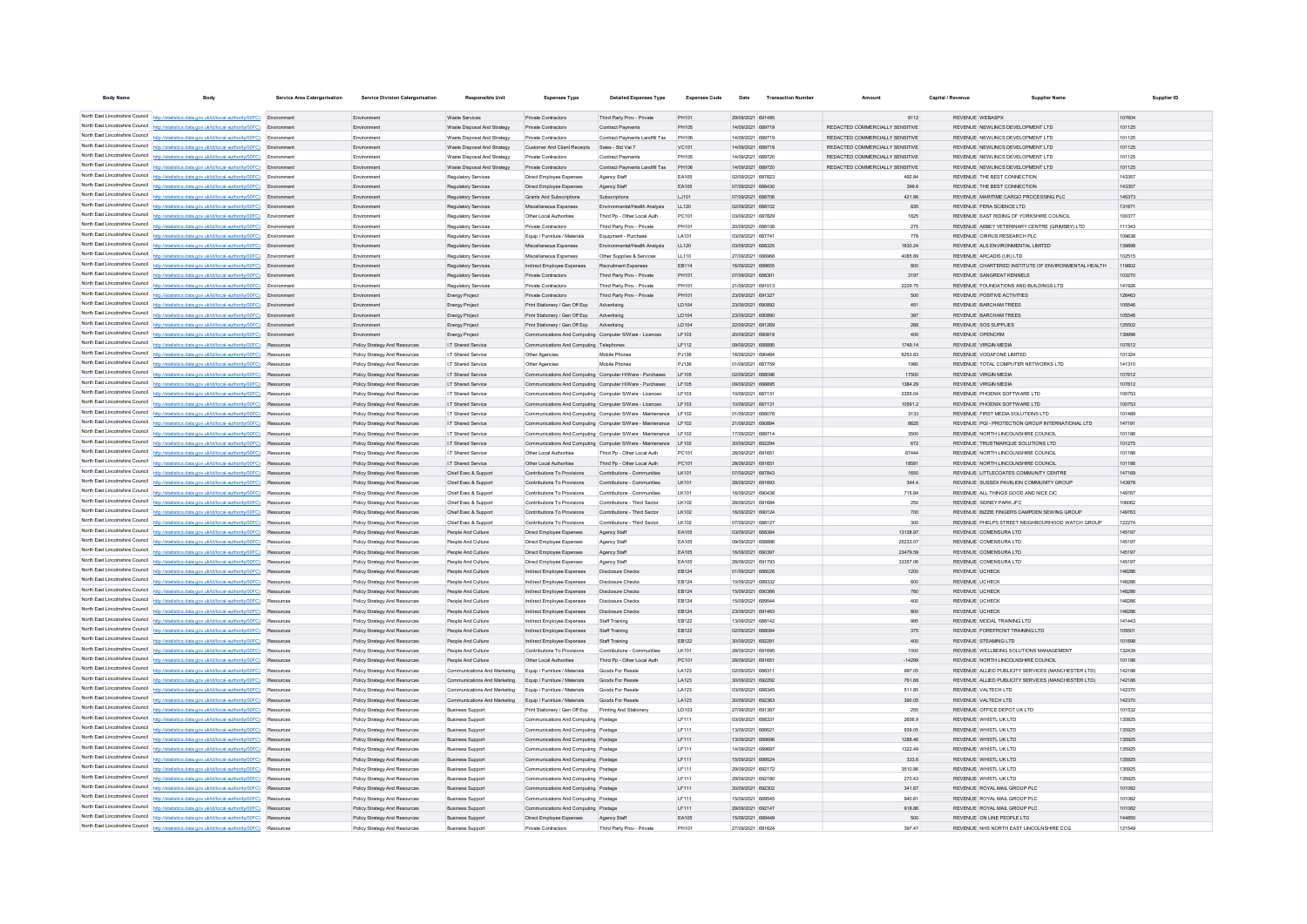| Body Name | Body | Service Area Catergorisation | Service Division Catergorisation | Responsible Unit | Expenses Type | Detailed Expenses Type | Expenses Code | Date | Transaction Number | Amount | Capital / Revenue | Supplier Name | Supplier ID |
|---|---|---|---|---|---|---|---|---|---|---|---|---|---|
| North East Lincolnshire Council | http://statistics.data.gov.uk/id/local-authority/00FC) | Environment | Environment | Waste Services | Private Contractors | Third Party Prov - Private | PH101 | 29/09/2021 | 691495 | 8112 | REVENUE | WEBASPX | 107604 |
| North East Lincolnshire Council | http://statistics.data.gov.uk/id/local-authority/00FC) | Environment | Environment | Waste Disposal And Strategy | Private Contractors | Contract Payments | PH105 | 14/09/2021 | 689719 | REDACTED COMMERCIALLY SENSITIVE | REVENUE | NEWLINCS DEVELOPMENT LTD | 101125 |
| North East Lincolnshire Council | http://statistics.data.gov.uk/id/local-authority/00FC) | Environment | Environment | Waste Disposal And Strategy | Private Contractors | Contract Payments Landfill Tax | PH106 | 14/09/2021 | 689719 | REDACTED COMMERCIALLY SENSITIVE | REVENUE | NEWLINCS DEVELOPMENT LTD | 101125 |
| North East Lincolnshire Council | http://statistics.data.gov.uk/id/local-authority/00FC) | Environment | Environment | Waste Disposal And Strategy | Customer And Client Receipts | Sales - Std Vat 7 | VC101 | 14/09/2021 | 689719 | REDACTED COMMERCIALLY SENSITIVE | REVENUE | NEWLINCS DEVELOPMENT LTD | 101125 |
| North East Lincolnshire Council | http://statistics.data.gov.uk/id/local-authority/00FC) | Environment | Environment | Waste Disposal And Strategy | Private Contractors | Contract Payments | PH105 | 14/09/2021 | 689720 | REDACTED COMMERCIALLY SENSITIVE | REVENUE | NEWLINCS DEVELOPMENT LTD | 101125 |
| North East Lincolnshire Council | http://statistics.data.gov.uk/id/local-authority/00FC) | Environment | Environment | Waste Disposal And Strategy | Private Contractors | Contract Payments Landfill Tax | PH106 | 14/09/2021 | 689720 | REDACTED COMMERCIALLY SENSITIVE | REVENUE | NEWLINCS DEVELOPMENT LTD | 101125 |
| North East Lincolnshire Council | http://statistics.data.gov.uk/id/local-authority/00FC) | Environment | Environment | Regulatory Services | Direct Employee Expenses | Agency Staff | EA105 | 02/09/2021 | 687623 | 492.84 | REVENUE | THE BEST CONNECTION | 143357 |
| North East Lincolnshire Council | http://statistics.data.gov.uk/id/local-authority/00FC) | Environment | Environment | Regulatory Services | Direct Employee Expenses | Agency Staff | EA105 | 07/09/2021 | 688430 | 399.6 | REVENUE | THE BEST CONNECTION | 143357 |
| North East Lincolnshire Council | http://statistics.data.gov.uk/id/local-authority/00FC) | Environment | Environment | Regulatory Services | Grants And Subscriptions | Subscriptions | LJ101 | 07/09/2021 | 688706 | 421.86 | REVENUE | MARITIME CARGO PROCESSING PLC | 145373 |
| North East Lincolnshire Council | http://statistics.data.gov.uk/id/local-authority/00FC) | Environment | Environment | Regulatory Services | Miscellaneous Expenses | Environmental/Health Analysis | LL120 | 02/09/2021 | 688102 | 835 | REVENUE | FERA SCIENCE LTD | 131671 |
| North East Lincolnshire Council | http://statistics.data.gov.uk/id/local-authority/00FC) | Environment | Environment | Regulatory Services | Other Local Authorities | Third Pp - Other Local Auth | PC101 | 03/09/2021 | 687829 | 1825 | REVENUE | EAST RIDING OF YORKSHIRE COUNCIL | 100377 |
| North East Lincolnshire Council | http://statistics.data.gov.uk/id/local-authority/00FC) | Environment | Environment | Regulatory Services | Private Contractors | Third Party Prov - Private | PH101 | 20/09/2021 | 688106 | 275 | REVENUE | ABBEY VETERINARY CENTRE (GRIMSBY) LTD | 111343 |
| North East Lincolnshire Council | http://statistics.data.gov.uk/id/local-authority/00FC) | Environment | Environment | Regulatory Services | Equip / Furniture / Materials | Equipment - Purchase | LA101 | 03/09/2021 | 687741 | 778 | REVENUE | CIRRUS RESEARCH PLC | 109638 |
| North East Lincolnshire Council | http://statistics.data.gov.uk/id/local-authority/00FC) | Environment | Environment | Regulatory Services | Miscellaneous Expenses | Environmental/Health Analysis | LL120 | 03/09/2021 | 688325 | 1830.24 | REVENUE | ALS ENVIRONMENTAL LIMITED | 139898 |
| North East Lincolnshire Council | http://statistics.data.gov.uk/id/local-authority/00FC) | Environment | Environment | Regulatory Services | Miscellaneous Expenses | Other Supplies & Services | LL110 | 27/09/2021 | 686968 | 4065.89 | REVENUE | ARCADIS (UK) LTD | 102515 |
| North East Lincolnshire Council | http://statistics.data.gov.uk/id/local-authority/00FC) | Environment | Environment | Regulatory Services | Indirect Employee Expenses | Recruitment Expenses | EB114 | 16/09/2021 | 689655 | 800 | REVENUE | CHARTERED INSTITUTE OF ENVIRONMENTAL HEALTH | 119802 |
| North East Lincolnshire Council | http://statistics.data.gov.uk/id/local-authority/00FC) | Environment | Environment | Regulatory Services | Private Contractors | Third Party Prov - Private | PH101 | 07/09/2021 | 688301 | 3197 | REVENUE | SANGREAT KENNELS | 103270 |
| North East Lincolnshire Council | http://statistics.data.gov.uk/id/local-authority/00FC) | Environment | Environment | Regulatory Services | Private Contractors | Third Party Prov - Private | PH101 | 21/09/2021 | 691013 | 2229.75 | REVENUE | FOUNDATIONS AND BUILDINGS LTD | 141926 |
| North East Lincolnshire Council | http://statistics.data.gov.uk/id/local-authority/00FC) | Environment | Environment | Energy Project | Private Contractors | Third Party Prov - Private | PH101 | 23/09/2021 | 691327 | 500 | REVENUE | POSITIVE ACTIVITIES | 128463 |
| North East Lincolnshire Council | http://statistics.data.gov.uk/id/local-authority/00FC) | Environment | Environment | Energy Project | Print Stationery / Gen Off Exp | Advertising | LD104 | 23/09/2021 | 690892 | 451 | REVENUE | BARCHAM TREES | 105546 |
| North East Lincolnshire Council | http://statistics.data.gov.uk/id/local-authority/00FC) | Environment | Environment | Energy Project | Print Stationery / Gen Off Exp | Advertising | LD104 | 23/09/2021 | 690890 | 397 | REVENUE | BARCHAM TREES | 105546 |
| North East Lincolnshire Council | http://statistics.data.gov.uk/id/local-authority/00FC) | Environment | Environment | Energy Project | Print Stationery / Gen Off Exp | Advertising | LD104 | 22/09/2021 | 691269 | 268 | REVENUE | SOS SUPPLIES | 125502 |
| North East Lincolnshire Council | http://statistics.data.gov.uk/id/local-authority/00FC) | Environment | Environment | Energy Project | Communications And Computing | Computer S/Ware - Licences | LF103 | 20/09/2021 | 690818 | 400 | REVENUE | OPENCRM | 139996 |
| North East Lincolnshire Council | http://statistics.data.gov.uk/id/local-authority/00FC) | Resources | Policy Strategy And Resources | I.T Shared Service | Communications And Computing | Telephones | LF112 | 09/09/2021 | 688695 | 1749.14 | REVENUE | VIRGIN MEDIA | 107612 |
| North East Lincolnshire Council | http://statistics.data.gov.uk/id/local-authority/00FC) | Resources | Policy Strategy And Resources | I.T Shared Service | Other Agencies | Mobile Phones | PJ136 | 16/09/2021 | 690464 | 6253.83 | REVENUE | VODAFONE LIMITED | 101324 |
| North East Lincolnshire Council | http://statistics.data.gov.uk/id/local-authority/00FC) | Resources | Policy Strategy And Resources | I.T Shared Service | Other Agencies | Mobile Phones | PJ136 | 01/09/2021 | 687759 | 1980 | REVENUE | TOTAL COMPUTER NETWORKS LTD | 141310 |
| North East Lincolnshire Council | http://statistics.data.gov.uk/id/local-authority/00FC) | Resources | Policy Strategy And Resources | I.T Shared Service | Communications And Computing | Computer H/Ware - Purchases | LF105 | 02/09/2021 | 688096 | 17500 | REVENUE | VIRGIN MEDIA | 107612 |
| North East Lincolnshire Council | http://statistics.data.gov.uk/id/local-authority/00FC) | Resources | Policy Strategy And Resources | I.T Shared Service | Communications And Computing | Computer H/Ware - Purchases | LF105 | 09/09/2021 | 688695 | 1384.29 | REVENUE | VIRGIN MEDIA | 107612 |
| North East Lincolnshire Council | http://statistics.data.gov.uk/id/local-authority/00FC) | Resources | Policy Strategy And Resources | I.T Shared Service | Communications And Computing | Computer S/Ware - Licences | LF103 | 10/09/2021 | 687131 | 2355.04 | REVENUE | PHOENIX SOFTWARE LTD | 100753 |
| North East Lincolnshire Council | http://statistics.data.gov.uk/id/local-authority/00FC) | Resources | Policy Strategy And Resources | I.T Shared Service | Communications And Computing | Computer S/Ware - Licences | LF103 | 10/09/2021 | 687131 | 10591.2 | REVENUE | PHOENIX SOFTWARE LTD | 100753 |
| North East Lincolnshire Council | http://statistics.data.gov.uk/id/local-authority/00FC) | Resources | Policy Strategy And Resources | I.T Shared Service | Communications And Computing | Computer S/Ware - Maintenance | LF102 | 01/09/2021 | 668078 | 3133 | REVENUE | FIRST MEDIA SOLUTIONS LTD | 101469 |
| North East Lincolnshire Council | http://statistics.data.gov.uk/id/local-authority/00FC) | Resources | Policy Strategy And Resources | I.T Shared Service | Communications And Computing | Computer S/Ware - Maintenance | LF102 | 21/09/2021 | 690894 | 8625 | REVENUE | PGI - PROTECTION GROUP INTERNATIONAL LTD | 147191 |
| North East Lincolnshire Council | http://statistics.data.gov.uk/id/local-authority/00FC) | Resources | Policy Strategy And Resources | I.T Shared Service | Communications And Computing | Computer S/Ware - Maintenance | LF102 | 17/09/2021 | 689714 | 3500 | REVENUE | NORTH LINCOLNSHIRE COUNCIL | 101186 |
| North East Lincolnshire Council | http://statistics.data.gov.uk/id/local-authority/00FC) | Resources | Policy Strategy And Resources | I.T Shared Service | Communications And Computing | Computer S/Ware - Maintenance | LF102 | 30/09/2021 | 692294 | 672 | REVENUE | TRUSTMARQUE SOLUTIONS LTD | 101275 |
| North East Lincolnshire Council | http://statistics.data.gov.uk/id/local-authority/00FC) | Resources | Policy Strategy And Resources | I.T Shared Service | Other Local Authorities | Third Pp - Other Local Auth | PC101 | 28/09/2021 | 691651 | 67444 | REVENUE | NORTH LINCOLNSHIRE COUNCIL | 101186 |
| North East Lincolnshire Council | http://statistics.data.gov.uk/id/local-authority/00FC) | Resources | Policy Strategy And Resources | I.T Shared Service | Other Local Authorities | Third Pp - Other Local Auth | PC101 | 28/09/2021 | 691651 | 18581 | REVENUE | NORTH LINCOLNSHIRE COUNCIL | 101186 |
| North East Lincolnshire Council | http://statistics.data.gov.uk/id/local-authority/00FC) | Resources | Policy Strategy And Resources | Chief Exec & Support | Contributions To Provisions | Contributions - Communities | LK101 | 07/09/2021 | 687843 | 1650 | REVENUE | LITTLECOATES COMMUNITY CENTRE | 147169 |
| North East Lincolnshire Council | http://statistics.data.gov.uk/id/local-authority/00FC) | Resources | Policy Strategy And Resources | Chief Exec & Support | Contributions To Provisions | Contributions - Communities | LK101 | 28/09/2021 | 691693 | 344.4 | REVENUE | SUSSEX PAVILION COMMUNITY GROUP | 143978 |
| North East Lincolnshire Council | http://statistics.data.gov.uk/id/local-authority/00FC) | Resources | Policy Strategy And Resources | Chief Exec & Support | Contributions To Provisions | Contributions - Communities | LK101 | 16/09/2021 | 690438 | 715.84 | REVENUE | ALL THINGS GOOD AND NICE CIC | 149767 |
| North East Lincolnshire Council | http://statistics.data.gov.uk/id/local-authority/00FC) | Resources | Policy Strategy And Resources | Chief Exec & Support | Contributions To Provisions | Contributions - Third Sector | LK102 | 28/09/2021 | 691694 | 250 | REVENUE | SIDNEY PARK JFC | 106062 |
| North East Lincolnshire Council | http://statistics.data.gov.uk/id/local-authority/00FC) | Resources | Policy Strategy And Resources | Chief Exec & Support | Contributions To Provisions | Contributions - Third Sector | LK102 | 16/09/2021 | 690124 | 700 | REVENUE | BIZZIE FINGERS CAMPDEN SEWING GROUP | 149763 |
| North East Lincolnshire Council | http://statistics.data.gov.uk/id/local-authority/00FC) | Resources | Policy Strategy And Resources | Chief Exec & Support | Contributions To Provisions | Contributions - Third Sector | LK102 | 07/09/2021 | 688127 | 300 | REVENUE | PHELPS STREET NEIGHBOURHOOD WATCH GROUP | 122274 |
| North East Lincolnshire Council | http://statistics.data.gov.uk/id/local-authority/00FC) | Resources | Policy Strategy And Resources | People And Culture | Direct Employee Expenses | Agency Staff | EA105 | 03/09/2021 | 688384 | 13138.97 | REVENUE | COMENSURA LTD | 145197 |
| North East Lincolnshire Council | http://statistics.data.gov.uk/id/local-authority/00FC) | Resources | Policy Strategy And Resources | People And Culture | Direct Employee Expenses | Agency Staff | EA105 | 09/09/2021 | 688896 | 25233.07 | REVENUE | COMENSURA LTD | 145197 |
| North East Lincolnshire Council | http://statistics.data.gov.uk/id/local-authority/00FC) | Resources | Policy Strategy And Resources | People And Culture | Direct Employee Expenses | Agency Staff | EA105 | 16/09/2021 | 690397 | 23479.59 | REVENUE | COMENSURA LTD | 145197 |
| North East Lincolnshire Council | http://statistics.data.gov.uk/id/local-authority/00FC) | Resources | Policy Strategy And Resources | People And Culture | Direct Employee Expenses | Agency Staff | EA105 | 28/09/2021 | 691793 | 33357.06 | REVENUE | COMENSURA LTD | 145197 |
| North East Lincolnshire Council | http://statistics.data.gov.uk/id/local-authority/00FC) | Resources | Policy Strategy And Resources | People And Culture | Indirect Employee Expenses | Disclosure Checks | EB124 | 01/09/2021 | 688026 | 1200 | REVENUE | UCHECK | 148286 |
| North East Lincolnshire Council | http://statistics.data.gov.uk/id/local-authority/00FC) | Resources | Policy Strategy And Resources | People And Culture | Indirect Employee Expenses | Disclosure Checks | EB124 | 10/09/2021 | 689332 | 600 | REVENUE | UCHECK | 148286 |
| North East Lincolnshire Council | http://statistics.data.gov.uk/id/local-authority/00FC) | Resources | Policy Strategy And Resources | People And Culture | Indirect Employee Expenses | Disclosure Checks | EB124 | 15/09/2021 | 690366 | 760 | REVENUE | UCHECK | 148286 |
| North East Lincolnshire Council | http://statistics.data.gov.uk/id/local-authority/00FC) | Resources | Policy Strategy And Resources | People And Culture | Indirect Employee Expenses | Disclosure Checks | EB124 | 15/09/2021 | 689544 | 400 | REVENUE | UCHECK | 148286 |
| North East Lincolnshire Council | http://statistics.data.gov.uk/id/local-authority/00FC) | Resources | Policy Strategy And Resources | People And Culture | Indirect Employee Expenses | Disclosure Checks | EB124 | 23/09/2021 | 691463 | 800 | REVENUE | UCHECK | 148286 |
| North East Lincolnshire Council | http://statistics.data.gov.uk/id/local-authority/00FC) | Resources | Policy Strategy And Resources | People And Culture | Indirect Employee Expenses | Staff Training | EB122 | 13/09/2021 | 689142 | 995 | REVENUE | MODAL TRAINING LTD | 141443 |
| North East Lincolnshire Council | http://statistics.data.gov.uk/id/local-authority/00FC) | Resources | Policy Strategy And Resources | People And Culture | Indirect Employee Expenses | Staff Training | EB122 | 02/09/2021 | 688084 | 375 | REVENUE | FOREFRONT TRAINING LTD | 105501 |
| North East Lincolnshire Council | http://statistics.data.gov.uk/id/local-authority/00FC) | Resources | Policy Strategy And Resources | People And Culture | Indirect Employee Expenses | Staff Training | EB122 | 30/09/2021 | 692291 | 400 | REVENUE | STEAMING LTD | 101698 |
| North East Lincolnshire Council | http://statistics.data.gov.uk/id/local-authority/00FC) | Resources | Policy Strategy And Resources | People And Culture | Contributions To Provisions | Contributions - Communities | LK101 | 28/09/2021 | 691695 | 1000 | REVENUE | WELLBEING SOLUTIONS MANAGEMENT | 132439 |
| North East Lincolnshire Council | http://statistics.data.gov.uk/id/local-authority/00FC) | Resources | Policy Strategy And Resources | People And Culture | Other Local Authorities | Third Pp - Other Local Auth | PC101 | 28/09/2021 | 691651 | -14299 | REVENUE | NORTH LINCOLNSHIRE COUNCIL | 101186 |
| North East Lincolnshire Council | http://statistics.data.gov.uk/id/local-authority/00FC) | Resources | Policy Strategy And Resources | Communications And Marketing | Equip / Furniture / Materials | Goods For Resale | LA123 | 02/09/2021 | 688311 | 997.05 | REVENUE | ALLIED PUBLICITY SERVICES (MANCHESTER LTD) | 142186 |
| North East Lincolnshire Council | http://statistics.data.gov.uk/id/local-authority/00FC) | Resources | Policy Strategy And Resources | Communications And Marketing | Equip / Furniture / Materials | Goods For Resale | LA123 | 30/09/2021 | 692292 | 761.68 | REVENUE | ALLIED PUBLICITY SERVICES (MANCHESTER LTD) | 142186 |
| North East Lincolnshire Council | http://statistics.data.gov.uk/id/local-authority/00FC) | Resources | Policy Strategy And Resources | Communications And Marketing | Equip / Furniture / Materials | Goods For Resale | LA123 | 03/09/2021 | 688345 | 511.85 | REVENUE | VALTECH LTD | 142370 |
| North East Lincolnshire Council | http://statistics.data.gov.uk/id/local-authority/00FC) | Resources | Policy Strategy And Resources | Communications And Marketing | Equip / Furniture / Materials | Goods For Resale | LA123 | 30/09/2021 | 692363 | 390.05 | REVENUE | VALTECH LTD | 142370 |
| North East Lincolnshire Council | http://statistics.data.gov.uk/id/local-authority/00FC) | Resources | Policy Strategy And Resources | Business Support | Print Stationery / Gen Off Exp | Printing And Stationery | LD103 | 27/09/2021 | 691387 | 255 | REVENUE | OFFICE DEPOT UK LTD | 101532 |
| North East Lincolnshire Council | http://statistics.data.gov.uk/id/local-authority/00FC) | Resources | Policy Strategy And Resources | Business Support | Communications And Computing | Postage | LF111 | 03/09/2021 | 688331 | 2656.9 | REVENUE | WHISTL UK LTD | 135925 |
| North East Lincolnshire Council | http://statistics.data.gov.uk/id/local-authority/00FC) | Resources | Policy Strategy And Resources | Business Support | Communications And Computing | Postage | LF111 | 13/09/2021 | 689521 | 939.05 | REVENUE | WHISTL UK LTD | 135925 |
| North East Lincolnshire Council | http://statistics.data.gov.uk/id/local-authority/00FC) | Resources | Policy Strategy And Resources | Business Support | Communications And Computing | Postage | LF111 | 13/09/2021 | 689696 | 1288.46 | REVENUE | WHISTL UK LTD | 135925 |
| North East Lincolnshire Council | http://statistics.data.gov.uk/id/local-authority/00FC) | Resources | Policy Strategy And Resources | Business Support | Communications And Computing | Postage | LF111 | 14/09/2021 | 689697 | 1322.49 | REVENUE | WHISTL UK LTD | 135925 |
| North East Lincolnshire Council | http://statistics.data.gov.uk/id/local-authority/00FC) | Resources | Policy Strategy And Resources | Business Support | Communications And Computing | Postage | LF111 | 15/09/2021 | 689524 | 333.6 | REVENUE | WHISTL UK LTD | 135925 |
| North East Lincolnshire Council | http://statistics.data.gov.uk/id/local-authority/00FC) | Resources | Policy Strategy And Resources | Business Support | Communications And Computing | Postage | LF111 | 29/09/2021 | 692172 | 3510.86 | REVENUE | WHISTL UK LTD | 135925 |
| North East Lincolnshire Council | http://statistics.data.gov.uk/id/local-authority/00FC) | Resources | Policy Strategy And Resources | Business Support | Communications And Computing | Postage | LF111 | 29/09/2021 | 692180 | 270.43 | REVENUE | WHISTL UK LTD | 135925 |
| North East Lincolnshire Council | http://statistics.data.gov.uk/id/local-authority/00FC) | Resources | Policy Strategy And Resources | Business Support | Communications And Computing | Postage | LF111 | 30/09/2021 | 692302 | 341.67 | REVENUE | ROYAL MAIL GROUP PLC | 101082 |
| North East Lincolnshire Council | http://statistics.data.gov.uk/id/local-authority/00FC) | Resources | Policy Strategy And Resources | Business Support | Communications And Computing | Postage | LF111 | 15/09/2021 | 689545 | 940.81 | REVENUE | ROYAL MAIL GROUP PLC | 101082 |
| North East Lincolnshire Council | http://statistics.data.gov.uk/id/local-authority/00FC) | Resources | Policy Strategy And Resources | Business Support | Communications And Computing | Postage | LF111 | 29/09/2021 | 692147 | 918.86 | REVENUE | ROYAL MAIL GROUP PLC | 101082 |
| North East Lincolnshire Council | http://statistics.data.gov.uk/id/local-authority/00FC) | Resources | Policy Strategy And Resources | Business Support | Direct Employee Expenses | Agency Staff | EA105 | 15/09/2021 | 689449 | 500 | REVENUE | ON LINE PEOPLE LTD | 144850 |
| North East Lincolnshire Council | http://statistics.data.gov.uk/id/local-authority/00FC) | Resources | Policy Strategy And Resources | Business Support | Private Contractors | Third Party Prov - Private | PH101 | 27/09/2021 | 691624 | 397.47 | REVENUE | NHS NORTH EAST LINCOLNSHIRE CCG | 121549 |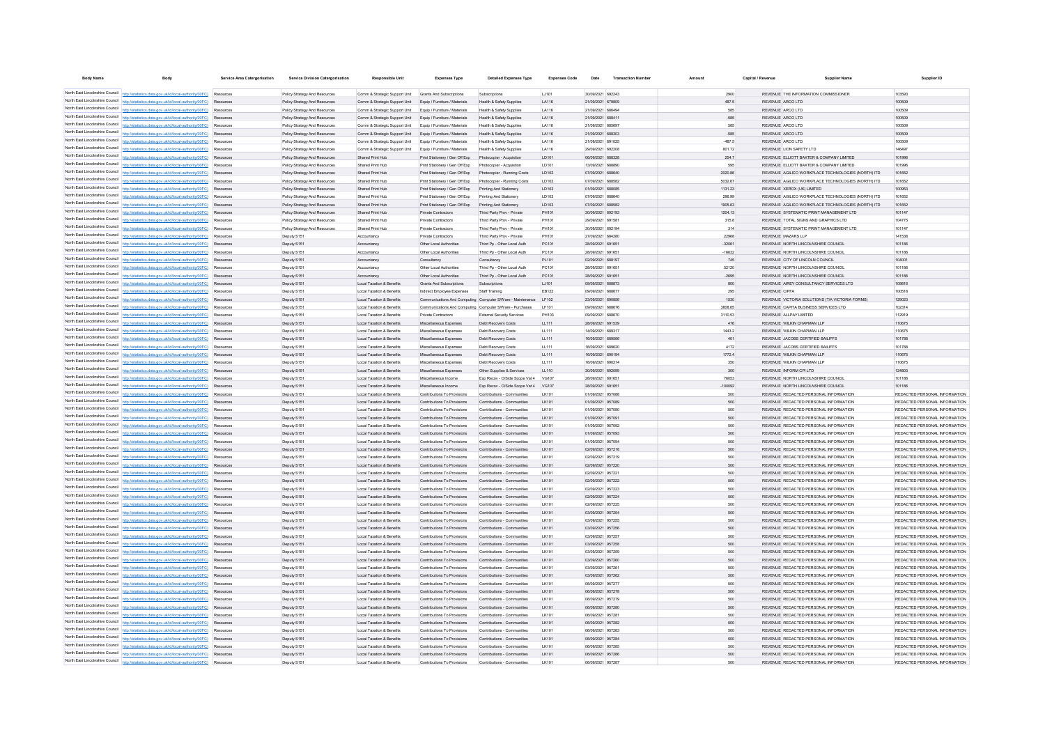| Body Name | Body | Service Area Catergorisation | Service Division Catergorisation | Responsible Unit | Expenses Type | Detailed Expenses Type | Expenses Code | Date | Transaction Number | Amount | Capital / Revenue | Supplier Name | Supplier ID |
|---|---|---|---|---|---|---|---|---|---|---|---|---|---|
| North East Lincolnshire Council | http://statistics.data.gov.uk/id/local-authority/00FC) | Resources | Policy Strategy And Resources | Comm & Strategic Support Unit | Grants And Subscriptions | Subscriptions | LJ101 | 30/09/2021 | 692243 | 2900 | REVENUE | THE INFORMATION COMMISSIONER | 103593 |
| North East Lincolnshire Council | http://statistics.data.gov.uk/id/local-authority/00FC) | Resources | Policy Strategy And Resources | Comm & Strategic Support Unit | Equip / Furniture / Materials | Health & Safety Supplies | LA116 | 21/09/2021 | 679809 | 487.5 | REVENUE | ARCO LTD | 100509 |
| North East Lincolnshire Council | http://statistics.data.gov.uk/id/local-authority/00FC) | Resources | Policy Strategy And Resources | Comm & Strategic Support Unit | Equip / Furniture / Materials | Health & Safety Supplies | LA116 | 21/09/2021 | 686494 | 585 | REVENUE | ARCO LTD | 100509 |
| North East Lincolnshire Council | http://statistics.data.gov.uk/id/local-authority/00FC) | Resources | Policy Strategy And Resources | Comm & Strategic Support Unit | Equip / Furniture / Materials | Health & Safety Supplies | LA116 | 21/09/2021 | 688411 | -585 | REVENUE | ARCO LTD | 100509 |
| North East Lincolnshire Council | http://statistics.data.gov.uk/id/local-authority/00FC) | Resources | Policy Strategy And Resources | Comm & Strategic Support Unit | Equip / Furniture / Materials | Health & Safety Supplies | LA116 | 21/09/2021 | 685697 | 585 | REVENUE | ARCO LTD | 100509 |
| North East Lincolnshire Council | http://statistics.data.gov.uk/id/local-authority/00FC) | Resources | Policy Strategy And Resources | Comm & Strategic Support Unit | Equip / Furniture / Materials | Health & Safety Supplies | LA116 | 21/09/2021 | 688303 | -585 | REVENUE | ARCO LTD | 100509 |
| North East Lincolnshire Council | http://statistics.data.gov.uk/id/local-authority/00FC) | Resources | Policy Strategy And Resources | Comm & Strategic Support Unit | Equip / Furniture / Materials | Health & Safety Supplies | LA116 | 21/09/2021 | 691025 | -487.5 | REVENUE | ARCO LTD | 100509 |
| North East Lincolnshire Council | http://statistics.data.gov.uk/id/local-authority/00FC) | Resources | Policy Strategy And Resources | Comm & Strategic Support Unit | Equip / Furniture / Materials | Health & Safety Supplies | LA116 | 29/09/2021 | 692208 | 801.72 | REVENUE | LION SAFETY LTD | 146497 |
| North East Lincolnshire Council | http://statistics.data.gov.uk/id/local-authority/00FC) | Resources | Policy Strategy And Resources | Shared Print Hub | Print Stationery / Gen Off Exp | Photocopier - Acquisition | LD101 | 06/09/2021 | 688328 | 254.7 | REVENUE | ELLIOTT BAXTER & COMPANY LIMITED | 101996 |
| North East Lincolnshire Council | http://statistics.data.gov.uk/id/local-authority/00FC) | Resources | Policy Strategy And Resources | Shared Print Hub | Print Stationery / Gen Off Exp | Photocopier - Acquisition | LD101 | 13/09/2021 | 688890 | 595 | REVENUE | ELLIOTT BAXTER & COMPANY LIMITED | 101996 |
| North East Lincolnshire Council | http://statistics.data.gov.uk/id/local-authority/00FC) | Resources | Policy Strategy And Resources | Shared Print Hub | Print Stationery / Gen Off Exp | Photocopier - Running Costs | LD102 | 07/09/2021 | 688640 | 2020.66 | REVENUE | AGILICO WORKPLACE TECHNOLOGIES (NORTH) ITD | 101652 |
| North East Lincolnshire Council | http://statistics.data.gov.uk/id/local-authority/00FC) | Resources | Policy Strategy And Resources | Shared Print Hub | Print Stationery / Gen Off Exp | Photocopier - Running Costs | LD102 | 07/09/2021 | 688582 | 5032.67 | REVENUE | AGILICO WORKPLACE TECHNOLOGIES (NORTH) ITD | 101652 |
| North East Lincolnshire Council | http://statistics.data.gov.uk/id/local-authority/00FC) | Resources | Policy Strategy And Resources | Shared Print Hub | Print Stationery / Gen Off Exp | Printing And Stationery | LD103 | 01/09/2021 | 688085 | 1131.23 | REVENUE | XEROX (UK) LIMITED | 100953 |
| North East Lincolnshire Council | http://statistics.data.gov.uk/id/local-authority/00FC) | Resources | Policy Strategy And Resources | Shared Print Hub | Print Stationery / Gen Off Exp | Printing And Stationery | LD103 | 07/09/2021 | 688640 | 296.99 | REVENUE | AGILICO WORKPLACE TECHNOLOGIES (NORTH) ITD | 101652 |
| North East Lincolnshire Council | http://statistics.data.gov.uk/id/local-authority/00FC) | Resources | Policy Strategy And Resources | Shared Print Hub | Print Stationery / Gen Off Exp | Printing And Stationery | LD103 | 07/09/2021 | 688582 | 1905.63 | REVENUE | AGILICO WORKPLACE TECHNOLOGIES (NORTH) ITD | 101652 |
| North East Lincolnshire Council | http://statistics.data.gov.uk/id/local-authority/00FC) | Resources | Policy Strategy And Resources | Shared Print Hub | Private Contractors | Third Party Prov - Private | PH101 | 30/09/2021 | 692193 | 1204.13 | REVENUE | SYSTEMATIC PRINT MANAGEMENT LTD | 101147 |
| North East Lincolnshire Council | http://statistics.data.gov.uk/id/local-authority/00FC) | Resources | Policy Strategy And Resources | Shared Print Hub | Private Contractors | Third Party Prov - Private | PH101 | 29/09/2021 | 691581 | 315.8 | REVENUE | TOTAL SIGNS AND GRAPHICS LTD | 104775 |
| North East Lincolnshire Council | http://statistics.data.gov.uk/id/local-authority/00FC) | Resources | Policy Strategy And Resources | Shared Print Hub | Private Contractors | Third Party Prov - Private | PH101 | 30/09/2021 | 692194 | 314 | REVENUE | SYSTEMATIC PRINT MANAGEMENT LTD | 101147 |
| North East Lincolnshire Council | http://statistics.data.gov.uk/id/local-authority/00FC) | Resources | Deputy S151 | Accountancy | Private Contractors | Third Party Prov - Private | PH101 | 27/09/2021 | 684280 | 22968 | REVENUE | MAZARS LLP | 141538 |
| North East Lincolnshire Council | http://statistics.data.gov.uk/id/local-authority/00FC) | Resources | Deputy S151 | Accountancy | Other Local Authorities | Third Pp - Other Local Auth | PC101 | 28/09/2021 | 691651 | -32061 | REVENUE | NORTH LINCOLNSHIRE COUNCIL | 101186 |
| North East Lincolnshire Council | http://statistics.data.gov.uk/id/local-authority/00FC) | Resources | Deputy S151 | Accountancy | Other Local Authorities | Third Pp - Other Local Auth | PC101 | 28/09/2021 | 691651 | -16632 | REVENUE | NORTH LINCOLNSHIRE COUNCIL | 101186 |
| North East Lincolnshire Council | http://statistics.data.gov.uk/id/local-authority/00FC) | Resources | Deputy S151 | Accountancy | Consultancy | Consultancy | PL101 | 02/09/2021 | 688197 | 745 | REVENUE | CITY OF LINCOLN COUNCIL | 104001 |
| North East Lincolnshire Council | http://statistics.data.gov.uk/id/local-authority/00FC) | Resources | Deputy S151 | Accountancy | Other Local Authorities | Third Pp - Other Local Auth | PC101 | 28/09/2021 | 691651 | 52120 | REVENUE | NORTH LINCOLNSHIRE COUNCIL | 101186 |
| North East Lincolnshire Council | http://statistics.data.gov.uk/id/local-authority/00FC) | Resources | Deputy S151 | Accountancy | Other Local Authorities | Third Pp - Other Local Auth | PC101 | 28/09/2021 | 691651 | -2695 | REVENUE | NORTH LINCOLNSHIRE COUNCIL | 101186 |
| North East Lincolnshire Council | http://statistics.data.gov.uk/id/local-authority/00FC) | Resources | Deputy S151 | Local Taxation & Benefits | Grants And Subscriptions | Subscriptions | LJ101 | 09/09/2021 | 688873 | 800 | REVENUE | AIREY CONSULTANCY SERVICES LTD | 109816 |
| North East Lincolnshire Council | http://statistics.data.gov.uk/id/local-authority/00FC) | Resources | Deputy S151 | Local Taxation & Benefits | Indirect Employee Expenses | Staff Training | EB122 | 09/09/2021 | 688677 | 295 | REVENUE | CIPFA | 100518 |
| North East Lincolnshire Council | http://statistics.data.gov.uk/id/local-authority/00FC) | Resources | Deputy S151 | Local Taxation & Benefits | Communications And Computing | Computer S/Ware - Maintenance | LF102 | 23/09/2021 | 690856 | 1530 | REVENUE | VICTORIA SOLUTIONS (T/A VICTORIA FORMS) | 129023 |
| North East Lincolnshire Council | http://statistics.data.gov.uk/id/local-authority/00FC) | Resources | Deputy S151 | Local Taxation & Benefits | Communications And Computing | Computer S/Ware - Purchases | LF101 | 09/09/2021 | 688676 | 3808.65 | REVENUE | CAPITA BUSINESS SERVICES LTD | 102314 |
| North East Lincolnshire Council | http://statistics.data.gov.uk/id/local-authority/00FC) | Resources | Deputy S151 | Local Taxation & Benefits | Private Contractors | External Security Services | PH103 | 09/09/2021 | 688670 | 3110.53 | REVENUE | ALLPAY LIMITED | 112919 |
| North East Lincolnshire Council | http://statistics.data.gov.uk/id/local-authority/00FC) | Resources | Deputy S151 | Local Taxation & Benefits | Miscellaneous Expenses | Debt Recovery Costs | LL111 | 28/09/2021 | 691539 | 476 | REVENUE | WILKIN CHAPMAN LLP | 110675 |
| North East Lincolnshire Council | http://statistics.data.gov.uk/id/local-authority/00FC) | Resources | Deputy S151 | Local Taxation & Benefits | Miscellaneous Expenses | Debt Recovery Costs | LL111 | 14/09/2021 | 689017 | 1443.2 | REVENUE | WILKIN CHAPMAN LLP | 110675 |
| North East Lincolnshire Council | http://statistics.data.gov.uk/id/local-authority/00FC) | Resources | Deputy S151 | Local Taxation & Benefits | Miscellaneous Expenses | Debt Recovery Costs | LL111 | 16/09/2021 | 689566 | 401 | REVENUE | JACOBS CERTIFIED BAILIFFS | 101788 |
| North East Lincolnshire Council | http://statistics.data.gov.uk/id/local-authority/00FC) | Resources | Deputy S151 | Local Taxation & Benefits | Miscellaneous Expenses | Debt Recovery Costs | LL111 | 16/09/2021 | 689620 | 4172 | REVENUE | JACOBS CERTIFIED BAILIFFS | 101788 |
| North East Lincolnshire Council | http://statistics.data.gov.uk/id/local-authority/00FC) | Resources | Deputy S151 | Local Taxation & Benefits | Miscellaneous Expenses | Debt Recovery Costs | LL111 | 16/09/2021 | 690194 | 1772.4 | REVENUE | WILKIN CHAPMAN LLP | 110675 |
| North East Lincolnshire Council | http://statistics.data.gov.uk/id/local-authority/00FC) | Resources | Deputy S151 | Local Taxation & Benefits | Miscellaneous Expenses | Debt Recovery Costs | LL111 | 16/09/2021 | 690214 | 350 | REVENUE | WILKIN CHAPMAN LLP | 110675 |
| North East Lincolnshire Council | http://statistics.data.gov.uk/id/local-authority/00FC) | Resources | Deputy S151 | Local Taxation & Benefits | Miscellaneous Expenses | Other Supplies & Services | LL110 | 30/09/2021 | 692099 | 300 | REVENUE | INFORM CPI LTD | 124903 |
| North East Lincolnshire Council | http://statistics.data.gov.uk/id/local-authority/00FC) | Resources | Deputy S151 | Local Taxation & Benefits | Miscellaneous Income | Exp Recov - O/Side Scope Vat 4 | VG107 | 28/09/2021 | 691651 | 76053 | REVENUE | NORTH LINCOLNSHIRE COUNCIL | 101186 |
| North East Lincolnshire Council | http://statistics.data.gov.uk/id/local-authority/00FC) | Resources | Deputy S151 | Local Taxation & Benefits | Miscellaneous Income | Exp Recov - O/Side Scope Vat 4 | VG107 | 28/09/2021 | 691651 | -100092 | REVENUE | NORTH LINCOLNSHIRE COUNCIL | 101186 |
| North East Lincolnshire Council | http://statistics.data.gov.uk/id/local-authority/00FC) | Resources | Deputy S151 | Local Taxation & Benefits | Contributions To Provisions | Contributions - Communities | LK101 | 01/09/2021 | 957088 | 500 | REVENUE | REDACTED PERSONAL INFORMATION | REDACTED PERSONAL INFORMATION |
| North East Lincolnshire Council | http://statistics.data.gov.uk/id/local-authority/00FC) | Resources | Deputy S151 | Local Taxation & Benefits | Contributions To Provisions | Contributions - Communities | LK101 | 01/09/2021 | 957089 | 500 | REVENUE | REDACTED PERSONAL INFORMATION | REDACTED PERSONAL INFORMATION |
| North East Lincolnshire Council | http://statistics.data.gov.uk/id/local-authority/00FC) | Resources | Deputy S151 | Local Taxation & Benefits | Contributions To Provisions | Contributions - Communities | LK101 | 01/09/2021 | 957090 | 500 | REVENUE | REDACTED PERSONAL INFORMATION | REDACTED PERSONAL INFORMATION |
| North East Lincolnshire Council | http://statistics.data.gov.uk/id/local-authority/00FC) | Resources | Deputy S151 | Local Taxation & Benefits | Contributions To Provisions | Contributions - Communities | LK101 | 01/09/2021 | 957091 | 500 | REVENUE | REDACTED PERSONAL INFORMATION | REDACTED PERSONAL INFORMATION |
| North East Lincolnshire Council | http://statistics.data.gov.uk/id/local-authority/00FC) | Resources | Deputy S151 | Local Taxation & Benefits | Contributions To Provisions | Contributions - Communities | LK101 | 01/09/2021 | 957092 | 500 | REVENUE | REDACTED PERSONAL INFORMATION | REDACTED PERSONAL INFORMATION |
| North East Lincolnshire Council | http://statistics.data.gov.uk/id/local-authority/00FC) | Resources | Deputy S151 | Local Taxation & Benefits | Contributions To Provisions | Contributions - Communities | LK101 | 01/09/2021 | 957093 | 500 | REVENUE | REDACTED PERSONAL INFORMATION | REDACTED PERSONAL INFORMATION |
| North East Lincolnshire Council | http://statistics.data.gov.uk/id/local-authority/00FC) | Resources | Deputy S151 | Local Taxation & Benefits | Contributions To Provisions | Contributions - Communities | LK101 | 01/09/2021 | 957094 | 500 | REVENUE | REDACTED PERSONAL INFORMATION | REDACTED PERSONAL INFORMATION |
| North East Lincolnshire Council | http://statistics.data.gov.uk/id/local-authority/00FC) | Resources | Deputy S151 | Local Taxation & Benefits | Contributions To Provisions | Contributions - Communities | LK101 | 02/09/2021 | 957218 | 500 | REVENUE | REDACTED PERSONAL INFORMATION | REDACTED PERSONAL INFORMATION |
| North East Lincolnshire Council | http://statistics.data.gov.uk/id/local-authority/00FC) | Resources | Deputy S151 | Local Taxation & Benefits | Contributions To Provisions | Contributions - Communities | LK101 | 02/09/2021 | 957219 | 500 | REVENUE | REDACTED PERSONAL INFORMATION | REDACTED PERSONAL INFORMATION |
| North East Lincolnshire Council | http://statistics.data.gov.uk/id/local-authority/00FC) | Resources | Deputy S151 | Local Taxation & Benefits | Contributions To Provisions | Contributions - Communities | LK101 | 02/09/2021 | 957220 | 500 | REVENUE | REDACTED PERSONAL INFORMATION | REDACTED PERSONAL INFORMATION |
| North East Lincolnshire Council | http://statistics.data.gov.uk/id/local-authority/00FC) | Resources | Deputy S151 | Local Taxation & Benefits | Contributions To Provisions | Contributions - Communities | LK101 | 02/09/2021 | 957221 | 500 | REVENUE | REDACTED PERSONAL INFORMATION | REDACTED PERSONAL INFORMATION |
| North East Lincolnshire Council | http://statistics.data.gov.uk/id/local-authority/00FC) | Resources | Deputy S151 | Local Taxation & Benefits | Contributions To Provisions | Contributions - Communities | LK101 | 02/09/2021 | 957222 | 500 | REVENUE | REDACTED PERSONAL INFORMATION | REDACTED PERSONAL INFORMATION |
| North East Lincolnshire Council | http://statistics.data.gov.uk/id/local-authority/00FC) | Resources | Deputy S151 | Local Taxation & Benefits | Contributions To Provisions | Contributions - Communities | LK101 | 02/09/2021 | 957223 | 500 | REVENUE | REDACTED PERSONAL INFORMATION | REDACTED PERSONAL INFORMATION |
| North East Lincolnshire Council | http://statistics.data.gov.uk/id/local-authority/00FC) | Resources | Deputy S151 | Local Taxation & Benefits | Contributions To Provisions | Contributions - Communities | LK101 | 02/09/2021 | 957224 | 500 | REVENUE | REDACTED PERSONAL INFORMATION | REDACTED PERSONAL INFORMATION |
| North East Lincolnshire Council | http://statistics.data.gov.uk/id/local-authority/00FC) | Resources | Deputy S151 | Local Taxation & Benefits | Contributions To Provisions | Contributions - Communities | LK101 | 02/09/2021 | 957225 | 500 | REVENUE | REDACTED PERSONAL INFORMATION | REDACTED PERSONAL INFORMATION |
| North East Lincolnshire Council | http://statistics.data.gov.uk/id/local-authority/00FC) | Resources | Deputy S151 | Local Taxation & Benefits | Contributions To Provisions | Contributions - Communities | LK101 | 03/09/2021 | 957254 | 500 | REVENUE | REDACTED PERSONAL INFORMATION | REDACTED PERSONAL INFORMATION |
| North East Lincolnshire Council | http://statistics.data.gov.uk/id/local-authority/00FC) | Resources | Deputy S151 | Local Taxation & Benefits | Contributions To Provisions | Contributions - Communities | LK101 | 03/09/2021 | 957255 | 500 | REVENUE | REDACTED PERSONAL INFORMATION | REDACTED PERSONAL INFORMATION |
| North East Lincolnshire Council | http://statistics.data.gov.uk/id/local-authority/00FC) | Resources | Deputy S151 | Local Taxation & Benefits | Contributions To Provisions | Contributions - Communities | LK101 | 03/09/2021 | 957256 | 500 | REVENUE | REDACTED PERSONAL INFORMATION | REDACTED PERSONAL INFORMATION |
| North East Lincolnshire Council | http://statistics.data.gov.uk/id/local-authority/00FC) | Resources | Deputy S151 | Local Taxation & Benefits | Contributions To Provisions | Contributions - Communities | LK101 | 03/09/2021 | 957257 | 500 | REVENUE | REDACTED PERSONAL INFORMATION | REDACTED PERSONAL INFORMATION |
| North East Lincolnshire Council | http://statistics.data.gov.uk/id/local-authority/00FC) | Resources | Deputy S151 | Local Taxation & Benefits | Contributions To Provisions | Contributions - Communities | LK101 | 03/09/2021 | 957258 | 500 | REVENUE | REDACTED PERSONAL INFORMATION | REDACTED PERSONAL INFORMATION |
| North East Lincolnshire Council | http://statistics.data.gov.uk/id/local-authority/00FC) | Resources | Deputy S151 | Local Taxation & Benefits | Contributions To Provisions | Contributions - Communities | LK101 | 03/09/2021 | 957259 | 500 | REVENUE | REDACTED PERSONAL INFORMATION | REDACTED PERSONAL INFORMATION |
| North East Lincolnshire Council | http://statistics.data.gov.uk/id/local-authority/00FC) | Resources | Deputy S151 | Local Taxation & Benefits | Contributions To Provisions | Contributions - Communities | LK101 | 03/09/2021 | 957260 | 500 | REVENUE | REDACTED PERSONAL INFORMATION | REDACTED PERSONAL INFORMATION |
| North East Lincolnshire Council | http://statistics.data.gov.uk/id/local-authority/00FC) | Resources | Deputy S151 | Local Taxation & Benefits | Contributions To Provisions | Contributions - Communities | LK101 | 03/09/2021 | 957261 | 500 | REVENUE | REDACTED PERSONAL INFORMATION | REDACTED PERSONAL INFORMATION |
| North East Lincolnshire Council | http://statistics.data.gov.uk/id/local-authority/00FC) | Resources | Deputy S151 | Local Taxation & Benefits | Contributions To Provisions | Contributions - Communities | LK101 | 03/09/2021 | 957262 | 500 | REVENUE | REDACTED PERSONAL INFORMATION | REDACTED PERSONAL INFORMATION |
| North East Lincolnshire Council | http://statistics.data.gov.uk/id/local-authority/00FC) | Resources | Deputy S151 | Local Taxation & Benefits | Contributions To Provisions | Contributions - Communities | LK101 | 06/09/2021 | 957277 | 500 | REVENUE | REDACTED PERSONAL INFORMATION | REDACTED PERSONAL INFORMATION |
| North East Lincolnshire Council | http://statistics.data.gov.uk/id/local-authority/00FC) | Resources | Deputy S151 | Local Taxation & Benefits | Contributions To Provisions | Contributions - Communities | LK101 | 06/09/2021 | 957278 | 500 | REVENUE | REDACTED PERSONAL INFORMATION | REDACTED PERSONAL INFORMATION |
| North East Lincolnshire Council | http://statistics.data.gov.uk/id/local-authority/00FC) | Resources | Deputy S151 | Local Taxation & Benefits | Contributions To Provisions | Contributions - Communities | LK101 | 06/09/2021 | 957279 | 500 | REVENUE | REDACTED PERSONAL INFORMATION | REDACTED PERSONAL INFORMATION |
| North East Lincolnshire Council | http://statistics.data.gov.uk/id/local-authority/00FC) | Resources | Deputy S151 | Local Taxation & Benefits | Contributions To Provisions | Contributions - Communities | LK101 | 06/09/2021 | 957280 | 500 | REVENUE | REDACTED PERSONAL INFORMATION | REDACTED PERSONAL INFORMATION |
| North East Lincolnshire Council | http://statistics.data.gov.uk/id/local-authority/00FC) | Resources | Deputy S151 | Local Taxation & Benefits | Contributions To Provisions | Contributions - Communities | LK101 | 06/09/2021 | 957281 | 500 | REVENUE | REDACTED PERSONAL INFORMATION | REDACTED PERSONAL INFORMATION |
| North East Lincolnshire Council | http://statistics.data.gov.uk/id/local-authority/00FC) | Resources | Deputy S151 | Local Taxation & Benefits | Contributions To Provisions | Contributions - Communities | LK101 | 06/09/2021 | 957282 | 500 | REVENUE | REDACTED PERSONAL INFORMATION | REDACTED PERSONAL INFORMATION |
| North East Lincolnshire Council | http://statistics.data.gov.uk/id/local-authority/00FC) | Resources | Deputy S151 | Local Taxation & Benefits | Contributions To Provisions | Contributions - Communities | LK101 | 06/09/2021 | 957283 | 500 | REVENUE | REDACTED PERSONAL INFORMATION | REDACTED PERSONAL INFORMATION |
| North East Lincolnshire Council | http://statistics.data.gov.uk/id/local-authority/00FC) | Resources | Deputy S151 | Local Taxation & Benefits | Contributions To Provisions | Contributions - Communities | LK101 | 06/09/2021 | 957284 | 500 | REVENUE | REDACTED PERSONAL INFORMATION | REDACTED PERSONAL INFORMATION |
| North East Lincolnshire Council | http://statistics.data.gov.uk/id/local-authority/00FC) | Resources | Deputy S151 | Local Taxation & Benefits | Contributions To Provisions | Contributions - Communities | LK101 | 06/09/2021 | 957285 | 500 | REVENUE | REDACTED PERSONAL INFORMATION | REDACTED PERSONAL INFORMATION |
| North East Lincolnshire Council | http://statistics.data.gov.uk/id/local-authority/00FC) | Resources | Deputy S151 | Local Taxation & Benefits | Contributions To Provisions | Contributions - Communities | LK101 | 06/09/2021 | 957286 | 500 | REVENUE | REDACTED PERSONAL INFORMATION | REDACTED PERSONAL INFORMATION |
| North East Lincolnshire Council | http://statistics.data.gov.uk/id/local-authority/00FC) | Resources | Deputy S151 | Local Taxation & Benefits | Contributions To Provisions | Contributions - Communities | LK101 | 06/09/2021 | 957287 | 500 | REVENUE | REDACTED PERSONAL INFORMATION | REDACTED PERSONAL INFORMATION |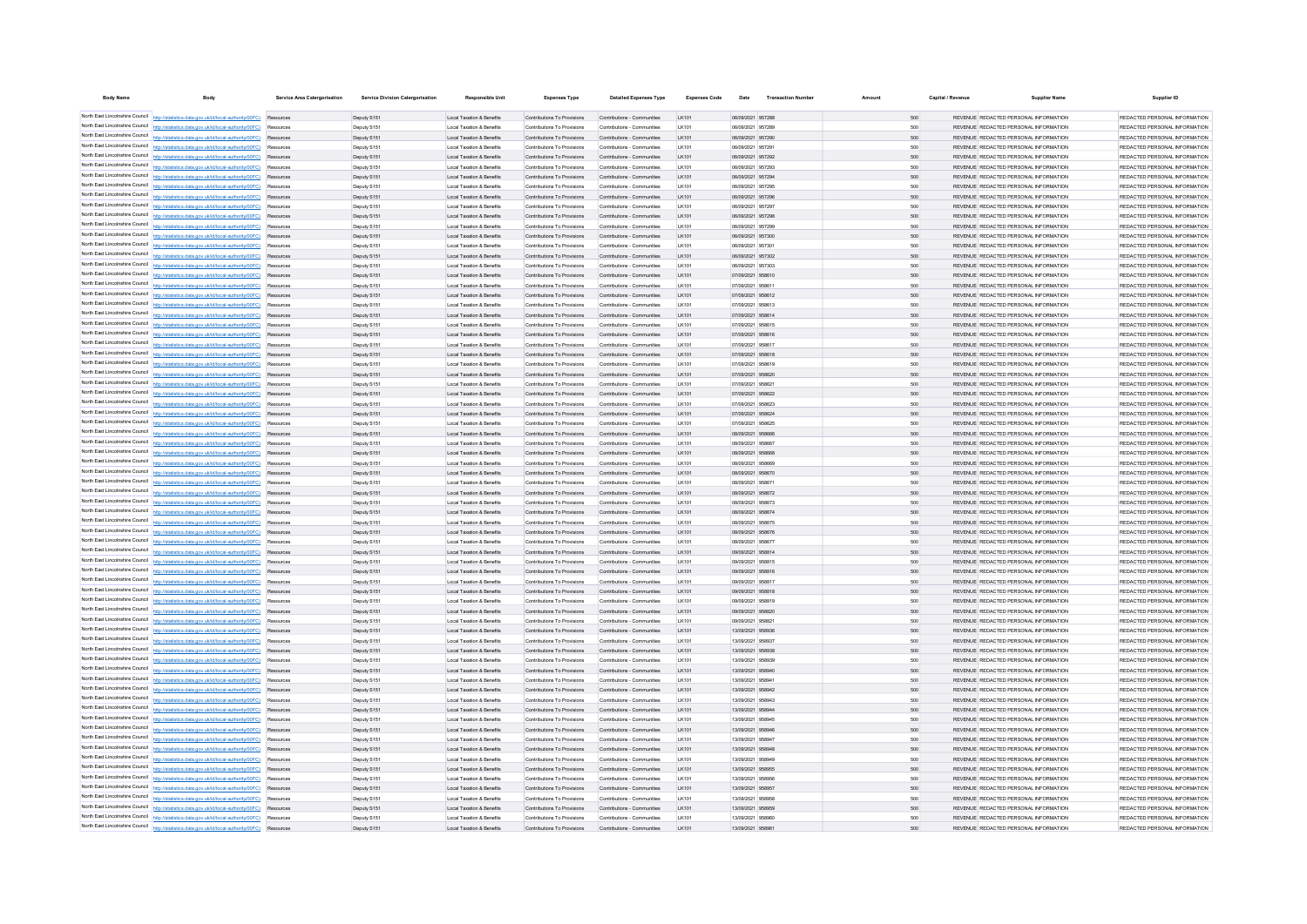| Body Name | Body | Service Area Catergorisation | Service Division Catergorisation | Responsible Unit | Expenses Type | Detailed Expenses Type | Expenses Code | Date | Transaction Number | Amount | Capital / Revenue | Supplier Name | Supplier ID |
|---|---|---|---|---|---|---|---|---|---|---|---|---|---|
| North East Lincolnshire Council | http://statistics.data.gov.uk/id/local-authority/00FC) | Resources | Deputy S151 | Local Taxation & Benefits | Contributions To Provisions | Contributions - Communities | LK101 | 06/09/2021 | 957288 | 500 | REVENUE | REDACTED PERSONAL INFORMATION | REDACTED PERSONAL INFORMATION |
| North East Lincolnshire Council | http://statistics.data.gov.uk/id/local-authority/00FC) | Resources | Deputy S151 | Local Taxation & Benefits | Contributions To Provisions | Contributions - Communities | LK101 | 06/09/2021 | 957289 | 500 | REVENUE | REDACTED PERSONAL INFORMATION | REDACTED PERSONAL INFORMATION |
| North East Lincolnshire Council | http://statistics.data.gov.uk/id/local-authority/00FC) | Resources | Deputy S151 | Local Taxation & Benefits | Contributions To Provisions | Contributions - Communities | LK101 | 06/09/2021 | 957290 | 500 | REVENUE | REDACTED PERSONAL INFORMATION | REDACTED PERSONAL INFORMATION |
| North East Lincolnshire Council | http://statistics.data.gov.uk/id/local-authority/00FC) | Resources | Deputy S151 | Local Taxation & Benefits | Contributions To Provisions | Contributions - Communities | LK101 | 06/09/2021 | 957291 | 500 | REVENUE | REDACTED PERSONAL INFORMATION | REDACTED PERSONAL INFORMATION |
| North East Lincolnshire Council | http://statistics.data.gov.uk/id/local-authority/00FC) | Resources | Deputy S151 | Local Taxation & Benefits | Contributions To Provisions | Contributions - Communities | LK101 | 06/09/2021 | 957292 | 500 | REVENUE | REDACTED PERSONAL INFORMATION | REDACTED PERSONAL INFORMATION |
| North East Lincolnshire Council | http://statistics.data.gov.uk/id/local-authority/00FC) | Resources | Deputy S151 | Local Taxation & Benefits | Contributions To Provisions | Contributions - Communities | LK101 | 06/09/2021 | 957293 | 500 | REVENUE | REDACTED PERSONAL INFORMATION | REDACTED PERSONAL INFORMATION |
| North East Lincolnshire Council | http://statistics.data.gov.uk/id/local-authority/00FC) | Resources | Deputy S151 | Local Taxation & Benefits | Contributions To Provisions | Contributions - Communities | LK101 | 06/09/2021 | 957294 | 500 | REVENUE | REDACTED PERSONAL INFORMATION | REDACTED PERSONAL INFORMATION |
| North East Lincolnshire Council | http://statistics.data.gov.uk/id/local-authority/00FC) | Resources | Deputy S151 | Local Taxation & Benefits | Contributions To Provisions | Contributions - Communities | LK101 | 06/09/2021 | 957295 | 500 | REVENUE | REDACTED PERSONAL INFORMATION | REDACTED PERSONAL INFORMATION |
| North East Lincolnshire Council | http://statistics.data.gov.uk/id/local-authority/00FC) | Resources | Deputy S151 | Local Taxation & Benefits | Contributions To Provisions | Contributions - Communities | LK101 | 06/09/2021 | 957296 | 500 | REVENUE | REDACTED PERSONAL INFORMATION | REDACTED PERSONAL INFORMATION |
| North East Lincolnshire Council | http://statistics.data.gov.uk/id/local-authority/00FC) | Resources | Deputy S151 | Local Taxation & Benefits | Contributions To Provisions | Contributions - Communities | LK101 | 06/09/2021 | 957297 | 500 | REVENUE | REDACTED PERSONAL INFORMATION | REDACTED PERSONAL INFORMATION |
| North East Lincolnshire Council | http://statistics.data.gov.uk/id/local-authority/00FC) | Resources | Deputy S151 | Local Taxation & Benefits | Contributions To Provisions | Contributions - Communities | LK101 | 06/09/2021 | 957298 | 500 | REVENUE | REDACTED PERSONAL INFORMATION | REDACTED PERSONAL INFORMATION |
| North East Lincolnshire Council | http://statistics.data.gov.uk/id/local-authority/00FC) | Resources | Deputy S151 | Local Taxation & Benefits | Contributions To Provisions | Contributions - Communities | LK101 | 06/09/2021 | 957299 | 500 | REVENUE | REDACTED PERSONAL INFORMATION | REDACTED PERSONAL INFORMATION |
| North East Lincolnshire Council | http://statistics.data.gov.uk/id/local-authority/00FC) | Resources | Deputy S151 | Local Taxation & Benefits | Contributions To Provisions | Contributions - Communities | LK101 | 06/09/2021 | 957300 | 500 | REVENUE | REDACTED PERSONAL INFORMATION | REDACTED PERSONAL INFORMATION |
| North East Lincolnshire Council | http://statistics.data.gov.uk/id/local-authority/00FC) | Resources | Deputy S151 | Local Taxation & Benefits | Contributions To Provisions | Contributions - Communities | LK101 | 06/09/2021 | 957301 | 500 | REVENUE | REDACTED PERSONAL INFORMATION | REDACTED PERSONAL INFORMATION |
| North East Lincolnshire Council | http://statistics.data.gov.uk/id/local-authority/00FC) | Resources | Deputy S151 | Local Taxation & Benefits | Contributions To Provisions | Contributions - Communities | LK101 | 06/09/2021 | 957302 | 500 | REVENUE | REDACTED PERSONAL INFORMATION | REDACTED PERSONAL INFORMATION |
| North East Lincolnshire Council | http://statistics.data.gov.uk/id/local-authority/00FC) | Resources | Deputy S151 | Local Taxation & Benefits | Contributions To Provisions | Contributions - Communities | LK101 | 06/09/2021 | 957303 | 500 | REVENUE | REDACTED PERSONAL INFORMATION | REDACTED PERSONAL INFORMATION |
| North East Lincolnshire Council | http://statistics.data.gov.uk/id/local-authority/00FC) | Resources | Deputy S151 | Local Taxation & Benefits | Contributions To Provisions | Contributions - Communities | LK101 | 07/09/2021 | 958610 | 500 | REVENUE | REDACTED PERSONAL INFORMATION | REDACTED PERSONAL INFORMATION |
| North East Lincolnshire Council | http://statistics.data.gov.uk/id/local-authority/00FC) | Resources | Deputy S151 | Local Taxation & Benefits | Contributions To Provisions | Contributions - Communities | LK101 | 07/09/2021 | 958611 | 500 | REVENUE | REDACTED PERSONAL INFORMATION | REDACTED PERSONAL INFORMATION |
| North East Lincolnshire Council | http://statistics.data.gov.uk/id/local-authority/00FC) | Resources | Deputy S151 | Local Taxation & Benefits | Contributions To Provisions | Contributions - Communities | LK101 | 07/09/2021 | 958612 | 500 | REVENUE | REDACTED PERSONAL INFORMATION | REDACTED PERSONAL INFORMATION |
| North East Lincolnshire Council | http://statistics.data.gov.uk/id/local-authority/00FC) | Resources | Deputy S151 | Local Taxation & Benefits | Contributions To Provisions | Contributions - Communities | LK101 | 07/09/2021 | 958613 | 500 | REVENUE | REDACTED PERSONAL INFORMATION | REDACTED PERSONAL INFORMATION |
| North East Lincolnshire Council | http://statistics.data.gov.uk/id/local-authority/00FC) | Resources | Deputy S151 | Local Taxation & Benefits | Contributions To Provisions | Contributions - Communities | LK101 | 07/09/2021 | 958614 | 500 | REVENUE | REDACTED PERSONAL INFORMATION | REDACTED PERSONAL INFORMATION |
| North East Lincolnshire Council | http://statistics.data.gov.uk/id/local-authority/00FC) | Resources | Deputy S151 | Local Taxation & Benefits | Contributions To Provisions | Contributions - Communities | LK101 | 07/09/2021 | 958615 | 500 | REVENUE | REDACTED PERSONAL INFORMATION | REDACTED PERSONAL INFORMATION |
| North East Lincolnshire Council | http://statistics.data.gov.uk/id/local-authority/00FC) | Resources | Deputy S151 | Local Taxation & Benefits | Contributions To Provisions | Contributions - Communities | LK101 | 07/09/2021 | 958616 | 500 | REVENUE | REDACTED PERSONAL INFORMATION | REDACTED PERSONAL INFORMATION |
| North East Lincolnshire Council | http://statistics.data.gov.uk/id/local-authority/00FC) | Resources | Deputy S151 | Local Taxation & Benefits | Contributions To Provisions | Contributions - Communities | LK101 | 07/09/2021 | 958617 | 500 | REVENUE | REDACTED PERSONAL INFORMATION | REDACTED PERSONAL INFORMATION |
| North East Lincolnshire Council | http://statistics.data.gov.uk/id/local-authority/00FC) | Resources | Deputy S151 | Local Taxation & Benefits | Contributions To Provisions | Contributions - Communities | LK101 | 07/09/2021 | 958618 | 500 | REVENUE | REDACTED PERSONAL INFORMATION | REDACTED PERSONAL INFORMATION |
| North East Lincolnshire Council | http://statistics.data.gov.uk/id/local-authority/00FC) | Resources | Deputy S151 | Local Taxation & Benefits | Contributions To Provisions | Contributions - Communities | LK101 | 07/09/2021 | 958619 | 500 | REVENUE | REDACTED PERSONAL INFORMATION | REDACTED PERSONAL INFORMATION |
| North East Lincolnshire Council | http://statistics.data.gov.uk/id/local-authority/00FC) | Resources | Deputy S151 | Local Taxation & Benefits | Contributions To Provisions | Contributions - Communities | LK101 | 07/09/2021 | 958620 | 500 | REVENUE | REDACTED PERSONAL INFORMATION | REDACTED PERSONAL INFORMATION |
| North East Lincolnshire Council | http://statistics.data.gov.uk/id/local-authority/00FC) | Resources | Deputy S151 | Local Taxation & Benefits | Contributions To Provisions | Contributions - Communities | LK101 | 07/09/2021 | 958621 | 500 | REVENUE | REDACTED PERSONAL INFORMATION | REDACTED PERSONAL INFORMATION |
| North East Lincolnshire Council | http://statistics.data.gov.uk/id/local-authority/00FC) | Resources | Deputy S151 | Local Taxation & Benefits | Contributions To Provisions | Contributions - Communities | LK101 | 07/09/2021 | 958622 | 500 | REVENUE | REDACTED PERSONAL INFORMATION | REDACTED PERSONAL INFORMATION |
| North East Lincolnshire Council | http://statistics.data.gov.uk/id/local-authority/00FC) | Resources | Deputy S151 | Local Taxation & Benefits | Contributions To Provisions | Contributions - Communities | LK101 | 07/09/2021 | 958623 | 500 | REVENUE | REDACTED PERSONAL INFORMATION | REDACTED PERSONAL INFORMATION |
| North East Lincolnshire Council | http://statistics.data.gov.uk/id/local-authority/00FC) | Resources | Deputy S151 | Local Taxation & Benefits | Contributions To Provisions | Contributions - Communities | LK101 | 07/09/2021 | 958624 | 500 | REVENUE | REDACTED PERSONAL INFORMATION | REDACTED PERSONAL INFORMATION |
| North East Lincolnshire Council | http://statistics.data.gov.uk/id/local-authority/00FC) | Resources | Deputy S151 | Local Taxation & Benefits | Contributions To Provisions | Contributions - Communities | LK101 | 07/09/2021 | 958625 | 500 | REVENUE | REDACTED PERSONAL INFORMATION | REDACTED PERSONAL INFORMATION |
| North East Lincolnshire Council | http://statistics.data.gov.uk/id/local-authority/00FC) | Resources | Deputy S151 | Local Taxation & Benefits | Contributions To Provisions | Contributions - Communities | LK101 | 08/09/2021 | 958666 | 500 | REVENUE | REDACTED PERSONAL INFORMATION | REDACTED PERSONAL INFORMATION |
| North East Lincolnshire Council | http://statistics.data.gov.uk/id/local-authority/00FC) | Resources | Deputy S151 | Local Taxation & Benefits | Contributions To Provisions | Contributions - Communities | LK101 | 08/09/2021 | 958667 | 500 | REVENUE | REDACTED PERSONAL INFORMATION | REDACTED PERSONAL INFORMATION |
| North East Lincolnshire Council | http://statistics.data.gov.uk/id/local-authority/00FC) | Resources | Deputy S151 | Local Taxation & Benefits | Contributions To Provisions | Contributions - Communities | LK101 | 08/09/2021 | 958668 | 500 | REVENUE | REDACTED PERSONAL INFORMATION | REDACTED PERSONAL INFORMATION |
| North East Lincolnshire Council | http://statistics.data.gov.uk/id/local-authority/00FC) | Resources | Deputy S151 | Local Taxation & Benefits | Contributions To Provisions | Contributions - Communities | LK101 | 08/09/2021 | 958669 | 500 | REVENUE | REDACTED PERSONAL INFORMATION | REDACTED PERSONAL INFORMATION |
| North East Lincolnshire Council | http://statistics.data.gov.uk/id/local-authority/00FC) | Resources | Deputy S151 | Local Taxation & Benefits | Contributions To Provisions | Contributions - Communities | LK101 | 08/09/2021 | 958670 | 500 | REVENUE | REDACTED PERSONAL INFORMATION | REDACTED PERSONAL INFORMATION |
| North East Lincolnshire Council | http://statistics.data.gov.uk/id/local-authority/00FC) | Resources | Deputy S151 | Local Taxation & Benefits | Contributions To Provisions | Contributions - Communities | LK101 | 08/09/2021 | 958671 | 500 | REVENUE | REDACTED PERSONAL INFORMATION | REDACTED PERSONAL INFORMATION |
| North East Lincolnshire Council | http://statistics.data.gov.uk/id/local-authority/00FC) | Resources | Deputy S151 | Local Taxation & Benefits | Contributions To Provisions | Contributions - Communities | LK101 | 08/09/2021 | 958672 | 500 | REVENUE | REDACTED PERSONAL INFORMATION | REDACTED PERSONAL INFORMATION |
| North East Lincolnshire Council | http://statistics.data.gov.uk/id/local-authority/00FC) | Resources | Deputy S151 | Local Taxation & Benefits | Contributions To Provisions | Contributions - Communities | LK101 | 08/09/2021 | 958673 | 500 | REVENUE | REDACTED PERSONAL INFORMATION | REDACTED PERSONAL INFORMATION |
| North East Lincolnshire Council | http://statistics.data.gov.uk/id/local-authority/00FC) | Resources | Deputy S151 | Local Taxation & Benefits | Contributions To Provisions | Contributions - Communities | LK101 | 08/09/2021 | 958674 | 500 | REVENUE | REDACTED PERSONAL INFORMATION | REDACTED PERSONAL INFORMATION |
| North East Lincolnshire Council | http://statistics.data.gov.uk/id/local-authority/00FC) | Resources | Deputy S151 | Local Taxation & Benefits | Contributions To Provisions | Contributions - Communities | LK101 | 08/09/2021 | 958675 | 500 | REVENUE | REDACTED PERSONAL INFORMATION | REDACTED PERSONAL INFORMATION |
| North East Lincolnshire Council | http://statistics.data.gov.uk/id/local-authority/00FC) | Resources | Deputy S151 | Local Taxation & Benefits | Contributions To Provisions | Contributions - Communities | LK101 | 08/09/2021 | 958676 | 500 | REVENUE | REDACTED PERSONAL INFORMATION | REDACTED PERSONAL INFORMATION |
| North East Lincolnshire Council | http://statistics.data.gov.uk/id/local-authority/00FC) | Resources | Deputy S151 | Local Taxation & Benefits | Contributions To Provisions | Contributions - Communities | LK101 | 08/09/2021 | 958677 | 500 | REVENUE | REDACTED PERSONAL INFORMATION | REDACTED PERSONAL INFORMATION |
| North East Lincolnshire Council | http://statistics.data.gov.uk/id/local-authority/00FC) | Resources | Deputy S151 | Local Taxation & Benefits | Contributions To Provisions | Contributions - Communities | LK101 | 09/09/2021 | 958814 | 500 | REVENUE | REDACTED PERSONAL INFORMATION | REDACTED PERSONAL INFORMATION |
| North East Lincolnshire Council | http://statistics.data.gov.uk/id/local-authority/00FC) | Resources | Deputy S151 | Local Taxation & Benefits | Contributions To Provisions | Contributions - Communities | LK101 | 09/09/2021 | 958815 | 500 | REVENUE | REDACTED PERSONAL INFORMATION | REDACTED PERSONAL INFORMATION |
| North East Lincolnshire Council | http://statistics.data.gov.uk/id/local-authority/00FC) | Resources | Deputy S151 | Local Taxation & Benefits | Contributions To Provisions | Contributions - Communities | LK101 | 09/09/2021 | 958816 | 500 | REVENUE | REDACTED PERSONAL INFORMATION | REDACTED PERSONAL INFORMATION |
| North East Lincolnshire Council | http://statistics.data.gov.uk/id/local-authority/00FC) | Resources | Deputy S151 | Local Taxation & Benefits | Contributions To Provisions | Contributions - Communities | LK101 | 09/09/2021 | 958817 | 500 | REVENUE | REDACTED PERSONAL INFORMATION | REDACTED PERSONAL INFORMATION |
| North East Lincolnshire Council | http://statistics.data.gov.uk/id/local-authority/00FC) | Resources | Deputy S151 | Local Taxation & Benefits | Contributions To Provisions | Contributions - Communities | LK101 | 09/09/2021 | 958818 | 500 | REVENUE | REDACTED PERSONAL INFORMATION | REDACTED PERSONAL INFORMATION |
| North East Lincolnshire Council | http://statistics.data.gov.uk/id/local-authority/00FC) | Resources | Deputy S151 | Local Taxation & Benefits | Contributions To Provisions | Contributions - Communities | LK101 | 09/09/2021 | 958819 | 500 | REVENUE | REDACTED PERSONAL INFORMATION | REDACTED PERSONAL INFORMATION |
| North East Lincolnshire Council | http://statistics.data.gov.uk/id/local-authority/00FC) | Resources | Deputy S151 | Local Taxation & Benefits | Contributions To Provisions | Contributions - Communities | LK101 | 09/09/2021 | 958820 | 500 | REVENUE | REDACTED PERSONAL INFORMATION | REDACTED PERSONAL INFORMATION |
| North East Lincolnshire Council | http://statistics.data.gov.uk/id/local-authority/00FC) | Resources | Deputy S151 | Local Taxation & Benefits | Contributions To Provisions | Contributions - Communities | LK101 | 09/09/2021 | 958821 | 500 | REVENUE | REDACTED PERSONAL INFORMATION | REDACTED PERSONAL INFORMATION |
| North East Lincolnshire Council | http://statistics.data.gov.uk/id/local-authority/00FC) | Resources | Deputy S151 | Local Taxation & Benefits | Contributions To Provisions | Contributions - Communities | LK101 | 13/09/2021 | 958936 | 500 | REVENUE | REDACTED PERSONAL INFORMATION | REDACTED PERSONAL INFORMATION |
| North East Lincolnshire Council | http://statistics.data.gov.uk/id/local-authority/00FC) | Resources | Deputy S151 | Local Taxation & Benefits | Contributions To Provisions | Contributions - Communities | LK101 | 13/09/2021 | 958937 | 500 | REVENUE | REDACTED PERSONAL INFORMATION | REDACTED PERSONAL INFORMATION |
| North East Lincolnshire Council | http://statistics.data.gov.uk/id/local-authority/00FC) | Resources | Deputy S151 | Local Taxation & Benefits | Contributions To Provisions | Contributions - Communities | LK101 | 13/09/2021 | 958938 | 500 | REVENUE | REDACTED PERSONAL INFORMATION | REDACTED PERSONAL INFORMATION |
| North East Lincolnshire Council | http://statistics.data.gov.uk/id/local-authority/00FC) | Resources | Deputy S151 | Local Taxation & Benefits | Contributions To Provisions | Contributions - Communities | LK101 | 13/09/2021 | 958939 | 500 | REVENUE | REDACTED PERSONAL INFORMATION | REDACTED PERSONAL INFORMATION |
| North East Lincolnshire Council | http://statistics.data.gov.uk/id/local-authority/00FC) | Resources | Deputy S151 | Local Taxation & Benefits | Contributions To Provisions | Contributions - Communities | LK101 | 13/09/2021 | 958940 | 500 | REVENUE | REDACTED PERSONAL INFORMATION | REDACTED PERSONAL INFORMATION |
| North East Lincolnshire Council | http://statistics.data.gov.uk/id/local-authority/00FC) | Resources | Deputy S151 | Local Taxation & Benefits | Contributions To Provisions | Contributions - Communities | LK101 | 13/09/2021 | 958941 | 500 | REVENUE | REDACTED PERSONAL INFORMATION | REDACTED PERSONAL INFORMATION |
| North East Lincolnshire Council | http://statistics.data.gov.uk/id/local-authority/00FC) | Resources | Deputy S151 | Local Taxation & Benefits | Contributions To Provisions | Contributions - Communities | LK101 | 13/09/2021 | 958942 | 500 | REVENUE | REDACTED PERSONAL INFORMATION | REDACTED PERSONAL INFORMATION |
| North East Lincolnshire Council | http://statistics.data.gov.uk/id/local-authority/00FC) | Resources | Deputy S151 | Local Taxation & Benefits | Contributions To Provisions | Contributions - Communities | LK101 | 13/09/2021 | 958943 | 500 | REVENUE | REDACTED PERSONAL INFORMATION | REDACTED PERSONAL INFORMATION |
| North East Lincolnshire Council | http://statistics.data.gov.uk/id/local-authority/00FC) | Resources | Deputy S151 | Local Taxation & Benefits | Contributions To Provisions | Contributions - Communities | LK101 | 13/09/2021 | 958944 | 500 | REVENUE | REDACTED PERSONAL INFORMATION | REDACTED PERSONAL INFORMATION |
| North East Lincolnshire Council | http://statistics.data.gov.uk/id/local-authority/00FC) | Resources | Deputy S151 | Local Taxation & Benefits | Contributions To Provisions | Contributions - Communities | LK101 | 13/09/2021 | 958945 | 500 | REVENUE | REDACTED PERSONAL INFORMATION | REDACTED PERSONAL INFORMATION |
| North East Lincolnshire Council | http://statistics.data.gov.uk/id/local-authority/00FC) | Resources | Deputy S151 | Local Taxation & Benefits | Contributions To Provisions | Contributions - Communities | LK101 | 13/09/2021 | 958946 | 500 | REVENUE | REDACTED PERSONAL INFORMATION | REDACTED PERSONAL INFORMATION |
| North East Lincolnshire Council | http://statistics.data.gov.uk/id/local-authority/00FC) | Resources | Deputy S151 | Local Taxation & Benefits | Contributions To Provisions | Contributions - Communities | LK101 | 13/09/2021 | 958947 | 500 | REVENUE | REDACTED PERSONAL INFORMATION | REDACTED PERSONAL INFORMATION |
| North East Lincolnshire Council | http://statistics.data.gov.uk/id/local-authority/00FC) | Resources | Deputy S151 | Local Taxation & Benefits | Contributions To Provisions | Contributions - Communities | LK101 | 13/09/2021 | 958948 | 500 | REVENUE | REDACTED PERSONAL INFORMATION | REDACTED PERSONAL INFORMATION |
| North East Lincolnshire Council | http://statistics.data.gov.uk/id/local-authority/00FC) | Resources | Deputy S151 | Local Taxation & Benefits | Contributions To Provisions | Contributions - Communities | LK101 | 13/09/2021 | 958949 | 500 | REVENUE | REDACTED PERSONAL INFORMATION | REDACTED PERSONAL INFORMATION |
| North East Lincolnshire Council | http://statistics.data.gov.uk/id/local-authority/00FC) | Resources | Deputy S151 | Local Taxation & Benefits | Contributions To Provisions | Contributions - Communities | LK101 | 13/09/2021 | 958955 | 500 | REVENUE | REDACTED PERSONAL INFORMATION | REDACTED PERSONAL INFORMATION |
| North East Lincolnshire Council | http://statistics.data.gov.uk/id/local-authority/00FC) | Resources | Deputy S151 | Local Taxation & Benefits | Contributions To Provisions | Contributions - Communities | LK101 | 13/09/2021 | 958956 | 500 | REVENUE | REDACTED PERSONAL INFORMATION | REDACTED PERSONAL INFORMATION |
| North East Lincolnshire Council | http://statistics.data.gov.uk/id/local-authority/00FC) | Resources | Deputy S151 | Local Taxation & Benefits | Contributions To Provisions | Contributions - Communities | LK101 | 13/09/2021 | 958957 | 500 | REVENUE | REDACTED PERSONAL INFORMATION | REDACTED PERSONAL INFORMATION |
| North East Lincolnshire Council | http://statistics.data.gov.uk/id/local-authority/00FC) | Resources | Deputy S151 | Local Taxation & Benefits | Contributions To Provisions | Contributions - Communities | LK101 | 13/09/2021 | 958958 | 500 | REVENUE | REDACTED PERSONAL INFORMATION | REDACTED PERSONAL INFORMATION |
| North East Lincolnshire Council | http://statistics.data.gov.uk/id/local-authority/00FC) | Resources | Deputy S151 | Local Taxation & Benefits | Contributions To Provisions | Contributions - Communities | LK101 | 13/09/2021 | 958959 | 500 | REVENUE | REDACTED PERSONAL INFORMATION | REDACTED PERSONAL INFORMATION |
| North East Lincolnshire Council | http://statistics.data.gov.uk/id/local-authority/00FC) | Resources | Deputy S151 | Local Taxation & Benefits | Contributions To Provisions | Contributions - Communities | LK101 | 13/09/2021 | 958960 | 500 | REVENUE | REDACTED PERSONAL INFORMATION | REDACTED PERSONAL INFORMATION |
| North East Lincolnshire Council | http://statistics.data.gov.uk/id/local-authority/00FC) | Resources | Deputy S151 | Local Taxation & Benefits | Contributions To Provisions | Contributions - Communities | LK101 | 13/09/2021 | 958961 | 500 | REVENUE | REDACTED PERSONAL INFORMATION | REDACTED PERSONAL INFORMATION |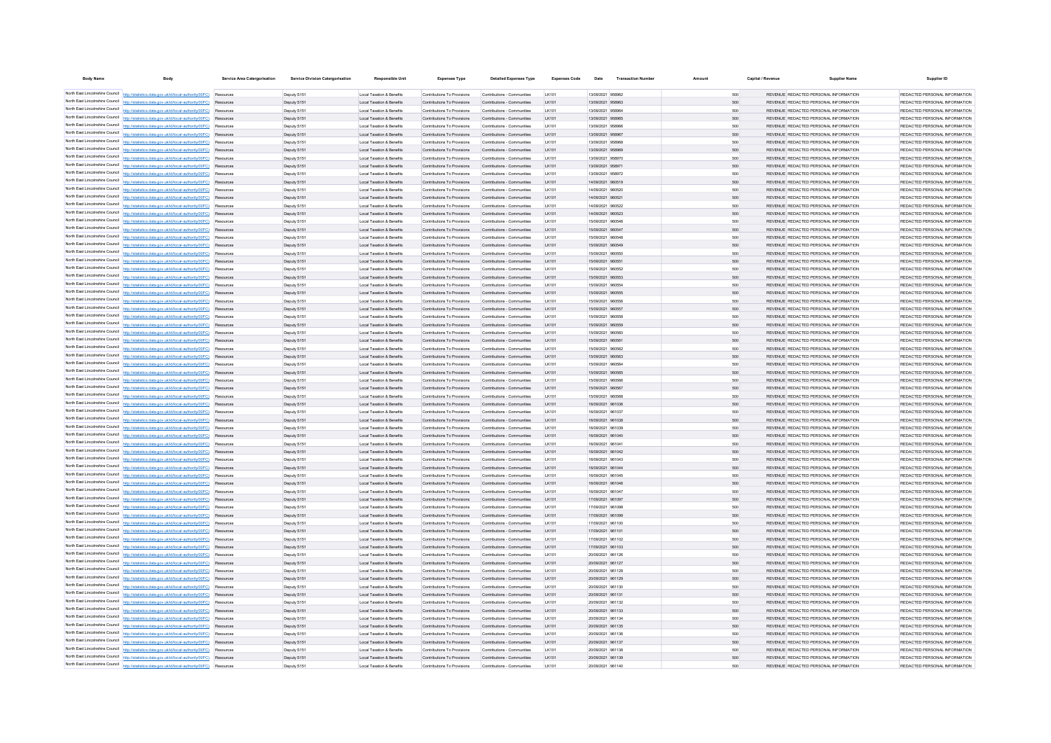| Body Name | Body | Service Area Catergorisation | Service Division Catergorisation | Responsible Unit | Expenses Type | Detailed Expenses Type | Expenses Code | Date | Transaction Number | Amount | Capital / Revenue | Supplier Name | Supplier ID |
|---|---|---|---|---|---|---|---|---|---|---|---|---|---|
| North East Lincolnshire Council | http://statistics.data.gov.uk/id/local-authority/00FC) | Resources | Deputy S151 | Local Taxation & Benefits | Contributions To Provisions | Contributions - Communities | LK101 | 13/09/2021 | 958962 | 500 | REVENUE | REDACTED PERSONAL INFORMATION | REDACTED PERSONAL INFORMATION |
| North East Lincolnshire Council | http://statistics.data.gov.uk/id/local-authority/00FC) | Resources | Deputy S151 | Local Taxation & Benefits | Contributions To Provisions | Contributions - Communities | LK101 | 13/09/2021 | 958963 | 500 | REVENUE | REDACTED PERSONAL INFORMATION | REDACTED PERSONAL INFORMATION |
| North East Lincolnshire Council | http://statistics.data.gov.uk/id/local-authority/00FC) | Resources | Deputy S151 | Local Taxation & Benefits | Contributions To Provisions | Contributions - Communities | LK101 | 13/09/2021 | 958964 | 500 | REVENUE | REDACTED PERSONAL INFORMATION | REDACTED PERSONAL INFORMATION |
| North East Lincolnshire Council | http://statistics.data.gov.uk/id/local-authority/00FC) | Resources | Deputy S151 | Local Taxation & Benefits | Contributions To Provisions | Contributions - Communities | LK101 | 13/09/2021 | 958965 | 500 | REVENUE | REDACTED PERSONAL INFORMATION | REDACTED PERSONAL INFORMATION |
| North East Lincolnshire Council | http://statistics.data.gov.uk/id/local-authority/00FC) | Resources | Deputy S151 | Local Taxation & Benefits | Contributions To Provisions | Contributions - Communities | LK101 | 13/09/2021 | 958966 | 500 | REVENUE | REDACTED PERSONAL INFORMATION | REDACTED PERSONAL INFORMATION |
| North East Lincolnshire Council | http://statistics.data.gov.uk/id/local-authority/00FC) | Resources | Deputy S151 | Local Taxation & Benefits | Contributions To Provisions | Contributions - Communities | LK101 | 13/09/2021 | 958967 | 500 | REVENUE | REDACTED PERSONAL INFORMATION | REDACTED PERSONAL INFORMATION |
| North East Lincolnshire Council | http://statistics.data.gov.uk/id/local-authority/00FC) | Resources | Deputy S151 | Local Taxation & Benefits | Contributions To Provisions | Contributions - Communities | LK101 | 13/09/2021 | 958968 | 500 | REVENUE | REDACTED PERSONAL INFORMATION | REDACTED PERSONAL INFORMATION |
| North East Lincolnshire Council | http://statistics.data.gov.uk/id/local-authority/00FC) | Resources | Deputy S151 | Local Taxation & Benefits | Contributions To Provisions | Contributions - Communities | LK101 | 13/09/2021 | 958969 | 500 | REVENUE | REDACTED PERSONAL INFORMATION | REDACTED PERSONAL INFORMATION |
| North East Lincolnshire Council | http://statistics.data.gov.uk/id/local-authority/00FC) | Resources | Deputy S151 | Local Taxation & Benefits | Contributions To Provisions | Contributions - Communities | LK101 | 13/09/2021 | 958970 | 500 | REVENUE | REDACTED PERSONAL INFORMATION | REDACTED PERSONAL INFORMATION |
| North East Lincolnshire Council | http://statistics.data.gov.uk/id/local-authority/00FC) | Resources | Deputy S151 | Local Taxation & Benefits | Contributions To Provisions | Contributions - Communities | LK101 | 13/09/2021 | 958971 | 500 | REVENUE | REDACTED PERSONAL INFORMATION | REDACTED PERSONAL INFORMATION |
| North East Lincolnshire Council | http://statistics.data.gov.uk/id/local-authority/00FC) | Resources | Deputy S151 | Local Taxation & Benefits | Contributions To Provisions | Contributions - Communities | LK101 | 13/09/2021 | 958972 | 500 | REVENUE | REDACTED PERSONAL INFORMATION | REDACTED PERSONAL INFORMATION |
| North East Lincolnshire Council | http://statistics.data.gov.uk/id/local-authority/00FC) | Resources | Deputy S151 | Local Taxation & Benefits | Contributions To Provisions | Contributions - Communities | LK101 | 14/09/2021 | 960519 | 500 | REVENUE | REDACTED PERSONAL INFORMATION | REDACTED PERSONAL INFORMATION |
| North East Lincolnshire Council | http://statistics.data.gov.uk/id/local-authority/00FC) | Resources | Deputy S151 | Local Taxation & Benefits | Contributions To Provisions | Contributions - Communities | LK101 | 14/09/2021 | 960520 | 500 | REVENUE | REDACTED PERSONAL INFORMATION | REDACTED PERSONAL INFORMATION |
| North East Lincolnshire Council | http://statistics.data.gov.uk/id/local-authority/00FC) | Resources | Deputy S151 | Local Taxation & Benefits | Contributions To Provisions | Contributions - Communities | LK101 | 14/09/2021 | 960521 | 500 | REVENUE | REDACTED PERSONAL INFORMATION | REDACTED PERSONAL INFORMATION |
| North East Lincolnshire Council | http://statistics.data.gov.uk/id/local-authority/00FC) | Resources | Deputy S151 | Local Taxation & Benefits | Contributions To Provisions | Contributions - Communities | LK101 | 14/09/2021 | 960522 | 500 | REVENUE | REDACTED PERSONAL INFORMATION | REDACTED PERSONAL INFORMATION |
| North East Lincolnshire Council | http://statistics.data.gov.uk/id/local-authority/00FC) | Resources | Deputy S151 | Local Taxation & Benefits | Contributions To Provisions | Contributions - Communities | LK101 | 14/09/2021 | 960523 | 500 | REVENUE | REDACTED PERSONAL INFORMATION | REDACTED PERSONAL INFORMATION |
| North East Lincolnshire Council | http://statistics.data.gov.uk/id/local-authority/00FC) | Resources | Deputy S151 | Local Taxation & Benefits | Contributions To Provisions | Contributions - Communities | LK101 | 15/09/2021 | 960546 | 500 | REVENUE | REDACTED PERSONAL INFORMATION | REDACTED PERSONAL INFORMATION |
| North East Lincolnshire Council | http://statistics.data.gov.uk/id/local-authority/00FC) | Resources | Deputy S151 | Local Taxation & Benefits | Contributions To Provisions | Contributions - Communities | LK101 | 15/09/2021 | 960547 | 500 | REVENUE | REDACTED PERSONAL INFORMATION | REDACTED PERSONAL INFORMATION |
| North East Lincolnshire Council | http://statistics.data.gov.uk/id/local-authority/00FC) | Resources | Deputy S151 | Local Taxation & Benefits | Contributions To Provisions | Contributions - Communities | LK101 | 15/09/2021 | 960548 | 500 | REVENUE | REDACTED PERSONAL INFORMATION | REDACTED PERSONAL INFORMATION |
| North East Lincolnshire Council | http://statistics.data.gov.uk/id/local-authority/00FC) | Resources | Deputy S151 | Local Taxation & Benefits | Contributions To Provisions | Contributions - Communities | LK101 | 15/09/2021 | 960549 | 500 | REVENUE | REDACTED PERSONAL INFORMATION | REDACTED PERSONAL INFORMATION |
| North East Lincolnshire Council | http://statistics.data.gov.uk/id/local-authority/00FC) | Resources | Deputy S151 | Local Taxation & Benefits | Contributions To Provisions | Contributions - Communities | LK101 | 15/09/2021 | 960550 | 500 | REVENUE | REDACTED PERSONAL INFORMATION | REDACTED PERSONAL INFORMATION |
| North East Lincolnshire Council | http://statistics.data.gov.uk/id/local-authority/00FC) | Resources | Deputy S151 | Local Taxation & Benefits | Contributions To Provisions | Contributions - Communities | LK101 | 15/09/2021 | 960551 | 500 | REVENUE | REDACTED PERSONAL INFORMATION | REDACTED PERSONAL INFORMATION |
| North East Lincolnshire Council | http://statistics.data.gov.uk/id/local-authority/00FC) | Resources | Deputy S151 | Local Taxation & Benefits | Contributions To Provisions | Contributions - Communities | LK101 | 15/09/2021 | 960552 | 500 | REVENUE | REDACTED PERSONAL INFORMATION | REDACTED PERSONAL INFORMATION |
| North East Lincolnshire Council | http://statistics.data.gov.uk/id/local-authority/00FC) | Resources | Deputy S151 | Local Taxation & Benefits | Contributions To Provisions | Contributions - Communities | LK101 | 15/09/2021 | 960553 | 500 | REVENUE | REDACTED PERSONAL INFORMATION | REDACTED PERSONAL INFORMATION |
| North East Lincolnshire Council | http://statistics.data.gov.uk/id/local-authority/00FC) | Resources | Deputy S151 | Local Taxation & Benefits | Contributions To Provisions | Contributions - Communities | LK101 | 15/09/2021 | 960554 | 500 | REVENUE | REDACTED PERSONAL INFORMATION | REDACTED PERSONAL INFORMATION |
| North East Lincolnshire Council | http://statistics.data.gov.uk/id/local-authority/00FC) | Resources | Deputy S151 | Local Taxation & Benefits | Contributions To Provisions | Contributions - Communities | LK101 | 15/09/2021 | 960555 | 500 | REVENUE | REDACTED PERSONAL INFORMATION | REDACTED PERSONAL INFORMATION |
| North East Lincolnshire Council | http://statistics.data.gov.uk/id/local-authority/00FC) | Resources | Deputy S151 | Local Taxation & Benefits | Contributions To Provisions | Contributions - Communities | LK101 | 15/09/2021 | 960556 | 500 | REVENUE | REDACTED PERSONAL INFORMATION | REDACTED PERSONAL INFORMATION |
| North East Lincolnshire Council | http://statistics.data.gov.uk/id/local-authority/00FC) | Resources | Deputy S151 | Local Taxation & Benefits | Contributions To Provisions | Contributions - Communities | LK101 | 15/09/2021 | 960557 | 500 | REVENUE | REDACTED PERSONAL INFORMATION | REDACTED PERSONAL INFORMATION |
| North East Lincolnshire Council | http://statistics.data.gov.uk/id/local-authority/00FC) | Resources | Deputy S151 | Local Taxation & Benefits | Contributions To Provisions | Contributions - Communities | LK101 | 15/09/2021 | 960558 | 500 | REVENUE | REDACTED PERSONAL INFORMATION | REDACTED PERSONAL INFORMATION |
| North East Lincolnshire Council | http://statistics.data.gov.uk/id/local-authority/00FC) | Resources | Deputy S151 | Local Taxation & Benefits | Contributions To Provisions | Contributions - Communities | LK101 | 15/09/2021 | 960559 | 500 | REVENUE | REDACTED PERSONAL INFORMATION | REDACTED PERSONAL INFORMATION |
| North East Lincolnshire Council | http://statistics.data.gov.uk/id/local-authority/00FC) | Resources | Deputy S151 | Local Taxation & Benefits | Contributions To Provisions | Contributions - Communities | LK101 | 15/09/2021 | 960560 | 500 | REVENUE | REDACTED PERSONAL INFORMATION | REDACTED PERSONAL INFORMATION |
| North East Lincolnshire Council | http://statistics.data.gov.uk/id/local-authority/00FC) | Resources | Deputy S151 | Local Taxation & Benefits | Contributions To Provisions | Contributions - Communities | LK101 | 15/09/2021 | 960561 | 500 | REVENUE | REDACTED PERSONAL INFORMATION | REDACTED PERSONAL INFORMATION |
| North East Lincolnshire Council | http://statistics.data.gov.uk/id/local-authority/00FC) | Resources | Deputy S151 | Local Taxation & Benefits | Contributions To Provisions | Contributions - Communities | LK101 | 15/09/2021 | 960562 | 500 | REVENUE | REDACTED PERSONAL INFORMATION | REDACTED PERSONAL INFORMATION |
| North East Lincolnshire Council | http://statistics.data.gov.uk/id/local-authority/00FC) | Resources | Deputy S151 | Local Taxation & Benefits | Contributions To Provisions | Contributions - Communities | LK101 | 15/09/2021 | 960563 | 500 | REVENUE | REDACTED PERSONAL INFORMATION | REDACTED PERSONAL INFORMATION |
| North East Lincolnshire Council | http://statistics.data.gov.uk/id/local-authority/00FC) | Resources | Deputy S151 | Local Taxation & Benefits | Contributions To Provisions | Contributions - Communities | LK101 | 15/09/2021 | 960564 | 500 | REVENUE | REDACTED PERSONAL INFORMATION | REDACTED PERSONAL INFORMATION |
| North East Lincolnshire Council | http://statistics.data.gov.uk/id/local-authority/00FC) | Resources | Deputy S151 | Local Taxation & Benefits | Contributions To Provisions | Contributions - Communities | LK101 | 15/09/2021 | 960565 | 500 | REVENUE | REDACTED PERSONAL INFORMATION | REDACTED PERSONAL INFORMATION |
| North East Lincolnshire Council | http://statistics.data.gov.uk/id/local-authority/00FC) | Resources | Deputy S151 | Local Taxation & Benefits | Contributions To Provisions | Contributions - Communities | LK101 | 15/09/2021 | 960566 | 500 | REVENUE | REDACTED PERSONAL INFORMATION | REDACTED PERSONAL INFORMATION |
| North East Lincolnshire Council | http://statistics.data.gov.uk/id/local-authority/00FC) | Resources | Deputy S151 | Local Taxation & Benefits | Contributions To Provisions | Contributions - Communities | LK101 | 15/09/2021 | 960567 | 500 | REVENUE | REDACTED PERSONAL INFORMATION | REDACTED PERSONAL INFORMATION |
| North East Lincolnshire Council | http://statistics.data.gov.uk/id/local-authority/00FC) | Resources | Deputy S151 | Local Taxation & Benefits | Contributions To Provisions | Contributions - Communities | LK101 | 15/09/2021 | 960568 | 500 | REVENUE | REDACTED PERSONAL INFORMATION | REDACTED PERSONAL INFORMATION |
| North East Lincolnshire Council | http://statistics.data.gov.uk/id/local-authority/00FC) | Resources | Deputy S151 | Local Taxation & Benefits | Contributions To Provisions | Contributions - Communities | LK101 | 16/09/2021 | 961036 | 500 | REVENUE | REDACTED PERSONAL INFORMATION | REDACTED PERSONAL INFORMATION |
| North East Lincolnshire Council | http://statistics.data.gov.uk/id/local-authority/00FC) | Resources | Deputy S151 | Local Taxation & Benefits | Contributions To Provisions | Contributions - Communities | LK101 | 16/09/2021 | 961037 | 500 | REVENUE | REDACTED PERSONAL INFORMATION | REDACTED PERSONAL INFORMATION |
| North East Lincolnshire Council | http://statistics.data.gov.uk/id/local-authority/00FC) | Resources | Deputy S151 | Local Taxation & Benefits | Contributions To Provisions | Contributions - Communities | LK101 | 16/09/2021 | 961038 | 500 | REVENUE | REDACTED PERSONAL INFORMATION | REDACTED PERSONAL INFORMATION |
| North East Lincolnshire Council | http://statistics.data.gov.uk/id/local-authority/00FC) | Resources | Deputy S151 | Local Taxation & Benefits | Contributions To Provisions | Contributions - Communities | LK101 | 16/09/2021 | 961039 | 500 | REVENUE | REDACTED PERSONAL INFORMATION | REDACTED PERSONAL INFORMATION |
| North East Lincolnshire Council | http://statistics.data.gov.uk/id/local-authority/00FC) | Resources | Deputy S151 | Local Taxation & Benefits | Contributions To Provisions | Contributions - Communities | LK101 | 16/09/2021 | 961040 | 500 | REVENUE | REDACTED PERSONAL INFORMATION | REDACTED PERSONAL INFORMATION |
| North East Lincolnshire Council | http://statistics.data.gov.uk/id/local-authority/00FC) | Resources | Deputy S151 | Local Taxation & Benefits | Contributions To Provisions | Contributions - Communities | LK101 | 16/09/2021 | 961041 | 500 | REVENUE | REDACTED PERSONAL INFORMATION | REDACTED PERSONAL INFORMATION |
| North East Lincolnshire Council | http://statistics.data.gov.uk/id/local-authority/00FC) | Resources | Deputy S151 | Local Taxation & Benefits | Contributions To Provisions | Contributions - Communities | LK101 | 16/09/2021 | 961042 | 500 | REVENUE | REDACTED PERSONAL INFORMATION | REDACTED PERSONAL INFORMATION |
| North East Lincolnshire Council | http://statistics.data.gov.uk/id/local-authority/00FC) | Resources | Deputy S151 | Local Taxation & Benefits | Contributions To Provisions | Contributions - Communities | LK101 | 16/09/2021 | 961043 | 500 | REVENUE | REDACTED PERSONAL INFORMATION | REDACTED PERSONAL INFORMATION |
| North East Lincolnshire Council | http://statistics.data.gov.uk/id/local-authority/00FC) | Resources | Deputy S151 | Local Taxation & Benefits | Contributions To Provisions | Contributions - Communities | LK101 | 16/09/2021 | 961044 | 500 | REVENUE | REDACTED PERSONAL INFORMATION | REDACTED PERSONAL INFORMATION |
| North East Lincolnshire Council | http://statistics.data.gov.uk/id/local-authority/00FC) | Resources | Deputy S151 | Local Taxation & Benefits | Contributions To Provisions | Contributions - Communities | LK101 | 16/09/2021 | 961045 | 500 | REVENUE | REDACTED PERSONAL INFORMATION | REDACTED PERSONAL INFORMATION |
| North East Lincolnshire Council | http://statistics.data.gov.uk/id/local-authority/00FC) | Resources | Deputy S151 | Local Taxation & Benefits | Contributions To Provisions | Contributions - Communities | LK101 | 16/09/2021 | 961046 | 500 | REVENUE | REDACTED PERSONAL INFORMATION | REDACTED PERSONAL INFORMATION |
| North East Lincolnshire Council | http://statistics.data.gov.uk/id/local-authority/00FC) | Resources | Deputy S151 | Local Taxation & Benefits | Contributions To Provisions | Contributions - Communities | LK101 | 16/09/2021 | 961047 | 500 | REVENUE | REDACTED PERSONAL INFORMATION | REDACTED PERSONAL INFORMATION |
| North East Lincolnshire Council | http://statistics.data.gov.uk/id/local-authority/00FC) | Resources | Deputy S151 | Local Taxation & Benefits | Contributions To Provisions | Contributions - Communities | LK101 | 17/09/2021 | 961097 | 500 | REVENUE | REDACTED PERSONAL INFORMATION | REDACTED PERSONAL INFORMATION |
| North East Lincolnshire Council | http://statistics.data.gov.uk/id/local-authority/00FC) | Resources | Deputy S151 | Local Taxation & Benefits | Contributions To Provisions | Contributions - Communities | LK101 | 17/09/2021 | 961098 | 500 | REVENUE | REDACTED PERSONAL INFORMATION | REDACTED PERSONAL INFORMATION |
| North East Lincolnshire Council | http://statistics.data.gov.uk/id/local-authority/00FC) | Resources | Deputy S151 | Local Taxation & Benefits | Contributions To Provisions | Contributions - Communities | LK101 | 17/09/2021 | 961099 | 500 | REVENUE | REDACTED PERSONAL INFORMATION | REDACTED PERSONAL INFORMATION |
| North East Lincolnshire Council | http://statistics.data.gov.uk/id/local-authority/00FC) | Resources | Deputy S151 | Local Taxation & Benefits | Contributions To Provisions | Contributions - Communities | LK101 | 17/09/2021 | 961100 | 500 | REVENUE | REDACTED PERSONAL INFORMATION | REDACTED PERSONAL INFORMATION |
| North East Lincolnshire Council | http://statistics.data.gov.uk/id/local-authority/00FC) | Resources | Deputy S151 | Local Taxation & Benefits | Contributions To Provisions | Contributions - Communities | LK101 | 17/09/2021 | 961101 | 500 | REVENUE | REDACTED PERSONAL INFORMATION | REDACTED PERSONAL INFORMATION |
| North East Lincolnshire Council | http://statistics.data.gov.uk/id/local-authority/00FC) | Resources | Deputy S151 | Local Taxation & Benefits | Contributions To Provisions | Contributions - Communities | LK101 | 17/09/2021 | 961102 | 500 | REVENUE | REDACTED PERSONAL INFORMATION | REDACTED PERSONAL INFORMATION |
| North East Lincolnshire Council | http://statistics.data.gov.uk/id/local-authority/00FC) | Resources | Deputy S151 | Local Taxation & Benefits | Contributions To Provisions | Contributions - Communities | LK101 | 17/09/2021 | 961103 | 500 | REVENUE | REDACTED PERSONAL INFORMATION | REDACTED PERSONAL INFORMATION |
| North East Lincolnshire Council | http://statistics.data.gov.uk/id/local-authority/00FC) | Resources | Deputy S151 | Local Taxation & Benefits | Contributions To Provisions | Contributions - Communities | LK101 | 20/09/2021 | 961126 | 500 | REVENUE | REDACTED PERSONAL INFORMATION | REDACTED PERSONAL INFORMATION |
| North East Lincolnshire Council | http://statistics.data.gov.uk/id/local-authority/00FC) | Resources | Deputy S151 | Local Taxation & Benefits | Contributions To Provisions | Contributions - Communities | LK101 | 20/09/2021 | 961127 | 500 | REVENUE | REDACTED PERSONAL INFORMATION | REDACTED PERSONAL INFORMATION |
| North East Lincolnshire Council | http://statistics.data.gov.uk/id/local-authority/00FC) | Resources | Deputy S151 | Local Taxation & Benefits | Contributions To Provisions | Contributions - Communities | LK101 | 20/09/2021 | 961128 | 500 | REVENUE | REDACTED PERSONAL INFORMATION | REDACTED PERSONAL INFORMATION |
| North East Lincolnshire Council | http://statistics.data.gov.uk/id/local-authority/00FC) | Resources | Deputy S151 | Local Taxation & Benefits | Contributions To Provisions | Contributions - Communities | LK101 | 20/09/2021 | 961129 | 500 | REVENUE | REDACTED PERSONAL INFORMATION | REDACTED PERSONAL INFORMATION |
| North East Lincolnshire Council | http://statistics.data.gov.uk/id/local-authority/00FC) | Resources | Deputy S151 | Local Taxation & Benefits | Contributions To Provisions | Contributions - Communities | LK101 | 20/09/2021 | 961130 | 500 | REVENUE | REDACTED PERSONAL INFORMATION | REDACTED PERSONAL INFORMATION |
| North East Lincolnshire Council | http://statistics.data.gov.uk/id/local-authority/00FC) | Resources | Deputy S151 | Local Taxation & Benefits | Contributions To Provisions | Contributions - Communities | LK101 | 20/09/2021 | 961131 | 500 | REVENUE | REDACTED PERSONAL INFORMATION | REDACTED PERSONAL INFORMATION |
| North East Lincolnshire Council | http://statistics.data.gov.uk/id/local-authority/00FC) | Resources | Deputy S151 | Local Taxation & Benefits | Contributions To Provisions | Contributions - Communities | LK101 | 20/09/2021 | 961132 | 500 | REVENUE | REDACTED PERSONAL INFORMATION | REDACTED PERSONAL INFORMATION |
| North East Lincolnshire Council | http://statistics.data.gov.uk/id/local-authority/00FC) | Resources | Deputy S151 | Local Taxation & Benefits | Contributions To Provisions | Contributions - Communities | LK101 | 20/09/2021 | 961133 | 500 | REVENUE | REDACTED PERSONAL INFORMATION | REDACTED PERSONAL INFORMATION |
| North East Lincolnshire Council | http://statistics.data.gov.uk/id/local-authority/00FC) | Resources | Deputy S151 | Local Taxation & Benefits | Contributions To Provisions | Contributions - Communities | LK101 | 20/09/2021 | 961134 | 500 | REVENUE | REDACTED PERSONAL INFORMATION | REDACTED PERSONAL INFORMATION |
| North East Lincolnshire Council | http://statistics.data.gov.uk/id/local-authority/00FC) | Resources | Deputy S151 | Local Taxation & Benefits | Contributions To Provisions | Contributions - Communities | LK101 | 20/09/2021 | 961135 | 500 | REVENUE | REDACTED PERSONAL INFORMATION | REDACTED PERSONAL INFORMATION |
| North East Lincolnshire Council | http://statistics.data.gov.uk/id/local-authority/00FC) | Resources | Deputy S151 | Local Taxation & Benefits | Contributions To Provisions | Contributions - Communities | LK101 | 20/09/2021 | 961136 | 500 | REVENUE | REDACTED PERSONAL INFORMATION | REDACTED PERSONAL INFORMATION |
| North East Lincolnshire Council | http://statistics.data.gov.uk/id/local-authority/00FC) | Resources | Deputy S151 | Local Taxation & Benefits | Contributions To Provisions | Contributions - Communities | LK101 | 20/09/2021 | 961137 | 500 | REVENUE | REDACTED PERSONAL INFORMATION | REDACTED PERSONAL INFORMATION |
| North East Lincolnshire Council | http://statistics.data.gov.uk/id/local-authority/00FC) | Resources | Deputy S151 | Local Taxation & Benefits | Contributions To Provisions | Contributions - Communities | LK101 | 20/09/2021 | 961138 | 500 | REVENUE | REDACTED PERSONAL INFORMATION | REDACTED PERSONAL INFORMATION |
| North East Lincolnshire Council | http://statistics.data.gov.uk/id/local-authority/00FC) | Resources | Deputy S151 | Local Taxation & Benefits | Contributions To Provisions | Contributions - Communities | LK101 | 20/09/2021 | 961139 | 500 | REVENUE | REDACTED PERSONAL INFORMATION | REDACTED PERSONAL INFORMATION |
| North East Lincolnshire Council | http://statistics.data.gov.uk/id/local-authority/00FC) | Resources | Deputy S151 | Local Taxation & Benefits | Contributions To Provisions | Contributions - Communities | LK101 | 20/09/2021 | 961140 | 500 | REVENUE | REDACTED PERSONAL INFORMATION | REDACTED PERSONAL INFORMATION |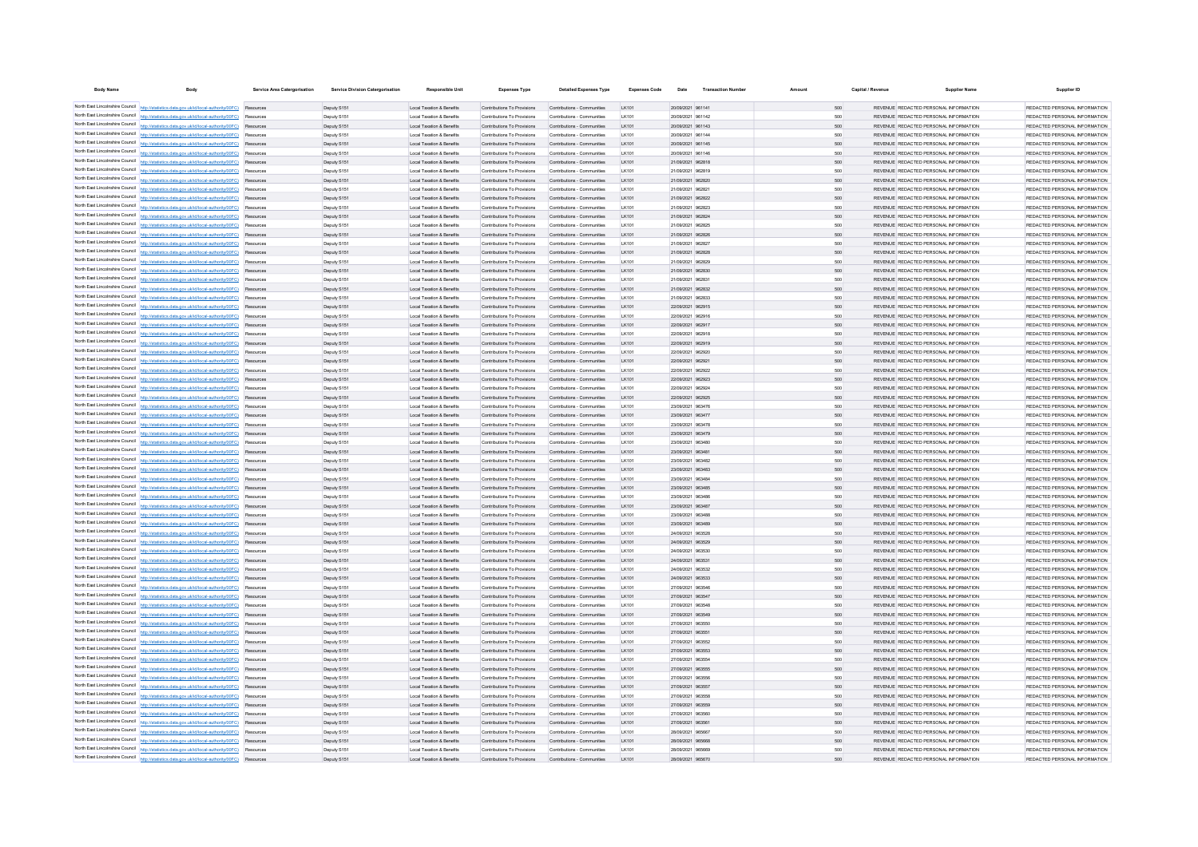| Body Name | Body | Service Area Catergorisation | Service Division Catergorisation | Responsible Unit | Expenses Type | Detailed Expenses Type | Expenses Code | Date | Transaction Number | Amount | Capital / Revenue | Supplier Name | Supplier ID |
|---|---|---|---|---|---|---|---|---|---|---|---|---|---|
| North East Lincolnshire Council | http://statistics.data.gov.uk/id/local-authority/00FC) | Resources | Deputy S151 | Local Taxation & Benefits | Contributions To Provisions | Contributions - Communities | LK101 | 20/09/2021 | 961141 | 500 | REVENUE | REDACTED PERSONAL INFORMATION | REDACTED PERSONAL INFORMATION |
| North East Lincolnshire Council | http://statistics.data.gov.uk/id/local-authority/00FC) | Resources | Deputy S151 | Local Taxation & Benefits | Contributions To Provisions | Contributions - Communities | LK101 | 20/09/2021 | 961142 | 500 | REVENUE | REDACTED PERSONAL INFORMATION | REDACTED PERSONAL INFORMATION |
| North East Lincolnshire Council | http://statistics.data.gov.uk/id/local-authority/00FC) | Resources | Deputy S151 | Local Taxation & Benefits | Contributions To Provisions | Contributions - Communities | LK101 | 20/09/2021 | 961143 | 500 | REVENUE | REDACTED PERSONAL INFORMATION | REDACTED PERSONAL INFORMATION |
| North East Lincolnshire Council | http://statistics.data.gov.uk/id/local-authority/00FC) | Resources | Deputy S151 | Local Taxation & Benefits | Contributions To Provisions | Contributions - Communities | LK101 | 20/09/2021 | 961144 | 500 | REVENUE | REDACTED PERSONAL INFORMATION | REDACTED PERSONAL INFORMATION |
| North East Lincolnshire Council | http://statistics.data.gov.uk/id/local-authority/00FC) | Resources | Deputy S151 | Local Taxation & Benefits | Contributions To Provisions | Contributions - Communities | LK101 | 20/09/2021 | 961145 | 500 | REVENUE | REDACTED PERSONAL INFORMATION | REDACTED PERSONAL INFORMATION |
| North East Lincolnshire Council | http://statistics.data.gov.uk/id/local-authority/00FC) | Resources | Deputy S151 | Local Taxation & Benefits | Contributions To Provisions | Contributions - Communities | LK101 | 20/09/2021 | 961146 | 500 | REVENUE | REDACTED PERSONAL INFORMATION | REDACTED PERSONAL INFORMATION |
| North East Lincolnshire Council | http://statistics.data.gov.uk/id/local-authority/00FC) | Resources | Deputy S151 | Local Taxation & Benefits | Contributions To Provisions | Contributions - Communities | LK101 | 21/09/2021 | 962818 | 500 | REVENUE | REDACTED PERSONAL INFORMATION | REDACTED PERSONAL INFORMATION |
| North East Lincolnshire Council | http://statistics.data.gov.uk/id/local-authority/00FC) | Resources | Deputy S151 | Local Taxation & Benefits | Contributions To Provisions | Contributions - Communities | LK101 | 21/09/2021 | 962819 | 500 | REVENUE | REDACTED PERSONAL INFORMATION | REDACTED PERSONAL INFORMATION |
| North East Lincolnshire Council | http://statistics.data.gov.uk/id/local-authority/00FC) | Resources | Deputy S151 | Local Taxation & Benefits | Contributions To Provisions | Contributions - Communities | LK101 | 21/09/2021 | 962820 | 500 | REVENUE | REDACTED PERSONAL INFORMATION | REDACTED PERSONAL INFORMATION |
| North East Lincolnshire Council | http://statistics.data.gov.uk/id/local-authority/00FC) | Resources | Deputy S151 | Local Taxation & Benefits | Contributions To Provisions | Contributions - Communities | LK101 | 21/09/2021 | 962821 | 500 | REVENUE | REDACTED PERSONAL INFORMATION | REDACTED PERSONAL INFORMATION |
| North East Lincolnshire Council | http://statistics.data.gov.uk/id/local-authority/00FC) | Resources | Deputy S151 | Local Taxation & Benefits | Contributions To Provisions | Contributions - Communities | LK101 | 21/09/2021 | 962822 | 500 | REVENUE | REDACTED PERSONAL INFORMATION | REDACTED PERSONAL INFORMATION |
| North East Lincolnshire Council | http://statistics.data.gov.uk/id/local-authority/00FC) | Resources | Deputy S151 | Local Taxation & Benefits | Contributions To Provisions | Contributions - Communities | LK101 | 21/09/2021 | 962823 | 500 | REVENUE | REDACTED PERSONAL INFORMATION | REDACTED PERSONAL INFORMATION |
| North East Lincolnshire Council | http://statistics.data.gov.uk/id/local-authority/00FC) | Resources | Deputy S151 | Local Taxation & Benefits | Contributions To Provisions | Contributions - Communities | LK101 | 21/09/2021 | 962824 | 500 | REVENUE | REDACTED PERSONAL INFORMATION | REDACTED PERSONAL INFORMATION |
| North East Lincolnshire Council | http://statistics.data.gov.uk/id/local-authority/00FC) | Resources | Deputy S151 | Local Taxation & Benefits | Contributions To Provisions | Contributions - Communities | LK101 | 21/09/2021 | 962825 | 500 | REVENUE | REDACTED PERSONAL INFORMATION | REDACTED PERSONAL INFORMATION |
| North East Lincolnshire Council | http://statistics.data.gov.uk/id/local-authority/00FC) | Resources | Deputy S151 | Local Taxation & Benefits | Contributions To Provisions | Contributions - Communities | LK101 | 21/09/2021 | 962826 | 500 | REVENUE | REDACTED PERSONAL INFORMATION | REDACTED PERSONAL INFORMATION |
| North East Lincolnshire Council | http://statistics.data.gov.uk/id/local-authority/00FC) | Resources | Deputy S151 | Local Taxation & Benefits | Contributions To Provisions | Contributions - Communities | LK101 | 21/09/2021 | 962827 | 500 | REVENUE | REDACTED PERSONAL INFORMATION | REDACTED PERSONAL INFORMATION |
| North East Lincolnshire Council | http://statistics.data.gov.uk/id/local-authority/00FC) | Resources | Deputy S151 | Local Taxation & Benefits | Contributions To Provisions | Contributions - Communities | LK101 | 21/09/2021 | 962828 | 500 | REVENUE | REDACTED PERSONAL INFORMATION | REDACTED PERSONAL INFORMATION |
| North East Lincolnshire Council | http://statistics.data.gov.uk/id/local-authority/00FC) | Resources | Deputy S151 | Local Taxation & Benefits | Contributions To Provisions | Contributions - Communities | LK101 | 21/09/2021 | 962829 | 500 | REVENUE | REDACTED PERSONAL INFORMATION | REDACTED PERSONAL INFORMATION |
| North East Lincolnshire Council | http://statistics.data.gov.uk/id/local-authority/00FC) | Resources | Deputy S151 | Local Taxation & Benefits | Contributions To Provisions | Contributions - Communities | LK101 | 21/09/2021 | 962830 | 500 | REVENUE | REDACTED PERSONAL INFORMATION | REDACTED PERSONAL INFORMATION |
| North East Lincolnshire Council | http://statistics.data.gov.uk/id/local-authority/00FC) | Resources | Deputy S151 | Local Taxation & Benefits | Contributions To Provisions | Contributions - Communities | LK101 | 21/09/2021 | 962831 | 500 | REVENUE | REDACTED PERSONAL INFORMATION | REDACTED PERSONAL INFORMATION |
| North East Lincolnshire Council | http://statistics.data.gov.uk/id/local-authority/00FC) | Resources | Deputy S151 | Local Taxation & Benefits | Contributions To Provisions | Contributions - Communities | LK101 | 21/09/2021 | 962832 | 500 | REVENUE | REDACTED PERSONAL INFORMATION | REDACTED PERSONAL INFORMATION |
| North East Lincolnshire Council | http://statistics.data.gov.uk/id/local-authority/00FC) | Resources | Deputy S151 | Local Taxation & Benefits | Contributions To Provisions | Contributions - Communities | LK101 | 21/09/2021 | 962833 | 500 | REVENUE | REDACTED PERSONAL INFORMATION | REDACTED PERSONAL INFORMATION |
| North East Lincolnshire Council | http://statistics.data.gov.uk/id/local-authority/00FC) | Resources | Deputy S151 | Local Taxation & Benefits | Contributions To Provisions | Contributions - Communities | LK101 | 22/09/2021 | 962915 | 500 | REVENUE | REDACTED PERSONAL INFORMATION | REDACTED PERSONAL INFORMATION |
| North East Lincolnshire Council | http://statistics.data.gov.uk/id/local-authority/00FC) | Resources | Deputy S151 | Local Taxation & Benefits | Contributions To Provisions | Contributions - Communities | LK101 | 22/09/2021 | 962916 | 500 | REVENUE | REDACTED PERSONAL INFORMATION | REDACTED PERSONAL INFORMATION |
| North East Lincolnshire Council | http://statistics.data.gov.uk/id/local-authority/00FC) | Resources | Deputy S151 | Local Taxation & Benefits | Contributions To Provisions | Contributions - Communities | LK101 | 22/09/2021 | 962917 | 500 | REVENUE | REDACTED PERSONAL INFORMATION | REDACTED PERSONAL INFORMATION |
| North East Lincolnshire Council | http://statistics.data.gov.uk/id/local-authority/00FC) | Resources | Deputy S151 | Local Taxation & Benefits | Contributions To Provisions | Contributions - Communities | LK101 | 22/09/2021 | 962918 | 500 | REVENUE | REDACTED PERSONAL INFORMATION | REDACTED PERSONAL INFORMATION |
| North East Lincolnshire Council | http://statistics.data.gov.uk/id/local-authority/00FC) | Resources | Deputy S151 | Local Taxation & Benefits | Contributions To Provisions | Contributions - Communities | LK101 | 22/09/2021 | 962919 | 500 | REVENUE | REDACTED PERSONAL INFORMATION | REDACTED PERSONAL INFORMATION |
| North East Lincolnshire Council | http://statistics.data.gov.uk/id/local-authority/00FC) | Resources | Deputy S151 | Local Taxation & Benefits | Contributions To Provisions | Contributions - Communities | LK101 | 22/09/2021 | 962920 | 500 | REVENUE | REDACTED PERSONAL INFORMATION | REDACTED PERSONAL INFORMATION |
| North East Lincolnshire Council | http://statistics.data.gov.uk/id/local-authority/00FC) | Resources | Deputy S151 | Local Taxation & Benefits | Contributions To Provisions | Contributions - Communities | LK101 | 22/09/2021 | 962921 | 500 | REVENUE | REDACTED PERSONAL INFORMATION | REDACTED PERSONAL INFORMATION |
| North East Lincolnshire Council | http://statistics.data.gov.uk/id/local-authority/00FC) | Resources | Deputy S151 | Local Taxation & Benefits | Contributions To Provisions | Contributions - Communities | LK101 | 22/09/2021 | 962922 | 500 | REVENUE | REDACTED PERSONAL INFORMATION | REDACTED PERSONAL INFORMATION |
| North East Lincolnshire Council | http://statistics.data.gov.uk/id/local-authority/00FC) | Resources | Deputy S151 | Local Taxation & Benefits | Contributions To Provisions | Contributions - Communities | LK101 | 22/09/2021 | 962923 | 500 | REVENUE | REDACTED PERSONAL INFORMATION | REDACTED PERSONAL INFORMATION |
| North East Lincolnshire Council | http://statistics.data.gov.uk/id/local-authority/00FC) | Resources | Deputy S151 | Local Taxation & Benefits | Contributions To Provisions | Contributions - Communities | LK101 | 22/09/2021 | 962924 | 500 | REVENUE | REDACTED PERSONAL INFORMATION | REDACTED PERSONAL INFORMATION |
| North East Lincolnshire Council | http://statistics.data.gov.uk/id/local-authority/00FC) | Resources | Deputy S151 | Local Taxation & Benefits | Contributions To Provisions | Contributions - Communities | LK101 | 22/09/2021 | 962925 | 500 | REVENUE | REDACTED PERSONAL INFORMATION | REDACTED PERSONAL INFORMATION |
| North East Lincolnshire Council | http://statistics.data.gov.uk/id/local-authority/00FC) | Resources | Deputy S151 | Local Taxation & Benefits | Contributions To Provisions | Contributions - Communities | LK101 | 23/09/2021 | 963476 | 500 | REVENUE | REDACTED PERSONAL INFORMATION | REDACTED PERSONAL INFORMATION |
| North East Lincolnshire Council | http://statistics.data.gov.uk/id/local-authority/00FC) | Resources | Deputy S151 | Local Taxation & Benefits | Contributions To Provisions | Contributions - Communities | LK101 | 23/09/2021 | 963477 | 500 | REVENUE | REDACTED PERSONAL INFORMATION | REDACTED PERSONAL INFORMATION |
| North East Lincolnshire Council | http://statistics.data.gov.uk/id/local-authority/00FC) | Resources | Deputy S151 | Local Taxation & Benefits | Contributions To Provisions | Contributions - Communities | LK101 | 23/09/2021 | 963478 | 500 | REVENUE | REDACTED PERSONAL INFORMATION | REDACTED PERSONAL INFORMATION |
| North East Lincolnshire Council | http://statistics.data.gov.uk/id/local-authority/00FC) | Resources | Deputy S151 | Local Taxation & Benefits | Contributions To Provisions | Contributions - Communities | LK101 | 23/09/2021 | 963479 | 500 | REVENUE | REDACTED PERSONAL INFORMATION | REDACTED PERSONAL INFORMATION |
| North East Lincolnshire Council | http://statistics.data.gov.uk/id/local-authority/00FC) | Resources | Deputy S151 | Local Taxation & Benefits | Contributions To Provisions | Contributions - Communities | LK101 | 23/09/2021 | 963480 | 500 | REVENUE | REDACTED PERSONAL INFORMATION | REDACTED PERSONAL INFORMATION |
| North East Lincolnshire Council | http://statistics.data.gov.uk/id/local-authority/00FC) | Resources | Deputy S151 | Local Taxation & Benefits | Contributions To Provisions | Contributions - Communities | LK101 | 23/09/2021 | 963481 | 500 | REVENUE | REDACTED PERSONAL INFORMATION | REDACTED PERSONAL INFORMATION |
| North East Lincolnshire Council | http://statistics.data.gov.uk/id/local-authority/00FC) | Resources | Deputy S151 | Local Taxation & Benefits | Contributions To Provisions | Contributions - Communities | LK101 | 23/09/2021 | 963482 | 500 | REVENUE | REDACTED PERSONAL INFORMATION | REDACTED PERSONAL INFORMATION |
| North East Lincolnshire Council | http://statistics.data.gov.uk/id/local-authority/00FC) | Resources | Deputy S151 | Local Taxation & Benefits | Contributions To Provisions | Contributions - Communities | LK101 | 23/09/2021 | 963483 | 500 | REVENUE | REDACTED PERSONAL INFORMATION | REDACTED PERSONAL INFORMATION |
| North East Lincolnshire Council | http://statistics.data.gov.uk/id/local-authority/00FC) | Resources | Deputy S151 | Local Taxation & Benefits | Contributions To Provisions | Contributions - Communities | LK101 | 23/09/2021 | 963484 | 500 | REVENUE | REDACTED PERSONAL INFORMATION | REDACTED PERSONAL INFORMATION |
| North East Lincolnshire Council | http://statistics.data.gov.uk/id/local-authority/00FC) | Resources | Deputy S151 | Local Taxation & Benefits | Contributions To Provisions | Contributions - Communities | LK101 | 23/09/2021 | 963485 | 500 | REVENUE | REDACTED PERSONAL INFORMATION | REDACTED PERSONAL INFORMATION |
| North East Lincolnshire Council | http://statistics.data.gov.uk/id/local-authority/00FC) | Resources | Deputy S151 | Local Taxation & Benefits | Contributions To Provisions | Contributions - Communities | LK101 | 23/09/2021 | 963486 | 500 | REVENUE | REDACTED PERSONAL INFORMATION | REDACTED PERSONAL INFORMATION |
| North East Lincolnshire Council | http://statistics.data.gov.uk/id/local-authority/00FC) | Resources | Deputy S151 | Local Taxation & Benefits | Contributions To Provisions | Contributions - Communities | LK101 | 23/09/2021 | 963487 | 500 | REVENUE | REDACTED PERSONAL INFORMATION | REDACTED PERSONAL INFORMATION |
| North East Lincolnshire Council | http://statistics.data.gov.uk/id/local-authority/00FC) | Resources | Deputy S151 | Local Taxation & Benefits | Contributions To Provisions | Contributions - Communities | LK101 | 23/09/2021 | 963488 | 500 | REVENUE | REDACTED PERSONAL INFORMATION | REDACTED PERSONAL INFORMATION |
| North East Lincolnshire Council | http://statistics.data.gov.uk/id/local-authority/00FC) | Resources | Deputy S151 | Local Taxation & Benefits | Contributions To Provisions | Contributions - Communities | LK101 | 23/09/2021 | 963489 | 500 | REVENUE | REDACTED PERSONAL INFORMATION | REDACTED PERSONAL INFORMATION |
| North East Lincolnshire Council | http://statistics.data.gov.uk/id/local-authority/00FC) | Resources | Deputy S151 | Local Taxation & Benefits | Contributions To Provisions | Contributions - Communities | LK101 | 24/09/2021 | 963528 | 500 | REVENUE | REDACTED PERSONAL INFORMATION | REDACTED PERSONAL INFORMATION |
| North East Lincolnshire Council | http://statistics.data.gov.uk/id/local-authority/00FC) | Resources | Deputy S151 | Local Taxation & Benefits | Contributions To Provisions | Contributions - Communities | LK101 | 24/09/2021 | 963529 | 500 | REVENUE | REDACTED PERSONAL INFORMATION | REDACTED PERSONAL INFORMATION |
| North East Lincolnshire Council | http://statistics.data.gov.uk/id/local-authority/00FC) | Resources | Deputy S151 | Local Taxation & Benefits | Contributions To Provisions | Contributions - Communities | LK101 | 24/09/2021 | 963530 | 500 | REVENUE | REDACTED PERSONAL INFORMATION | REDACTED PERSONAL INFORMATION |
| North East Lincolnshire Council | http://statistics.data.gov.uk/id/local-authority/00FC) | Resources | Deputy S151 | Local Taxation & Benefits | Contributions To Provisions | Contributions - Communities | LK101 | 24/09/2021 | 963531 | 500 | REVENUE | REDACTED PERSONAL INFORMATION | REDACTED PERSONAL INFORMATION |
| North East Lincolnshire Council | http://statistics.data.gov.uk/id/local-authority/00FC) | Resources | Deputy S151 | Local Taxation & Benefits | Contributions To Provisions | Contributions - Communities | LK101 | 24/09/2021 | 963532 | 500 | REVENUE | REDACTED PERSONAL INFORMATION | REDACTED PERSONAL INFORMATION |
| North East Lincolnshire Council | http://statistics.data.gov.uk/id/local-authority/00FC) | Resources | Deputy S151 | Local Taxation & Benefits | Contributions To Provisions | Contributions - Communities | LK101 | 24/09/2021 | 963533 | 500 | REVENUE | REDACTED PERSONAL INFORMATION | REDACTED PERSONAL INFORMATION |
| North East Lincolnshire Council | http://statistics.data.gov.uk/id/local-authority/00FC) | Resources | Deputy S151 | Local Taxation & Benefits | Contributions To Provisions | Contributions - Communities | LK101 | 27/09/2021 | 963546 | 500 | REVENUE | REDACTED PERSONAL INFORMATION | REDACTED PERSONAL INFORMATION |
| North East Lincolnshire Council | http://statistics.data.gov.uk/id/local-authority/00FC) | Resources | Deputy S151 | Local Taxation & Benefits | Contributions To Provisions | Contributions - Communities | LK101 | 27/09/2021 | 963547 | 500 | REVENUE | REDACTED PERSONAL INFORMATION | REDACTED PERSONAL INFORMATION |
| North East Lincolnshire Council | http://statistics.data.gov.uk/id/local-authority/00FC) | Resources | Deputy S151 | Local Taxation & Benefits | Contributions To Provisions | Contributions - Communities | LK101 | 27/09/2021 | 963548 | 500 | REVENUE | REDACTED PERSONAL INFORMATION | REDACTED PERSONAL INFORMATION |
| North East Lincolnshire Council | http://statistics.data.gov.uk/id/local-authority/00FC) | Resources | Deputy S151 | Local Taxation & Benefits | Contributions To Provisions | Contributions - Communities | LK101 | 27/09/2021 | 963549 | 500 | REVENUE | REDACTED PERSONAL INFORMATION | REDACTED PERSONAL INFORMATION |
| North East Lincolnshire Council | http://statistics.data.gov.uk/id/local-authority/00FC) | Resources | Deputy S151 | Local Taxation & Benefits | Contributions To Provisions | Contributions - Communities | LK101 | 27/09/2021 | 963550 | 500 | REVENUE | REDACTED PERSONAL INFORMATION | REDACTED PERSONAL INFORMATION |
| North East Lincolnshire Council | http://statistics.data.gov.uk/id/local-authority/00FC) | Resources | Deputy S151 | Local Taxation & Benefits | Contributions To Provisions | Contributions - Communities | LK101 | 27/09/2021 | 963551 | 500 | REVENUE | REDACTED PERSONAL INFORMATION | REDACTED PERSONAL INFORMATION |
| North East Lincolnshire Council | http://statistics.data.gov.uk/id/local-authority/00FC) | Resources | Deputy S151 | Local Taxation & Benefits | Contributions To Provisions | Contributions - Communities | LK101 | 27/09/2021 | 963552 | 500 | REVENUE | REDACTED PERSONAL INFORMATION | REDACTED PERSONAL INFORMATION |
| North East Lincolnshire Council | http://statistics.data.gov.uk/id/local-authority/00FC) | Resources | Deputy S151 | Local Taxation & Benefits | Contributions To Provisions | Contributions - Communities | LK101 | 27/09/2021 | 963553 | 500 | REVENUE | REDACTED PERSONAL INFORMATION | REDACTED PERSONAL INFORMATION |
| North East Lincolnshire Council | http://statistics.data.gov.uk/id/local-authority/00FC) | Resources | Deputy S151 | Local Taxation & Benefits | Contributions To Provisions | Contributions - Communities | LK101 | 27/09/2021 | 963554 | 500 | REVENUE | REDACTED PERSONAL INFORMATION | REDACTED PERSONAL INFORMATION |
| North East Lincolnshire Council | http://statistics.data.gov.uk/id/local-authority/00FC) | Resources | Deputy S151 | Local Taxation & Benefits | Contributions To Provisions | Contributions - Communities | LK101 | 27/09/2021 | 963555 | 500 | REVENUE | REDACTED PERSONAL INFORMATION | REDACTED PERSONAL INFORMATION |
| North East Lincolnshire Council | http://statistics.data.gov.uk/id/local-authority/00FC) | Resources | Deputy S151 | Local Taxation & Benefits | Contributions To Provisions | Contributions - Communities | LK101 | 27/09/2021 | 963556 | 500 | REVENUE | REDACTED PERSONAL INFORMATION | REDACTED PERSONAL INFORMATION |
| North East Lincolnshire Council | http://statistics.data.gov.uk/id/local-authority/00FC) | Resources | Deputy S151 | Local Taxation & Benefits | Contributions To Provisions | Contributions - Communities | LK101 | 27/09/2021 | 963557 | 500 | REVENUE | REDACTED PERSONAL INFORMATION | REDACTED PERSONAL INFORMATION |
| North East Lincolnshire Council | http://statistics.data.gov.uk/id/local-authority/00FC) | Resources | Deputy S151 | Local Taxation & Benefits | Contributions To Provisions | Contributions - Communities | LK101 | 27/09/2021 | 963558 | 500 | REVENUE | REDACTED PERSONAL INFORMATION | REDACTED PERSONAL INFORMATION |
| North East Lincolnshire Council | http://statistics.data.gov.uk/id/local-authority/00FC) | Resources | Deputy S151 | Local Taxation & Benefits | Contributions To Provisions | Contributions - Communities | LK101 | 27/09/2021 | 963559 | 500 | REVENUE | REDACTED PERSONAL INFORMATION | REDACTED PERSONAL INFORMATION |
| North East Lincolnshire Council | http://statistics.data.gov.uk/id/local-authority/00FC) | Resources | Deputy S151 | Local Taxation & Benefits | Contributions To Provisions | Contributions - Communities | LK101 | 27/09/2021 | 963560 | 500 | REVENUE | REDACTED PERSONAL INFORMATION | REDACTED PERSONAL INFORMATION |
| North East Lincolnshire Council | http://statistics.data.gov.uk/id/local-authority/00FC) | Resources | Deputy S151 | Local Taxation & Benefits | Contributions To Provisions | Contributions - Communities | LK101 | 27/09/2021 | 963561 | 500 | REVENUE | REDACTED PERSONAL INFORMATION | REDACTED PERSONAL INFORMATION |
| North East Lincolnshire Council | http://statistics.data.gov.uk/id/local-authority/00FC) | Resources | Deputy S151 | Local Taxation & Benefits | Contributions To Provisions | Contributions - Communities | LK101 | 28/09/2021 | 965667 | 500 | REVENUE | REDACTED PERSONAL INFORMATION | REDACTED PERSONAL INFORMATION |
| North East Lincolnshire Council | http://statistics.data.gov.uk/id/local-authority/00FC) | Resources | Deputy S151 | Local Taxation & Benefits | Contributions To Provisions | Contributions - Communities | LK101 | 28/09/2021 | 965668 | 500 | REVENUE | REDACTED PERSONAL INFORMATION | REDACTED PERSONAL INFORMATION |
| North East Lincolnshire Council | http://statistics.data.gov.uk/id/local-authority/00FC) | Resources | Deputy S151 | Local Taxation & Benefits | Contributions To Provisions | Contributions - Communities | LK101 | 28/09/2021 | 965669 | 500 | REVENUE | REDACTED PERSONAL INFORMATION | REDACTED PERSONAL INFORMATION |
| North East Lincolnshire Council | http://statistics.data.gov.uk/id/local-authority/00FC) | Resources | Deputy S151 | Local Taxation & Benefits | Contributions To Provisions | Contributions - Communities | LK101 | 28/09/2021 | 965670 | 500 | REVENUE | REDACTED PERSONAL INFORMATION | REDACTED PERSONAL INFORMATION |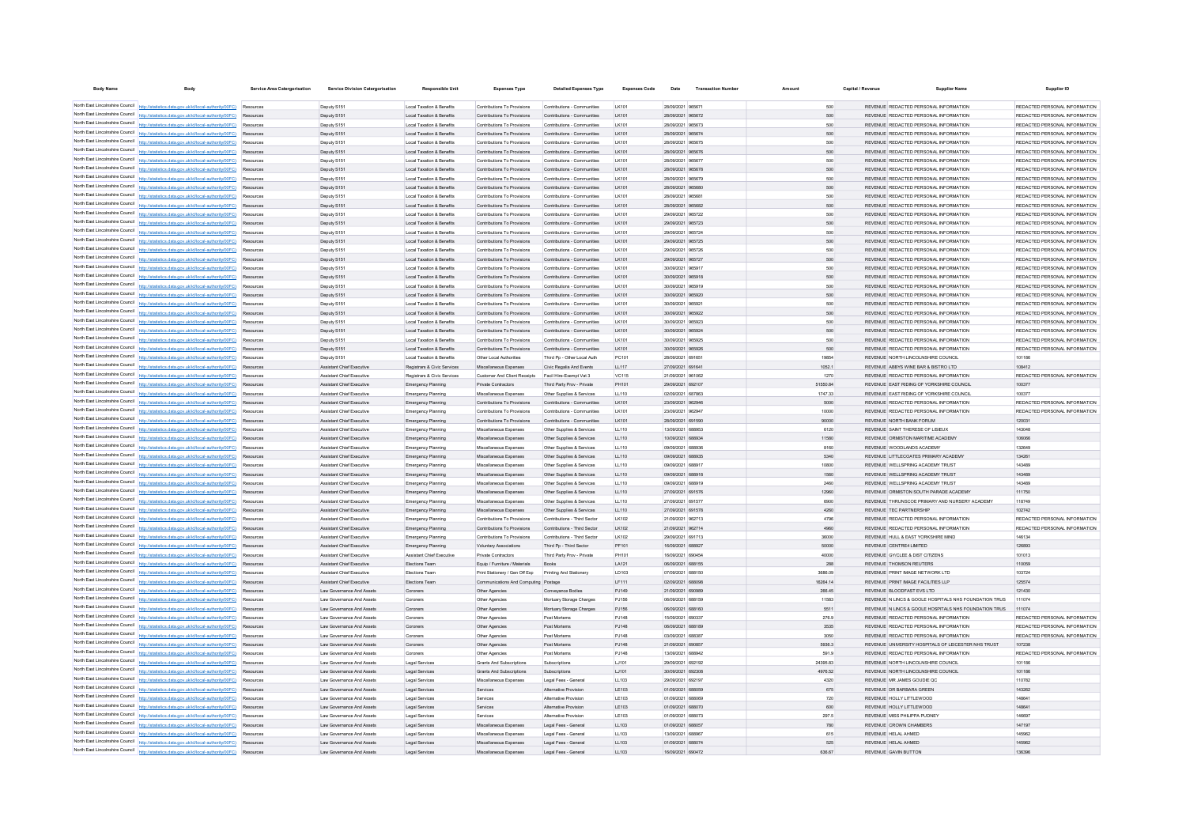| Body Name | Body | Service Area Catergorisation | Service Division Catergorisation | Responsible Unit | Expenses Type | Detailed Expenses Type | Expenses Code | Date | Transaction Number | Amount | Capital / Revenue | Supplier Name | Supplier ID |
|---|---|---|---|---|---|---|---|---|---|---|---|---|---|
| North East Lincolnshire Council | http://statistics.data.gov.uk/id/local-authority/00FC) | Resources | Deputy S151 | Local Taxation & Benefits | Contributions To Provisions | Contributions - Communities | LK101 | 28/09/2021 | 965671 | 500 | REVENUE | REDACTED PERSONAL INFORMATION | REDACTED PERSONAL INFORMATION |
| North East Lincolnshire Council | http://statistics.data.gov.uk/id/local-authority/00FC) | Resources | Deputy S151 | Local Taxation & Benefits | Contributions To Provisions | Contributions - Communities | LK101 | 28/09/2021 | 965672 | 500 | REVENUE | REDACTED PERSONAL INFORMATION | REDACTED PERSONAL INFORMATION |
| North East Lincolnshire Council | http://statistics.data.gov.uk/id/local-authority/00FC) | Resources | Deputy S151 | Local Taxation & Benefits | Contributions To Provisions | Contributions - Communities | LK101 | 28/09/2021 | 965673 | 500 | REVENUE | REDACTED PERSONAL INFORMATION | REDACTED PERSONAL INFORMATION |
| North East Lincolnshire Council | http://statistics.data.gov.uk/id/local-authority/00FC) | Resources | Deputy S151 | Local Taxation & Benefits | Contributions To Provisions | Contributions - Communities | LK101 | 28/09/2021 | 965674 | 500 | REVENUE | REDACTED PERSONAL INFORMATION | REDACTED PERSONAL INFORMATION |
| North East Lincolnshire Council | http://statistics.data.gov.uk/id/local-authority/00FC) | Resources | Deputy S151 | Local Taxation & Benefits | Contributions To Provisions | Contributions - Communities | LK101 | 28/09/2021 | 965675 | 500 | REVENUE | REDACTED PERSONAL INFORMATION | REDACTED PERSONAL INFORMATION |
| North East Lincolnshire Council | http://statistics.data.gov.uk/id/local-authority/00FC) | Resources | Deputy S151 | Local Taxation & Benefits | Contributions To Provisions | Contributions - Communities | LK101 | 28/09/2021 | 965676 | 500 | REVENUE | REDACTED PERSONAL INFORMATION | REDACTED PERSONAL INFORMATION |
| North East Lincolnshire Council | http://statistics.data.gov.uk/id/local-authority/00FC) | Resources | Deputy S151 | Local Taxation & Benefits | Contributions To Provisions | Contributions - Communities | LK101 | 28/09/2021 | 965677 | 500 | REVENUE | REDACTED PERSONAL INFORMATION | REDACTED PERSONAL INFORMATION |
| North East Lincolnshire Council | http://statistics.data.gov.uk/id/local-authority/00FC) | Resources | Deputy S151 | Local Taxation & Benefits | Contributions To Provisions | Contributions - Communities | LK101 | 28/09/2021 | 965678 | 500 | REVENUE | REDACTED PERSONAL INFORMATION | REDACTED PERSONAL INFORMATION |
| North East Lincolnshire Council | http://statistics.data.gov.uk/id/local-authority/00FC) | Resources | Deputy S151 | Local Taxation & Benefits | Contributions To Provisions | Contributions - Communities | LK101 | 28/09/2021 | 965679 | 500 | REVENUE | REDACTED PERSONAL INFORMATION | REDACTED PERSONAL INFORMATION |
| North East Lincolnshire Council | http://statistics.data.gov.uk/id/local-authority/00FC) | Resources | Deputy S151 | Local Taxation & Benefits | Contributions To Provisions | Contributions - Communities | LK101 | 28/09/2021 | 965680 | 500 | REVENUE | REDACTED PERSONAL INFORMATION | REDACTED PERSONAL INFORMATION |
| North East Lincolnshire Council | http://statistics.data.gov.uk/id/local-authority/00FC) | Resources | Deputy S151 | Local Taxation & Benefits | Contributions To Provisions | Contributions - Communities | LK101 | 28/09/2021 | 965681 | 500 | REVENUE | REDACTED PERSONAL INFORMATION | REDACTED PERSONAL INFORMATION |
| North East Lincolnshire Council | http://statistics.data.gov.uk/id/local-authority/00FC) | Resources | Deputy S151 | Local Taxation & Benefits | Contributions To Provisions | Contributions - Communities | LK101 | 28/09/2021 | 965682 | 500 | REVENUE | REDACTED PERSONAL INFORMATION | REDACTED PERSONAL INFORMATION |
| North East Lincolnshire Council | http://statistics.data.gov.uk/id/local-authority/00FC) | Resources | Deputy S151 | Local Taxation & Benefits | Contributions To Provisions | Contributions - Communities | LK101 | 29/09/2021 | 965722 | 500 | REVENUE | REDACTED PERSONAL INFORMATION | REDACTED PERSONAL INFORMATION |
| North East Lincolnshire Council | http://statistics.data.gov.uk/id/local-authority/00FC) | Resources | Deputy S151 | Local Taxation & Benefits | Contributions To Provisions | Contributions - Communities | LK101 | 29/09/2021 | 965723 | 500 | REVENUE | REDACTED PERSONAL INFORMATION | REDACTED PERSONAL INFORMATION |
| North East Lincolnshire Council | http://statistics.data.gov.uk/id/local-authority/00FC) | Resources | Deputy S151 | Local Taxation & Benefits | Contributions To Provisions | Contributions - Communities | LK101 | 29/09/2021 | 965724 | 500 | REVENUE | REDACTED PERSONAL INFORMATION | REDACTED PERSONAL INFORMATION |
| North East Lincolnshire Council | http://statistics.data.gov.uk/id/local-authority/00FC) | Resources | Deputy S151 | Local Taxation & Benefits | Contributions To Provisions | Contributions - Communities | LK101 | 29/09/2021 | 965725 | 500 | REVENUE | REDACTED PERSONAL INFORMATION | REDACTED PERSONAL INFORMATION |
| North East Lincolnshire Council | http://statistics.data.gov.uk/id/local-authority/00FC) | Resources | Deputy S151 | Local Taxation & Benefits | Contributions To Provisions | Contributions - Communities | LK101 | 29/09/2021 | 965726 | 500 | REVENUE | REDACTED PERSONAL INFORMATION | REDACTED PERSONAL INFORMATION |
| North East Lincolnshire Council | http://statistics.data.gov.uk/id/local-authority/00FC) | Resources | Deputy S151 | Local Taxation & Benefits | Contributions To Provisions | Contributions - Communities | LK101 | 29/09/2021 | 965727 | 500 | REVENUE | REDACTED PERSONAL INFORMATION | REDACTED PERSONAL INFORMATION |
| North East Lincolnshire Council | http://statistics.data.gov.uk/id/local-authority/00FC) | Resources | Deputy S151 | Local Taxation & Benefits | Contributions To Provisions | Contributions - Communities | LK101 | 30/09/2021 | 965917 | 500 | REVENUE | REDACTED PERSONAL INFORMATION | REDACTED PERSONAL INFORMATION |
| North East Lincolnshire Council | http://statistics.data.gov.uk/id/local-authority/00FC) | Resources | Deputy S151 | Local Taxation & Benefits | Contributions To Provisions | Contributions - Communities | LK101 | 30/09/2021 | 965918 | 500 | REVENUE | REDACTED PERSONAL INFORMATION | REDACTED PERSONAL INFORMATION |
| North East Lincolnshire Council | http://statistics.data.gov.uk/id/local-authority/00FC) | Resources | Deputy S151 | Local Taxation & Benefits | Contributions To Provisions | Contributions - Communities | LK101 | 30/09/2021 | 965919 | 500 | REVENUE | REDACTED PERSONAL INFORMATION | REDACTED PERSONAL INFORMATION |
| North East Lincolnshire Council | http://statistics.data.gov.uk/id/local-authority/00FC) | Resources | Deputy S151 | Local Taxation & Benefits | Contributions To Provisions | Contributions - Communities | LK101 | 30/09/2021 | 965920 | 500 | REVENUE | REDACTED PERSONAL INFORMATION | REDACTED PERSONAL INFORMATION |
| North East Lincolnshire Council | http://statistics.data.gov.uk/id/local-authority/00FC) | Resources | Deputy S151 | Local Taxation & Benefits | Contributions To Provisions | Contributions - Communities | LK101 | 30/09/2021 | 965921 | 500 | REVENUE | REDACTED PERSONAL INFORMATION | REDACTED PERSONAL INFORMATION |
| North East Lincolnshire Council | http://statistics.data.gov.uk/id/local-authority/00FC) | Resources | Deputy S151 | Local Taxation & Benefits | Contributions To Provisions | Contributions - Communities | LK101 | 30/09/2021 | 965922 | 500 | REVENUE | REDACTED PERSONAL INFORMATION | REDACTED PERSONAL INFORMATION |
| North East Lincolnshire Council | http://statistics.data.gov.uk/id/local-authority/00FC) | Resources | Deputy S151 | Local Taxation & Benefits | Contributions To Provisions | Contributions - Communities | LK101 | 30/09/2021 | 965923 | 500 | REVENUE | REDACTED PERSONAL INFORMATION | REDACTED PERSONAL INFORMATION |
| North East Lincolnshire Council | http://statistics.data.gov.uk/id/local-authority/00FC) | Resources | Deputy S151 | Local Taxation & Benefits | Contributions To Provisions | Contributions - Communities | LK101 | 30/09/2021 | 965924 | 500 | REVENUE | REDACTED PERSONAL INFORMATION | REDACTED PERSONAL INFORMATION |
| North East Lincolnshire Council | http://statistics.data.gov.uk/id/local-authority/00FC) | Resources | Deputy S151 | Local Taxation & Benefits | Contributions To Provisions | Contributions - Communities | LK101 | 30/09/2021 | 965925 | 500 | REVENUE | REDACTED PERSONAL INFORMATION | REDACTED PERSONAL INFORMATION |
| North East Lincolnshire Council | http://statistics.data.gov.uk/id/local-authority/00FC) | Resources | Deputy S151 | Local Taxation & Benefits | Contributions To Provisions | Contributions - Communities | LK101 | 30/09/2021 | 965926 | 500 | REVENUE | REDACTED PERSONAL INFORMATION | REDACTED PERSONAL INFORMATION |
| North East Lincolnshire Council | http://statistics.data.gov.uk/id/local-authority/00FC) | Resources | Deputy S151 | Local Taxation & Benefits | Other Local Authorities | Third Pp - Other Local Auth | PC101 | 28/09/2021 | 691651 | 19654 | REVENUE | NORTH LINCOLNSHIRE COUNCIL | 101186 |
| North East Lincolnshire Council | http://statistics.data.gov.uk/id/local-authority/00FC) | Resources | Assistant Chief Executive | Registrars & Civic Services | Miscellaneous Expenses | Civic Regalia And Events | LL117 | 27/09/2021 | 691641 | 1052.1 | REVENUE | ABBYS WINE BAR & BISTRO LTD | 108412 |
| North East Lincolnshire Council | http://statistics.data.gov.uk/id/local-authority/00FC) | Resources | Assistant Chief Executive | Registrars & Civic Services | Customer And Client Receipts | Facil Hire-Exempt Vat 3 | VC115 | 21/09/2021 | 961062 | 1270 | REVENUE | REDACTED PERSONAL INFORMATION | REDACTED PERSONAL INFORMATION |
| North East Lincolnshire Council | http://statistics.data.gov.uk/id/local-authority/00FC) | Resources | Assistant Chief Executive | Emergency Planning | Private Contractors | Third Party Prov - Private | PH101 | 29/09/2021 | 692107 | 51550.84 | REVENUE | EAST RIDING OF YORKSHIRE COUNCIL | 100377 |
| North East Lincolnshire Council | http://statistics.data.gov.uk/id/local-authority/00FC) | Resources | Assistant Chief Executive | Emergency Planning | Miscellaneous Expenses | Other Supplies & Services | LL110 | 02/09/2021 | 687863 | 1747.33 | REVENUE | EAST RIDING OF YORKSHIRE COUNCIL | 100377 |
| North East Lincolnshire Council | http://statistics.data.gov.uk/id/local-authority/00FC) | Resources | Assistant Chief Executive | Emergency Planning | Contributions To Provisions | Contributions - Communities | LK101 | 23/09/2021 | 962946 | 5000 | REVENUE | REDACTED PERSONAL INFORMATION | REDACTED PERSONAL INFORMATION |
| North East Lincolnshire Council | http://statistics.data.gov.uk/id/local-authority/00FC) | Resources | Assistant Chief Executive | Emergency Planning | Contributions To Provisions | Contributions - Communities | LK101 | 23/09/2021 | 962947 | 10000 | REVENUE | REDACTED PERSONAL INFORMATION | REDACTED PERSONAL INFORMATION |
| North East Lincolnshire Council | http://statistics.data.gov.uk/id/local-authority/00FC) | Resources | Assistant Chief Executive | Emergency Planning | Contributions To Provisions | Contributions - Communities | LK101 | 28/09/2021 | 691590 | 90000 | REVENUE | NORTH BANK FORUM | 129031 |
| North East Lincolnshire Council | http://statistics.data.gov.uk/id/local-authority/00FC) | Resources | Assistant Chief Executive | Emergency Planning | Miscellaneous Expenses | Other Supplies & Services | LL110 | 13/09/2021 | 688953 | 6120 | REVENUE | SAINT THERESE OF LISIEUX | 143048 |
| North East Lincolnshire Council | http://statistics.data.gov.uk/id/local-authority/00FC) | Resources | Assistant Chief Executive | Emergency Planning | Miscellaneous Expenses | Other Supplies & Services | LL110 | 10/09/2021 | 688934 | 11580 | REVENUE | ORMISTON MARITIME ACADEMY | 106066 |
| North East Lincolnshire Council | http://statistics.data.gov.uk/id/local-authority/00FC) | Resources | Assistant Chief Executive | Emergency Planning | Miscellaneous Expenses | Other Supplies & Services | LL110 | 09/09/2021 | 688936 | 8160 | REVENUE | WOODLANDS ACADEMY | 132649 |
| North East Lincolnshire Council | http://statistics.data.gov.uk/id/local-authority/00FC) | Resources | Assistant Chief Executive | Emergency Planning | Miscellaneous Expenses | Other Supplies & Services | LL110 | 09/09/2021 | 688935 | 5340 | REVENUE | LITTLECOATES PRIMARY ACADEMY | 134261 |
| North East Lincolnshire Council | http://statistics.data.gov.uk/id/local-authority/00FC) | Resources | Assistant Chief Executive | Emergency Planning | Miscellaneous Expenses | Other Supplies & Services | LL110 | 09/09/2021 | 688917 | 10800 | REVENUE | WELLSPRING ACADEMY TRUST | 143489 |
| North East Lincolnshire Council | http://statistics.data.gov.uk/id/local-authority/00FC) | Resources | Assistant Chief Executive | Emergency Planning | Miscellaneous Expenses | Other Supplies & Services | LL110 | 09/09/2021 | 688918 | 1560 | REVENUE | WELLSPRING ACADEMY TRUST | 143489 |
| North East Lincolnshire Council | http://statistics.data.gov.uk/id/local-authority/00FC) | Resources | Assistant Chief Executive | Emergency Planning | Miscellaneous Expenses | Other Supplies & Services | LL110 | 09/09/2021 | 688919 | 2460 | REVENUE | WELLSPRING ACADEMY TRUST | 143489 |
| North East Lincolnshire Council | http://statistics.data.gov.uk/id/local-authority/00FC) | Resources | Assistant Chief Executive | Emergency Planning | Miscellaneous Expenses | Other Supplies & Services | LL110 | 27/09/2021 | 691576 | 12960 | REVENUE | ORMISTON SOUTH PARADE ACADEMY | 111750 |
| North East Lincolnshire Council | http://statistics.data.gov.uk/id/local-authority/00FC) | Resources | Assistant Chief Executive | Emergency Planning | Miscellaneous Expenses | Other Supplies & Services | LL110 | 27/09/2021 | 691577 | 6900 | REVENUE | THRUNSCOE PRIMARY AND NURSERY ACADEMY | 118749 |
| North East Lincolnshire Council | http://statistics.data.gov.uk/id/local-authority/00FC) | Resources | Assistant Chief Executive | Emergency Planning | Miscellaneous Expenses | Other Supplies & Services | LL110 | 27/09/2021 | 691578 | 4260 | REVENUE | TEC PARTNERSHIP | 102742 |
| North East Lincolnshire Council | http://statistics.data.gov.uk/id/local-authority/00FC) | Resources | Assistant Chief Executive | Emergency Planning | Contributions To Provisions | Contributions - Third Sector | LK102 | 21/09/2021 | 962713 | 4796 | REVENUE | REDACTED PERSONAL INFORMATION | REDACTED PERSONAL INFORMATION |
| North East Lincolnshire Council | http://statistics.data.gov.uk/id/local-authority/00FC) | Resources | Assistant Chief Executive | Emergency Planning | Contributions To Provisions | Contributions - Third Sector | LK102 | 21/09/2021 | 962714 | 4960 | REVENUE | REDACTED PERSONAL INFORMATION | REDACTED PERSONAL INFORMATION |
| North East Lincolnshire Council | http://statistics.data.gov.uk/id/local-authority/00FC) | Resources | Assistant Chief Executive | Emergency Planning | Contributions To Provisions | Contributions - Third Sector | LK102 | 29/09/2021 | 691713 | 36000 | REVENUE | HULL & EAST YORKSHIRE MIND | 146134 |
| North East Lincolnshire Council | http://statistics.data.gov.uk/id/local-authority/00FC) | Resources | Assistant Chief Executive | Emergency Planning | Voluntary Associations | Third Pp - Third Sector | PF101 | 16/09/2021 | 688927 | 50000 | REVENUE | CENTRE4 LIMITED | 126893 |
| North East Lincolnshire Council | http://statistics.data.gov.uk/id/local-authority/00FC) | Resources | Assistant Chief Executive | Assistant Chief Executive | Private Contractors | Third Party Prov - Private | PH101 | 16/09/2021 | 690454 | 40000 | REVENUE | GY/CLEE & DIST CITIZENS | 101013 |
| North East Lincolnshire Council | http://statistics.data.gov.uk/id/local-authority/00FC) | Resources | Assistant Chief Executive | Elections Team | Equip / Furniture / Materials | Books | LA121 | 06/09/2021 | 688155 | 288 | REVENUE | THOMSON REUTERS | 110059 |
| North East Lincolnshire Council | http://statistics.data.gov.uk/id/local-authority/00FC) | Resources | Assistant Chief Executive | Elections Team | Print Stationery / Gen Off Exp | Printing And Stationery | LD103 | 07/09/2021 | 688150 | 3686.09 | REVENUE | PRINT IMAGE NETWORK LTD | 103724 |
| North East Lincolnshire Council | http://statistics.data.gov.uk/id/local-authority/00FC) | Resources | Assistant Chief Executive | Elections Team | Communications And Computing | Postage | LF111 | 02/09/2021 | 688098 | 16264.14 | REVENUE | PRINT IMAGE FACILITIES LLP | 125574 |
| North East Lincolnshire Council | http://statistics.data.gov.uk/id/local-authority/00FC) | Resources | Law Governance And Assets | Coroners | Other Agencies | Conveyance Bodies | PJ149 | 21/09/2021 | 690989 | 266.45 | REVENUE | BLOODFAST EVS LTD | 121430 |
| North East Lincolnshire Council | http://statistics.data.gov.uk/id/local-authority/00FC) | Resources | Law Governance And Assets | Coroners | Other Agencies | Mortuary Storage Charges | PJ156 | 06/09/2021 | 688159 | 11583 | REVENUE | N LINCS & GOOLE HOSPITALS NHS FOUNDATION TRUS | 111074 |
| North East Lincolnshire Council | http://statistics.data.gov.uk/id/local-authority/00FC) | Resources | Law Governance And Assets | Coroners | Other Agencies | Mortuary Storage Charges | PJ156 | 06/09/2021 | 688160 | 5511 | REVENUE | N LINCS & GOOLE HOSPITALS NHS FOUNDATION TRUS | 111074 |
| North East Lincolnshire Council | http://statistics.data.gov.uk/id/local-authority/00FC) | Resources | Law Governance And Assets | Coroners | Other Agencies | Post Mortems | PJ148 | 15/09/2021 | 690337 | 276.9 | REVENUE | REDACTED PERSONAL INFORMATION | REDACTED PERSONAL INFORMATION |
| North East Lincolnshire Council | http://statistics.data.gov.uk/id/local-authority/00FC) | Resources | Law Governance And Assets | Coroners | Other Agencies | Post Mortems | PJ148 | 06/09/2021 | 688189 | 3535 | REVENUE | REDACTED PERSONAL INFORMATION | REDACTED PERSONAL INFORMATION |
| North East Lincolnshire Council | http://statistics.data.gov.uk/id/local-authority/00FC) | Resources | Law Governance And Assets | Coroners | Other Agencies | Post Mortems | PJ148 | 03/09/2021 | 688387 | 3050 | REVENUE | REDACTED PERSONAL INFORMATION | REDACTED PERSONAL INFORMATION |
| North East Lincolnshire Council | http://statistics.data.gov.uk/id/local-authority/00FC) | Resources | Law Governance And Assets | Coroners | Other Agencies | Post Mortems | PJ148 | 21/09/2021 | 690857 | 5936.3 | REVENUE | UNIVERSITY HOSPITALS OF LEICESTER NHS TRUST | 107236 |
| North East Lincolnshire Council | http://statistics.data.gov.uk/id/local-authority/00FC) | Resources | Law Governance And Assets | Coroners | Other Agencies | Post Mortems | PJ148 | 13/09/2021 | 688942 | 591.9 | REVENUE | REDACTED PERSONAL INFORMATION | REDACTED PERSONAL INFORMATION |
| North East Lincolnshire Council | http://statistics.data.gov.uk/id/local-authority/00FC) | Resources | Law Governance And Assets | Legal Services | Grants And Subscriptions | Subscriptions | LJ101 | 29/09/2021 | 692192 | 24395.63 | REVENUE | NORTH LINCOLNSHIRE COUNCIL | 101186 |
| North East Lincolnshire Council | http://statistics.data.gov.uk/id/local-authority/00FC) | Resources | Law Governance And Assets | Legal Services | Grants And Subscriptions | Subscriptions | LJ101 | 30/09/2021 | 692308 | 4976.52 | REVENUE | NORTH LINCOLNSHIRE COUNCIL | 101186 |
| North East Lincolnshire Council | http://statistics.data.gov.uk/id/local-authority/00FC) | Resources | Law Governance And Assets | Legal Services | Miscellaneous Expenses | Legal Fees - General | LL103 | 29/09/2021 | 692197 | 4320 | REVENUE | MR JAMES GOUDIE QC | 110782 |
| North East Lincolnshire Council | http://statistics.data.gov.uk/id/local-authority/00FC) | Resources | Law Governance And Assets | Legal Services | Services | Alternative Provision | LE103 | 01/09/2021 | 688059 | 675 | REVENUE | DR BARBARA GREEN | 143262 |
| North East Lincolnshire Council | http://statistics.data.gov.uk/id/local-authority/00FC) | Resources | Law Governance And Assets | Legal Services | Services | Alternative Provision | LE103 | 01/09/2021 | 688069 | 720 | REVENUE | HOLLY LITTLEWOOD | 148641 |
| North East Lincolnshire Council | http://statistics.data.gov.uk/id/local-authority/00FC) | Resources | Law Governance And Assets | Legal Services | Services | Alternative Provision | LE103 | 01/09/2021 | 688070 | 600 | REVENUE | HOLLY LITTLEWOOD | 148641 |
| North East Lincolnshire Council | http://statistics.data.gov.uk/id/local-authority/00FC) | Resources | Law Governance And Assets | Legal Services | Services | Alternative Provision | LE103 | 01/09/2021 | 688073 | 297.5 | REVENUE | MISS PHILIPPA PUDNEY | 146697 |
| North East Lincolnshire Council | http://statistics.data.gov.uk/id/local-authority/00FC) | Resources | Law Governance And Assets | Legal Services | Miscellaneous Expenses | Legal Fees - General | LL103 | 01/09/2021 | 688057 | 780 | REVENUE | CROWN CHAMBERS | 147197 |
| North East Lincolnshire Council | http://statistics.data.gov.uk/id/local-authority/00FC) | Resources | Law Governance And Assets | Legal Services | Miscellaneous Expenses | Legal Fees - General | LL103 | 13/09/2021 | 688967 | 615 | REVENUE | HELAL AHMED | 145962 |
| North East Lincolnshire Council | http://statistics.data.gov.uk/id/local-authority/00FC) | Resources | Law Governance And Assets | Legal Services | Miscellaneous Expenses | Legal Fees - General | LL103 | 01/09/2021 | 688074 | 525 | REVENUE | HELAL AHMED | 145962 |
| North East Lincolnshire Council | http://statistics.data.gov.uk/id/local-authority/00FC) | Resources | Law Governance And Assets | Legal Services | Miscellaneous Expenses | Legal Fees - General | LL103 | 16/09/2021 | 690472 | 638.67 | REVENUE | GAVIN BUTTON | 136396 |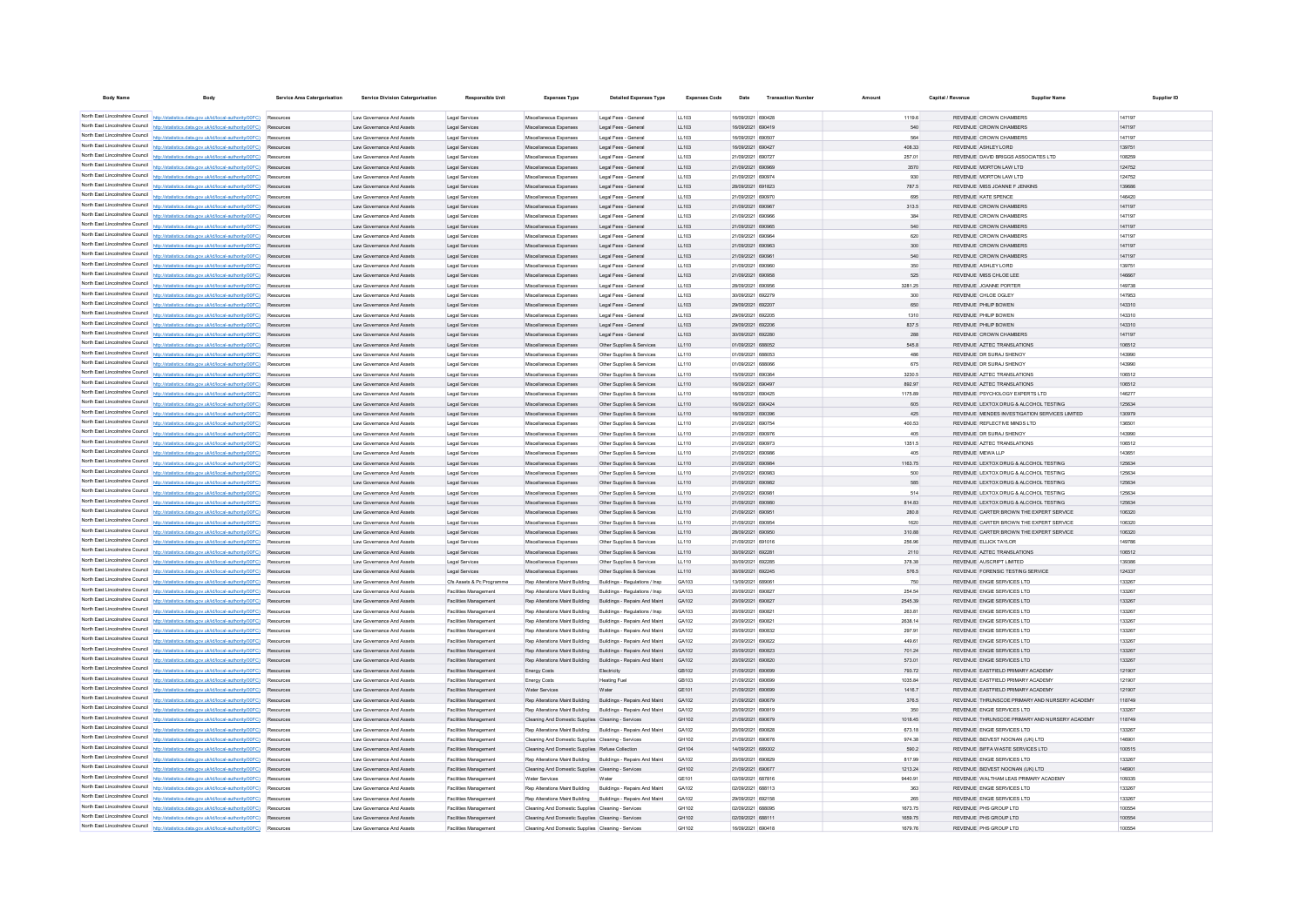| Body Name | Body | Service Area Catergorisation | Service Division Catergorisation | Responsible Unit | Expenses Type | Detailed Expenses Type | Expenses Code | Date | Transaction Number | Amount | Capital / Revenue | Supplier Name | Supplier ID |
|---|---|---|---|---|---|---|---|---|---|---|---|---|---|
| North East Lincolnshire Council | http://statistics.data.gov.uk/id/local-authority/00FC) | Resources | Law Governance And Assets | Legal Services | Miscellaneous Expenses | Legal Fees - General | LL103 | 16/09/2021 | 690428 | 1119.6 | REVENUE | CROWN CHAMBERS | 147197 |
| North East Lincolnshire Council | http://statistics.data.gov.uk/id/local-authority/00FC) | Resources | Law Governance And Assets | Legal Services | Miscellaneous Expenses | Legal Fees - General | LL103 | 16/09/2021 | 690419 | 540 | REVENUE | CROWN CHAMBERS | 147197 |
| North East Lincolnshire Council | http://statistics.data.gov.uk/id/local-authority/00FC) | Resources | Law Governance And Assets | Legal Services | Miscellaneous Expenses | Legal Fees - General | LL103 | 16/09/2021 | 690507 | 564 | REVENUE | CROWN CHAMBERS | 147197 |
| North East Lincolnshire Council | http://statistics.data.gov.uk/id/local-authority/00FC) | Resources | Law Governance And Assets | Legal Services | Miscellaneous Expenses | Legal Fees - General | LL103 | 16/09/2021 | 690427 | 408.33 | REVENUE | ASHLEY LORD | 139751 |
| North East Lincolnshire Council | http://statistics.data.gov.uk/id/local-authority/00FC) | Resources | Law Governance And Assets | Legal Services | Miscellaneous Expenses | Legal Fees - General | LL103 | 21/09/2021 | 690727 | 257.01 | REVENUE | DAVID BRIGGS ASSOCIATES LTD | 108259 |
| North East Lincolnshire Council | http://statistics.data.gov.uk/id/local-authority/00FC) | Resources | Law Governance And Assets | Legal Services | Miscellaneous Expenses | Legal Fees - General | LL103 | 21/09/2021 | 690969 | 3570 | REVENUE | MORTON LAW LTD | 124752 |
| North East Lincolnshire Council | http://statistics.data.gov.uk/id/local-authority/00FC) | Resources | Law Governance And Assets | Legal Services | Miscellaneous Expenses | Legal Fees - General | LL103 | 21/09/2021 | 690974 | 930 | REVENUE | MORTON LAW LTD | 124752 |
| North East Lincolnshire Council | http://statistics.data.gov.uk/id/local-authority/00FC) | Resources | Law Governance And Assets | Legal Services | Miscellaneous Expenses | Legal Fees - General | LL103 | 28/09/2021 | 691823 | 787.5 | REVENUE | MISS JOANNE F JENKINS | 139686 |
| North East Lincolnshire Council | http://statistics.data.gov.uk/id/local-authority/00FC) | Resources | Law Governance And Assets | Legal Services | Miscellaneous Expenses | Legal Fees - General | LL103 | 21/09/2021 | 690970 | 695 | REVENUE | KATE SPENCE | 146420 |
| North East Lincolnshire Council | http://statistics.data.gov.uk/id/local-authority/00FC) | Resources | Law Governance And Assets | Legal Services | Miscellaneous Expenses | Legal Fees - General | LL103 | 21/09/2021 | 690967 | 313.5 | REVENUE | CROWN CHAMBERS | 147197 |
| North East Lincolnshire Council | http://statistics.data.gov.uk/id/local-authority/00FC) | Resources | Law Governance And Assets | Legal Services | Miscellaneous Expenses | Legal Fees - General | LL103 | 21/09/2021 | 690966 | 384 | REVENUE | CROWN CHAMBERS | 147197 |
| North East Lincolnshire Council | http://statistics.data.gov.uk/id/local-authority/00FC) | Resources | Law Governance And Assets | Legal Services | Miscellaneous Expenses | Legal Fees - General | LL103 | 21/09/2021 | 690965 | 540 | REVENUE | CROWN CHAMBERS | 147197 |
| North East Lincolnshire Council | http://statistics.data.gov.uk/id/local-authority/00FC) | Resources | Law Governance And Assets | Legal Services | Miscellaneous Expenses | Legal Fees - General | LL103 | 21/09/2021 | 690964 | 620 | REVENUE | CROWN CHAMBERS | 147197 |
| North East Lincolnshire Council | http://statistics.data.gov.uk/id/local-authority/00FC) | Resources | Law Governance And Assets | Legal Services | Miscellaneous Expenses | Legal Fees - General | LL103 | 21/09/2021 | 690963 | 300 | REVENUE | CROWN CHAMBERS | 147197 |
| North East Lincolnshire Council | http://statistics.data.gov.uk/id/local-authority/00FC) | Resources | Law Governance And Assets | Legal Services | Miscellaneous Expenses | Legal Fees - General | LL103 | 21/09/2021 | 690961 | 540 | REVENUE | CROWN CHAMBERS | 147197 |
| North East Lincolnshire Council | http://statistics.data.gov.uk/id/local-authority/00FC) | Resources | Law Governance And Assets | Legal Services | Miscellaneous Expenses | Legal Fees - General | LL103 | 21/09/2021 | 690960 | 350 | REVENUE | ASHLEY LORD | 139751 |
| North East Lincolnshire Council | http://statistics.data.gov.uk/id/local-authority/00FC) | Resources | Law Governance And Assets | Legal Services | Miscellaneous Expenses | Legal Fees - General | LL103 | 21/09/2021 | 690958 | 525 | REVENUE | MISS CHLOE LEE | 146667 |
| North East Lincolnshire Council | http://statistics.data.gov.uk/id/local-authority/00FC) | Resources | Law Governance And Assets | Legal Services | Miscellaneous Expenses | Legal Fees - General | LL103 | 28/09/2021 | 690956 | 3281.25 | REVENUE | JOANNE PORTER | 149738 |
| North East Lincolnshire Council | http://statistics.data.gov.uk/id/local-authority/00FC) | Resources | Law Governance And Assets | Legal Services | Miscellaneous Expenses | Legal Fees - General | LL103 | 30/09/2021 | 692279 | 300 | REVENUE | CHLOE OGLEY | 147953 |
| North East Lincolnshire Council | http://statistics.data.gov.uk/id/local-authority/00FC) | Resources | Law Governance And Assets | Legal Services | Miscellaneous Expenses | Legal Fees - General | LL103 | 29/09/2021 | 692207 | 650 | REVENUE | PHILIP BOWEN | 143310 |
| North East Lincolnshire Council | http://statistics.data.gov.uk/id/local-authority/00FC) | Resources | Law Governance And Assets | Legal Services | Miscellaneous Expenses | Legal Fees - General | LL103 | 29/09/2021 | 692205 | 1310 | REVENUE | PHILIP BOWEN | 143310 |
| North East Lincolnshire Council | http://statistics.data.gov.uk/id/local-authority/00FC) | Resources | Law Governance And Assets | Legal Services | Miscellaneous Expenses | Legal Fees - General | LL103 | 29/09/2021 | 692206 | 837.5 | REVENUE | PHILIP BOWEN | 143310 |
| North East Lincolnshire Council | http://statistics.data.gov.uk/id/local-authority/00FC) | Resources | Law Governance And Assets | Legal Services | Miscellaneous Expenses | Legal Fees - General | LL103 | 30/09/2021 | 692280 | 288 | REVENUE | CROWN CHAMBERS | 147197 |
| North East Lincolnshire Council | http://statistics.data.gov.uk/id/local-authority/00FC) | Resources | Law Governance And Assets | Legal Services | Miscellaneous Expenses | Other Supplies & Services | LL110 | 01/09/2021 | 688052 | 545.8 | REVENUE | AZTEC TRANSLATIONS | 106512 |
| North East Lincolnshire Council | http://statistics.data.gov.uk/id/local-authority/00FC) | Resources | Law Governance And Assets | Legal Services | Miscellaneous Expenses | Other Supplies & Services | LL110 | 01/09/2021 | 688053 | 486 | REVENUE | DR SURAJ SHENOY | 143990 |
| North East Lincolnshire Council | http://statistics.data.gov.uk/id/local-authority/00FC) | Resources | Law Governance And Assets | Legal Services | Miscellaneous Expenses | Other Supplies & Services | LL110 | 01/09/2021 | 688066 | 675 | REVENUE | DR SURAJ SHENOY | 143990 |
| North East Lincolnshire Council | http://statistics.data.gov.uk/id/local-authority/00FC) | Resources | Law Governance And Assets | Legal Services | Miscellaneous Expenses | Other Supplies & Services | LL110 | 15/09/2021 | 690364 | 3230.5 | REVENUE | AZTEC TRANSLATIONS | 106512 |
| North East Lincolnshire Council | http://statistics.data.gov.uk/id/local-authority/00FC) | Resources | Law Governance And Assets | Legal Services | Miscellaneous Expenses | Other Supplies & Services | LL110 | 16/09/2021 | 690497 | 892.97 | REVENUE | AZTEC TRANSLATIONS | 106512 |
| North East Lincolnshire Council | http://statistics.data.gov.uk/id/local-authority/00FC) | Resources | Law Governance And Assets | Legal Services | Miscellaneous Expenses | Other Supplies & Services | LL110 | 16/09/2021 | 690425 | 1175.89 | REVENUE | PSYCHOLOGY EXPERTS LTD | 146277 |
| North East Lincolnshire Council | http://statistics.data.gov.uk/id/local-authority/00FC) | Resources | Law Governance And Assets | Legal Services | Miscellaneous Expenses | Other Supplies & Services | LL110 | 16/09/2021 | 690424 | 605 | REVENUE | LEXTOX DRUG & ALCOHOL TESTING | 125634 |
| North East Lincolnshire Council | http://statistics.data.gov.uk/id/local-authority/00FC) | Resources | Law Governance And Assets | Legal Services | Miscellaneous Expenses | Other Supplies & Services | LL110 | 16/09/2021 | 690396 | 425 | REVENUE | MENDES INVESTIGATION SERVICES LIMITED | 130979 |
| North East Lincolnshire Council | http://statistics.data.gov.uk/id/local-authority/00FC) | Resources | Law Governance And Assets | Legal Services | Miscellaneous Expenses | Other Supplies & Services | LL110 | 21/09/2021 | 690754 | 400.53 | REVENUE | REFLECTIVE MINDS LTD | 136501 |
| North East Lincolnshire Council | http://statistics.data.gov.uk/id/local-authority/00FC) | Resources | Law Governance And Assets | Legal Services | Miscellaneous Expenses | Other Supplies & Services | LL110 | 21/09/2021 | 690976 | 405 | REVENUE | DR SURAJ SHENOY | 143990 |
| North East Lincolnshire Council | http://statistics.data.gov.uk/id/local-authority/00FC) | Resources | Law Governance And Assets | Legal Services | Miscellaneous Expenses | Other Supplies & Services | LL110 | 21/09/2021 | 690973 | 1351.5 | REVENUE | AZTEC TRANSLATIONS | 106512 |
| North East Lincolnshire Council | http://statistics.data.gov.uk/id/local-authority/00FC) | Resources | Law Governance And Assets | Legal Services | Miscellaneous Expenses | Other Supplies & Services | LL110 | 21/09/2021 | 690986 | 405 | REVENUE | MEWA LLP | 143651 |
| North East Lincolnshire Council | http://statistics.data.gov.uk/id/local-authority/00FC) | Resources | Law Governance And Assets | Legal Services | Miscellaneous Expenses | Other Supplies & Services | LL110 | 21/09/2021 | 690984 | 1163.75 | REVENUE | LEXTOX DRUG & ALCOHOL TESTING | 125634 |
| North East Lincolnshire Council | http://statistics.data.gov.uk/id/local-authority/00FC) | Resources | Law Governance And Assets | Legal Services | Miscellaneous Expenses | Other Supplies & Services | LL110 | 21/09/2021 | 690983 | 500 | REVENUE | LEXTOX DRUG & ALCOHOL TESTING | 125634 |
| North East Lincolnshire Council | http://statistics.data.gov.uk/id/local-authority/00FC) | Resources | Law Governance And Assets | Legal Services | Miscellaneous Expenses | Other Supplies & Services | LL110 | 21/09/2021 | 690982 | 585 | REVENUE | LEXTOX DRUG & ALCOHOL TESTING | 125634 |
| North East Lincolnshire Council | http://statistics.data.gov.uk/id/local-authority/00FC) | Resources | Law Governance And Assets | Legal Services | Miscellaneous Expenses | Other Supplies & Services | LL110 | 21/09/2021 | 690981 | 514 | REVENUE | LEXTOX DRUG & ALCOHOL TESTING | 125634 |
| North East Lincolnshire Council | http://statistics.data.gov.uk/id/local-authority/00FC) | Resources | Law Governance And Assets | Legal Services | Miscellaneous Expenses | Other Supplies & Services | LL110 | 21/09/2021 | 690980 | 814.83 | REVENUE | LEXTOX DRUG & ALCOHOL TESTING | 125634 |
| North East Lincolnshire Council | http://statistics.data.gov.uk/id/local-authority/00FC) | Resources | Law Governance And Assets | Legal Services | Miscellaneous Expenses | Other Supplies & Services | LL110 | 21/09/2021 | 690951 | 280.8 | REVENUE | CARTER BROWN THE EXPERT SERVICE | 106320 |
| North East Lincolnshire Council | http://statistics.data.gov.uk/id/local-authority/00FC) | Resources | Law Governance And Assets | Legal Services | Miscellaneous Expenses | Other Supplies & Services | LL110 | 21/09/2021 | 690954 | 1620 | REVENUE | CARTER BROWN THE EXPERT SERVICE | 106320 |
| North East Lincolnshire Council | http://statistics.data.gov.uk/id/local-authority/00FC) | Resources | Law Governance And Assets | Legal Services | Miscellaneous Expenses | Other Supplies & Services | LL110 | 28/09/2021 | 690950 | 310.88 | REVENUE | CARTER BROWN THE EXPERT SERVICE | 106320 |
| North East Lincolnshire Council | http://statistics.data.gov.uk/id/local-authority/00FC) | Resources | Law Governance And Assets | Legal Services | Miscellaneous Expenses | Other Supplies & Services | LL110 | 21/09/2021 | 691016 | 256.96 | REVENUE | ELLICK TAYLOR | 149786 |
| North East Lincolnshire Council | http://statistics.data.gov.uk/id/local-authority/00FC) | Resources | Law Governance And Assets | Legal Services | Miscellaneous Expenses | Other Supplies & Services | LL110 | 30/09/2021 | 692281 | 2110 | REVENUE | AZTEC TRANSLATIONS | 106512 |
| North East Lincolnshire Council | http://statistics.data.gov.uk/id/local-authority/00FC) | Resources | Law Governance And Assets | Legal Services | Miscellaneous Expenses | Other Supplies & Services | LL110 | 30/09/2021 | 692285 | 378.38 | REVENUE | AUSCRIPT LIMITED | 139386 |
| North East Lincolnshire Council | http://statistics.data.gov.uk/id/local-authority/00FC) | Resources | Law Governance And Assets | Legal Services | Miscellaneous Expenses | Other Supplies & Services | LL110 | 30/09/2021 | 692245 | 576.5 | REVENUE | FORENSIC TESTING SERVICE | 124337 |
| North East Lincolnshire Council | http://statistics.data.gov.uk/id/local-authority/00FC) | Resources | Law Governance And Assets | Cfs Assets & Pc Programme | Rep Alterations Maint Building | Buildings - Regulations / Insp | GA103 | 13/09/2021 | 689061 | 750 | REVENUE | ENGIE SERVICES LTD | 133267 |
| North East Lincolnshire Council | http://statistics.data.gov.uk/id/local-authority/00FC) | Resources | Law Governance And Assets | Facilities Management | Rep Alterations Maint Building | Buildings - Regulations / Insp | GA103 | 20/09/2021 | 690827 | 254.54 | REVENUE | ENGIE SERVICES LTD | 133267 |
| North East Lincolnshire Council | http://statistics.data.gov.uk/id/local-authority/00FC) | Resources | Law Governance And Assets | Facilities Management | Rep Alterations Maint Building | Buildings - Repairs And Maint | GA102 | 20/09/2021 | 690827 | 2545.39 | REVENUE | ENGIE SERVICES LTD | 133267 |
| North East Lincolnshire Council | http://statistics.data.gov.uk/id/local-authority/00FC) | Resources | Law Governance And Assets | Facilities Management | Rep Alterations Maint Building | Buildings - Regulations / Insp | GA103 | 20/09/2021 | 690821 | 263.81 | REVENUE | ENGIE SERVICES LTD | 133267 |
| North East Lincolnshire Council | http://statistics.data.gov.uk/id/local-authority/00FC) | Resources | Law Governance And Assets | Facilities Management | Rep Alterations Maint Building | Buildings - Repairs And Maint | GA102 | 20/09/2021 | 690821 | 2638.14 | REVENUE | ENGIE SERVICES LTD | 133267 |
| North East Lincolnshire Council | http://statistics.data.gov.uk/id/local-authority/00FC) | Resources | Law Governance And Assets | Facilities Management | Rep Alterations Maint Building | Buildings - Repairs And Maint | GA102 | 20/09/2021 | 690832 | 297.91 | REVENUE | ENGIE SERVICES LTD | 133267 |
| North East Lincolnshire Council | http://statistics.data.gov.uk/id/local-authority/00FC) | Resources | Law Governance And Assets | Facilities Management | Rep Alterations Maint Building | Buildings - Repairs And Maint | GA102 | 20/09/2021 | 690822 | 449.61 | REVENUE | ENGIE SERVICES LTD | 133267 |
| North East Lincolnshire Council | http://statistics.data.gov.uk/id/local-authority/00FC) | Resources | Law Governance And Assets | Facilities Management | Rep Alterations Maint Building | Buildings - Repairs And Maint | GA102 | 20/09/2021 | 690823 | 701.24 | REVENUE | ENGIE SERVICES LTD | 133267 |
| North East Lincolnshire Council | http://statistics.data.gov.uk/id/local-authority/00FC) | Resources | Law Governance And Assets | Facilities Management | Rep Alterations Maint Building | Buildings - Repairs And Maint | GA102 | 20/09/2021 | 690820 | 573.01 | REVENUE | ENGIE SERVICES LTD | 133267 |
| North East Lincolnshire Council | http://statistics.data.gov.uk/id/local-authority/00FC) | Resources | Law Governance And Assets | Facilities Management | Energy Costs | Electricity | GB102 | 21/09/2021 | 690699 | 793.72 | REVENUE | EASTFIELD PRIMARY ACADEMY | 121907 |
| North East Lincolnshire Council | http://statistics.data.gov.uk/id/local-authority/00FC) | Resources | Law Governance And Assets | Facilities Management | Energy Costs | Heating Fuel | GB103 | 21/09/2021 | 690699 | 1035.84 | REVENUE | EASTFIELD PRIMARY ACADEMY | 121907 |
| North East Lincolnshire Council | http://statistics.data.gov.uk/id/local-authority/00FC) | Resources | Law Governance And Assets | Facilities Management | Water Services | Water | GE101 | 21/09/2021 | 690699 | 1416.7 | REVENUE | EASTFIELD PRIMARY ACADEMY | 121907 |
| North East Lincolnshire Council | http://statistics.data.gov.uk/id/local-authority/00FC) | Resources | Law Governance And Assets | Facilities Management | Rep Alterations Maint Building | Buildings - Repairs And Maint | GA102 | 21/09/2021 | 690679 | 376.5 | REVENUE | THRUNSCOE PRIMARY AND NURSERY ACADEMY | 118749 |
| North East Lincolnshire Council | http://statistics.data.gov.uk/id/local-authority/00FC) | Resources | Law Governance And Assets | Facilities Management | Rep Alterations Maint Building | Buildings - Repairs And Maint | GA102 | 20/09/2021 | 690819 | 350 | REVENUE | ENGIE SERVICES LTD | 133267 |
| North East Lincolnshire Council | http://statistics.data.gov.uk/id/local-authority/00FC) | Resources | Law Governance And Assets | Facilities Management | Cleaning And Domestic Supplies | Cleaning - Services | GH102 | 21/09/2021 | 690679 | 1018.45 | REVENUE | THRUNSCOE PRIMARY AND NURSERY ACADEMY | 118749 |
| North East Lincolnshire Council | http://statistics.data.gov.uk/id/local-authority/00FC) | Resources | Law Governance And Assets | Facilities Management | Rep Alterations Maint Building | Buildings - Repairs And Maint | GA102 | 20/09/2021 | 690828 | 673.18 | REVENUE | ENGIE SERVICES LTD | 133267 |
| North East Lincolnshire Council | http://statistics.data.gov.uk/id/local-authority/00FC) | Resources | Law Governance And Assets | Facilities Management | Cleaning And Domestic Supplies | Cleaning - Services | GH102 | 21/09/2021 | 690678 | 974.38 | REVENUE | BIDVEST NOONAN (UK) LTD | 146901 |
| North East Lincolnshire Council | http://statistics.data.gov.uk/id/local-authority/00FC) | Resources | Law Governance And Assets | Facilities Management | Cleaning And Domestic Supplies | Refuse Collection | GH104 | 14/09/2021 | 689302 | 590.2 | REVENUE | BIFFA WASTE SERVICES LTD | 100515 |
| North East Lincolnshire Council | http://statistics.data.gov.uk/id/local-authority/00FC) | Resources | Law Governance And Assets | Facilities Management | Rep Alterations Maint Building | Buildings - Repairs And Maint | GA102 | 20/09/2021 | 690829 | 817.99 | REVENUE | ENGIE SERVICES LTD | 133267 |
| North East Lincolnshire Council | http://statistics.data.gov.uk/id/local-authority/00FC) | Resources | Law Governance And Assets | Facilities Management | Cleaning And Domestic Supplies | Cleaning - Services | GH102 | 21/09/2021 | 690677 | 1213.24 | REVENUE | BIDVEST NOONAN (UK) LTD | 146901 |
| North East Lincolnshire Council | http://statistics.data.gov.uk/id/local-authority/00FC) | Resources | Law Governance And Assets | Facilities Management | Water Services | Water | GE101 | 02/09/2021 | 687816 | 8440.91 | REVENUE | WALTHAM LEAS PRIMARY ACADEMY | 109335 |
| North East Lincolnshire Council | http://statistics.data.gov.uk/id/local-authority/00FC) | Resources | Law Governance And Assets | Facilities Management | Rep Alterations Maint Building | Buildings - Repairs And Maint | GA102 | 02/09/2021 | 688113 | 363 | REVENUE | ENGIE SERVICES LTD | 133267 |
| North East Lincolnshire Council | http://statistics.data.gov.uk/id/local-authority/00FC) | Resources | Law Governance And Assets | Facilities Management | Rep Alterations Maint Building | Buildings - Repairs And Maint | GA102 | 29/09/2021 | 692158 | 265 | REVENUE | ENGIE SERVICES LTD | 133267 |
| North East Lincolnshire Council | http://statistics.data.gov.uk/id/local-authority/00FC) | Resources | Law Governance And Assets | Facilities Management | Cleaning And Domestic Supplies | Cleaning - Services | GH102 | 02/09/2021 | 688095 | 1873.75 | REVENUE | PHS GROUP LTD | 100554 |
| North East Lincolnshire Council | http://statistics.data.gov.uk/id/local-authority/00FC) | Resources | Law Governance And Assets | Facilities Management | Cleaning And Domestic Supplies | Cleaning - Services | GH102 | 02/09/2021 | 688111 | 1859.75 | REVENUE | PHS GROUP LTD | 100554 |
| North East Lincolnshire Council | http://statistics.data.gov.uk/id/local-authority/00FC) | Resources | Law Governance And Assets | Facilities Management | Cleaning And Domestic Supplies | Cleaning - Services | GH102 | 16/09/2021 | 690418 | 1879.76 | REVENUE | PHS GROUP LTD | 100554 |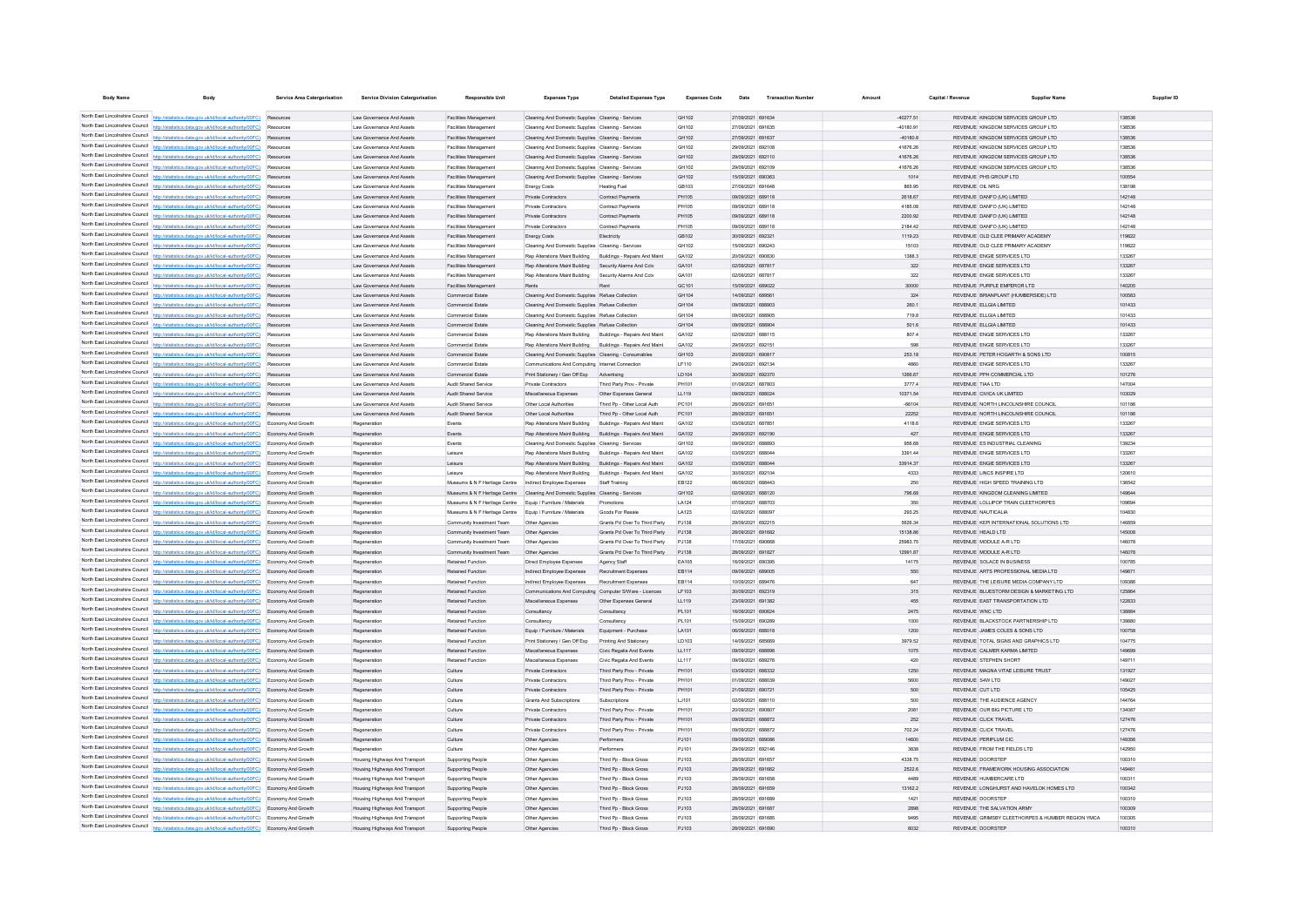| Body Name | Body | Service Area Catergorisation | Service Division Catergorisation | Responsible Unit | Expenses Type | Detailed Expenses Type | Expenses Code | Date | Transaction Number | Amount | Capital / Revenue | Supplier Name | Supplier ID |
|---|---|---|---|---|---|---|---|---|---|---|---|---|---|
| North East Lincolnshire Council | http://statistics.data.gov.uk/id/local-authority/00FC) | Resources | Law Governance And Assets | Facilities Management | Cleaning And Domestic Supplies | Cleaning - Services | GH102 | 27/09/2021 | 691634 | -40277.51 | REVENUE | KINGDOM SERVICES GROUP LTD | 138536 |
| North East Lincolnshire Council | http://statistics.data.gov.uk/id/local-authority/00FC) | Resources | Law Governance And Assets | Facilities Management | Cleaning And Domestic Supplies | Cleaning - Services | GH102 | 27/09/2021 | 691635 | -40180.91 | REVENUE | KINGDOM SERVICES GROUP LTD | 138536 |
| North East Lincolnshire Council | http://statistics.data.gov.uk/id/local-authority/00FC) | Resources | Law Governance And Assets | Facilities Management | Cleaning And Domestic Supplies | Cleaning - Services | GH102 | 27/09/2021 | 691637 | -40180.6 | REVENUE | KINGDOM SERVICES GROUP LTD | 138536 |
| North East Lincolnshire Council | http://statistics.data.gov.uk/id/local-authority/00FC) | Resources | Law Governance And Assets | Facilities Management | Cleaning And Domestic Supplies | Cleaning - Services | GH102 | 29/09/2021 | 692108 | 41676.26 | REVENUE | KINGDOM SERVICES GROUP LTD | 138536 |
| North East Lincolnshire Council | http://statistics.data.gov.uk/id/local-authority/00FC) | Resources | Law Governance And Assets | Facilities Management | Cleaning And Domestic Supplies | Cleaning - Services | GH102 | 29/09/2021 | 692110 | 41676.26 | REVENUE | KINGDOM SERVICES GROUP LTD | 138536 |
| North East Lincolnshire Council | http://statistics.data.gov.uk/id/local-authority/00FC) | Resources | Law Governance And Assets | Facilities Management | Cleaning And Domestic Supplies | Cleaning - Services | GH102 | 29/09/2021 | 692109 | 41676.26 | REVENUE | KINGDOM SERVICES GROUP LTD | 138536 |
| North East Lincolnshire Council | http://statistics.data.gov.uk/id/local-authority/00FC) | Resources | Law Governance And Assets | Facilities Management | Cleaning And Domestic Supplies | Cleaning - Services | GH102 | 15/09/2021 | 690363 | 1014 | REVENUE | PHS GROUP LTD | 100554 |
| North East Lincolnshire Council | http://statistics.data.gov.uk/id/local-authority/00FC) | Resources | Law Governance And Assets | Facilities Management | Energy Costs | Heating Fuel | GB103 | 27/09/2021 | 691648 | 865.95 | REVENUE | OIL NRG | 138198 |
| North East Lincolnshire Council | http://statistics.data.gov.uk/id/local-authority/00FC) | Resources | Law Governance And Assets | Facilities Management | Private Contractors | Contract Payments | PH105 | 09/09/2021 | 689118 | 2618.67 | REVENUE | DANFO (UK) LIMITED | 142148 |
| North East Lincolnshire Council | http://statistics.data.gov.uk/id/local-authority/00FC) | Resources | Law Governance And Assets | Facilities Management | Private Contractors | Contract Payments | PH105 | 09/09/2021 | 689118 | 4185.08 | REVENUE | DANFO (UK) LIMITED | 142148 |
| North East Lincolnshire Council | http://statistics.data.gov.uk/id/local-authority/00FC) | Resources | Law Governance And Assets | Facilities Management | Private Contractors | Contract Payments | PH105 | 09/09/2021 | 689118 | 2200.92 | REVENUE | DANFO (UK) LIMITED | 142148 |
| North East Lincolnshire Council | http://statistics.data.gov.uk/id/local-authority/00FC) | Resources | Law Governance And Assets | Facilities Management | Private Contractors | Contract Payments | PH105 | 09/09/2021 | 689118 | 2184.42 | REVENUE | DANFO (UK) LIMITED | 142148 |
| North East Lincolnshire Council | http://statistics.data.gov.uk/id/local-authority/00FC) | Resources | Law Governance And Assets | Facilities Management | Energy Costs | Electricity | GB102 | 30/09/2021 | 692321 | 1119.23 | REVENUE | OLD CLEE PRIMARY ACADEMY | 119822 |
| North East Lincolnshire Council | http://statistics.data.gov.uk/id/local-authority/00FC) | Resources | Law Governance And Assets | Facilities Management | Cleaning And Domestic Supplies | Cleaning - Services | GH102 | 15/09/2021 | 690243 | 15103 | REVENUE | OLD CLEE PRIMARY ACADEMY | 119822 |
| North East Lincolnshire Council | http://statistics.data.gov.uk/id/local-authority/00FC) | Resources | Law Governance And Assets | Facilities Management | Rep Alterations Maint Building | Buildings - Repairs And Maint | GA102 | 20/09/2021 | 690830 | 1388.3 | REVENUE | ENGIE SERVICES LTD | 133267 |
| North East Lincolnshire Council | http://statistics.data.gov.uk/id/local-authority/00FC) | Resources | Law Governance And Assets | Facilities Management | Rep Alterations Maint Building | Security Alarms And Cctv | GA101 | 02/09/2021 | 687817 | 322 | REVENUE | ENGIE SERVICES LTD | 133267 |
| North East Lincolnshire Council | http://statistics.data.gov.uk/id/local-authority/00FC) | Resources | Law Governance And Assets | Facilities Management | Rep Alterations Maint Building | Security Alarms And Cctv | GA101 | 02/09/2021 | 687817 | 322 | REVENUE | ENGIE SERVICES LTD | 133267 |
| North East Lincolnshire Council | http://statistics.data.gov.uk/id/local-authority/00FC) | Resources | Law Governance And Assets | Facilities Management | Rents | Rent | GC101 | 15/09/2021 | 689922 | 30000 | REVENUE | PURPLE EMPEROR LTD | 140205 |
| North East Lincolnshire Council | http://statistics.data.gov.uk/id/local-authority/00FC) | Resources | Law Governance And Assets | Commercial Estate | Cleaning And Domestic Supplies | Refuse Collection | GH104 | 14/09/2021 | 689561 | 324 | REVENUE | BRIANPLANT (HUMBERSIDE) LTD | 100583 |
| North East Lincolnshire Council | http://statistics.data.gov.uk/id/local-authority/00FC) | Resources | Law Governance And Assets | Commercial Estate | Cleaning And Domestic Supplies | Refuse Collection | GH104 | 09/09/2021 | 688903 | 260.1 | REVENUE | ELLGIA LIMITED | 101433 |
| North East Lincolnshire Council | http://statistics.data.gov.uk/id/local-authority/00FC) | Resources | Law Governance And Assets | Commercial Estate | Cleaning And Domestic Supplies | Refuse Collection | GH104 | 09/09/2021 | 688905 | 719.8 | REVENUE | ELLGIA LIMITED | 101433 |
| North East Lincolnshire Council | http://statistics.data.gov.uk/id/local-authority/00FC) | Resources | Law Governance And Assets | Commercial Estate | Cleaning And Domestic Supplies | Refuse Collection | GH104 | 09/09/2021 | 688904 | 501.6 | REVENUE | ELLGIA LIMITED | 101433 |
| North East Lincolnshire Council | http://statistics.data.gov.uk/id/local-authority/00FC) | Resources | Law Governance And Assets | Commercial Estate | Rep Alterations Maint Building | Buildings - Repairs And Maint | GA102 | 02/09/2021 | 688115 | 807.4 | REVENUE | ENGIE SERVICES LTD | 133267 |
| North East Lincolnshire Council | http://statistics.data.gov.uk/id/local-authority/00FC) | Resources | Law Governance And Assets | Commercial Estate | Rep Alterations Maint Building | Buildings - Repairs And Maint | GA102 | 29/09/2021 | 692151 | 598 | REVENUE | ENGIE SERVICES LTD | 133267 |
| North East Lincolnshire Council | http://statistics.data.gov.uk/id/local-authority/00FC) | Resources | Law Governance And Assets | Commercial Estate | Cleaning And Domestic Supplies | Cleaning - Consumables | GH103 | 20/09/2021 | 690817 | 253.18 | REVENUE | PETER HOGARTH & SONS LTD | 100815 |
| North East Lincolnshire Council | http://statistics.data.gov.uk/id/local-authority/00FC) | Resources | Law Governance And Assets | Commercial Estate | Communications And Computing | Internet Connection | LF110 | 29/09/2021 | 692134 | 4860 | REVENUE | ENGIE SERVICES LTD | 133267 |
| North East Lincolnshire Council | http://statistics.data.gov.uk/id/local-authority/00FC) | Resources | Law Governance And Assets | Commercial Estate | Print Stationery / Gen Off Exp | Advertising | LD104 | 30/09/2021 | 692370 | 1266.67 | REVENUE | PPH COMMERCIAL LTD | 101276 |
| North East Lincolnshire Council | http://statistics.data.gov.uk/id/local-authority/00FC) | Resources | Law Governance And Assets | Audit Shared Service | Private Contractors | Third Party Prov - Private | PH101 | 01/09/2021 | 687803 | 3777.4 | REVENUE | TIAA LTD | 147004 |
| North East Lincolnshire Council | http://statistics.data.gov.uk/id/local-authority/00FC) | Resources | Law Governance And Assets | Audit Shared Service | Miscellaneous Expenses | Other Expenses General | LL119 | 09/09/2021 | 688024 | 10371.54 | REVENUE | CIVICA UK LIMITED | 103029 |
| North East Lincolnshire Council | http://statistics.data.gov.uk/id/local-authority/00FC) | Resources | Law Governance And Assets | Audit Shared Service | Other Local Authorities | Third Pp - Other Local Auth | PC101 | 28/09/2021 | 691651 | -66104 | REVENUE | NORTH LINCOLNSHIRE COUNCIL | 101186 |
| North East Lincolnshire Council | http://statistics.data.gov.uk/id/local-authority/00FC) | Resources | Law Governance And Assets | Audit Shared Service | Other Local Authorities | Third Pp - Other Local Auth | PC101 | 28/09/2021 | 691651 | 22252 | REVENUE | NORTH LINCOLNSHIRE COUNCIL | 101186 |
| North East Lincolnshire Council | http://statistics.data.gov.uk/id/local-authority/00FC) | Economy And Growth | Regeneration | Events | Rep Alterations Maint Building | Buildings - Repairs And Maint | GA102 | 03/09/2021 | 687851 | 4118.6 | REVENUE | ENGIE SERVICES LTD | 133267 |
| North East Lincolnshire Council | http://statistics.data.gov.uk/id/local-authority/00FC) | Economy And Growth | Regeneration | Events | Rep Alterations Maint Building | Buildings - Repairs And Maint | GA102 | 29/09/2021 | 692190 | 427 | REVENUE | ENGIE SERVICES LTD | 133267 |
| North East Lincolnshire Council | http://statistics.data.gov.uk/id/local-authority/00FC) | Economy And Growth | Regeneration | Events | Cleaning And Domestic Supplies | Cleaning - Services | GH102 | 09/09/2021 | 688893 | 956.68 | REVENUE | ES INDUSTRIAL CLEANING | 139234 |
| North East Lincolnshire Council | http://statistics.data.gov.uk/id/local-authority/00FC) | Economy And Growth | Regeneration | Leisure | Rep Alterations Maint Building | Buildings - Repairs And Maint | GA102 | 03/09/2021 | 688044 | 3391.44 | REVENUE | ENGIE SERVICES LTD | 133267 |
| North East Lincolnshire Council | http://statistics.data.gov.uk/id/local-authority/00FC) | Economy And Growth | Regeneration | Leisure | Rep Alterations Maint Building | Buildings - Repairs And Maint | GA102 | 03/09/2021 | 688044 | 33914.37 | REVENUE | ENGIE SERVICES LTD | 133267 |
| North East Lincolnshire Council | http://statistics.data.gov.uk/id/local-authority/00FC) | Economy And Growth | Regeneration | Leisure | Rep Alterations Maint Building | Buildings - Repairs And Maint | GA102 | 30/09/2021 | 692104 | 4333 | REVENUE | LINCS INSPIRE LTD | 120610 |
| North East Lincolnshire Council | http://statistics.data.gov.uk/id/local-authority/00FC) | Economy And Growth | Regeneration | Museums & N F Heritage Centre | Indirect Employee Expenses | Staff Training | EB122 | 06/09/2021 | 688443 | 250 | REVENUE | HIGH SPEED TRAINING LTD | 136542 |
| North East Lincolnshire Council | http://statistics.data.gov.uk/id/local-authority/00FC) | Economy And Growth | Regeneration | Museums & N F Heritage Centre | Cleaning And Domestic Supplies | Cleaning - Services | GH102 | 02/09/2021 | 688120 | 796.68 | REVENUE | KINGDOM CLEANING LIMITED | 149644 |
| North East Lincolnshire Council | http://statistics.data.gov.uk/id/local-authority/00FC) | Economy And Growth | Regeneration | Museums & N F Heritage Centre | Equip / Furniture / Materials | Promotions | LA124 | 07/09/2021 | 688703 | 350 | REVENUE | LOLLIPOP TRAIN CLEETHORPES | 109694 |
| North East Lincolnshire Council | http://statistics.data.gov.uk/id/local-authority/00FC) | Economy And Growth | Regeneration | Museums & N F Heritage Centre | Equip / Furniture / Materials | Goods For Resale | LA123 | 02/09/2021 | 688097 | 293.25 | REVENUE | NAUTICALIA | 104830 |
| North East Lincolnshire Council | http://statistics.data.gov.uk/id/local-authority/00FC) | Economy And Growth | Regeneration | Community Investment Team | Other Agencies | Grants Pd Over To Third Party | PJ138 | 29/09/2021 | 692215 | 5626.34 | REVENUE | KEIR INTERNATIONAL SOLUTIONS LTD | 146659 |
| North East Lincolnshire Council | http://statistics.data.gov.uk/id/local-authority/00FC) | Economy And Growth | Regeneration | Community Investment Team | Other Agencies | Grants Pd Over To Third Party | PJ138 | 28/09/2021 | 691682 | 15138.86 | REVENUE | HEALD LTD | 145008 |
| North East Lincolnshire Council | http://statistics.data.gov.uk/id/local-authority/00FC) | Economy And Growth | Regeneration | Community Investment Team | Other Agencies | Grants Pd Over To Third Party | PJ138 | 17/09/2021 | 690668 | 25983.75 | REVENUE | MODULE A-R LTD | 146078 |
| North East Lincolnshire Council | http://statistics.data.gov.uk/id/local-authority/00FC) | Economy And Growth | Regeneration | Community Investment Team | Other Agencies | Grants Pd Over To Third Party | PJ138 | 28/09/2021 | 691827 | 12991.87 | REVENUE | MODULE A-R LTD | 146078 |
| North East Lincolnshire Council | http://statistics.data.gov.uk/id/local-authority/00FC) | Economy And Growth | Regeneration | Retained Function | Direct Employee Expenses | Agency Staff | EA105 | 16/09/2021 | 690395 | 14175 | REVENUE | SOLACE IN BUSINESS | 100765 |
| North East Lincolnshire Council | http://statistics.data.gov.uk/id/local-authority/00FC) | Economy And Growth | Regeneration | Retained Function | Indirect Employee Expenses | Recruitment Expenses | EB114 | 09/09/2021 | 689005 | 550 | REVENUE | ARTS PROFESSIONAL MEDIA LTD | 149671 |
| North East Lincolnshire Council | http://statistics.data.gov.uk/id/local-authority/00FC) | Economy And Growth | Regeneration | Retained Function | Indirect Employee Expenses | Recruitment Expenses | EB114 | 10/09/2021 | 689476 | 647 | REVENUE | THE LEISURE MEDIA COMPANY LTD | 109386 |
| North East Lincolnshire Council | http://statistics.data.gov.uk/id/local-authority/00FC) | Economy And Growth | Regeneration | Retained Function | Communications And Computing | Computer S/Ware - Licences | LF103 | 30/09/2021 | 692319 | 315 | REVENUE | BLUESTORM DESIGN & MARKETING LTD | 125984 |
| North East Lincolnshire Council | http://statistics.data.gov.uk/id/local-authority/00FC) | Economy And Growth | Regeneration | Retained Function | Miscellaneous Expenses | Other Expenses General | LL119 | 23/09/2021 | 691382 | 455 | REVENUE | EAST TRANSPORTATION LTD | 122833 |
| North East Lincolnshire Council | http://statistics.data.gov.uk/id/local-authority/00FC) | Economy And Growth | Regeneration | Retained Function | Consultancy | Consultancy | PL101 | 16/09/2021 | 690624 | 2475 | REVENUE | WINC LTD | 138884 |
| North East Lincolnshire Council | http://statistics.data.gov.uk/id/local-authority/00FC) | Economy And Growth | Regeneration | Retained Function | Consultancy | Consultancy | PL101 | 15/09/2021 | 690289 | 1000 | REVENUE | BLACKSTOCK PARTNERSHIP LTD | 139680 |
| North East Lincolnshire Council | http://statistics.data.gov.uk/id/local-authority/00FC) | Economy And Growth | Regeneration | Retained Function | Equip / Furniture / Materials | Equipment - Purchase | LA101 | 06/09/2021 | 688018 | 1200 | REVENUE | JAMES COLES & SONS LTD | 100758 |
| North East Lincolnshire Council | http://statistics.data.gov.uk/id/local-authority/00FC) | Economy And Growth | Regeneration | Retained Function | Print Stationery / Gen Off Exp | Printing And Stationery | LD103 | 14/09/2021 | 685669 | 3979.52 | REVENUE | TOTAL SIGNS AND GRAPHICS LTD | 104775 |
| North East Lincolnshire Council | http://statistics.data.gov.uk/id/local-authority/00FC) | Economy And Growth | Regeneration | Retained Function | Miscellaneous Expenses | Civic Regalia And Events | LL117 | 09/09/2021 | 688898 | 1075 | REVENUE | CALMER KARMA LIMITED | 149699 |
| North East Lincolnshire Council | http://statistics.data.gov.uk/id/local-authority/00FC) | Economy And Growth | Regeneration | Retained Function | Miscellaneous Expenses | Civic Regalia And Events | LL117 | 09/09/2021 | 689276 | 420 | REVENUE | STEPHEN SHORT | 149711 |
| North East Lincolnshire Council | http://statistics.data.gov.uk/id/local-authority/00FC) | Economy And Growth | Regeneration | Culture | Private Contractors | Third Party Prov - Private | PH101 | 03/09/2021 | 688332 | 1250 | REVENUE | MAGNA VITAE LEISURE TRUST | 131927 |
| North East Lincolnshire Council | http://statistics.data.gov.uk/id/local-authority/00FC) | Economy And Growth | Regeneration | Culture | Private Contractors | Third Party Prov - Private | PH101 | 01/09/2021 | 688039 | 5600 | REVENUE | SAW LTD | 149027 |
| North East Lincolnshire Council | http://statistics.data.gov.uk/id/local-authority/00FC) | Economy And Growth | Regeneration | Culture | Private Contractors | Third Party Prov - Private | PH101 | 21/09/2021 | 690721 | 500 | REVENUE | CUT LTD | 105425 |
| North East Lincolnshire Council | http://statistics.data.gov.uk/id/local-authority/00FC) | Economy And Growth | Regeneration | Culture | Grants And Subscriptions | Subscriptions | LJ101 | 02/09/2021 | 688110 | 500 | REVENUE | THE AUDIENCE AGENCY | 144764 |
| North East Lincolnshire Council | http://statistics.data.gov.uk/id/local-authority/00FC) | Economy And Growth | Regeneration | Culture | Private Contractors | Third Party Prov - Private | PH101 | 20/09/2021 | 690807 | 2081 | REVENUE | OUR BIG PICTURE LTD | 134087 |
| North East Lincolnshire Council | http://statistics.data.gov.uk/id/local-authority/00FC) | Economy And Growth | Regeneration | Culture | Private Contractors | Third Party Prov - Private | PH101 | 09/09/2021 | 688872 | 252 | REVENUE | CLICK TRAVEL | 127476 |
| North East Lincolnshire Council | http://statistics.data.gov.uk/id/local-authority/00FC) | Economy And Growth | Regeneration | Culture | Private Contractors | Third Party Prov - Private | PH101 | 09/09/2021 | 688872 | 702.24 | REVENUE | CLICK TRAVEL | 127476 |
| North East Lincolnshire Council | http://statistics.data.gov.uk/id/local-authority/00FC) | Economy And Growth | Regeneration | Culture | Other Agencies | Performers | PJ101 | 09/09/2021 | 689086 | 14600 | REVENUE | PERIPLUM CIC | 149356 |
| North East Lincolnshire Council | http://statistics.data.gov.uk/id/local-authority/00FC) | Economy And Growth | Regeneration | Culture | Other Agencies | Performers | PJ101 | 29/09/2021 | 692146 | 3638 | REVENUE | FROM THE FIELDS LTD | 142950 |
| North East Lincolnshire Council | http://statistics.data.gov.uk/id/local-authority/00FC) | Economy And Growth | Housing Highways And Transport | Supporting People | Other Agencies | Third Pp - Block Gross | PJ103 | 28/09/2021 | 691657 | 4338.75 | REVENUE | DOORSTEP | 100310 |
| North East Lincolnshire Council | http://statistics.data.gov.uk/id/local-authority/00FC) | Economy And Growth | Housing Highways And Transport | Supporting People | Other Agencies | Third Pp - Block Gross | PJ103 | 28/09/2021 | 691662 | 2522.6 | REVENUE | FRAMEWORK HOUSING ASSOCIATION | 149461 |
| North East Lincolnshire Council | http://statistics.data.gov.uk/id/local-authority/00FC) | Economy And Growth | Housing Highways And Transport | Supporting People | Other Agencies | Third Pp - Block Gross | PJ103 | 28/09/2021 | 691658 | 4489 | REVENUE | HUMBERCARE LTD | 100311 |
| North East Lincolnshire Council | http://statistics.data.gov.uk/id/local-authority/00FC) | Economy And Growth | Housing Highways And Transport | Supporting People | Other Agencies | Third Pp - Block Gross | PJ103 | 28/09/2021 | 691659 | 13162.2 | REVENUE | LONGHURST AND HAVELOK HOMES LTD | 100342 |
| North East Lincolnshire Council | http://statistics.data.gov.uk/id/local-authority/00FC) | Economy And Growth | Housing Highways And Transport | Supporting People | Other Agencies | Third Pp - Block Gross | PJ103 | 28/09/2021 | 691689 | 1421 | REVENUE | DOORSTEP | 100310 |
| North East Lincolnshire Council | http://statistics.data.gov.uk/id/local-authority/00FC) | Economy And Growth | Housing Highways And Transport | Supporting People | Other Agencies | Third Pp - Block Gross | PJ103 | 28/09/2021 | 691687 | 2898 | REVENUE | THE SALVATION ARMY | 100309 |
| North East Lincolnshire Council | http://statistics.data.gov.uk/id/local-authority/00FC) | Economy And Growth | Housing Highways And Transport | Supporting People | Other Agencies | Third Pp - Block Gross | PJ103 | 28/09/2021 | 691685 | 9495 | REVENUE | GRIMSBY CLEETHORPES & HUMBER REGION YMCA | 100305 |
| North East Lincolnshire Council | http://statistics.data.gov.uk/id/local-authority/00FC) | Economy And Growth | Housing Highways And Transport | Supporting People | Other Agencies | Third Pp - Block Gross | PJ103 | 28/09/2021 | 691690 | 8032 | REVENUE | DOORSTEP | 100310 |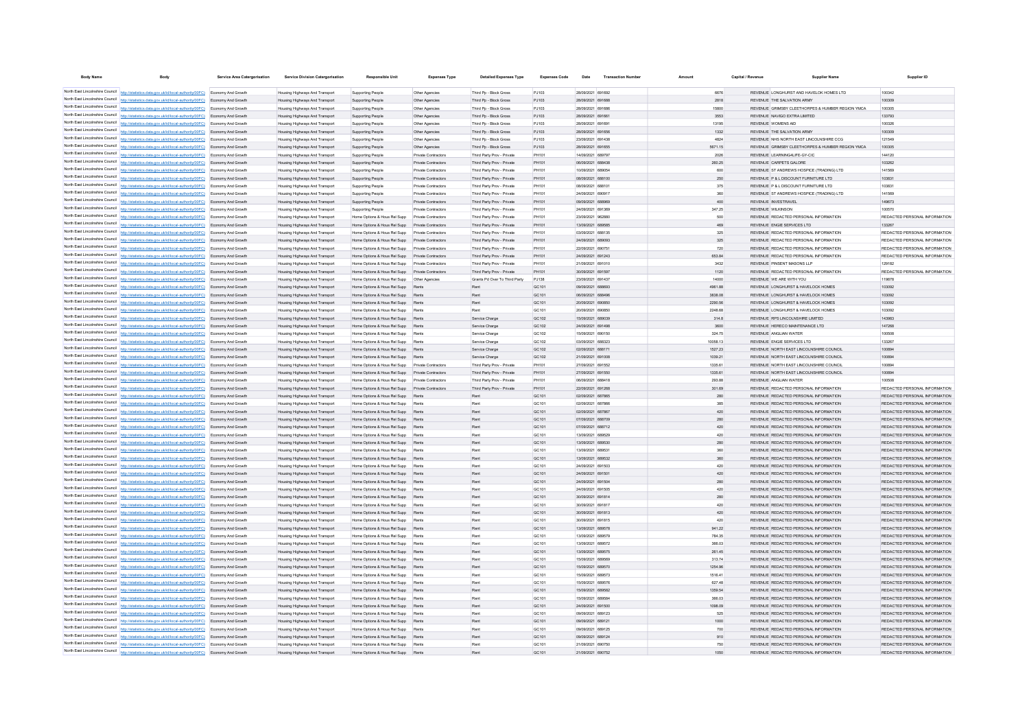| Body Name | Body | Service Area Catergorisation | Service Division Catergorisation | Responsible Unit | Expenses Type | Detailed Expenses Type | Expenses Code | Date | Transaction Number | Amount | Capital / Revenue | Supplier Name | Supplier ID |
|---|---|---|---|---|---|---|---|---|---|---|---|---|---|
| North East Lincolnshire Council | http://statistics.data.gov.uk/id/local-authority/00FC) | Economy And Growth | Housing Highways And Transport | Supporting People | Other Agencies | Third Pp - Block Gross | PJ103 | 28/09/2021 | 691692 | 6676 | REVENUE | LONGHURST AND HAVELOK HOMES LTD | 100342 |
| North East Lincolnshire Council | http://statistics.data.gov.uk/id/local-authority/00FC) | Economy And Growth | Housing Highways And Transport | Supporting People | Other Agencies | Third Pp - Block Gross | PJ103 | 28/09/2021 | 691686 | 2818 | REVENUE | THE SALVATION ARMY | 100309 |
| North East Lincolnshire Council | http://statistics.data.gov.uk/id/local-authority/00FC) | Economy And Growth | Housing Highways And Transport | Supporting People | Other Agencies | Third Pp - Block Gross | PJ103 | 28/09/2021 | 691686 | 15800 | REVENUE | GRIMSBY CLEETHORPES & HUMBER REGION YMCA | 100305 |
| North East Lincolnshire Council | http://statistics.data.gov.uk/id/local-authority/00FC) | Economy And Growth | Housing Highways And Transport | Supporting People | Other Agencies | Third Pp - Block Gross | PJ103 | 28/09/2021 | 691661 | 3553 | REVENUE | NAVIGO EXTRA LIMITED | 133793 |
| North East Lincolnshire Council | http://statistics.data.gov.uk/id/local-authority/00FC) | Economy And Growth | Housing Highways And Transport | Supporting People | Other Agencies | Third Pp - Block Gross | PJ103 | 28/09/2021 | 691691 | 13195 | REVENUE | WOMENS AID | 100326 |
| North East Lincolnshire Council | http://statistics.data.gov.uk/id/local-authority/00FC) | Economy And Growth | Housing Highways And Transport | Supporting People | Other Agencies | Third Pp - Block Gross | PJ103 | 28/09/2021 | 691656 | 1332 | REVENUE | THE SALVATION ARMY | 100309 |
| North East Lincolnshire Council | http://statistics.data.gov.uk/id/local-authority/00FC) | Economy And Growth | Housing Highways And Transport | Supporting People | Other Agencies | Third Pp - Block Gross | PJ103 | 23/09/2021 | 691438 | 4824 | REVENUE | NHS NORTH EAST LINCOLNSHIRE CCG | 121549 |
| North East Lincolnshire Council | http://statistics.data.gov.uk/id/local-authority/00FC) | Economy And Growth | Housing Highways And Transport | Supporting People | Other Agencies | Third Pp - Block Gross | PJ103 | 28/09/2021 | 691655 | 5871.15 | REVENUE | GRIMSBY CLEETHORPES & HUMBER REGION YMCA | 100305 |
| North East Lincolnshire Council | http://statistics.data.gov.uk/id/local-authority/00FC) | Economy And Growth | Housing Highways And Transport | Supporting People | Private Contractors | Third Party Prov - Private | PH101 | 14/09/2021 | 689797 | 2026 | REVENUE | LEARNING4LIFE-GY-CIC | 144120 |
| North East Lincolnshire Council | http://statistics.data.gov.uk/id/local-authority/00FC) | Economy And Growth | Housing Highways And Transport | Supporting People | Private Contractors | Third Party Prov - Private | PH101 | 06/09/2021 | 688438 | 260.25 | REVENUE | CARPETS GALORE | 103262 |
| North East Lincolnshire Council | http://statistics.data.gov.uk/id/local-authority/00FC) | Economy And Growth | Housing Highways And Transport | Supporting People | Private Contractors | Third Party Prov - Private | PH101 | 10/09/2021 | 689054 | 600 | REVENUE | ST ANDREWS HOSPICE (TRADING) LTD | 141569 |
| North East Lincolnshire Council | http://statistics.data.gov.uk/id/local-authority/00FC) | Economy And Growth | Housing Highways And Transport | Supporting People | Private Contractors | Third Party Prov - Private | PH101 | 08/09/2021 | 688100 | 250 | REVENUE | P & L DISCOUNT FURNITURE LTD | 103831 |
| North East Lincolnshire Council | http://statistics.data.gov.uk/id/local-authority/00FC) | Economy And Growth | Housing Highways And Transport | Supporting People | Private Contractors | Third Party Prov - Private | PH101 | 08/09/2021 | 688101 | 375 | REVENUE | P & L DISCOUNT FURNITURE LTD | 103831 |
| North East Lincolnshire Council | http://statistics.data.gov.uk/id/local-authority/00FC) | Economy And Growth | Housing Highways And Transport | Supporting People | Private Contractors | Third Party Prov - Private | PH101 | 24/09/2021 | 690917 | 360 | REVENUE | ST ANDREWS HOSPICE (TRADING) LTD | 141569 |
| North East Lincolnshire Council | http://statistics.data.gov.uk/id/local-authority/00FC) | Economy And Growth | Housing Highways And Transport | Supporting People | Private Contractors | Third Party Prov - Private | PH101 | 09/09/2021 | 688969 | 400 | REVENUE | INVESTRAVEL | 149673 |
| North East Lincolnshire Council | http://statistics.data.gov.uk/id/local-authority/00FC) | Economy And Growth | Housing Highways And Transport | Supporting People | Private Contractors | Third Party Prov - Private | PH101 | 24/09/2021 | 691369 | 347.25 | REVENUE | WILKINSON | 100570 |
| North East Lincolnshire Council | http://statistics.data.gov.uk/id/local-authority/00FC) | Economy And Growth | Housing Highways And Transport | Home Options & Hous Rel Supp | Private Contractors | Third Party Prov - Private | PH101 | 23/09/2021 | 962880 | 500 | REVENUE | REDACTED PERSONAL INFORMATION | REDACTED PERSONAL INFORMATION |
| North East Lincolnshire Council | http://statistics.data.gov.uk/id/local-authority/00FC) | Economy And Growth | Housing Highways And Transport | Home Options & Hous Rel Supp | Private Contractors | Third Party Prov - Private | PH101 | 13/09/2021 | 689585 | 469 | REVENUE | ENGIE SERVICES LTD | 133267 |
| North East Lincolnshire Council | http://statistics.data.gov.uk/id/local-authority/00FC) | Economy And Growth | Housing Highways And Transport | Home Options & Hous Rel Supp | Private Contractors | Third Party Prov - Private | PH101 | 03/09/2021 | 688135 | 325 | REVENUE | REDACTED PERSONAL INFORMATION | REDACTED PERSONAL INFORMATION |
| North East Lincolnshire Council | http://statistics.data.gov.uk/id/local-authority/00FC) | Economy And Growth | Housing Highways And Transport | Home Options & Hous Rel Supp | Private Contractors | Third Party Prov - Private | PH101 | 24/09/2021 | 689093 | 325 | REVENUE | REDACTED PERSONAL INFORMATION | REDACTED PERSONAL INFORMATION |
| North East Lincolnshire Council | http://statistics.data.gov.uk/id/local-authority/00FC) | Economy And Growth | Housing Highways And Transport | Home Options & Hous Rel Supp | Private Contractors | Third Party Prov - Private | PH101 | 22/09/2021 | 690751 | 720 | REVENUE | REDACTED PERSONAL INFORMATION | REDACTED PERSONAL INFORMATION |
| North East Lincolnshire Council | http://statistics.data.gov.uk/id/local-authority/00FC) | Economy And Growth | Housing Highways And Transport | Home Options & Hous Rel Supp | Private Contractors | Third Party Prov - Private | PH101 | 24/09/2021 | 691243 | 653.84 | REVENUE | REDACTED PERSONAL INFORMATION | REDACTED PERSONAL INFORMATION |
| North East Lincolnshire Council | http://statistics.data.gov.uk/id/local-authority/00FC) | Economy And Growth | Housing Highways And Transport | Home Options & Hous Rel Supp | Private Contractors | Third Party Prov - Private | PH101 | 21/09/2021 | 691010 | 3432 | REVENUE | PINSENT MASONS LLP | 129182 |
| North East Lincolnshire Council | http://statistics.data.gov.uk/id/local-authority/00FC) | Economy And Growth | Housing Highways And Transport | Home Options & Hous Rel Supp | Private Contractors | Third Party Prov - Private | PH101 | 30/09/2021 | 691597 | 1120 | REVENUE | REDACTED PERSONAL INFORMATION | REDACTED PERSONAL INFORMATION |
| North East Lincolnshire Council | http://statistics.data.gov.uk/id/local-authority/00FC) | Economy And Growth | Housing Highways And Transport | Home Options & Hous Rel Supp | Other Agencies | Grants Pd Over To Third Party | PJ138 | 23/09/2021 | 691437 | 14000 | REVENUE | WE ARE WITH YOU | 119878 |
| North East Lincolnshire Council | http://statistics.data.gov.uk/id/local-authority/00FC) | Economy And Growth | Housing Highways And Transport | Home Options & Hous Rel Supp | Rents | Rent | GC101 | 09/09/2021 | 688893 | 4961.88 | REVENUE | LONGHURST & HAVELOCK HOMES | 103092 |
| North East Lincolnshire Council | http://statistics.data.gov.uk/id/local-authority/00FC) | Economy And Growth | Housing Highways And Transport | Home Options & Hous Rel Supp | Rents | Rent | GC101 | 06/09/2021 | 688496 | 3838.08 | REVENUE | LONGHURST & HAVELOCK HOMES | 103092 |
| North East Lincolnshire Council | http://statistics.data.gov.uk/id/local-authority/00FC) | Economy And Growth | Housing Highways And Transport | Home Options & Hous Rel Supp | Rents | Rent | GC101 | 20/09/2021 | 690850 | 2290.56 | REVENUE | LONGHURST & HAVELOCK HOMES | 103092 |
| North East Lincolnshire Council | http://statistics.data.gov.uk/id/local-authority/00FC) | Economy And Growth | Housing Highways And Transport | Home Options & Hous Rel Supp | Rents | Rent | GC101 | 20/09/2021 | 690850 | 2248.68 | REVENUE | LONGHURST & HAVELOCK HOMES | 103092 |
| North East Lincolnshire Council | http://statistics.data.gov.uk/id/local-authority/00FC) | Economy And Growth | Housing Highways And Transport | Home Options & Hous Rel Supp | Rents | Service Charge | GC102 | 15/09/2021 | 689039 | 314.8 | REVENUE | RPS LINCOLNSHIRE LIMITED | 143983 |
| North East Lincolnshire Council | http://statistics.data.gov.uk/id/local-authority/00FC) | Economy And Growth | Housing Highways And Transport | Home Options & Hous Rel Supp | Rents | Service Charge | GC102 | 24/09/2021 | 691498 | 3600 | REVENUE | HERECO MAINTENANCE LTD | 147268 |
| North East Lincolnshire Council | http://statistics.data.gov.uk/id/local-authority/00FC) | Economy And Growth | Housing Highways And Transport | Home Options & Hous Rel Supp | Rents | Service Charge | GC102 | 15/09/2021 | 690150 | 324.75 | REVENUE | ANGLIAN WATER | 100508 |
| North East Lincolnshire Council | http://statistics.data.gov.uk/id/local-authority/00FC) | Economy And Growth | Housing Highways And Transport | Home Options & Hous Rel Supp | Rents | Service Charge | GC102 | 03/09/2021 | 688323 | 10058.13 | REVENUE | ENGIE SERVICES LTD | 133267 |
| North East Lincolnshire Council | http://statistics.data.gov.uk/id/local-authority/00FC) | Economy And Growth | Housing Highways And Transport | Home Options & Hous Rel Supp | Rents | Service Charge | GC102 | 02/09/2021 | 688171 | 1527.23 | REVENUE | NORTH EAST LINCOLNSHIRE COUNCIL | 100894 |
| North East Lincolnshire Council | http://statistics.data.gov.uk/id/local-authority/00FC) | Economy And Growth | Housing Highways And Transport | Home Options & Hous Rel Supp | Rents | Service Charge | GC102 | 21/09/2021 | 691008 | 1039.21 | REVENUE | NORTH EAST LINCOLNSHIRE COUNCIL | 100894 |
| North East Lincolnshire Council | http://statistics.data.gov.uk/id/local-authority/00FC) | Economy And Growth | Housing Highways And Transport | Home Options & Hous Rel Supp | Private Contractors | Third Party Prov - Private | PH101 | 27/09/2021 | 691552 | 1335.61 | REVENUE | NORTH EAST LINCOLNSHIRE COUNCIL | 100894 |
| North East Lincolnshire Council | http://statistics.data.gov.uk/id/local-authority/00FC) | Economy And Growth | Housing Highways And Transport | Home Options & Hous Rel Supp | Private Contractors | Third Party Prov - Private | PH101 | 27/09/2021 | 691550 | 1335.61 | REVENUE | NORTH EAST LINCOLNSHIRE COUNCIL | 100894 |
| North East Lincolnshire Council | http://statistics.data.gov.uk/id/local-authority/00FC) | Economy And Growth | Housing Highways And Transport | Home Options & Hous Rel Supp | Private Contractors | Third Party Prov - Private | PH101 | 06/09/2021 | 688418 | 293.88 | REVENUE | ANGLIAN WATER | 100508 |
| North East Lincolnshire Council | http://statistics.data.gov.uk/id/local-authority/00FC) | Economy And Growth | Housing Highways And Transport | Home Options & Hous Rel Supp | Private Contractors | Third Party Prov - Private | PH101 | 22/09/2021 | 691268 | 301.69 | REVENUE | REDACTED PERSONAL INFORMATION | REDACTED PERSONAL INFORMATION |
| North East Lincolnshire Council | http://statistics.data.gov.uk/id/local-authority/00FC) | Economy And Growth | Housing Highways And Transport | Home Options & Hous Rel Supp | Rents | Rent | GC101 | 02/09/2021 | 687865 | 280 | REVENUE | REDACTED PERSONAL INFORMATION | REDACTED PERSONAL INFORMATION |
| North East Lincolnshire Council | http://statistics.data.gov.uk/id/local-authority/00FC) | Economy And Growth | Housing Highways And Transport | Home Options & Hous Rel Supp | Rents | Rent | GC101 | 02/09/2021 | 687866 | 385 | REVENUE | REDACTED PERSONAL INFORMATION | REDACTED PERSONAL INFORMATION |
| North East Lincolnshire Council | http://statistics.data.gov.uk/id/local-authority/00FC) | Economy And Growth | Housing Highways And Transport | Home Options & Hous Rel Supp | Rents | Rent | GC101 | 02/09/2021 | 687867 | 420 | REVENUE | REDACTED PERSONAL INFORMATION | REDACTED PERSONAL INFORMATION |
| North East Lincolnshire Council | http://statistics.data.gov.uk/id/local-authority/00FC) | Economy And Growth | Housing Highways And Transport | Home Options & Hous Rel Supp | Rents | Rent | GC101 | 07/09/2021 | 688709 | 280 | REVENUE | REDACTED PERSONAL INFORMATION | REDACTED PERSONAL INFORMATION |
| North East Lincolnshire Council | http://statistics.data.gov.uk/id/local-authority/00FC) | Economy And Growth | Housing Highways And Transport | Home Options & Hous Rel Supp | Rents | Rent | GC101 | 07/09/2021 | 688712 | 420 | REVENUE | REDACTED PERSONAL INFORMATION | REDACTED PERSONAL INFORMATION |
| North East Lincolnshire Council | http://statistics.data.gov.uk/id/local-authority/00FC) | Economy And Growth | Housing Highways And Transport | Home Options & Hous Rel Supp | Rents | Rent | GC101 | 13/09/2021 | 689529 | 420 | REVENUE | REDACTED PERSONAL INFORMATION | REDACTED PERSONAL INFORMATION |
| North East Lincolnshire Council | http://statistics.data.gov.uk/id/local-authority/00FC) | Economy And Growth | Housing Highways And Transport | Home Options & Hous Rel Supp | Rents | Rent | GC101 | 13/09/2021 | 689530 | 280 | REVENUE | REDACTED PERSONAL INFORMATION | REDACTED PERSONAL INFORMATION |
| North East Lincolnshire Council | http://statistics.data.gov.uk/id/local-authority/00FC) | Economy And Growth | Housing Highways And Transport | Home Options & Hous Rel Supp | Rents | Rent | GC101 | 13/09/2021 | 689531 | 360 | REVENUE | REDACTED PERSONAL INFORMATION | REDACTED PERSONAL INFORMATION |
| North East Lincolnshire Council | http://statistics.data.gov.uk/id/local-authority/00FC) | Economy And Growth | Housing Highways And Transport | Home Options & Hous Rel Supp | Rents | Rent | GC101 | 13/09/2021 | 689532 | 360 | REVENUE | REDACTED PERSONAL INFORMATION | REDACTED PERSONAL INFORMATION |
| North East Lincolnshire Council | http://statistics.data.gov.uk/id/local-authority/00FC) | Economy And Growth | Housing Highways And Transport | Home Options & Hous Rel Supp | Rents | Rent | GC101 | 24/09/2021 | 691503 | 420 | REVENUE | REDACTED PERSONAL INFORMATION | REDACTED PERSONAL INFORMATION |
| North East Lincolnshire Council | http://statistics.data.gov.uk/id/local-authority/00FC) | Economy And Growth | Housing Highways And Transport | Home Options & Hous Rel Supp | Rents | Rent | GC101 | 24/09/2021 | 691501 | 420 | REVENUE | REDACTED PERSONAL INFORMATION | REDACTED PERSONAL INFORMATION |
| North East Lincolnshire Council | http://statistics.data.gov.uk/id/local-authority/00FC) | Economy And Growth | Housing Highways And Transport | Home Options & Hous Rel Supp | Rents | Rent | GC101 | 24/09/2021 | 691504 | 280 | REVENUE | REDACTED PERSONAL INFORMATION | REDACTED PERSONAL INFORMATION |
| North East Lincolnshire Council | http://statistics.data.gov.uk/id/local-authority/00FC) | Economy And Growth | Housing Highways And Transport | Home Options & Hous Rel Supp | Rents | Rent | GC101 | 24/09/2021 | 691505 | 420 | REVENUE | REDACTED PERSONAL INFORMATION | REDACTED PERSONAL INFORMATION |
| North East Lincolnshire Council | http://statistics.data.gov.uk/id/local-authority/00FC) | Economy And Growth | Housing Highways And Transport | Home Options & Hous Rel Supp | Rents | Rent | GC101 | 30/09/2021 | 691814 | 280 | REVENUE | REDACTED PERSONAL INFORMATION | REDACTED PERSONAL INFORMATION |
| North East Lincolnshire Council | http://statistics.data.gov.uk/id/local-authority/00FC) | Economy And Growth | Housing Highways And Transport | Home Options & Hous Rel Supp | Rents | Rent | GC101 | 30/09/2021 | 691817 | 420 | REVENUE | REDACTED PERSONAL INFORMATION | REDACTED PERSONAL INFORMATION |
| North East Lincolnshire Council | http://statistics.data.gov.uk/id/local-authority/00FC) | Economy And Growth | Housing Highways And Transport | Home Options & Hous Rel Supp | Rents | Rent | GC101 | 30/09/2021 | 691813 | 420 | REVENUE | REDACTED PERSONAL INFORMATION | REDACTED PERSONAL INFORMATION |
| North East Lincolnshire Council | http://statistics.data.gov.uk/id/local-authority/00FC) | Economy And Growth | Housing Highways And Transport | Home Options & Hous Rel Supp | Rents | Rent | GC101 | 30/09/2021 | 691815 | 420 | REVENUE | REDACTED PERSONAL INFORMATION | REDACTED PERSONAL INFORMATION |
| North East Lincolnshire Council | http://statistics.data.gov.uk/id/local-authority/00FC) | Economy And Growth | Housing Highways And Transport | Home Options & Hous Rel Supp | Rents | Rent | GC101 | 13/09/2021 | 689578 | 941.22 | REVENUE | REDACTED PERSONAL INFORMATION | REDACTED PERSONAL INFORMATION |
| North East Lincolnshire Council | http://statistics.data.gov.uk/id/local-authority/00FC) | Economy And Growth | Housing Highways And Transport | Home Options & Hous Rel Supp | Rents | Rent | GC101 | 13/09/2021 | 689579 | 784.35 | REVENUE | REDACTED PERSONAL INFORMATION | REDACTED PERSONAL INFORMATION |
| North East Lincolnshire Council | http://statistics.data.gov.uk/id/local-authority/00FC) | Economy And Growth | Housing Highways And Transport | Home Options & Hous Rel Supp | Rents | Rent | GC101 | 13/09/2021 | 689572 | 366.03 | REVENUE | REDACTED PERSONAL INFORMATION | REDACTED PERSONAL INFORMATION |
| North East Lincolnshire Council | http://statistics.data.gov.uk/id/local-authority/00FC) | Economy And Growth | Housing Highways And Transport | Home Options & Hous Rel Supp | Rents | Rent | GC101 | 13/09/2021 | 689575 | 261.45 | REVENUE | REDACTED PERSONAL INFORMATION | REDACTED PERSONAL INFORMATION |
| North East Lincolnshire Council | http://statistics.data.gov.uk/id/local-authority/00FC) | Economy And Growth | Housing Highways And Transport | Home Options & Hous Rel Supp | Rents | Rent | GC101 | 15/09/2021 | 689569 | 313.74 | REVENUE | REDACTED PERSONAL INFORMATION | REDACTED PERSONAL INFORMATION |
| North East Lincolnshire Council | http://statistics.data.gov.uk/id/local-authority/00FC) | Economy And Growth | Housing Highways And Transport | Home Options & Hous Rel Supp | Rents | Rent | GC101 | 15/09/2021 | 689570 | 1254.96 | REVENUE | REDACTED PERSONAL INFORMATION | REDACTED PERSONAL INFORMATION |
| North East Lincolnshire Council | http://statistics.data.gov.uk/id/local-authority/00FC) | Economy And Growth | Housing Highways And Transport | Home Options & Hous Rel Supp | Rents | Rent | GC101 | 15/09/2021 | 689573 | 1516.41 | REVENUE | REDACTED PERSONAL INFORMATION | REDACTED PERSONAL INFORMATION |
| North East Lincolnshire Council | http://statistics.data.gov.uk/id/local-authority/00FC) | Economy And Growth | Housing Highways And Transport | Home Options & Hous Rel Supp | Rents | Rent | GC101 | 15/09/2021 | 689576 | 627.48 | REVENUE | REDACTED PERSONAL INFORMATION | REDACTED PERSONAL INFORMATION |
| North East Lincolnshire Council | http://statistics.data.gov.uk/id/local-authority/00FC) | Economy And Growth | Housing Highways And Transport | Home Options & Hous Rel Supp | Rents | Rent | GC101 | 15/09/2021 | 689582 | 1359.54 | REVENUE | REDACTED PERSONAL INFORMATION | REDACTED PERSONAL INFORMATION |
| North East Lincolnshire Council | http://statistics.data.gov.uk/id/local-authority/00FC) | Economy And Growth | Housing Highways And Transport | Home Options & Hous Rel Supp | Rents | Rent | GC101 | 15/09/2021 | 689584 | 366.03 | REVENUE | REDACTED PERSONAL INFORMATION | REDACTED PERSONAL INFORMATION |
| North East Lincolnshire Council | http://statistics.data.gov.uk/id/local-authority/00FC) | Economy And Growth | Housing Highways And Transport | Home Options & Hous Rel Supp | Rents | Rent | GC101 | 24/09/2021 | 691500 | 1098.09 | REVENUE | REDACTED PERSONAL INFORMATION | REDACTED PERSONAL INFORMATION |
| North East Lincolnshire Council | http://statistics.data.gov.uk/id/local-authority/00FC) | Economy And Growth | Housing Highways And Transport | Home Options & Hous Rel Supp | Rents | Rent | GC101 | 09/09/2021 | 689123 | 525 | REVENUE | REDACTED PERSONAL INFORMATION | REDACTED PERSONAL INFORMATION |
| North East Lincolnshire Council | http://statistics.data.gov.uk/id/local-authority/00FC) | Economy And Growth | Housing Highways And Transport | Home Options & Hous Rel Supp | Rents | Rent | GC101 | 09/09/2021 | 689121 | 1000 | REVENUE | REDACTED PERSONAL INFORMATION | REDACTED PERSONAL INFORMATION |
| North East Lincolnshire Council | http://statistics.data.gov.uk/id/local-authority/00FC) | Economy And Growth | Housing Highways And Transport | Home Options & Hous Rel Supp | Rents | Rent | GC101 | 09/09/2021 | 689125 | 700 | REVENUE | REDACTED PERSONAL INFORMATION | REDACTED PERSONAL INFORMATION |
| North East Lincolnshire Council | http://statistics.data.gov.uk/id/local-authority/00FC) | Economy And Growth | Housing Highways And Transport | Home Options & Hous Rel Supp | Rents | Rent | GC101 | 09/09/2021 | 689124 | 910 | REVENUE | REDACTED PERSONAL INFORMATION | REDACTED PERSONAL INFORMATION |
| North East Lincolnshire Council | http://statistics.data.gov.uk/id/local-authority/00FC) | Economy And Growth | Housing Highways And Transport | Home Options & Hous Rel Supp | Rents | Rent | GC101 | 21/09/2021 | 690750 | 750 | REVENUE | REDACTED PERSONAL INFORMATION | REDACTED PERSONAL INFORMATION |
| North East Lincolnshire Council | http://statistics.data.gov.uk/id/local-authority/00FC) | Economy And Growth | Housing Highways And Transport | Home Options & Hous Rel Supp | Rents | Rent | GC101 | 21/09/2021 | 690752 | 1050 | REVENUE | REDACTED PERSONAL INFORMATION | REDACTED PERSONAL INFORMATION |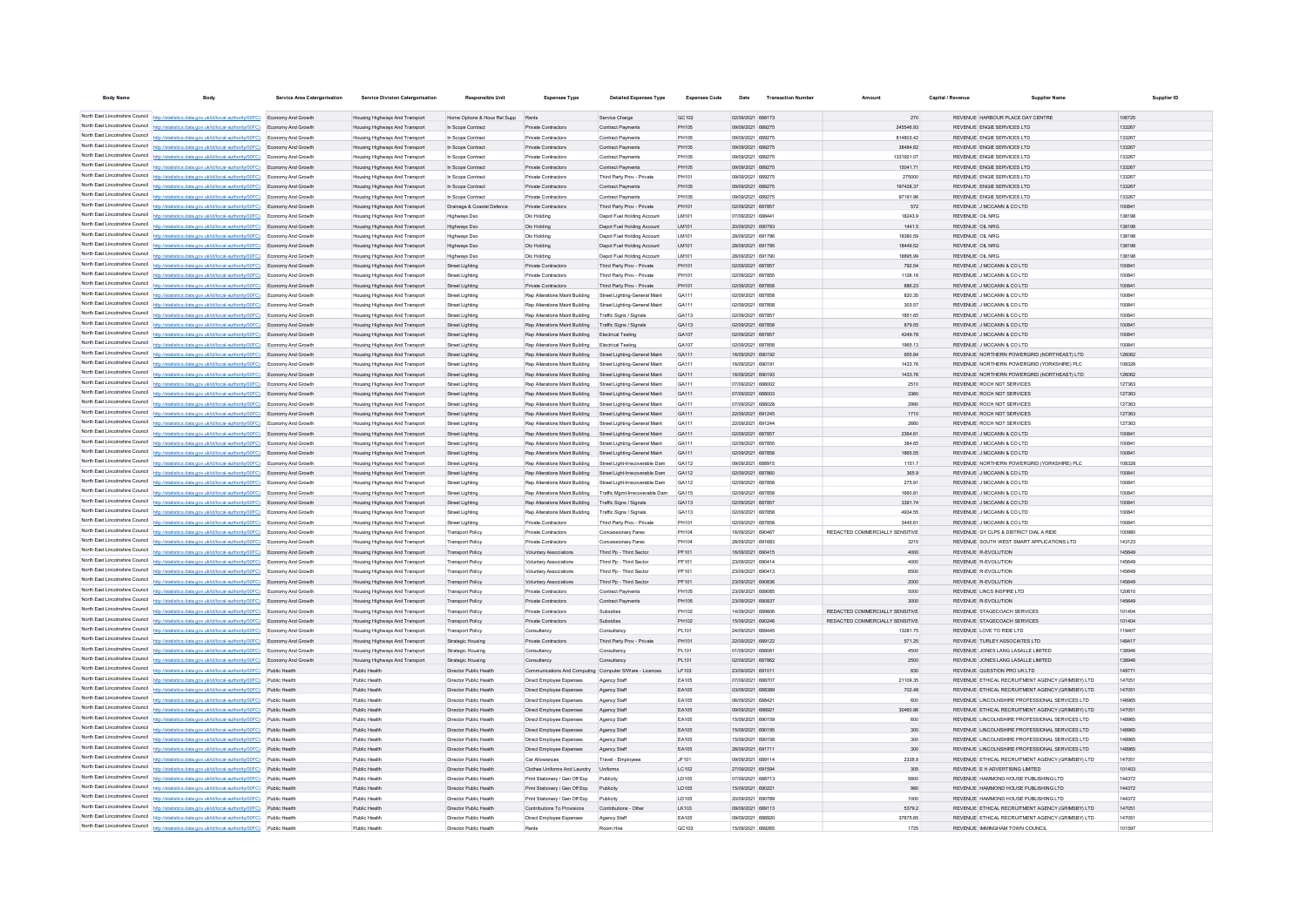| Body Name | Body | Service Area Catergorisation | Service Division Catergorisation | Responsible Unit | Expenses Type | Detailed Expenses Type | Expenses Code | Date | Transaction Number | Amount | Capital / Revenue | Supplier Name | Supplier ID |
|---|---|---|---|---|---|---|---|---|---|---|---|---|---|
| North East Lincolnshire Council | http://statistics.data.gov.uk/id/local-authority/00FC) | Economy And Growth | Housing Highways And Transport | Home Options & Hous Rel Supp | Rents | Service Charge | GC102 | 02/09/2021 | 688173 | 270 | REVENUE | HARBOUR PLACE DAY CENTRE | 106725 |
| North East Lincolnshire Council | http://statistics.data.gov.uk/id/local-authority/00FC) | Economy And Growth | Housing Highways And Transport | In Scope Contract | Private Contractors | Contract Payments | PH105 | 09/09/2021 | 689275 | 245846.93 | REVENUE | ENGIE SERVICES LTD | 133267 |
| North East Lincolnshire Council | http://statistics.data.gov.uk/id/local-authority/00FC) | Economy And Growth | Housing Highways And Transport | In Scope Contract | Private Contractors | Contract Payments | PH105 | 09/09/2021 | 689275 | 814803.42 | REVENUE | ENGIE SERVICES LTD | 133267 |
| North East Lincolnshire Council | http://statistics.data.gov.uk/id/local-authority/00FC) | Economy And Growth | Housing Highways And Transport | In Scope Contract | Private Contractors | Contract Payments | PH105 | 09/09/2021 | 689275 | 38484.62 | REVENUE | ENGIE SERVICES LTD | 133267 |
| North East Lincolnshire Council | http://statistics.data.gov.uk/id/local-authority/00FC) | Economy And Growth | Housing Highways And Transport | In Scope Contract | Private Contractors | Contract Payments | PH105 | 09/09/2021 | 689275 | 1331921.07 | REVENUE | ENGIE SERVICES LTD | 133267 |
| North East Lincolnshire Council | http://statistics.data.gov.uk/id/local-authority/00FC) | Economy And Growth | Housing Highways And Transport | In Scope Contract | Private Contractors | Contract Payments | PH105 | 09/09/2021 | 689275 | 15041.71 | REVENUE | ENGIE SERVICES LTD | 133267 |
| North East Lincolnshire Council | http://statistics.data.gov.uk/id/local-authority/00FC) | Economy And Growth | Housing Highways And Transport | In Scope Contract | Private Contractors | Third Party Prov - Private | PH101 | 09/09/2021 | 689275 | 275000 | REVENUE | ENGIE SERVICES LTD | 133267 |
| North East Lincolnshire Council | http://statistics.data.gov.uk/id/local-authority/00FC) | Economy And Growth | Housing Highways And Transport | In Scope Contract | Private Contractors | Contract Payments | PH105 | 09/09/2021 | 689275 | 197428.37 | REVENUE | ENGIE SERVICES LTD | 133267 |
| North East Lincolnshire Council | http://statistics.data.gov.uk/id/local-authority/00FC) | Economy And Growth | Housing Highways And Transport | In Scope Contract | Private Contractors | Contract Payments | PH105 | 09/09/2021 | 689275 | 97191.96 | REVENUE | ENGIE SERVICES LTD | 133267 |
| North East Lincolnshire Council | http://statistics.data.gov.uk/id/local-authority/00FC) | Economy And Growth | Housing Highways And Transport | Drainage & Coastal Defence | Private Contractors | Third Party Prov - Private | PH101 | 02/09/2021 | 687857 | 572 | REVENUE | J MCCANN & CO LTD | 100841 |
| North East Lincolnshire Council | http://statistics.data.gov.uk/id/local-authority/00FC) | Economy And Growth | Housing Highways And Transport | Highways Dso | Dlo Holding | Depot Fuel Holding Account | LM101 | 07/09/2021 | 688441 | 18243.9 | REVENUE | OIL NRG | 138198 |
| North East Lincolnshire Council | http://statistics.data.gov.uk/id/local-authority/00FC) | Economy And Growth | Housing Highways And Transport | Highways Dso | Dlo Holding | Depot Fuel Holding Account | LM101 | 20/09/2021 | 690783 | 1441.5 | REVENUE | OIL NRG | 138198 |
| North East Lincolnshire Council | http://statistics.data.gov.uk/id/local-authority/00FC) | Economy And Growth | Housing Highways And Transport | Highways Dso | Dlo Holding | Depot Fuel Holding Account | LM101 | 28/09/2021 | 691796 | 18380.59 | REVENUE | OIL NRG | 138198 |
| North East Lincolnshire Council | http://statistics.data.gov.uk/id/local-authority/00FC) | Economy And Growth | Housing Highways And Transport | Highways Dso | Dlo Holding | Depot Fuel Holding Account | LM101 | 28/09/2021 | 691795 | 18449.92 | REVENUE | OIL NRG | 138198 |
| North East Lincolnshire Council | http://statistics.data.gov.uk/id/local-authority/00FC) | Economy And Growth | Housing Highways And Transport | Highways Dso | Dlo Holding | Depot Fuel Holding Account | LM101 | 28/09/2021 | 691790 | 18895.99 | REVENUE | OIL NRG | 138198 |
| North East Lincolnshire Council | http://statistics.data.gov.uk/id/local-authority/00FC) | Economy And Growth | Housing Highways And Transport | Street Lighting | Private Contractors | Third Party Prov - Private | PH101 | 02/09/2021 | 687857 | 792.54 | REVENUE | J MCCANN & CO LTD | 100841 |
| North East Lincolnshire Council | http://statistics.data.gov.uk/id/local-authority/00FC) | Economy And Growth | Housing Highways And Transport | Street Lighting | Private Contractors | Third Party Prov - Private | PH101 | 02/09/2021 | 687855 | 1126.16 | REVENUE | J MCCANN & CO LTD | 100841 |
| North East Lincolnshire Council | http://statistics.data.gov.uk/id/local-authority/00FC) | Economy And Growth | Housing Highways And Transport | Street Lighting | Private Contractors | Third Party Prov - Private | PH101 | 02/09/2021 | 687858 | 886.23 | REVENUE | J MCCANN & CO LTD | 100841 |
| North East Lincolnshire Council | http://statistics.data.gov.uk/id/local-authority/00FC) | Economy And Growth | Housing Highways And Transport | Street Lighting | Rep Alterations Maint Building | Street Lighting-General Maint | GA111 | 02/09/2021 | 687858 | 820.35 | REVENUE | J MCCANN & CO LTD | 100841 |
| North East Lincolnshire Council | http://statistics.data.gov.uk/id/local-authority/00FC) | Economy And Growth | Housing Highways And Transport | Street Lighting | Rep Alterations Maint Building | Street Lighting-General Maint | GA111 | 02/09/2021 | 687858 | 303.57 | REVENUE | J MCCANN & CO LTD | 100841 |
| North East Lincolnshire Council | http://statistics.data.gov.uk/id/local-authority/00FC) | Economy And Growth | Housing Highways And Transport | Street Lighting | Rep Alterations Maint Building | Traffic Signs / Signals | GA113 | 02/09/2021 | 687857 | 1851.65 | REVENUE | J MCCANN & CO LTD | 100841 |
| North East Lincolnshire Council | http://statistics.data.gov.uk/id/local-authority/00FC) | Economy And Growth | Housing Highways And Transport | Street Lighting | Rep Alterations Maint Building | Traffic Signs / Signals | GA113 | 02/09/2021 | 687858 | 879.65 | REVENUE | J MCCANN & CO LTD | 100841 |
| North East Lincolnshire Council | http://statistics.data.gov.uk/id/local-authority/00FC) | Economy And Growth | Housing Highways And Transport | Street Lighting | Rep Alterations Maint Building | Electrical Testing | GA107 | 02/09/2021 | 687857 | 4249.78 | REVENUE | J MCCANN & CO LTD | 100841 |
| North East Lincolnshire Council | http://statistics.data.gov.uk/id/local-authority/00FC) | Economy And Growth | Housing Highways And Transport | Street Lighting | Rep Alterations Maint Building | Electrical Testing | GA107 | 02/09/2021 | 687858 | 1965.13 | REVENUE | J MCCANN & CO LTD | 100841 |
| North East Lincolnshire Council | http://statistics.data.gov.uk/id/local-authority/00FC) | Economy And Growth | Housing Highways And Transport | Street Lighting | Rep Alterations Maint Building | Street Lighting-General Maint | GA111 | 16/09/2021 | 690192 | 955.84 | REVENUE | NORTHERN POWERGRID (NORTHEAST) LTD | 126062 |
| North East Lincolnshire Council | http://statistics.data.gov.uk/id/local-authority/00FC) | Economy And Growth | Housing Highways And Transport | Street Lighting | Rep Alterations Maint Building | Street Lighting-General Maint | GA111 | 16/09/2021 | 690191 | 1433.76 | REVENUE | NORTHERN POWERGRID (YORKSHIRE) PLC | 100328 |
| North East Lincolnshire Council | http://statistics.data.gov.uk/id/local-authority/00FC) | Economy And Growth | Housing Highways And Transport | Street Lighting | Rep Alterations Maint Building | Street Lighting-General Maint | GA111 | 16/09/2021 | 690193 | 1433.76 | REVENUE | NORTHERN POWERGRID (NORTHEAST) LTD | 126062 |
| North East Lincolnshire Council | http://statistics.data.gov.uk/id/local-authority/00FC) | Economy And Growth | Housing Highways And Transport | Street Lighting | Rep Alterations Maint Building | Street Lighting-General Maint | GA111 | 07/09/2021 | 688002 | 2510 | REVENUE | ROCH NDT SERVICES | 127363 |
| North East Lincolnshire Council | http://statistics.data.gov.uk/id/local-authority/00FC) | Economy And Growth | Housing Highways And Transport | Street Lighting | Rep Alterations Maint Building | Street Lighting-General Maint | GA111 | 07/09/2021 | 688003 | 3360 | REVENUE | ROCH NDT SERVICES | 127363 |
| North East Lincolnshire Council | http://statistics.data.gov.uk/id/local-authority/00FC) | Economy And Growth | Housing Highways And Transport | Street Lighting | Rep Alterations Maint Building | Street Lighting-General Maint | GA111 | 07/09/2021 | 688028 | 2990 | REVENUE | ROCH NDT SERVICES | 127363 |
| North East Lincolnshire Council | http://statistics.data.gov.uk/id/local-authority/00FC) | Economy And Growth | Housing Highways And Transport | Street Lighting | Rep Alterations Maint Building | Street Lighting-General Maint | GA111 | 22/09/2021 | 691245 | 1710 | REVENUE | ROCH NDT SERVICES | 127363 |
| North East Lincolnshire Council | http://statistics.data.gov.uk/id/local-authority/00FC) | Economy And Growth | Housing Highways And Transport | Street Lighting | Rep Alterations Maint Building | Street Lighting-General Maint | GA111 | 22/09/2021 | 691244 | 2660 | REVENUE | ROCH NDT SERVICES | 127363 |
| North East Lincolnshire Council | http://statistics.data.gov.uk/id/local-authority/00FC) | Economy And Growth | Housing Highways And Transport | Street Lighting | Rep Alterations Maint Building | Street Lighting-General Maint | GA111 | 02/09/2021 | 687857 | 2364.61 | REVENUE | J MCCANN & CO LTD | 100841 |
| North East Lincolnshire Council | http://statistics.data.gov.uk/id/local-authority/00FC) | Economy And Growth | Housing Highways And Transport | Street Lighting | Rep Alterations Maint Building | Street Lighting-General Maint | GA111 | 02/09/2021 | 687855 | 384.65 | REVENUE | J MCCANN & CO LTD | 100841 |
| North East Lincolnshire Council | http://statistics.data.gov.uk/id/local-authority/00FC) | Economy And Growth | Housing Highways And Transport | Street Lighting | Rep Alterations Maint Building | Street Lighting-General Maint | GA111 | 02/09/2021 | 687858 | 1865.55 | REVENUE | J MCCANN & CO LTD | 100841 |
| North East Lincolnshire Council | http://statistics.data.gov.uk/id/local-authority/00FC) | Economy And Growth | Housing Highways And Transport | Street Lighting | Rep Alterations Maint Building | Street Light-Irrecoverable Dam | GA112 | 09/09/2021 | 688915 | 1151.7 | REVENUE | NORTHERN POWERGRID (YORKSHIRE) PLC | 100328 |
| North East Lincolnshire Council | http://statistics.data.gov.uk/id/local-authority/00FC) | Economy And Growth | Housing Highways And Transport | Street Lighting | Rep Alterations Maint Building | Street Light-Irrecoverable Dam | GA112 | 02/09/2021 | 687860 | 365.9 | REVENUE | J MCCANN & CO LTD | 100841 |
| North East Lincolnshire Council | http://statistics.data.gov.uk/id/local-authority/00FC) | Economy And Growth | Housing Highways And Transport | Street Lighting | Rep Alterations Maint Building | Street Light-Irrecoverable Dam | GA112 | 02/09/2021 | 687858 | 275.91 | REVENUE | J MCCANN & CO LTD | 100841 |
| North East Lincolnshire Council | http://statistics.data.gov.uk/id/local-authority/00FC) | Economy And Growth | Housing Highways And Transport | Street Lighting | Rep Alterations Maint Building | Traffic Mgmt-Irrecoverable Dam | GA115 | 02/09/2021 | 687858 | 1660.81 | REVENUE | J MCCANN & CO LTD | 100841 |
| North East Lincolnshire Council | http://statistics.data.gov.uk/id/local-authority/00FC) | Economy And Growth | Housing Highways And Transport | Street Lighting | Rep Alterations Maint Building | Traffic Signs / Signals | GA113 | 02/09/2021 | 687857 | 3391.74 | REVENUE | J MCCANN & CO LTD | 100841 |
| North East Lincolnshire Council | http://statistics.data.gov.uk/id/local-authority/00FC) | Economy And Growth | Housing Highways And Transport | Street Lighting | Rep Alterations Maint Building | Traffic Signs / Signals | GA113 | 02/09/2021 | 687858 | 4934.55 | REVENUE | J MCCANN & CO LTD | 100841 |
| North East Lincolnshire Council | http://statistics.data.gov.uk/id/local-authority/00FC) | Economy And Growth | Housing Highways And Transport | Street Lighting | Private Contractors | Third Party Prov - Private | PH101 | 02/09/2021 | 687858 | 3445.61 | REVENUE | J MCCANN & CO LTD | 100841 |
| North East Lincolnshire Council | http://statistics.data.gov.uk/id/local-authority/00FC) | Economy And Growth | Housing Highways And Transport | Transport Policy | Private Contractors | Concessionary Fares | PH104 | 16/09/2021 | 690467 | REDACTED COMMERCIALLY SENSITIVE | REVENUE | GY CLPS & DISTRICT DIAL A RIDE | 100980 |
| North East Lincolnshire Council | http://statistics.data.gov.uk/id/local-authority/00FC) | Economy And Growth | Housing Highways And Transport | Transport Policy | Private Contractors | Concessionary Fares | PH104 | 28/09/2021 | 691683 | 3215 | REVENUE | SOUTH WEST SMART APPLICATIONS LTD | 143123 |
| North East Lincolnshire Council | http://statistics.data.gov.uk/id/local-authority/00FC) | Economy And Growth | Housing Highways And Transport | Transport Policy | Voluntary Associations | Third Pp - Third Sector | PF101 | 16/09/2021 | 690415 | 4000 | REVENUE | R-EVOLUTION | 145649 |
| North East Lincolnshire Council | http://statistics.data.gov.uk/id/local-authority/00FC) | Economy And Growth | Housing Highways And Transport | Transport Policy | Voluntary Associations | Third Pp - Third Sector | PF101 | 23/09/2021 | 690414 | 4000 | REVENUE | R-EVOLUTION | 145649 |
| North East Lincolnshire Council | http://statistics.data.gov.uk/id/local-authority/00FC) | Economy And Growth | Housing Highways And Transport | Transport Policy | Voluntary Associations | Third Pp - Third Sector | PF101 | 23/09/2021 | 690413 | 6500 | REVENUE | R-EVOLUTION | 145649 |
| North East Lincolnshire Council | http://statistics.data.gov.uk/id/local-authority/00FC) | Economy And Growth | Housing Highways And Transport | Transport Policy | Voluntary Associations | Third Pp - Third Sector | PF101 | 23/09/2021 | 690836 | 2000 | REVENUE | R-EVOLUTION | 145649 |
| North East Lincolnshire Council | http://statistics.data.gov.uk/id/local-authority/00FC) | Economy And Growth | Housing Highways And Transport | Transport Policy | Private Contractors | Contract Payments | PH105 | 23/09/2021 | 689085 | 5000 | REVENUE | LINCS INSPIRE LTD | 120610 |
| North East Lincolnshire Council | http://statistics.data.gov.uk/id/local-authority/00FC) | Economy And Growth | Housing Highways And Transport | Transport Policy | Private Contractors | Contract Payments | PH105 | 23/09/2021 | 690837 | 3000 | REVENUE | R-EVOLUTION | 145649 |
| North East Lincolnshire Council | http://statistics.data.gov.uk/id/local-authority/00FC) | Economy And Growth | Housing Highways And Transport | Transport Policy | Private Contractors | Subsidies | PH102 | 14/09/2021 | 689806 | REDACTED COMMERCIALLY SENSITIVE | REVENUE | STAGECOACH SERVICES | 101404 |
| North East Lincolnshire Council | http://statistics.data.gov.uk/id/local-authority/00FC) | Economy And Growth | Housing Highways And Transport | Transport Policy | Private Contractors | Subsidies | PH102 | 15/09/2021 | 690246 | REDACTED COMMERCIALLY SENSITIVE | REVENUE | STAGECOACH SERVICES | 101404 |
| North East Lincolnshire Council | http://statistics.data.gov.uk/id/local-authority/00FC) | Economy And Growth | Housing Highways And Transport | Transport Policy | Consultancy | Consultancy | PL101 | 24/09/2021 | 689445 | 13281.75 | REVENUE | LOVE TO RIDE LTD | 119407 |
| North East Lincolnshire Council | http://statistics.data.gov.uk/id/local-authority/00FC) | Economy And Growth | Housing Highways And Transport | Strategic Housing | Private Contractors | Third Party Prov - Private | PH101 | 22/09/2021 | 689122 | 571.25 | REVENUE | TURLEY ASSOCIATES LTD | 148417 |
| North East Lincolnshire Council | http://statistics.data.gov.uk/id/local-authority/00FC) | Economy And Growth | Housing Highways And Transport | Strategic Housing | Consultancy | Consultancy | PL101 | 01/09/2021 | 688081 | 4500 | REVENUE | JONES LANG LASALLE LIMITED | 138946 |
| North East Lincolnshire Council | http://statistics.data.gov.uk/id/local-authority/00FC) | Economy And Growth | Housing Highways And Transport | Strategic Housing | Consultancy | Consultancy | PL101 | 02/09/2021 | 687862 | 2500 | REVENUE | JONES LANG LASALLE LIMITED | 138946 |
| North East Lincolnshire Council | http://statistics.data.gov.uk/id/local-authority/00FC) | Public Health | Public Health | Director Public Health | Communications And Computing | Computer S/Ware - Licences | LF103 | 23/09/2021 | 691011 | 830 | REVENUE | QUESTION PRO UK LTD | 149771 |
| North East Lincolnshire Council | http://statistics.data.gov.uk/id/local-authority/00FC) | Public Health | Public Health | Director Public Health | Direct Employee Expenses | Agency Staff | EA105 | 07/09/2021 | 688707 | 21109.35 | REVENUE | ETHICAL RECRUITMENT AGENCY (GRIMSBY) LTD | 147051 |
| North East Lincolnshire Council | http://statistics.data.gov.uk/id/local-authority/00FC) | Public Health | Public Health | Director Public Health | Direct Employee Expenses | Agency Staff | EA105 | 03/09/2021 | 688389 | 702.48 | REVENUE | ETHICAL RECRUITMENT AGENCY (GRIMSBY) LTD | 147051 |
| North East Lincolnshire Council | http://statistics.data.gov.uk/id/local-authority/00FC) | Public Health | Public Health | Director Public Health | Direct Employee Expenses | Agency Staff | EA105 | 06/09/2021 | 688421 | 600 | REVENUE | LINCOLNSHIRE PROFESSIONAL SERVICES LTD | 148965 |
| North East Lincolnshire Council | http://statistics.data.gov.uk/id/local-authority/00FC) | Public Health | Public Health | Director Public Health | Direct Employee Expenses | Agency Staff | EA105 | 09/09/2021 | 688921 | 30460.86 | REVENUE | ETHICAL RECRUITMENT AGENCY (GRIMSBY) LTD | 147051 |
| North East Lincolnshire Council | http://statistics.data.gov.uk/id/local-authority/00FC) | Public Health | Public Health | Director Public Health | Direct Employee Expenses | Agency Staff | EA105 | 15/09/2021 | 690159 | 600 | REVENUE | LINCOLNSHIRE PROFESSIONAL SERVICES LTD | 148965 |
| North East Lincolnshire Council | http://statistics.data.gov.uk/id/local-authority/00FC) | Public Health | Public Health | Director Public Health | Direct Employee Expenses | Agency Staff | EA105 | 15/09/2021 | 690195 | 300 | REVENUE | LINCOLNSHIRE PROFESSIONAL SERVICES LTD | 148965 |
| North East Lincolnshire Council | http://statistics.data.gov.uk/id/local-authority/00FC) | Public Health | Public Health | Director Public Health | Direct Employee Expenses | Agency Staff | EA105 | 15/09/2021 | 690158 | 300 | REVENUE | LINCOLNSHIRE PROFESSIONAL SERVICES LTD | 148965 |
| North East Lincolnshire Council | http://statistics.data.gov.uk/id/local-authority/00FC) | Public Health | Public Health | Director Public Health | Direct Employee Expenses | Agency Staff | EA105 | 28/09/2021 | 691711 | 300 | REVENUE | LINCOLNSHIRE PROFESSIONAL SERVICES LTD | 148965 |
| North East Lincolnshire Council | http://statistics.data.gov.uk/id/local-authority/00FC) | Public Health | Public Health | Director Public Health | Car Allowances | Travel - Employees | JF101 | 09/09/2021 | 689114 | 2338.8 | REVENUE | ETHICAL RECRUITMENT AGENCY (GRIMSBY) LTD | 147051 |
| North East Lincolnshire Council | http://statistics.data.gov.uk/id/local-authority/00FC) | Public Health | Public Health | Director Public Health | Clothes Uniforms And Laundry | Uniforms | LC102 | 27/09/2021 | 691594 | 305 | REVENUE | E H ADVERTISING LIMITED | 101403 |
| North East Lincolnshire Council | http://statistics.data.gov.uk/id/local-authority/00FC) | Public Health | Public Health | Director Public Health | Print Stationery / Gen Off Exp | Publicity | LD105 | 07/09/2021 | 688713 | 5800 | REVENUE | HAMMOND HOUSE PUBLISHING LTD | 144372 |
| North East Lincolnshire Council | http://statistics.data.gov.uk/id/local-authority/00FC) | Public Health | Public Health | Director Public Health | Print Stationery / Gen Off Exp | Publicity | LD105 | 15/09/2021 | 690221 | 980 | REVENUE | HAMMOND HOUSE PUBLISHING LTD | 144372 |
| North East Lincolnshire Council | http://statistics.data.gov.uk/id/local-authority/00FC) | Public Health | Public Health | Director Public Health | Print Stationery / Gen Off Exp | Publicity | LD105 | 20/09/2021 | 690789 | 1000 | REVENUE | HAMMOND HOUSE PUBLISHING LTD | 144372 |
| North East Lincolnshire Council | http://statistics.data.gov.uk/id/local-authority/00FC) | Public Health | Public Health | Director Public Health | Contributions To Provisions | Contributions - Other | LK103 | 09/09/2021 | 689113 | 5379.2 | REVENUE | ETHICAL RECRUITMENT AGENCY (GRIMSBY) LTD | 147051 |
| North East Lincolnshire Council | http://statistics.data.gov.uk/id/local-authority/00FC) | Public Health | Public Health | Director Public Health | Direct Employee Expenses | Agency Staff | EA105 | 09/09/2021 | 688920 | 37675.65 | REVENUE | ETHICAL RECRUITMENT AGENCY (GRIMSBY) LTD | 147051 |
| North East Lincolnshire Council | http://statistics.data.gov.uk/id/local-authority/00FC) | Public Health | Public Health | Director Public Health | Rents | Room Hire | GC103 | 15/09/2021 | 689265 | 1725 | REVENUE | IMMINGHAM TOWN COUNCIL | 101597 |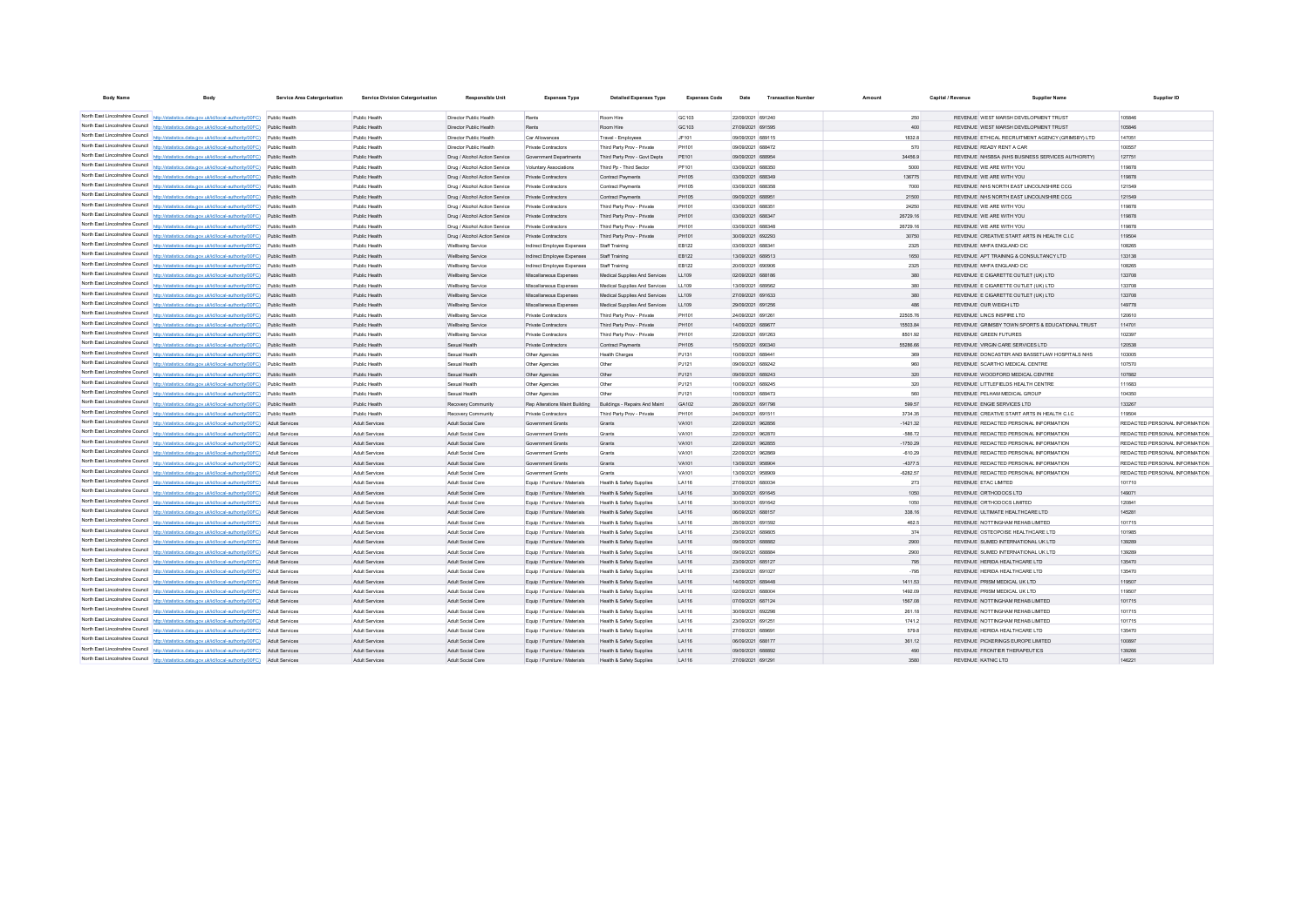| Body Name | Body | Service Area Catergorisation | Service Division Catergorisation | Responsible Unit | Expenses Type | Detailed Expenses Type | Expenses Code | Date | Transaction Number | Amount | Capital / Revenue | Supplier Name | Supplier ID |
|---|---|---|---|---|---|---|---|---|---|---|---|---|---|
| North East Lincolnshire Council | http://statistics.data.gov.uk/id/local-authority/00FC) | Public Health | Public Health | Director Public Health | Rents | Room Hire | GC103 | 22/09/2021 | 691240 | 250 | REVENUE | WEST MARSH DEVELOPMENT TRUST | 105846 |
| North East Lincolnshire Council | http://statistics.data.gov.uk/id/local-authority/00FC) | Public Health | Public Health | Director Public Health | Rents | Room Hire | GC103 | 27/09/2021 | 691595 | 400 | REVENUE | WEST MARSH DEVELOPMENT TRUST | 105846 |
| North East Lincolnshire Council | http://statistics.data.gov.uk/id/local-authority/00FC) | Public Health | Public Health | Director Public Health | Car Allowances | Travel - Employees | JF101 | 09/09/2021 | 689115 | 1832.8 | REVENUE | ETHICAL RECRUITMENT AGENCY (GRIMSBY) LTD | 147051 |
| North East Lincolnshire Council | http://statistics.data.gov.uk/id/local-authority/00FC) | Public Health | Public Health | Director Public Health | Private Contractors | Third Party Prov - Private | PH101 | 09/09/2021 | 688472 | 570 | REVENUE | READY RENT A CAR | 100557 |
| North East Lincolnshire Council | http://statistics.data.gov.uk/id/local-authority/00FC) | Public Health | Public Health | Drug / Alcohol Action Service | Government Departments | Third Party Prov - Govt Depts | PE101 | 09/09/2021 | 688954 | 34456.9 | REVENUE | NHSBSA (NHS BUSINESS SERVICES AUTHORITY) | 127751 |
| North East Lincolnshire Council | http://statistics.data.gov.uk/id/local-authority/00FC) | Public Health | Public Health | Drug / Alcohol Action Service | Voluntary Associations | Third Pp - Third Sector | PF101 | 03/09/2021 | 688350 | 5000 | REVENUE | WE ARE WITH YOU | 119878 |
| North East Lincolnshire Council | http://statistics.data.gov.uk/id/local-authority/00FC) | Public Health | Public Health | Drug / Alcohol Action Service | Private Contractors | Contract Payments | PH105 | 03/09/2021 | 688349 | 136775 | REVENUE | WE ARE WITH YOU | 119878 |
| North East Lincolnshire Council | http://statistics.data.gov.uk/id/local-authority/00FC) | Public Health | Public Health | Drug / Alcohol Action Service | Private Contractors | Contract Payments | PH105 | 03/09/2021 | 688358 | 7000 | REVENUE | NHS NORTH EAST LINCOLNSHIRE CCG | 121549 |
| North East Lincolnshire Council | http://statistics.data.gov.uk/id/local-authority/00FC) | Public Health | Public Health | Drug / Alcohol Action Service | Private Contractors | Contract Payments | PH105 | 09/09/2021 | 688951 | 21500 | REVENUE | NHS NORTH EAST LINCOLNSHIRE CCG | 121549 |
| North East Lincolnshire Council | http://statistics.data.gov.uk/id/local-authority/00FC) | Public Health | Public Health | Drug / Alcohol Action Service | Private Contractors | Third Party Prov - Private | PH101 | 03/09/2021 | 688351 | 24250 | REVENUE | WE ARE WITH YOU | 119878 |
| North East Lincolnshire Council | http://statistics.data.gov.uk/id/local-authority/00FC) | Public Health | Public Health | Drug / Alcohol Action Service | Private Contractors | Third Party Prov - Private | PH101 | 03/09/2021 | 688347 | 26729.16 | REVENUE | WE ARE WITH YOU | 119878 |
| North East Lincolnshire Council | http://statistics.data.gov.uk/id/local-authority/00FC) | Public Health | Public Health | Drug / Alcohol Action Service | Private Contractors | Third Party Prov - Private | PH101 | 03/09/2021 | 688348 | 26729.16 | REVENUE | WE ARE WITH YOU | 119878 |
| North East Lincolnshire Council | http://statistics.data.gov.uk/id/local-authority/00FC) | Public Health | Public Health | Drug / Alcohol Action Service | Private Contractors | Third Party Prov - Private | PH101 | 30/09/2021 | 692293 | 30750 | REVENUE | CREATIVE START ARTS IN HEALTH C.I.C | 119504 |
| North East Lincolnshire Council | http://statistics.data.gov.uk/id/local-authority/00FC) | Public Health | Public Health | Wellbeing Service | Indirect Employee Expenses | Staff Training | EB122 | 03/09/2021 | 688341 | 2325 | REVENUE | MHFA ENGLAND CIC | 108265 |
| North East Lincolnshire Council | http://statistics.data.gov.uk/id/local-authority/00FC) | Public Health | Public Health | Wellbeing Service | Indirect Employee Expenses | Staff Training | EB122 | 13/09/2021 | 689513 | 1650 | REVENUE | APT TRAINING & CONSULTANCY LTD | 133138 |
| North East Lincolnshire Council | http://statistics.data.gov.uk/id/local-authority/00FC) | Public Health | Public Health | Wellbeing Service | Indirect Employee Expenses | Staff Training | EB122 | 20/09/2021 | 690906 | 2325 | REVENUE | MHFA ENGLAND CIC | 108265 |
| North East Lincolnshire Council | http://statistics.data.gov.uk/id/local-authority/00FC) | Public Health | Public Health | Wellbeing Service | Miscellaneous Expenses | Medical Supplies And Services | LL109 | 02/09/2021 | 688186 | 380 | REVENUE | E CIGARETTE OUTLET (UK) LTD | 133708 |
| North East Lincolnshire Council | http://statistics.data.gov.uk/id/local-authority/00FC) | Public Health | Public Health | Wellbeing Service | Miscellaneous Expenses | Medical Supplies And Services | LL109 | 13/09/2021 | 689562 | 380 | REVENUE | E CIGARETTE OUTLET (UK) LTD | 133708 |
| North East Lincolnshire Council | http://statistics.data.gov.uk/id/local-authority/00FC) | Public Health | Public Health | Wellbeing Service | Miscellaneous Expenses | Medical Supplies And Services | LL109 | 27/09/2021 | 691633 | 380 | REVENUE | E CIGARETTE OUTLET (UK) LTD | 133708 |
| North East Lincolnshire Council | http://statistics.data.gov.uk/id/local-authority/00FC) | Public Health | Public Health | Wellbeing Service | Miscellaneous Expenses | Medical Supplies And Services | LL109 | 29/09/2021 | 691256 | 486 | REVENUE | OUR WEIGH LTD | 149778 |
| North East Lincolnshire Council | http://statistics.data.gov.uk/id/local-authority/00FC) | Public Health | Public Health | Wellbeing Service | Private Contractors | Third Party Prov - Private | PH101 | 24/09/2021 | 691261 | 22505.76 | REVENUE | LINCS INSPIRE LTD | 120610 |
| North East Lincolnshire Council | http://statistics.data.gov.uk/id/local-authority/00FC) | Public Health | Public Health | Wellbeing Service | Private Contractors | Third Party Prov - Private | PH101 | 14/09/2021 | 689677 | 15503.84 | REVENUE | GRIMSBY TOWN SPORTS & EDUCATIONAL TRUST | 114701 |
| North East Lincolnshire Council | http://statistics.data.gov.uk/id/local-authority/00FC) | Public Health | Public Health | Wellbeing Service | Private Contractors | Third Party Prov - Private | PH101 | 22/09/2021 | 691263 | 8501.92 | REVENUE | GREEN FUTURES | 102397 |
| North East Lincolnshire Council | http://statistics.data.gov.uk/id/local-authority/00FC) | Public Health | Public Health | Sexual Health | Private Contractors | Contract Payments | PH105 | 15/09/2021 | 690340 | 55286.66 | REVENUE | VIRGIN CARE SERVICES LTD | 120538 |
| North East Lincolnshire Council | http://statistics.data.gov.uk/id/local-authority/00FC) | Public Health | Public Health | Sexual Health | Other Agencies | Health Charges | PJ131 | 10/09/2021 | 689441 | 369 | REVENUE | DONCASTER AND BASSETLAW HOSPITALS NHS | 103005 |
| North East Lincolnshire Council | http://statistics.data.gov.uk/id/local-authority/00FC) | Public Health | Public Health | Sexual Health | Other Agencies | Other | PJ121 | 09/09/2021 | 689242 | 960 | REVENUE | SCARTHO MEDICAL CENTRE | 107570 |
| North East Lincolnshire Council | http://statistics.data.gov.uk/id/local-authority/00FC) | Public Health | Public Health | Sexual Health | Other Agencies | Other | PJ121 | 09/09/2021 | 689243 | 320 | REVENUE | WOODFORD MEDICAL CENTRE | 107882 |
| North East Lincolnshire Council | http://statistics.data.gov.uk/id/local-authority/00FC) | Public Health | Public Health | Sexual Health | Other Agencies | Other | PJ121 | 10/09/2021 | 689245 | 320 | REVENUE | LITTLEFIELDS HEALTH CENTRE | 111683 |
| North East Lincolnshire Council | http://statistics.data.gov.uk/id/local-authority/00FC) | Public Health | Public Health | Sexual Health | Other Agencies | Other | PJ121 | 10/09/2021 | 689473 | 560 | REVENUE | PELHAM MEDICAL GROUP | 104350 |
| North East Lincolnshire Council | http://statistics.data.gov.uk/id/local-authority/00FC) | Public Health | Public Health | Recovery Community | Rep Alterations Maint Building | Buildings - Repairs And Maint | GA102 | 28/09/2021 | 691798 | 599.57 | REVENUE | ENGIE SERVICES LTD | 133267 |
| North East Lincolnshire Council | http://statistics.data.gov.uk/id/local-authority/00FC) | Public Health | Public Health | Recovery Community | Private Contractors | Third Party Prov - Private | PH101 | 24/09/2021 | 691511 | 3734.35 | REVENUE | CREATIVE START ARTS IN HEALTH C.I.C | 119504 |
| North East Lincolnshire Council | http://statistics.data.gov.uk/id/local-authority/00FC) | Adult Services | Adult Services | Adult Social Care | Government Grants | Grants | VA101 | 22/09/2021 | 962856 | -1421.32 | REVENUE | REDACTED PERSONAL INFORMATION | REDACTED PERSONAL INFORMATION |
| North East Lincolnshire Council | http://statistics.data.gov.uk/id/local-authority/00FC) | Adult Services | Adult Services | Adult Social Care | Government Grants | Grants | VA101 | 22/09/2021 | 962870 | -586.72 | REVENUE | REDACTED PERSONAL INFORMATION | REDACTED PERSONAL INFORMATION |
| North East Lincolnshire Council | http://statistics.data.gov.uk/id/local-authority/00FC) | Adult Services | Adult Services | Adult Social Care | Government Grants | Grants | VA101 | 22/09/2021 | 962855 | -1750.29 | REVENUE | REDACTED PERSONAL INFORMATION | REDACTED PERSONAL INFORMATION |
| North East Lincolnshire Council | http://statistics.data.gov.uk/id/local-authority/00FC) | Adult Services | Adult Services | Adult Social Care | Government Grants | Grants | VA101 | 22/09/2021 | 962869 | -610.29 | REVENUE | REDACTED PERSONAL INFORMATION | REDACTED PERSONAL INFORMATION |
| North East Lincolnshire Council | http://statistics.data.gov.uk/id/local-authority/00FC) | Adult Services | Adult Services | Adult Social Care | Government Grants | Grants | VA101 | 13/09/2021 | 958904 | -4377.5 | REVENUE | REDACTED PERSONAL INFORMATION | REDACTED PERSONAL INFORMATION |
| North East Lincolnshire Council | http://statistics.data.gov.uk/id/local-authority/00FC) | Adult Services | Adult Services | Adult Social Care | Government Grants | Grants | VA101 | 13/09/2021 | 958909 | -6282.57 | REVENUE | REDACTED PERSONAL INFORMATION | REDACTED PERSONAL INFORMATION |
| North East Lincolnshire Council | http://statistics.data.gov.uk/id/local-authority/00FC) | Adult Services | Adult Services | Adult Social Care | Equip / Furniture / Materials | Health & Safety Supplies | LA116 | 27/09/2021 | 680034 | 273 | REVENUE | ETAC LIMITED | 101710 |
| North East Lincolnshire Council | http://statistics.data.gov.uk/id/local-authority/00FC) | Adult Services | Adult Services | Adult Social Care | Equip / Furniture / Materials | Health & Safety Supplies | LA116 | 30/09/2021 | 691645 | 1050 | REVENUE | ORTHODOCS LTD | 149071 |
| North East Lincolnshire Council | http://statistics.data.gov.uk/id/local-authority/00FC) | Adult Services | Adult Services | Adult Social Care | Equip / Furniture / Materials | Health & Safety Supplies | LA116 | 30/09/2021 | 691642 | 1050 | REVENUE | ORTHODOCS LIMITED | 120841 |
| North East Lincolnshire Council | http://statistics.data.gov.uk/id/local-authority/00FC) | Adult Services | Adult Services | Adult Social Care | Equip / Furniture / Materials | Health & Safety Supplies | LA116 | 06/09/2021 | 688157 | 338.16 | REVENUE | ULTIMATE HEALTHCARE LTD | 145281 |
| North East Lincolnshire Council | http://statistics.data.gov.uk/id/local-authority/00FC) | Adult Services | Adult Services | Adult Social Care | Equip / Furniture / Materials | Health & Safety Supplies | LA116 | 28/09/2021 | 691592 | 462.5 | REVENUE | NOTTINGHAM REHAB LIMITED | 101715 |
| North East Lincolnshire Council | http://statistics.data.gov.uk/id/local-authority/00FC) | Adult Services | Adult Services | Adult Social Care | Equip / Furniture / Materials | Health & Safety Supplies | LA116 | 23/09/2021 | 689805 | 374 | REVENUE | OSTEOPOISE HEALTHCARE LTD | 101985 |
| North East Lincolnshire Council | http://statistics.data.gov.uk/id/local-authority/00FC) | Adult Services | Adult Services | Adult Social Care | Equip / Furniture / Materials | Health & Safety Supplies | LA116 | 09/09/2021 | 688882 | 2900 | REVENUE | SUMED INTERNATIONAL UK LTD | 139289 |
| North East Lincolnshire Council | http://statistics.data.gov.uk/id/local-authority/00FC) | Adult Services | Adult Services | Adult Social Care | Equip / Furniture / Materials | Health & Safety Supplies | LA116 | 09/09/2021 | 688884 | 2900 | REVENUE | SUMED INTERNATIONAL UK LTD | 139289 |
| North East Lincolnshire Council | http://statistics.data.gov.uk/id/local-authority/00FC) | Adult Services | Adult Services | Adult Social Care | Equip / Furniture / Materials | Health & Safety Supplies | LA116 | 23/09/2021 | 685127 | 795 | REVENUE | HERIDA HEALTHCARE LTD | 135470 |
| North East Lincolnshire Council | http://statistics.data.gov.uk/id/local-authority/00FC) | Adult Services | Adult Services | Adult Social Care | Equip / Furniture / Materials | Health & Safety Supplies | LA116 | 23/09/2021 | 691027 | -795 | REVENUE | HERIDA HEALTHCARE LTD | 135470 |
| North East Lincolnshire Council | http://statistics.data.gov.uk/id/local-authority/00FC) | Adult Services | Adult Services | Adult Social Care | Equip / Furniture / Materials | Health & Safety Supplies | LA116 | 14/09/2021 | 689448 | 1411.53 | REVENUE | PRISM MEDICAL UK LTD | 119507 |
| North East Lincolnshire Council | http://statistics.data.gov.uk/id/local-authority/00FC) | Adult Services | Adult Services | Adult Social Care | Equip / Furniture / Materials | Health & Safety Supplies | LA116 | 02/09/2021 | 688004 | 1492.09 | REVENUE | PRISM MEDICAL UK LTD | 119507 |
| North East Lincolnshire Council | http://statistics.data.gov.uk/id/local-authority/00FC) | Adult Services | Adult Services | Adult Social Care | Equip / Furniture / Materials | Health & Safety Supplies | LA116 | 07/09/2021 | 687124 | 1567.08 | REVENUE | NOTTINGHAM REHAB LIMITED | 101715 |
| North East Lincolnshire Council | http://statistics.data.gov.uk/id/local-authority/00FC) | Adult Services | Adult Services | Adult Social Care | Equip / Furniture / Materials | Health & Safety Supplies | LA116 | 30/09/2021 | 692298 | 261.18 | REVENUE | NOTTINGHAM REHAB LIMITED | 101715 |
| North East Lincolnshire Council | http://statistics.data.gov.uk/id/local-authority/00FC) | Adult Services | Adult Services | Adult Social Care | Equip / Furniture / Materials | Health & Safety Supplies | LA116 | 23/09/2021 | 691251 | 1741.2 | REVENUE | NOTTINGHAM REHAB LIMITED | 101715 |
| North East Lincolnshire Council | http://statistics.data.gov.uk/id/local-authority/00FC) | Adult Services | Adult Services | Adult Social Care | Equip / Furniture / Materials | Health & Safety Supplies | LA116 | 27/09/2021 | 689691 | 579.8 | REVENUE | HERIDA HEALTHCARE LTD | 135470 |
| North East Lincolnshire Council | http://statistics.data.gov.uk/id/local-authority/00FC) | Adult Services | Adult Services | Adult Social Care | Equip / Furniture / Materials | Health & Safety Supplies | LA116 | 06/09/2021 | 688177 | 361.12 | REVENUE | PICKERINGS EUROPE LIMITED | 100897 |
| North East Lincolnshire Council | http://statistics.data.gov.uk/id/local-authority/00FC) | Adult Services | Adult Services | Adult Social Care | Equip / Furniture / Materials | Health & Safety Supplies | LA116 | 09/09/2021 | 688892 | 490 | REVENUE | FRONTIER THERAPEUTICS | 139266 |
| North East Lincolnshire Council | http://statistics.data.gov.uk/id/local-authority/00FC) | Adult Services | Adult Services | Adult Social Care | Equip / Furniture / Materials | Health & Safety Supplies | LA116 | 27/09/2021 | 691291 | 3580 | REVENUE | KATNIC LTD | 146221 |